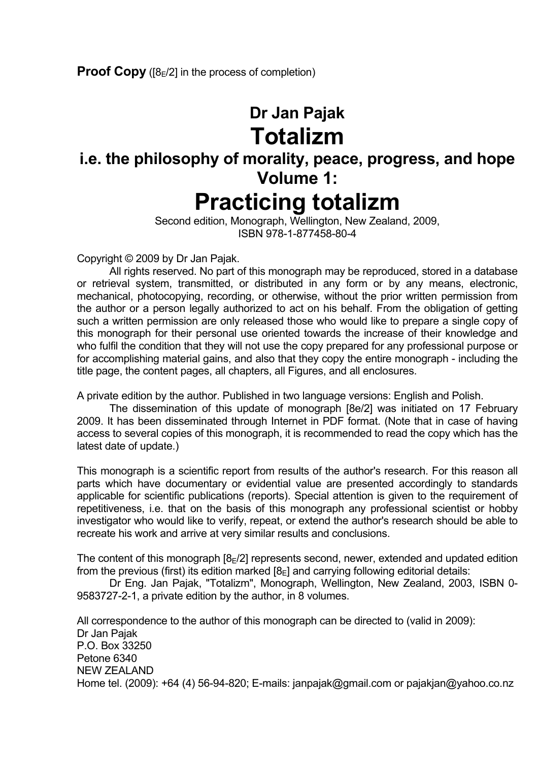**Proof Copy** ([$8_E$/2] in the process of completion)

# Dr Jan Pajak

# Totalizm

## i.e. the philosophy of morality, peace, progress, and hope

## Volume 1:

# Practicing totalizm

Second edition, Monograph, Wellington, New Zealand, 2009,
ISBN 978-1-877458-80-4

Copyright © 2009 by Dr Jan Pajak.

All rights reserved. No part of this monograph may be reproduced, stored in a database or retrieval system, transmitted, or distributed in any form or by any means, electronic, mechanical, photocopying, recording, or otherwise, without the prior written permission from the author or a person legally authorized to act on his behalf. From the obligation of getting such a written permission are only released those who would like to prepare a single copy of this monograph for their personal use oriented towards the increase of their knowledge and who fulfil the condition that they will not use the copy prepared for any professional purpose or for accomplishing material gains, and also that they copy the entire monograph - including the title page, the content pages, all chapters, all Figures, and all enclosures.

A private edition by the author. Published in two language versions: English and Polish.

The dissemination of this update of monograph [8e/2] was initiated on 17 February 2009. It has been disseminated through Internet in PDF format. (Note that in case of having access to several copies of this monograph, it is recommended to read the copy which has the latest date of update.)

This monograph is a scientific report from results of the author's research. For this reason all parts which have documentary or evidential value are presented accordingly to standards applicable for scientific publications (reports). Special attention is given to the requirement of repetitiveness, i.e. that on the basis of this monograph any professional scientist or hobby investigator who would like to verify, repeat, or extend the author's research should be able to recreate his work and arrive at very similar results and conclusions.

The content of this monograph [$8_E$/2] represents second, newer, extended and updated edition from the previous (first) its edition marked [$8_E$] and carrying following editorial details:

Dr Eng. Jan Pajak, "Totalizm", Monograph, Wellington, New Zealand, 2003, ISBN 0-9583727-2-1, a private edition by the author, in 8 volumes.

All correspondence to the author of this monograph can be directed to (valid in 2009):
Dr Jan Pajak
P.O. Box 33250
Petone 6340
NEW ZEALAND
Home tel. (2009): +64 (4) 56-94-820; E-mails: janpajak@gmail.com or pajakjan@yahoo.co.nz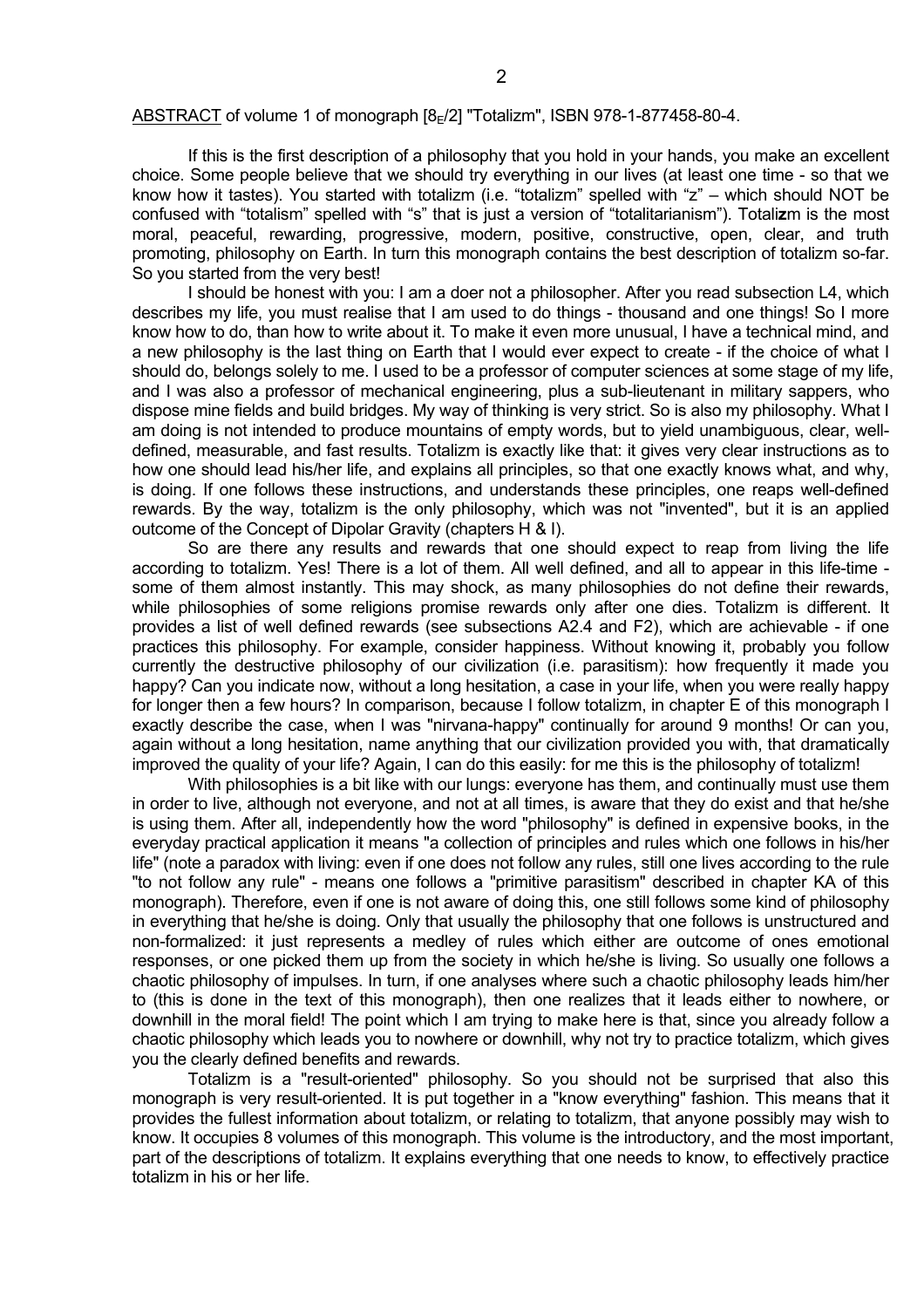<u>ABSTRACT</u> of volume 1 of monograph [$8_E$/2] "Totalizm", ISBN 978-1-877458-80-4.

If this is the first description of a philosophy that you hold in your hands, you make an excellent choice. Some people believe that we should try everything in our lives (at least one time - so that we know how it tastes). You started with totalizm (i.e. "totalizm" spelled with "z" – which should NOT be confused with "totalism" spelled with "s" that is just a version of "totalitarianism"). Totali**z**m is the most moral, peaceful, rewarding, progressive, modern, positive, constructive, open, clear, and truth promoting, philosophy on Earth. In turn this monograph contains the best description of totalizm so-far. So you started from the very best!

I should be honest with you: I am a doer not a philosopher. After you read subsection L4, which describes my life, you must realise that I am used to do things - thousand and one things! So I more know how to do, than how to write about it. To make it even more unusual, I have a technical mind, and a new philosophy is the last thing on Earth that I would ever expect to create - if the choice of what I should do, belongs solely to me. I used to be a professor of computer sciences at some stage of my life, and I was also a professor of mechanical engineering, plus a sub-lieutenant in military sappers, who dispose mine fields and build bridges. My way of thinking is very strict. So is also my philosophy. What I am doing is not intended to produce mountains of empty words, but to yield unambiguous, clear, well-defined, measurable, and fast results. Totalizm is exactly like that: it gives very clear instructions as to how one should lead his/her life, and explains all principles, so that one exactly knows what, and why, is doing. If one follows these instructions, and understands these principles, one reaps well-defined rewards. By the way, totalizm is the only philosophy, which was not "invented", but it is an applied outcome of the Concept of Dipolar Gravity (chapters H & I).

So are there any results and rewards that one should expect to reap from living the life according to totalizm. Yes! There is a lot of them. All well defined, and all to appear in this life-time - some of them almost instantly. This may shock, as many philosophies do not define their rewards, while philosophies of some religions promise rewards only after one dies. Totalizm is different. It provides a list of well defined rewards (see subsections A2.4 and F2), which are achievable - if one practices this philosophy. For example, consider happiness. Without knowing it, probably you follow currently the destructive philosophy of our civilization (i.e. parasitism): how frequently it made you happy? Can you indicate now, without a long hesitation, a case in your life, when you were really happy for longer then a few hours? In comparison, because I follow totalizm, in chapter E of this monograph I exactly describe the case, when I was "nirvana-happy" continually for around 9 months! Or can you, again without a long hesitation, name anything that our civilization provided you with, that dramatically improved the quality of your life? Again, I can do this easily: for me this is the philosophy of totalizm!

With philosophies is a bit like with our lungs: everyone has them, and continually must use them in order to live, although not everyone, and not at all times, is aware that they do exist and that he/she is using them. After all, independently how the word "philosophy" is defined in expensive books, in the everyday practical application it means "a collection of principles and rules which one follows in his/her life" (note a paradox with living: even if one does not follow any rules, still one lives according to the rule "to not follow any rule" - means one follows a "primitive parasitism" described in chapter KA of this monograph). Therefore, even if one is not aware of doing this, one still follows some kind of philosophy in everything that he/she is doing. Only that usually the philosophy that one follows is unstructured and non-formalized: it just represents a medley of rules which either are outcome of ones emotional responses, or one picked them up from the society in which he/she is living. So usually one follows a chaotic philosophy of impulses. In turn, if one analyses where such a chaotic philosophy leads him/her to (this is done in the text of this monograph), then one realizes that it leads either to nowhere, or downhill in the moral field! The point which I am trying to make here is that, since you already follow a chaotic philosophy which leads you to nowhere or downhill, why not try to practice totalizm, which gives you the clearly defined benefits and rewards.

Totalizm is a "result-oriented" philosophy. So you should not be surprised that also this monograph is very result-oriented. It is put together in a "know everything" fashion. This means that it provides the fullest information about totalizm, or relating to totalizm, that anyone possibly may wish to know. It occupies 8 volumes of this monograph. This volume is the introductory, and the most important, part of the descriptions of totalizm. It explains everything that one needs to know, to effectively practice totalizm in his or her life.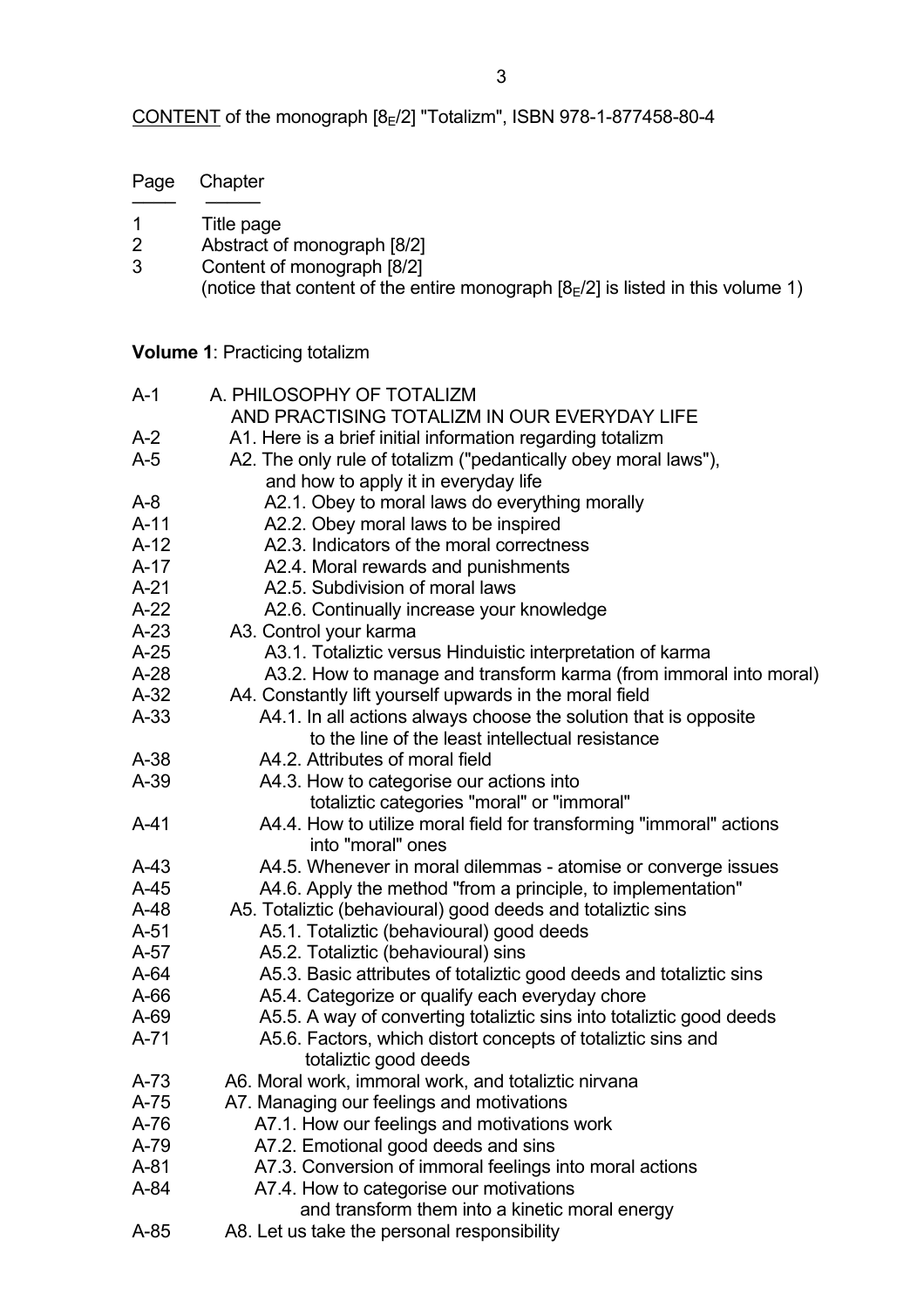CONTENT of the monograph [$8_E$/2] "Totalizm", ISBN 978-1-877458-80-4

| Page | Chapter |
| --- | --- |
| 1 | Title page |
| 2 | Abstract of monograph [8/2] |
| 3 | Content of monograph [8/2] (notice that content of the entire monograph [$8_E$/2] is listed in this volume 1) |

**Volume 1**: Practicing totalizm

| Page | Chapter |
| --- | --- |
| A-1 | A. PHILOSOPHY OF TOTALIZM AND PRACTISING TOTALIZM IN OUR EVERYDAY LIFE |
| A-2 | A1. Here is a brief initial information regarding totalizm |
| A-5 | A2. The only rule of totalizm ("pedantically obey moral laws"), and how to apply it in everyday life |
| A-8 | A2.1. Obey to moral laws do everything morally |
| A-11 | A2.2. Obey moral laws to be inspired |
| A-12 | A2.3. Indicators of the moral correctness |
| A-17 | A2.4. Moral rewards and punishments |
| A-21 | A2.5. Subdivision of moral laws |
| A-22 | A2.6. Continually increase your knowledge |
| A-23 | A3. Control your karma |
| A-25 | A3.1. Totaliztic versus Hinduistic interpretation of karma |
| A-28 | A3.2. How to manage and transform karma (from immoral into moral) |
| A-32 | A4. Constantly lift yourself upwards in the moral field |
| A-33 | A4.1. In all actions always choose the solution that is opposite to the line of the least intellectual resistance |
| A-38 | A4.2. Attributes of moral field |
| A-39 | A4.3. How to categorise our actions into totaliztic categories "moral" or "immoral" |
| A-41 | A4.4. How to utilize moral field for transforming "immoral" actions into "moral" ones |
| A-43 | A4.5. Whenever in moral dilemmas - atomise or converge issues |
| A-45 | A4.6. Apply the method "from a principle, to implementation" |
| A-48 | A5. Totaliztic (behavioural) good deeds and totaliztic sins |
| A-51 | A5.1. Totaliztic (behavioural) good deeds |
| A-57 | A5.2. Totaliztic (behavioural) sins |
| A-64 | A5.3. Basic attributes of totaliztic good deeds and totaliztic sins |
| A-66 | A5.4. Categorize or qualify each everyday chore |
| A-69 | A5.5. A way of converting totaliztic sins into totaliztic good deeds |
| A-71 | A5.6. Factors, which distort concepts of totaliztic sins and totaliztic good deeds |
| A-73 | A6. Moral work, immoral work, and totaliztic nirvana |
| A-75 | A7. Managing our feelings and motivations |
| A-76 | A7.1. How our feelings and motivations work |
| A-79 | A7.2. Emotional good deeds and sins |
| A-81 | A7.3. Conversion of immoral feelings into moral actions |
| A-84 | A7.4. How to categorise our motivations and transform them into a kinetic moral energy |
| A-85 | A8. Let us take the personal responsibility |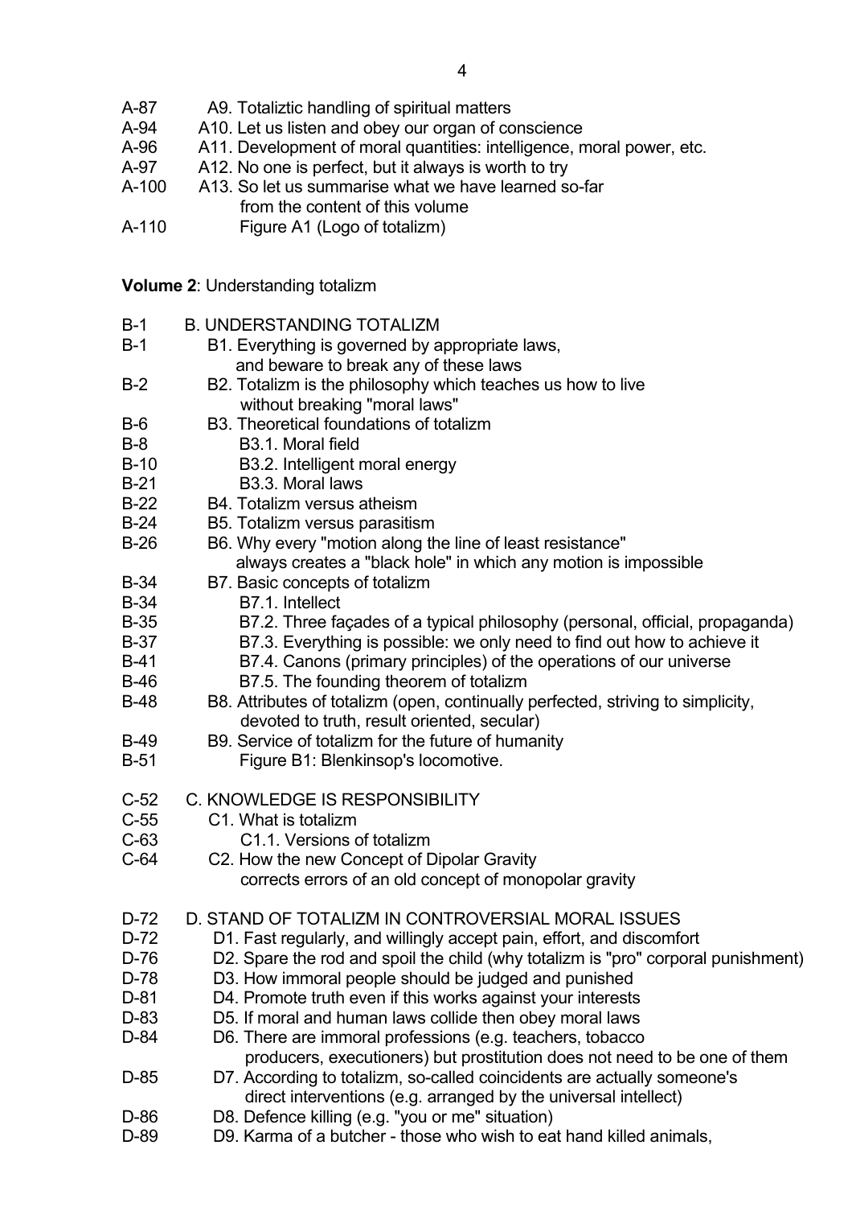A-87 A9. Totaliztic handling of spiritual matters
A-94 A10. Let us listen and obey our organ of conscience
A-96 A11. Development of moral quantities: intelligence, moral power, etc.
A-97 A12. No one is perfect, but it always is worth to try
A-100 A13. So let us summarise what we have learned so-far from the content of this volume
A-110 Figure A1 (Logo of totalizm)

**Volume 2**: Understanding totalizm

B-1 B. UNDERSTANDING TOTALIZM
B-1 B1. Everything is governed by appropriate laws, and beware to break any of these laws
B-2 B2. Totalizm is the philosophy which teaches us how to live without breaking "moral laws"
B-6 B3. Theoretical foundations of totalizm
B-8 B3.1. Moral field
B-10 B3.2. Intelligent moral energy
B-21 B3.3. Moral laws
B-22 B4. Totalizm versus atheism
B-24 B5. Totalizm versus parasitism
B-26 B6. Why every "motion along the line of least resistance" always creates a "black hole" in which any motion is impossible
B-34 B7. Basic concepts of totalizm
B-34 B7.1. Intellect
B-35 B7.2. Three façades of a typical philosophy (personal, official, propaganda)
B-37 B7.3. Everything is possible: we only need to find out how to achieve it
B-41 B7.4. Canons (primary principles) of the operations of our universe
B-46 B7.5. The founding theorem of totalizm
B-48 B8. Attributes of totalizm (open, continually perfected, striving to simplicity, devoted to truth, result oriented, secular)
B-49 B9. Service of totalizm for the future of humanity
B-51 Figure B1: Blenkinsop's locomotive.

C-52 C. KNOWLEDGE IS RESPONSIBILITY
C-55 C1. What is totalizm
C-63 C1.1. Versions of totalizm
C-64 C2. How the new Concept of Dipolar Gravity corrects errors of an old concept of monopolar gravity

D-72 D. STAND OF TOTALIZM IN CONTROVERSIAL MORAL ISSUES
D-72 D1. Fast regularly, and willingly accept pain, effort, and discomfort
D-76 D2. Spare the rod and spoil the child (why totalizm is "pro" corporal punishment)
D-78 D3. How immoral people should be judged and punished
D-81 D4. Promote truth even if this works against your interests
D-83 D5. If moral and human laws collide then obey moral laws
D-84 D6. There are immoral professions (e.g. teachers, tobacco producers, executioners) but prostitution does not need to be one of them
D-85 D7. According to totalizm, so-called coincidents are actually someone's direct interventions (e.g. arranged by the universal intellect)
D-86 D8. Defence killing (e.g. "you or me" situation)
D-89 D9. Karma of a butcher - those who wish to eat hand killed animals,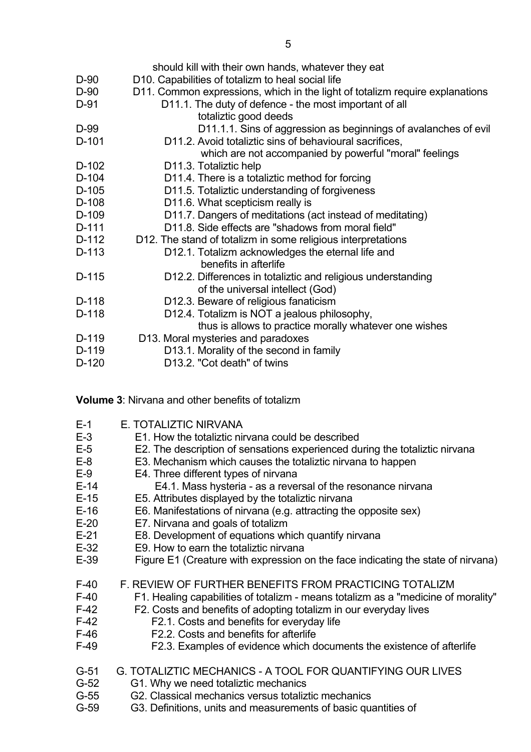| | |
|---|---|
| | should kill with their own hands, whatever they eat |
| D-90 | D10. Capabilities of totalizm to heal social life |
| D-90 | D11. Common expressions, which in the light of totalizm require explanations |
| D-91 | D11.1. The duty of defence - the most important of all totaliztic good deeds |
| D-99 | D11.1.1. Sins of aggression as beginnings of avalanches of evil |
| D-101 | D11.2. Avoid totaliztic sins of behavioural sacrifices, which are not accompanied by powerful "moral" feelings |
| D-102 | D11.3. Totaliztic help |
| D-104 | D11.4. There is a totaliztic method for forcing |
| D-105 | D11.5. Totaliztic understanding of forgiveness |
| D-108 | D11.6. What scepticism really is |
| D-109 | D11.7. Dangers of meditations (act instead of meditating) |
| D-111 | D11.8. Side effects are "shadows from moral field" |
| D-112 | D12. The stand of totalizm in some religious interpretations |
| D-113 | D12.1. Totalizm acknowledges the eternal life and benefits in afterlife |
| D-115 | D12.2. Differences in totaliztic and religious understanding of the universal intellect (God) |
| D-118 | D12.3. Beware of religious fanaticism |
| D-118 | D12.4. Totalizm is NOT a jealous philosophy, thus is allows to practice morally whatever one wishes |
| D-119 | D13. Moral mysteries and paradoxes |
| D-119 | D13.1. Morality of the second in family |
| D-120 | D13.2. "Cot death" of twins |

**Volume 3**: Nirvana and other benefits of totalizm

| | |
|---|---|
| E-1 | E. TOTALIZTIC NIRVANA |
| E-3 | E1. How the totaliztic nirvana could be described |
| E-5 | E2. The description of sensations experienced during the totaliztic nirvana |
| E-8 | E3. Mechanism which causes the totaliztic nirvana to happen |
| E-9 | E4. Three different types of nirvana |
| E-14 | E4.1. Mass hysteria - as a reversal of the resonance nirvana |
| E-15 | E5. Attributes displayed by the totaliztic nirvana |
| E-16 | E6. Manifestations of nirvana (e.g. attracting the opposite sex) |
| E-20 | E7. Nirvana and goals of totalizm |
| E-21 | E8. Development of equations which quantify nirvana |
| E-32 | E9. How to earn the totaliztic nirvana |
| E-39 | Figure E1 (Creature with expression on the face indicating the state of nirvana) |

| | |
|---|---|
| F-40 | F. REVIEW OF FURTHER BENEFITS FROM PRACTICING TOTALIZM |
| F-40 | F1. Healing capabilities of totalizm - means totalizm as a "medicine of morality" |
| F-42 | F2. Costs and benefits of adopting totalizm in our everyday lives |
| F-42 | F2.1. Costs and benefits for everyday life |
| F-46 | F2.2. Costs and benefits for afterlife |
| F-49 | F2.3. Examples of evidence which documents the existence of afterlife |

| | |
|---|---|
| G-51 | G. TOTALIZTIC MECHANICS - A TOOL FOR QUANTIFYING OUR LIVES |
| G-52 | G1. Why we need totaliztic mechanics |
| G-55 | G2. Classical mechanics versus totaliztic mechanics |
| G-59 | G3. Definitions, units and measurements of basic quantities of |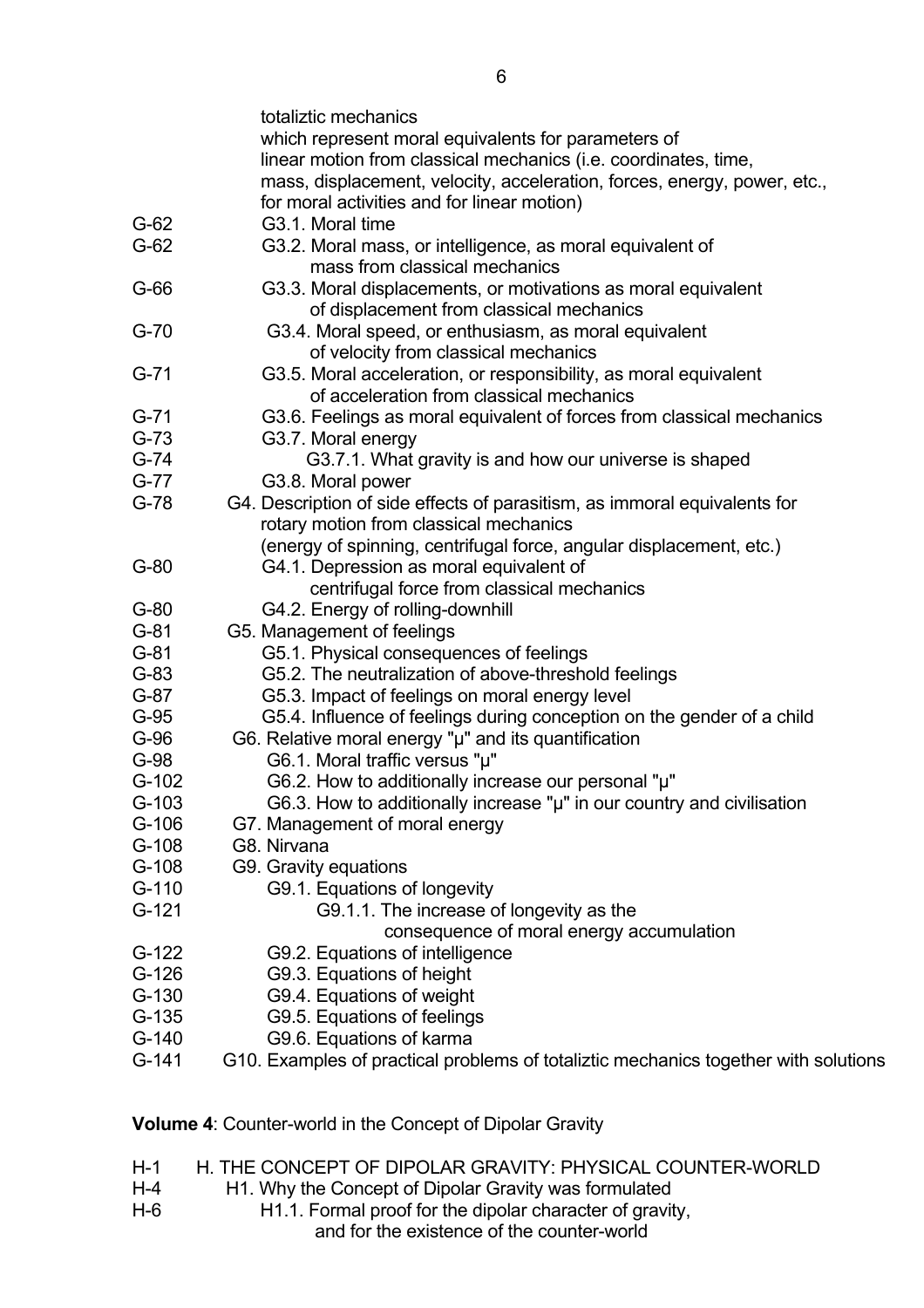totaliztic mechanics
which represent moral equivalents for parameters of
linear motion from classical mechanics (i.e. coordinates, time,
mass, displacement, velocity, acceleration, forces, energy, power, etc.,
for moral activities and for linear motion)

G-62 G3.1. Moral time
G-62 G3.2. Moral mass, or intelligence, as moral equivalent of
mass from classical mechanics
G-66 G3.3. Moral displacements, or motivations as moral equivalent
of displacement from classical mechanics
G-70 G3.4. Moral speed, or enthusiasm, as moral equivalent
of velocity from classical mechanics
G-71 G3.5. Moral acceleration, or responsibility, as moral equivalent
of acceleration from classical mechanics
G-71 G3.6. Feelings as moral equivalent of forces from classical mechanics
G-73 G3.7. Moral energy
G-74 G3.7.1. What gravity is and how our universe is shaped
G-77 G3.8. Moral power
G-78 G4. Description of side effects of parasitism, as immoral equivalents for
rotary motion from classical mechanics
(energy of spinning, centrifugal force, angular displacement, etc.)
G-80 G4.1. Depression as moral equivalent of
centrifugal force from classical mechanics
G-80 G4.2. Energy of rolling-downhill
G-81 G5. Management of feelings
G-81 G5.1. Physical consequences of feelings
G-83 G5.2. The neutralization of above-threshold feelings
G-87 G5.3. Impact of feelings on moral energy level
G-95 G5.4. Influence of feelings during conception on the gender of a child
G-96 G6. Relative moral energy "μ" and its quantification
G-98 G6.1. Moral traffic versus "μ"
G-102 G6.2. How to additionally increase our personal "μ"
G-103 G6.3. How to additionally increase "μ" in our country and civilisation
G-106 G7. Management of moral energy
G-108 G8. Nirvana
G-108 G9. Gravity equations
G-110 G9.1. Equations of longevity
G-121 G9.1.1. The increase of longevity as the
consequence of moral energy accumulation
G-122 G9.2. Equations of intelligence
G-126 G9.3. Equations of height
G-130 G9.4. Equations of weight
G-135 G9.5. Equations of feelings
G-140 G9.6. Equations of karma
G-141 G10. Examples of practical problems of totaliztic mechanics together with solutions

**Volume 4**: Counter-world in the Concept of Dipolar Gravity

H-1 H. THE CONCEPT OF DIPOLAR GRAVITY: PHYSICAL COUNTER-WORLD
H-4 H1. Why the Concept of Dipolar Gravity was formulated
H-6 H1.1. Formal proof for the dipolar character of gravity,
and for the existence of the counter-world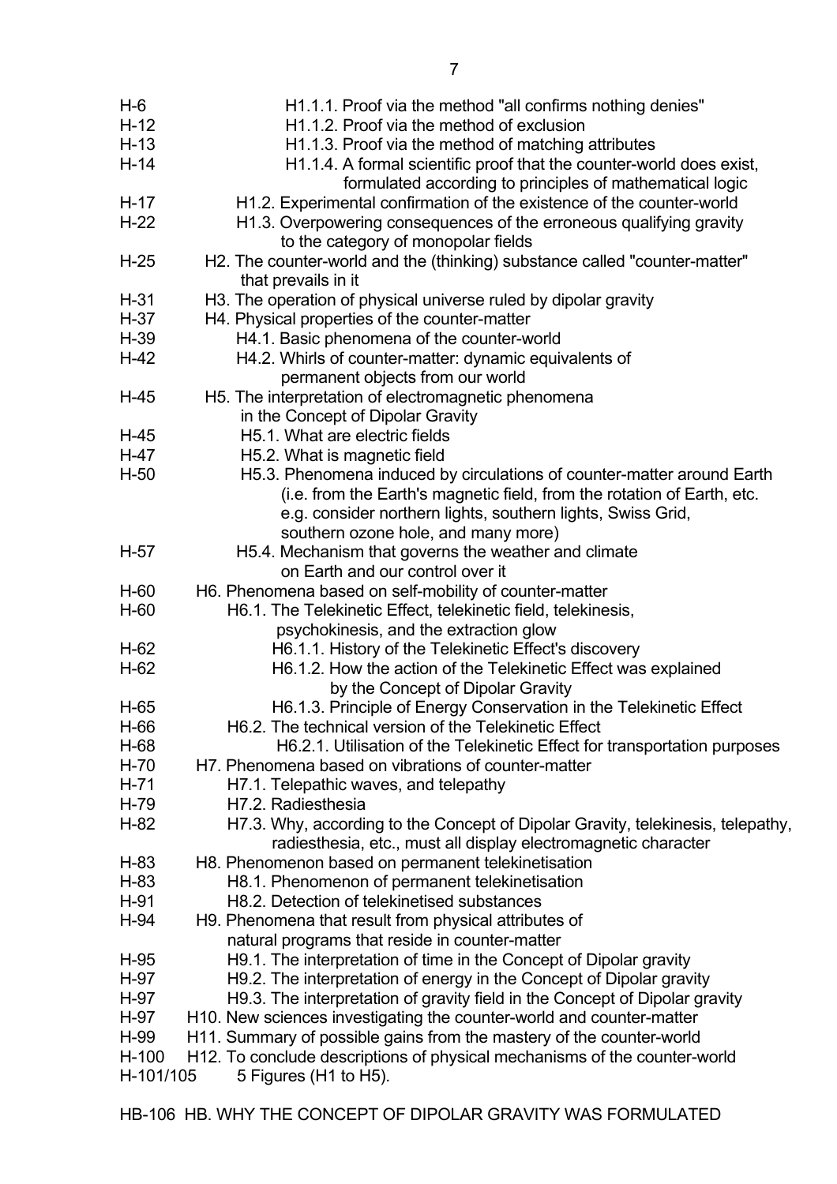H-6 H1.1.1. Proof via the method "all confirms nothing denies"
H-12 H1.1.2. Proof via the method of exclusion
H-13 H1.1.3. Proof via the method of matching attributes
H-14 H1.1.4. A formal scientific proof that the counter-world does exist, formulated according to principles of mathematical logic
H-17 H1.2. Experimental confirmation of the existence of the counter-world
H-22 H1.3. Overpowering consequences of the erroneous qualifying gravity to the category of monopolar fields
H-25 H2. The counter-world and the (thinking) substance called "counter-matter" that prevails in it
H-31 H3. The operation of physical universe ruled by dipolar gravity
H-37 H4. Physical properties of the counter-matter
H-39 H4.1. Basic phenomena of the counter-world
H-42 H4.2. Whirls of counter-matter: dynamic equivalents of permanent objects from our world
H-45 H5. The interpretation of electromagnetic phenomena in the Concept of Dipolar Gravity
H-45 H5.1. What are electric fields
H-47 H5.2. What is magnetic field
H-50 H5.3. Phenomena induced by circulations of counter-matter around Earth (i.e. from the Earth's magnetic field, from the rotation of Earth, etc. e.g. consider northern lights, southern lights, Swiss Grid, southern ozone hole, and many more)
H-57 H5.4. Mechanism that governs the weather and climate on Earth and our control over it
H-60 H6. Phenomena based on self-mobility of counter-matter
H-60 H6.1. The Telekinetic Effect, telekinetic field, telekinesis, psychokinesis, and the extraction glow
H-62 H6.1.1. History of the Telekinetic Effect's discovery
H-62 H6.1.2. How the action of the Telekinetic Effect was explained by the Concept of Dipolar Gravity
H-65 H6.1.3. Principle of Energy Conservation in the Telekinetic Effect
H-66 H6.2. The technical version of the Telekinetic Effect
H-68 H6.2.1. Utilisation of the Telekinetic Effect for transportation purposes
H-70 H7. Phenomena based on vibrations of counter-matter
H-71 H7.1. Telepathic waves, and telepathy
H-79 H7.2. Radiesthesia
H-82 H7.3. Why, according to the Concept of Dipolar Gravity, telekinesis, telepathy, radiesthesia, etc., must all display electromagnetic character
H-83 H8. Phenomenon based on permanent telekinetisation
H-83 H8.1. Phenomenon of permanent telekinetisation
H-91 H8.2. Detection of telekinetised substances
H-94 H9. Phenomena that result from physical attributes of natural programs that reside in counter-matter
H-95 H9.1. The interpretation of time in the Concept of Dipolar gravity
H-97 H9.2. The interpretation of energy in the Concept of Dipolar gravity
H-97 H9.3. The interpretation of gravity field in the Concept of Dipolar gravity
H-97 H10. New sciences investigating the counter-world and counter-matter
H-99 H11. Summary of possible gains from the mastery of the counter-world
H-100 H12. To conclude descriptions of physical mechanisms of the counter-world
H-101/105 5 Figures (H1 to H5).

HB-106 HB. WHY THE CONCEPT OF DIPOLAR GRAVITY WAS FORMULATED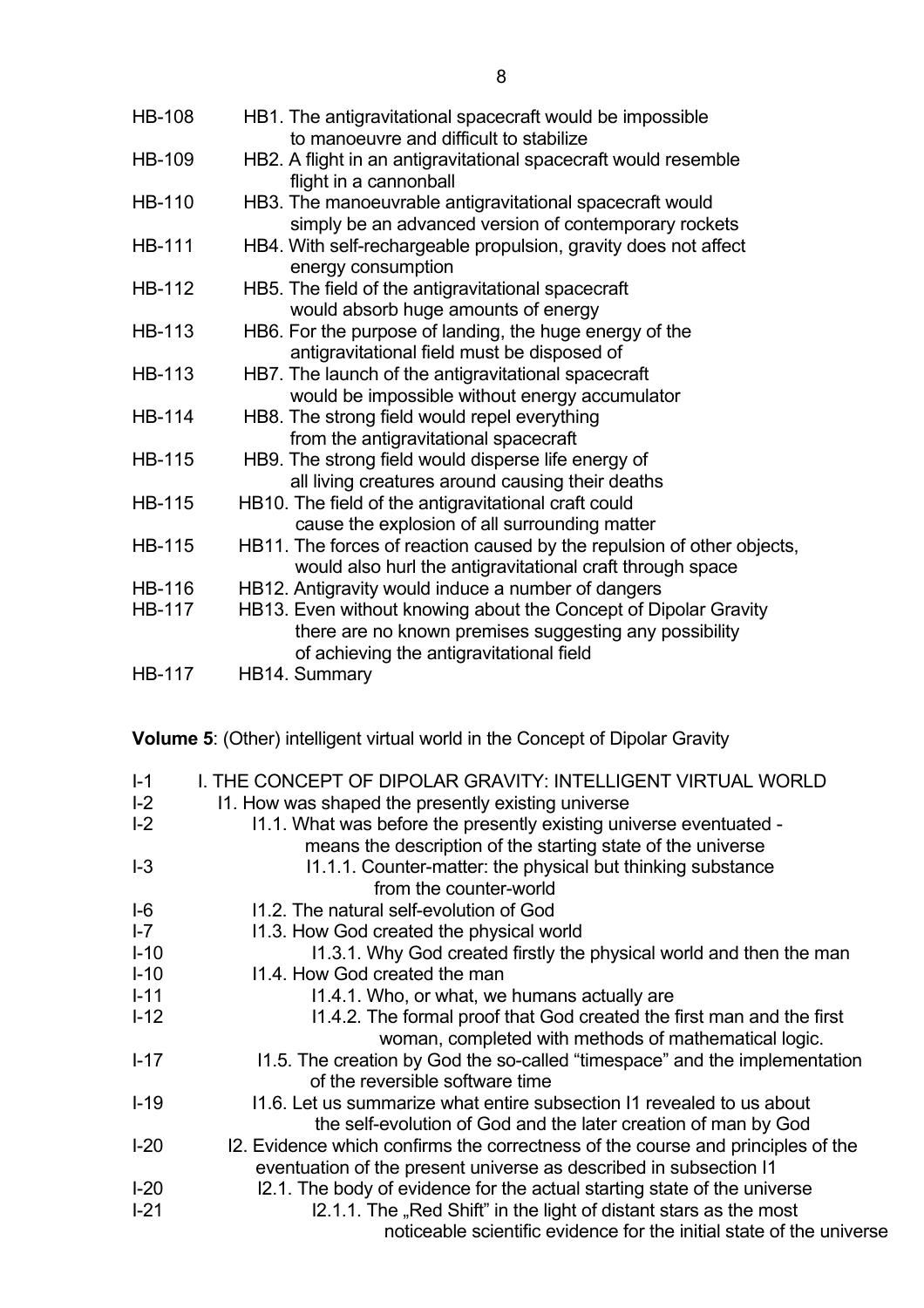HB-108 HB1. The antigravitational spacecraft would be impossible to manoeuvre and difficult to stabilize
HB-109 HB2. A flight in an antigravitational spacecraft would resemble flight in a cannonball
HB-110 HB3. The manoeuvrable antigravitational spacecraft would simply be an advanced version of contemporary rockets
HB-111 HB4. With self-rechargeable propulsion, gravity does not affect energy consumption
HB-112 HB5. The field of the antigravitational spacecraft would absorb huge amounts of energy
HB-113 HB6. For the purpose of landing, the huge energy of the antigravitational field must be disposed of
HB-113 HB7. The launch of the antigravitational spacecraft would be impossible without energy accumulator
HB-114 HB8. The strong field would repel everything from the antigravitational spacecraft
HB-115 HB9. The strong field would disperse life energy of all living creatures around causing their deaths
HB-115 HB10. The field of the antigravitational craft could cause the explosion of all surrounding matter
HB-115 HB11. The forces of reaction caused by the repulsion of other objects, would also hurl the antigravitational craft through space
HB-116 HB12. Antigravity would induce a number of dangers
HB-117 HB13. Even without knowing about the Concept of Dipolar Gravity there are no known premises suggesting any possibility of achieving the antigravitational field
HB-117 HB14. Summary

**Volume 5**: (Other) intelligent virtual world in the Concept of Dipolar Gravity

I-1 I. THE CONCEPT OF DIPOLAR GRAVITY: INTELLIGENT VIRTUAL WORLD
I-2 I1. How was shaped the presently existing universe
I-2 I1.1. What was before the presently existing universe eventuated - means the description of the starting state of the universe
I-3 I1.1.1. Counter-matter: the physical but thinking substance from the counter-world
I-6 I1.2. The natural self-evolution of God
I-7 I1.3. How God created the physical world
I-10 I1.3.1. Why God created firstly the physical world and then the man
I-10 I1.4. How God created the man
I-11 I1.4.1. Who, or what, we humans actually are
I-12 I1.4.2. The formal proof that God created the first man and the first woman, completed with methods of mathematical logic.
I-17 I1.5. The creation by God the so-called "timespace" and the implementation of the reversible software time
I-19 I1.6. Let us summarize what entire subsection I1 revealed to us about the self-evolution of God and the later creation of man by God
I-20 I2. Evidence which confirms the correctness of the course and principles of the eventuation of the present universe as described in subsection I1
I-20 I2.1. The body of evidence for the actual starting state of the universe
I-21 I2.1.1. The „Red Shift" in the light of distant stars as the most noticeable scientific evidence for the initial state of the universe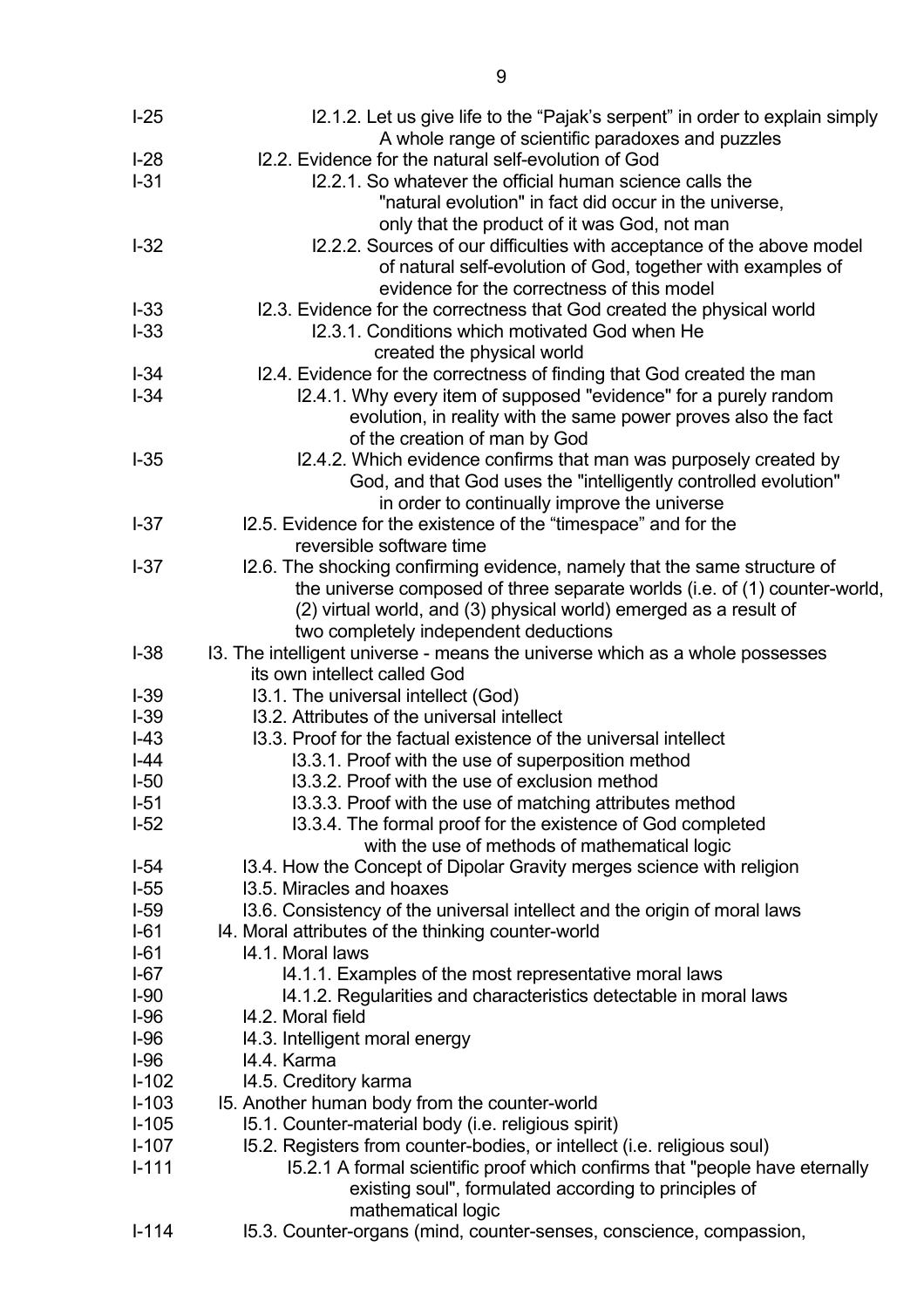I-25 I2.1.2. Let us give life to the "Pajak's serpent" in order to explain simply A whole range of scientific paradoxes and puzzles

I-28 I2.2. Evidence for the natural self-evolution of God

I-31 I2.2.1. So whatever the official human science calls the "natural evolution" in fact did occur in the universe, only that the product of it was God, not man

I-32 I2.2.2. Sources of our difficulties with acceptance of the above model of natural self-evolution of God, together with examples of evidence for the correctness of this model

I-33 I2.3. Evidence for the correctness that God created the physical world

I-33 I2.3.1. Conditions which motivated God when He created the physical world

I-34 I2.4. Evidence for the correctness of finding that God created the man

I-34 I2.4.1. Why every item of supposed "evidence" for a purely random evolution, in reality with the same power proves also the fact of the creation of man by God

I-35 I2.4.2. Which evidence confirms that man was purposely created by God, and that God uses the "intelligently controlled evolution" in order to continually improve the universe

I-37 I2.5. Evidence for the existence of the "timespace" and for the reversible software time

I-37 I2.6. The shocking confirming evidence, namely that the same structure of the universe composed of three separate worlds (i.e. of (1) counter-world, (2) virtual world, and (3) physical world) emerged as a result of two completely independent deductions

I-38 I3. The intelligent universe - means the universe which as a whole possesses its own intellect called God

I-39 I3.1. The universal intellect (God)

I-39 I3.2. Attributes of the universal intellect

I-43 I3.3. Proof for the factual existence of the universal intellect

I-44 I3.3.1. Proof with the use of superposition method

I-50 I3.3.2. Proof with the use of exclusion method

I-51 I3.3.3. Proof with the use of matching attributes method

I-52 I3.3.4. The formal proof for the existence of God completed with the use of methods of mathematical logic

I-54 I3.4. How the Concept of Dipolar Gravity merges science with religion

I-55 I3.5. Miracles and hoaxes

I-59 I3.6. Consistency of the universal intellect and the origin of moral laws

I-61 I4. Moral attributes of the thinking counter-world

I-61 I4.1. Moral laws

I-67 I4.1.1. Examples of the most representative moral laws

I-90 I4.1.2. Regularities and characteristics detectable in moral laws

I-96 I4.2. Moral field

I-96 I4.3. Intelligent moral energy

I-96 I4.4. Karma

I-102 I4.5. Creditory karma

I-103 I5. Another human body from the counter-world

I-105 I5.1. Counter-material body (i.e. religious spirit)

I-107 I5.2. Registers from counter-bodies, or intellect (i.e. religious soul)

I-111 I5.2.1 A formal scientific proof which confirms that "people have eternally existing soul", formulated according to principles of mathematical logic

I-114 I5.3. Counter-organs (mind, counter-senses, conscience, compassion,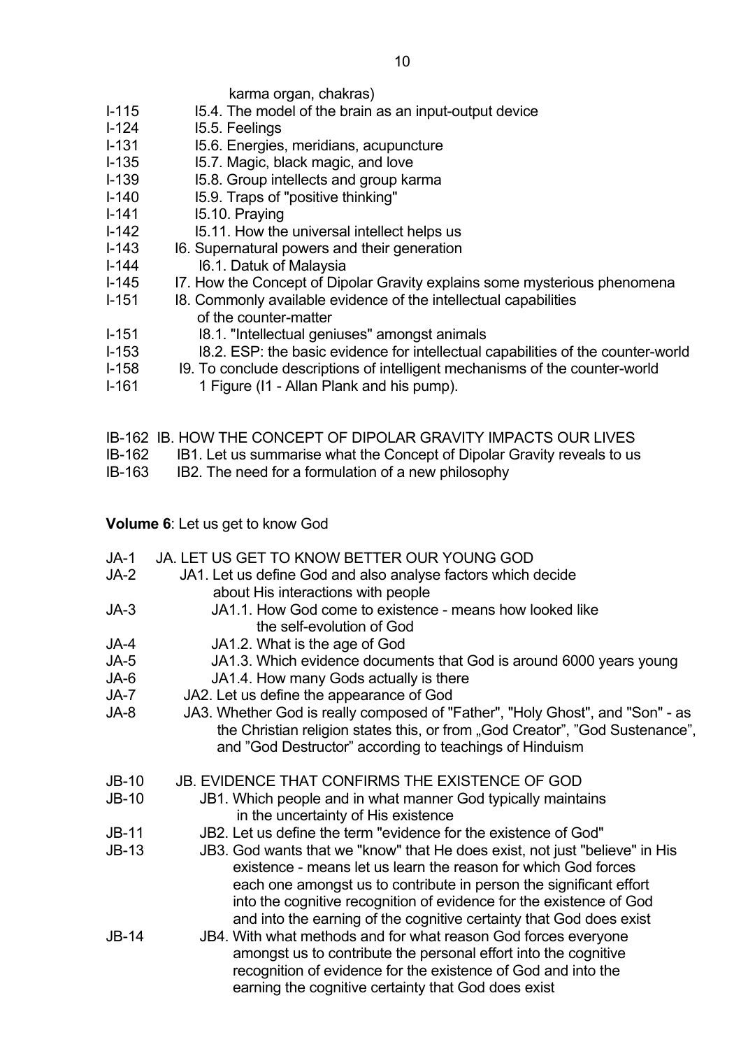karma organ, chakras)

I-115 I5.4. The model of the brain as an input-output device
I-124 I5.5. Feelings
I-131 I5.6. Energies, meridians, acupuncture
I-135 I5.7. Magic, black magic, and love
I-139 I5.8. Group intellects and group karma
I-140 I5.9. Traps of "positive thinking"
I-141 I5.10. Praying
I-142 I5.11. How the universal intellect helps us
I-143 I6. Supernatural powers and their generation
I-144 I6.1. Datuk of Malaysia
I-145 I7. How the Concept of Dipolar Gravity explains some mysterious phenomena
I-151 I8. Commonly available evidence of the intellectual capabilities of the counter-matter
I-151 I8.1. "Intellectual geniuses" amongst animals
I-153 I8.2. ESP: the basic evidence for intellectual capabilities of the counter-world
I-158 I9. To conclude descriptions of intelligent mechanisms of the counter-world
I-161 1 Figure (I1 - Allan Plank and his pump).

IB-162 IB. HOW THE CONCEPT OF DIPOLAR GRAVITY IMPACTS OUR LIVES
IB-162 IB1. Let us summarise what the Concept of Dipolar Gravity reveals to us
IB-163 IB2. The need for a formulation of a new philosophy

**Volume 6**: Let us get to know God

JA-1 JA. LET US GET TO KNOW BETTER OUR YOUNG GOD
JA-2 JA1. Let us define God and also analyse factors which decide about His interactions with people
JA-3 JA1.1. How God come to existence - means how looked like the self-evolution of God
JA-4 JA1.2. What is the age of God
JA-5 JA1.3. Which evidence documents that God is around 6000 years young
JA-6 JA1.4. How many Gods actually is there
JA-7 JA2. Let us define the appearance of God
JA-8 JA3. Whether God is really composed of "Father", "Holy Ghost", and "Son" - as the Christian religion states this, or from „God Creator", "God Sustenance", and "God Destructor" according to teachings of Hinduism

JB-10 JB. EVIDENCE THAT CONFIRMS THE EXISTENCE OF GOD
JB-10 JB1. Which people and in what manner God typically maintains in the uncertainty of His existence
JB-11 JB2. Let us define the term "evidence for the existence of God"
JB-13 JB3. God wants that we "know" that He does exist, not just "believe" in His existence - means let us learn the reason for which God forces each one amongst us to contribute in person the significant effort into the cognitive recognition of evidence for the existence of God and into the earning of the cognitive certainty that God does exist
JB-14 JB4. With what methods and for what reason God forces everyone amongst us to contribute the personal effort into the cognitive recognition of evidence for the existence of God and into the earning the cognitive certainty that God does exist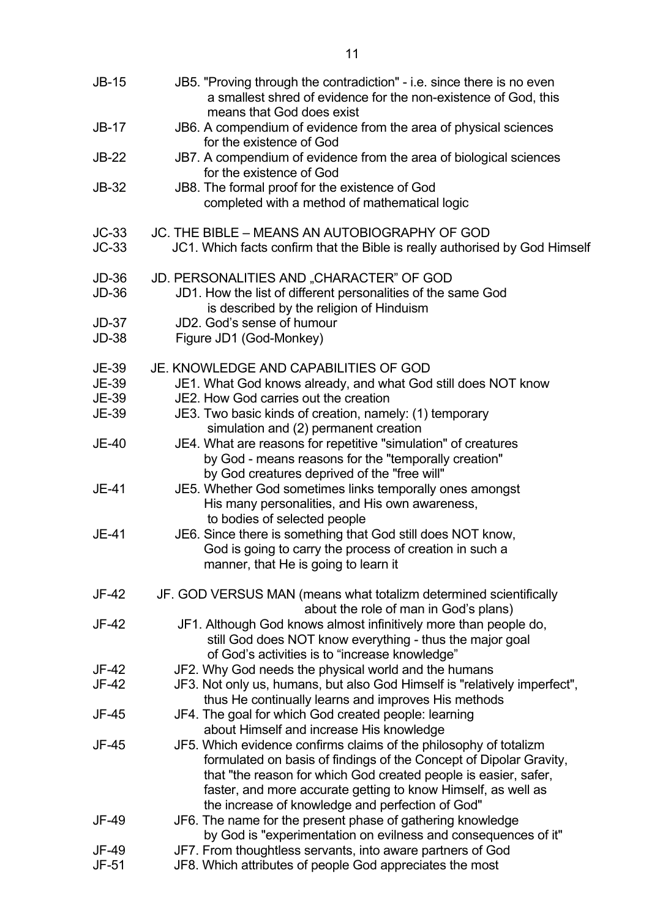JB-15 JB5. "Proving through the contradiction" - i.e. since there is no even a smallest shred of evidence for the non-existence of God, this means that God does exist

JB-17 JB6. A compendium of evidence from the area of physical sciences for the existence of God

JB-22 JB7. A compendium of evidence from the area of biological sciences for the existence of God

JB-32 JB8. The formal proof for the existence of God completed with a method of mathematical logic

JC-33 JC. THE BIBLE – MEANS AN AUTOBIOGRAPHY OF GOD

JC-33 JC1. Which facts confirm that the Bible is really authorised by God Himself

JD-36 JD. PERSONALITIES AND „CHARACTER" OF GOD

JD-36 JD1. How the list of different personalities of the same God is described by the religion of Hinduism

JD-37 JD2. God's sense of humour

JD-38 Figure JD1 (God-Monkey)

JE-39 JE. KNOWLEDGE AND CAPABILITIES OF GOD

JE-39 JE1. What God knows already, and what God still does NOT know

JE-39 JE2. How God carries out the creation

JE-39 JE3. Two basic kinds of creation, namely: (1) temporary simulation and (2) permanent creation

JE-40 JE4. What are reasons for repetitive "simulation" of creatures by God - means reasons for the "temporally creation" by God creatures deprived of the "free will"

JE-41 JE5. Whether God sometimes links temporally ones amongst His many personalities, and His own awareness, to bodies of selected people

JE-41 JE6. Since there is something that God still does NOT know, God is going to carry the process of creation in such a manner, that He is going to learn it

JF-42 JF. GOD VERSUS MAN (means what totalizm determined scientifically about the role of man in God's plans)

JF-42 JF1. Although God knows almost infinitively more than people do, still God does NOT know everything - thus the major goal of God's activities is to "increase knowledge"

JF-42 JF2. Why God needs the physical world and the humans

JF-42 JF3. Not only us, humans, but also God Himself is "relatively imperfect", thus He continually learns and improves His methods

JF-45 JF4. The goal for which God created people: learning about Himself and increase His knowledge

JF-45 JF5. Which evidence confirms claims of the philosophy of totalizm formulated on basis of findings of the Concept of Dipolar Gravity, that "the reason for which God created people is easier, safer, faster, and more accurate getting to know Himself, as well as the increase of knowledge and perfection of God"

JF-49 JF6. The name for the present phase of gathering knowledge by God is "experimentation on evilness and consequences of it"

JF-49 JF7. From thoughtless servants, into aware partners of God

JF-51 JF8. Which attributes of people God appreciates the most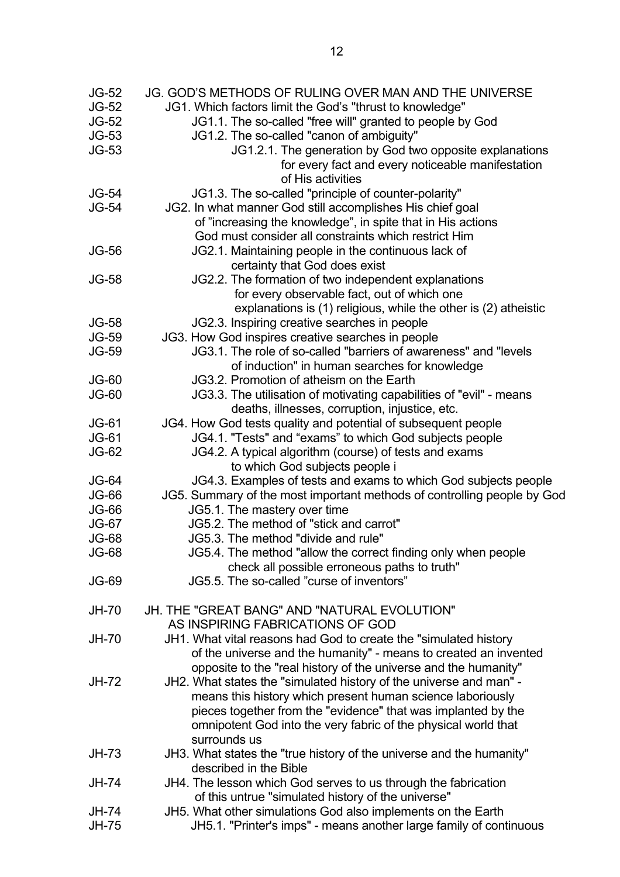| | |
|---|---|
| JG-52 | JG. GOD'S METHODS OF RULING OVER MAN AND THE UNIVERSE |
| JG-52 | JG1. Which factors limit the God's "thrust to knowledge" |
| JG-52 | JG1.1. The so-called "free will" granted to people by God |
| JG-53 | JG1.2. The so-called "canon of ambiguity" |
| JG-53 | JG1.2.1. The generation by God two opposite explanations for every fact and every noticeable manifestation of His activities |
| JG-54 | JG1.3. The so-called "principle of counter-polarity" |
| JG-54 | JG2. In what manner God still accomplishes His chief goal of "increasing the knowledge", in spite that in His actions God must consider all constraints which restrict Him |
| JG-56 | JG2.1. Maintaining people in the continuous lack of certainty that God does exist |
| JG-58 | JG2.2. The formation of two independent explanations for every observable fact, out of which one explanations is (1) religious, while the other is (2) atheistic |
| JG-58 | JG2.3. Inspiring creative searches in people |
| JG-59 | JG3. How God inspires creative searches in people |
| JG-59 | JG3.1. The role of so-called "barriers of awareness" and "levels of induction" in human searches for knowledge |
| JG-60 | JG3.2. Promotion of atheism on the Earth |
| JG-60 | JG3.3. The utilisation of motivating capabilities of "evil" - means deaths, illnesses, corruption, injustice, etc. |
| JG-61 | JG4. How God tests quality and potential of subsequent people |
| JG-61 | JG4.1. "Tests" and "exams" to which God subjects people |
| JG-62 | JG4.2. A typical algorithm (course) of tests and exams to which God subjects people i |
| JG-64 | JG4.3. Examples of tests and exams to which God subjects people |
| JG-66 | JG5. Summary of the most important methods of controlling people by God |
| JG-66 | JG5.1. The mastery over time |
| JG-67 | JG5.2. The method of "stick and carrot" |
| JG-68 | JG5.3. The method "divide and rule" |
| JG-68 | JG5.4. The method "allow the correct finding only when people check all possible erroneous paths to truth" |
| JG-69 | JG5.5. The so-called "curse of inventors" |
| JH-70 | JH. THE "GREAT BANG" AND "NATURAL EVOLUTION" AS INSPIRING FABRICATIONS OF GOD |
| JH-70 | JH1. What vital reasons had God to create the "simulated history of the universe and the humanity" - means to created an invented opposite to the "real history of the universe and the humanity" |
| JH-72 | JH2. What states the "simulated history of the universe and man" - means this history which present human science laboriously pieces together from the "evidence" that was implanted by the omnipotent God into the very fabric of the physical world that surrounds us |
| JH-73 | JH3. What states the "true history of the universe and the humanity" described in the Bible |
| JH-74 | JH4. The lesson which God serves to us through the fabrication of this untrue "simulated history of the universe" |
| JH-74 | JH5. What other simulations God also implements on the Earth |
| JH-75 | JH5.1. "Printer's imps" - means another large family of continuous |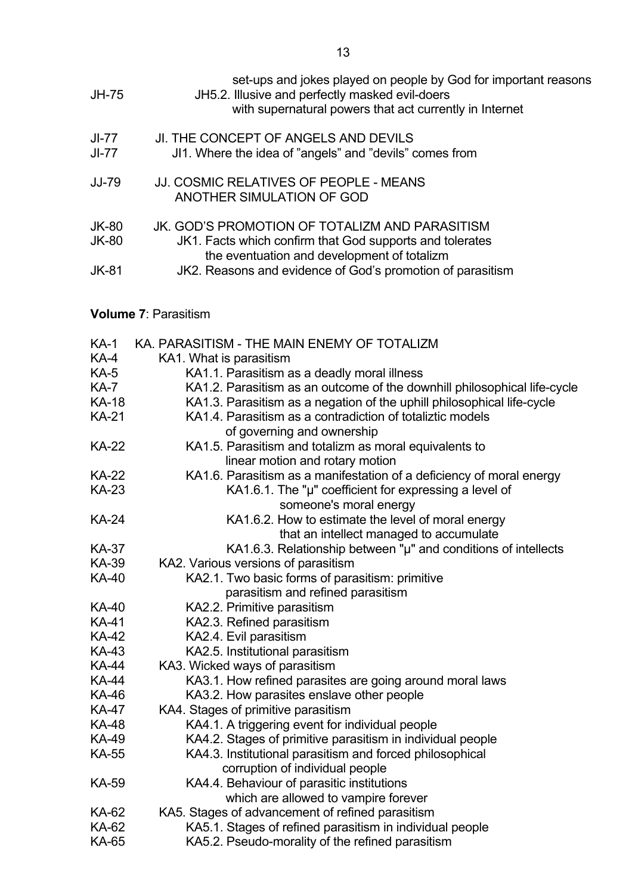| | |
|---|---|
| | set-ups and jokes played on people by God for important reasons |
| JH-75 | JH5.2. Illusive and perfectly masked evil-doers with supernatural powers that act currently in Internet |
| JI-77 | JI. THE CONCEPT OF ANGELS AND DEVILS |
| JI-77 | JI1. Where the idea of "angels" and "devils" comes from |
| JJ-79 | JJ. COSMIC RELATIVES OF PEOPLE - MEANS ANOTHER SIMULATION OF GOD |
| JK-80 | JK. GOD'S PROMOTION OF TOTALIZM AND PARASITISM |
| JK-80 | JK1. Facts which confirm that God supports and tolerates the eventuation and development of totalizm |
| JK-81 | JK2. Reasons and evidence of God's promotion of parasitism |

**Volume 7**: Parasitism

| | |
|---|---|
| KA-1 | KA. PARASITISM - THE MAIN ENEMY OF TOTALIZM |
| KA-4 | KA1. What is parasitism |
| KA-5 | KA1.1. Parasitism as a deadly moral illness |
| KA-7 | KA1.2. Parasitism as an outcome of the downhill philosophical life-cycle |
| KA-18 | KA1.3. Parasitism as a negation of the uphill philosophical life-cycle |
| KA-21 | KA1.4. Parasitism as a contradiction of totaliztic models of governing and ownership |
| KA-22 | KA1.5. Parasitism and totalizm as moral equivalents to linear motion and rotary motion |
| KA-22 | KA1.6. Parasitism as a manifestation of a deficiency of moral energy |
| KA-23 | KA1.6.1. The "μ" coefficient for expressing a level of someone's moral energy |
| KA-24 | KA1.6.2. How to estimate the level of moral energy that an intellect managed to accumulate |
| KA-37 | KA1.6.3. Relationship between "μ" and conditions of intellects |
| KA-39 | KA2. Various versions of parasitism |
| KA-40 | KA2.1. Two basic forms of parasitism: primitive parasitism and refined parasitism |
| KA-40 | KA2.2. Primitive parasitism |
| KA-41 | KA2.3. Refined parasitism |
| KA-42 | KA2.4. Evil parasitism |
| KA-43 | KA2.5. Institutional parasitism |
| KA-44 | KA3. Wicked ways of parasitism |
| KA-44 | KA3.1. How refined parasites are going around moral laws |
| KA-46 | KA3.2. How parasites enslave other people |
| KA-47 | KA4. Stages of primitive parasitism |
| KA-48 | KA4.1. A triggering event for individual people |
| KA-49 | KA4.2. Stages of primitive parasitism in individual people |
| KA-55 | KA4.3. Institutional parasitism and forced philosophical corruption of individual people |
| KA-59 | KA4.4. Behaviour of parasitic institutions which are allowed to vampire forever |
| KA-62 | KA5. Stages of advancement of refined parasitism |
| KA-62 | KA5.1. Stages of refined parasitism in individual people |
| KA-65 | KA5.2. Pseudo-morality of the refined parasitism |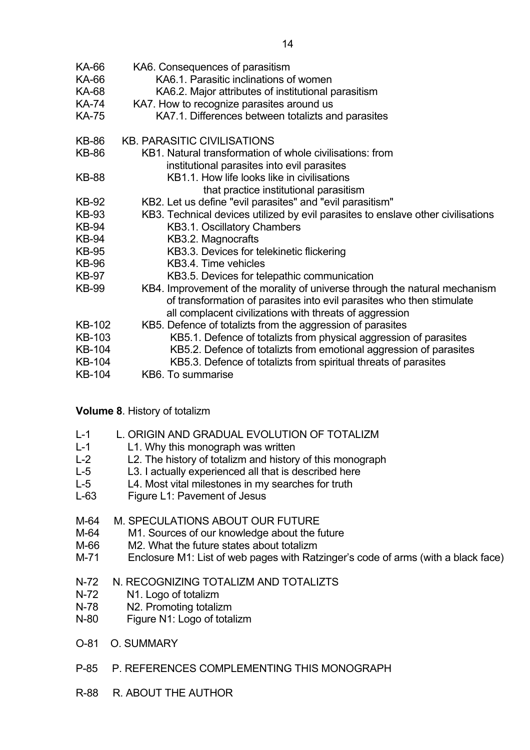KA-66 KA6. Consequences of parasitism
KA-66 KA6.1. Parasitic inclinations of women
KA-68 KA6.2. Major attributes of institutional parasitism
KA-74 KA7. How to recognize parasites around us
KA-75 KA7.1. Differences between totalizts and parasites

KB-86 KB. PARASITIC CIVILISATIONS
KB-86 KB1. Natural transformation of whole civilisations: from institutional parasites into evil parasites
KB-88 KB1.1. How life looks like in civilisations that practice institutional parasitism
KB-92 KB2. Let us define "evil parasites" and "evil parasitism"
KB-93 KB3. Technical devices utilized by evil parasites to enslave other civilisations
KB-94 KB3.1. Oscillatory Chambers
KB-94 KB3.2. Magnocrafts
KB-95 KB3.3. Devices for telekinetic flickering
KB-96 KB3.4. Time vehicles
KB-97 KB3.5. Devices for telepathic communication
KB-99 KB4. Improvement of the morality of universe through the natural mechanism of transformation of parasites into evil parasites who then stimulate all complacent civilizations with threats of aggression
KB-102 KB5. Defence of totalizts from the aggression of parasites
KB-103 KB5.1. Defence of totalizts from physical aggression of parasites
KB-104 KB5.2. Defence of totalizts from emotional aggression of parasites
KB-104 KB5.3. Defence of totalizts from spiritual threats of parasites
KB-104 KB6. To summarise

**Volume 8**. History of totalizm

L-1 L. ORIGIN AND GRADUAL EVOLUTION OF TOTALIZM
L-1 L1. Why this monograph was written
L-2 L2. The history of totalizm and history of this monograph
L-5 L3. I actually experienced all that is described here
L-5 L4. Most vital milestones in my searches for truth
L-63 Figure L1: Pavement of Jesus

M-64 M. SPECULATIONS ABOUT OUR FUTURE
M-64 M1. Sources of our knowledge about the future
M-66 M2. What the future states about totalizm
M-71 Enclosure M1: List of web pages with Ratzinger's code of arms (with a black face)

N-72 N. RECOGNIZING TOTALIZM AND TOTALIZTS
N-72 N1. Logo of totalizm
N-78 N2. Promoting totalizm
N-80 Figure N1: Logo of totalizm

O-81 O. SUMMARY

P-85 P. REFERENCES COMPLEMENTING THIS MONOGRAPH

R-88 R. ABOUT THE AUTHOR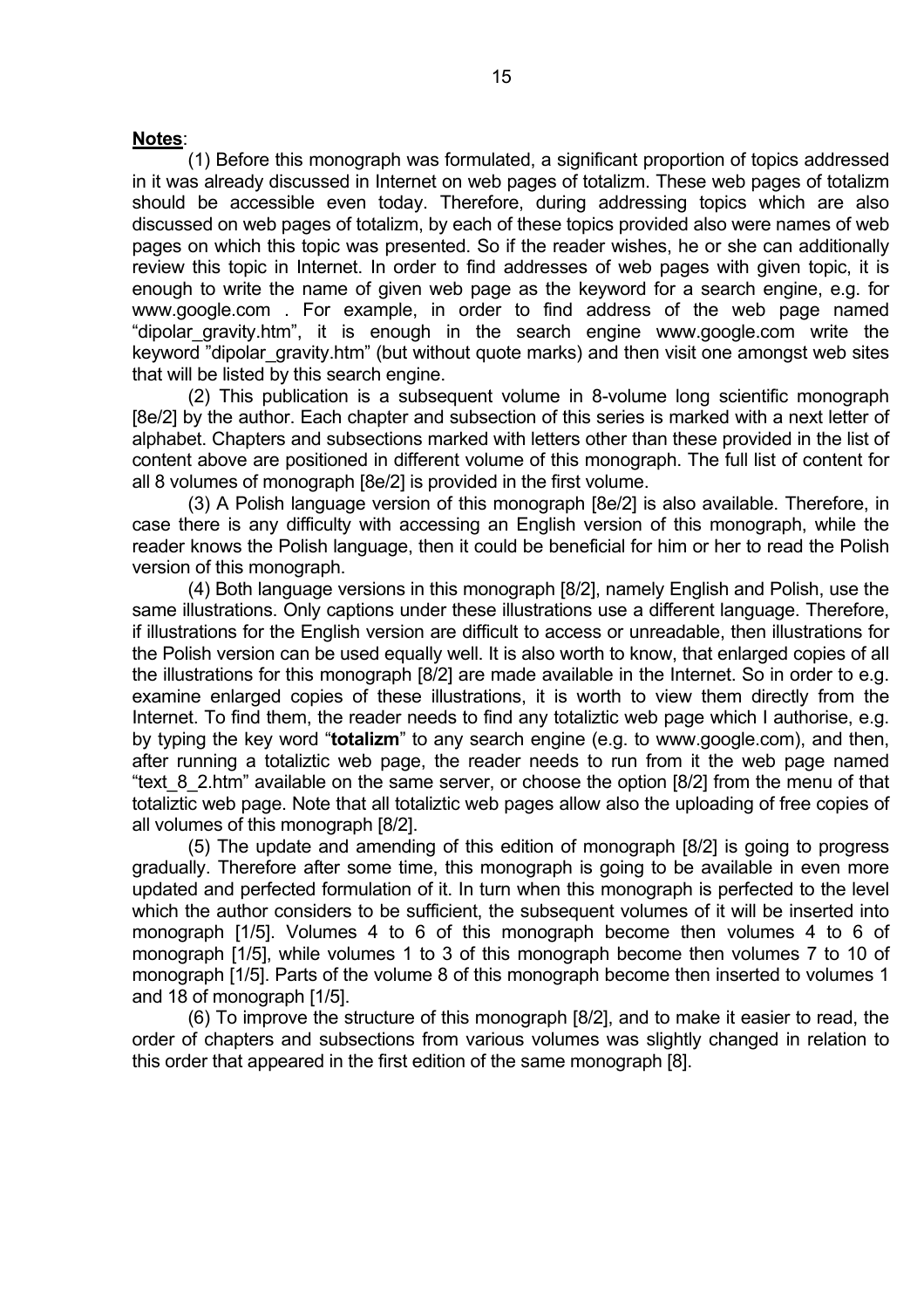**Notes**:

(1) Before this monograph was formulated, a significant proportion of topics addressed in it was already discussed in Internet on web pages of totalizm. These web pages of totalizm should be accessible even today. Therefore, during addressing topics which are also discussed on web pages of totalizm, by each of these topics provided also were names of web pages on which this topic was presented. So if the reader wishes, he or she can additionally review this topic in Internet. In order to find addresses of web pages with given topic, it is enough to write the name of given web page as the keyword for a search engine, e.g. for www.google.com . For example, in order to find address of the web page named "dipolar_gravity.htm", it is enough in the search engine www.google.com write the keyword "dipolar_gravity.htm" (but without quote marks) and then visit one amongst web sites that will be listed by this search engine.

(2) This publication is a subsequent volume in 8-volume long scientific monograph [8e/2] by the author. Each chapter and subsection of this series is marked with a next letter of alphabet. Chapters and subsections marked with letters other than these provided in the list of content above are positioned in different volume of this monograph. The full list of content for all 8 volumes of monograph [8e/2] is provided in the first volume.

(3) A Polish language version of this monograph [8e/2] is also available. Therefore, in case there is any difficulty with accessing an English version of this monograph, while the reader knows the Polish language, then it could be beneficial for him or her to read the Polish version of this monograph.

(4) Both language versions in this monograph [8/2], namely English and Polish, use the same illustrations. Only captions under these illustrations use a different language. Therefore, if illustrations for the English version are difficult to access or unreadable, then illustrations for the Polish version can be used equally well. It is also worth to know, that enlarged copies of all the illustrations for this monograph [8/2] are made available in the Internet. So in order to e.g. examine enlarged copies of these illustrations, it is worth to view them directly from the Internet. To find them, the reader needs to find any totaliztic web page which I authorise, e.g. by typing the key word "**totalizm**" to any search engine (e.g. to www.google.com), and then, after running a totaliztic web page, the reader needs to run from it the web page named "text_8_2.htm" available on the same server, or choose the option [8/2] from the menu of that totaliztic web page. Note that all totaliztic web pages allow also the uploading of free copies of all volumes of this monograph [8/2].

(5) The update and amending of this edition of monograph [8/2] is going to progress gradually. Therefore after some time, this monograph is going to be available in even more updated and perfected formulation of it. In turn when this monograph is perfected to the level which the author considers to be sufficient, the subsequent volumes of it will be inserted into monograph [1/5]. Volumes 4 to 6 of this monograph become then volumes 4 to 6 of monograph [1/5], while volumes 1 to 3 of this monograph become then volumes 7 to 10 of monograph [1/5]. Parts of the volume 8 of this monograph become then inserted to volumes 1 and 18 of monograph [1/5].

(6) To improve the structure of this monograph [8/2], and to make it easier to read, the order of chapters and subsections from various volumes was slightly changed in relation to this order that appeared in the first edition of the same monograph [8].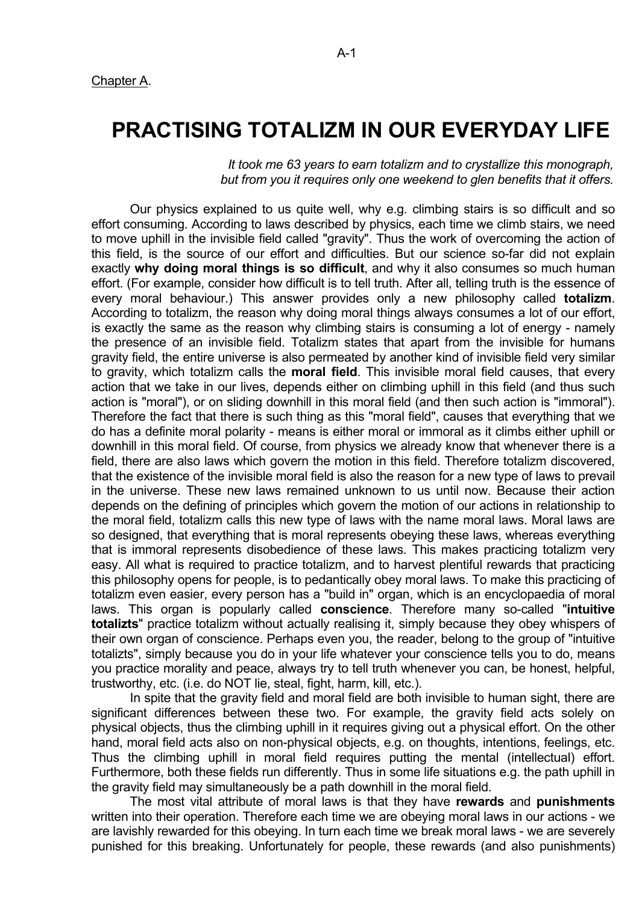Chapter A.

# PRACTISING TOTALIZM IN OUR EVERYDAY LIFE

*It took me 63 years to earn totalizm and to crystallize this monograph, but from you it requires only one weekend to glen benefits that it offers.*

Our physics explained to us quite well, why e.g. climbing stairs is so difficult and so effort consuming. According to laws described by physics, each time we climb stairs, we need to move uphill in the invisible field called "gravity". Thus the work of overcoming the action of this field, is the source of our effort and difficulties. But our science so-far did not explain exactly **why doing moral things is so difficult**, and why it also consumes so much human effort. (For example, consider how difficult is to tell truth. After all, telling truth is the essence of every moral behaviour.) This answer provides only a new philosophy called **totalizm**. According to totalizm, the reason why doing moral things always consumes a lot of our effort, is exactly the same as the reason why climbing stairs is consuming a lot of energy - namely the presence of an invisible field. Totalizm states that apart from the invisible for humans gravity field, the entire universe is also permeated by another kind of invisible field very similar to gravity, which totalizm calls the **moral field**. This invisible moral field causes, that every action that we take in our lives, depends either on climbing uphill in this field (and thus such action is "moral"), or on sliding downhill in this moral field (and then such action is "immoral"). Therefore the fact that there is such thing as this "moral field", causes that everything that we do has a definite moral polarity - means is either moral or immoral as it climbs either uphill or downhill in this moral field. Of course, from physics we already know that whenever there is a field, there are also laws which govern the motion in this field. Therefore totalizm discovered, that the existence of the invisible moral field is also the reason for a new type of laws to prevail in the universe. These new laws remained unknown to us until now. Because their action depends on the defining of principles which govern the motion of our actions in relationship to the moral field, totalizm calls this new type of laws with the name moral laws. Moral laws are so designed, that everything that is moral represents obeying these laws, whereas everything that is immoral represents disobedience of these laws. This makes practicing totalizm very easy. All what is required to practice totalizm, and to harvest plentiful rewards that practicing this philosophy opens for people, is to pedantically obey moral laws. To make this practicing of totalizm even easier, every person has a "build in" organ, which is an encyclopaedia of moral laws. This organ is popularly called **conscience**. Therefore many so-called "**intuitive totalizts**" practice totalizm without actually realising it, simply because they obey whispers of their own organ of conscience. Perhaps even you, the reader, belong to the group of "intuitive totalizts", simply because you do in your life whatever your conscience tells you to do, means you practice morality and peace, always try to tell truth whenever you can, be honest, helpful, trustworthy, etc. (i.e. do NOT lie, steal, fight, harm, kill, etc.).

In spite that the gravity field and moral field are both invisible to human sight, there are significant differences between these two. For example, the gravity field acts solely on physical objects, thus the climbing uphill in it requires giving out a physical effort. On the other hand, moral field acts also on non-physical objects, e.g. on thoughts, intentions, feelings, etc. Thus the climbing uphill in moral field requires putting the mental (intellectual) effort. Furthermore, both these fields run differently. Thus in some life situations e.g. the path uphill in the gravity field may simultaneously be a path downhill in the moral field.

The most vital attribute of moral laws is that they have **rewards** and **punishments** written into their operation. Therefore each time we are obeying moral laws in our actions - we are lavishly rewarded for this obeying. In turn each time we break moral laws - we are severely punished for this breaking. Unfortunately for people, these rewards (and also punishments)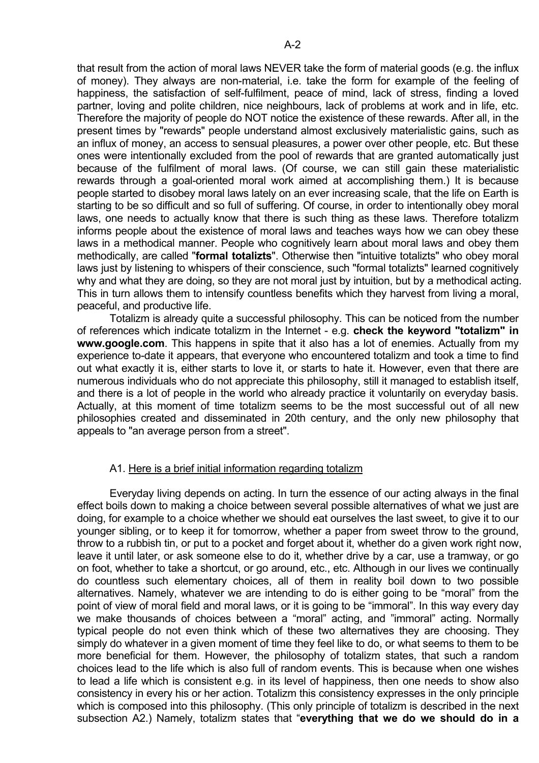that result from the action of moral laws NEVER take the form of material goods (e.g. the influx of money). They always are non-material, i.e. take the form for example of the feeling of happiness, the satisfaction of self-fulfilment, peace of mind, lack of stress, finding a loved partner, loving and polite children, nice neighbours, lack of problems at work and in life, etc. Therefore the majority of people do NOT notice the existence of these rewards. After all, in the present times by "rewards" people understand almost exclusively materialistic gains, such as an influx of money, an access to sensual pleasures, a power over other people, etc. But these ones were intentionally excluded from the pool of rewards that are granted automatically just because of the fulfilment of moral laws. (Of course, we can still gain these materialistic rewards through a goal-oriented moral work aimed at accomplishing them.) It is because people started to disobey moral laws lately on an ever increasing scale, that the life on Earth is starting to be so difficult and so full of suffering. Of course, in order to intentionally obey moral laws, one needs to actually know that there is such thing as these laws. Therefore totalizm informs people about the existence of moral laws and teaches ways how we can obey these laws in a methodical manner. People who cognitively learn about moral laws and obey them methodically, are called "**formal totalizts**". Otherwise then "intuitive totalizts" who obey moral laws just by listening to whispers of their conscience, such "formal totalizts" learned cognitively why and what they are doing, so they are not moral just by intuition, but by a methodical acting. This in turn allows them to intensify countless benefits which they harvest from living a moral, peaceful, and productive life.

Totalizm is already quite a successful philosophy. This can be noticed from the number of references which indicate totalizm in the Internet - e.g. **check the keyword "totalizm" in www.google.com**. This happens in spite that it also has a lot of enemies. Actually from my experience to-date it appears, that everyone who encountered totalizm and took a time to find out what exactly it is, either starts to love it, or starts to hate it. However, even that there are numerous individuals who do not appreciate this philosophy, still it managed to establish itself, and there is a lot of people in the world who already practice it voluntarily on everyday basis. Actually, at this moment of time totalizm seems to be the most successful out of all new philosophies created and disseminated in 20th century, and the only new philosophy that appeals to "an average person from a street".

### A1. Here is a brief initial information regarding totalizm

Everyday living depends on acting. In turn the essence of our acting always in the final effect boils down to making a choice between several possible alternatives of what we just are doing, for example to a choice whether we should eat ourselves the last sweet, to give it to our younger sibling, or to keep it for tomorrow, whether a paper from sweet throw to the ground, throw to a rubbish tin, or put to a pocket and forget about it, whether do a given work right now, leave it until later, or ask someone else to do it, whether drive by a car, use a tramway, or go on foot, whether to take a shortcut, or go around, etc., etc. Although in our lives we continually do countless such elementary choices, all of them in reality boil down to two possible alternatives. Namely, whatever we are intending to do is either going to be "moral" from the point of view of moral field and moral laws, or it is going to be "immoral". In this way every day we make thousands of choices between a "moral" acting, and "immoral" acting. Normally typical people do not even think which of these two alternatives they are choosing. They simply do whatever in a given moment of time they feel like to do, or what seems to them to be more beneficial for them. However, the philosophy of totalizm states, that such a random choices lead to the life which is also full of random events. This is because when one wishes to lead a life which is consistent e.g. in its level of happiness, then one needs to show also consistency in every his or her action. Totalizm this consistency expresses in the only principle which is composed into this philosophy. (This only principle of totalizm is described in the next subsection A2.) Namely, totalizm states that "**everything that we do we should do in a**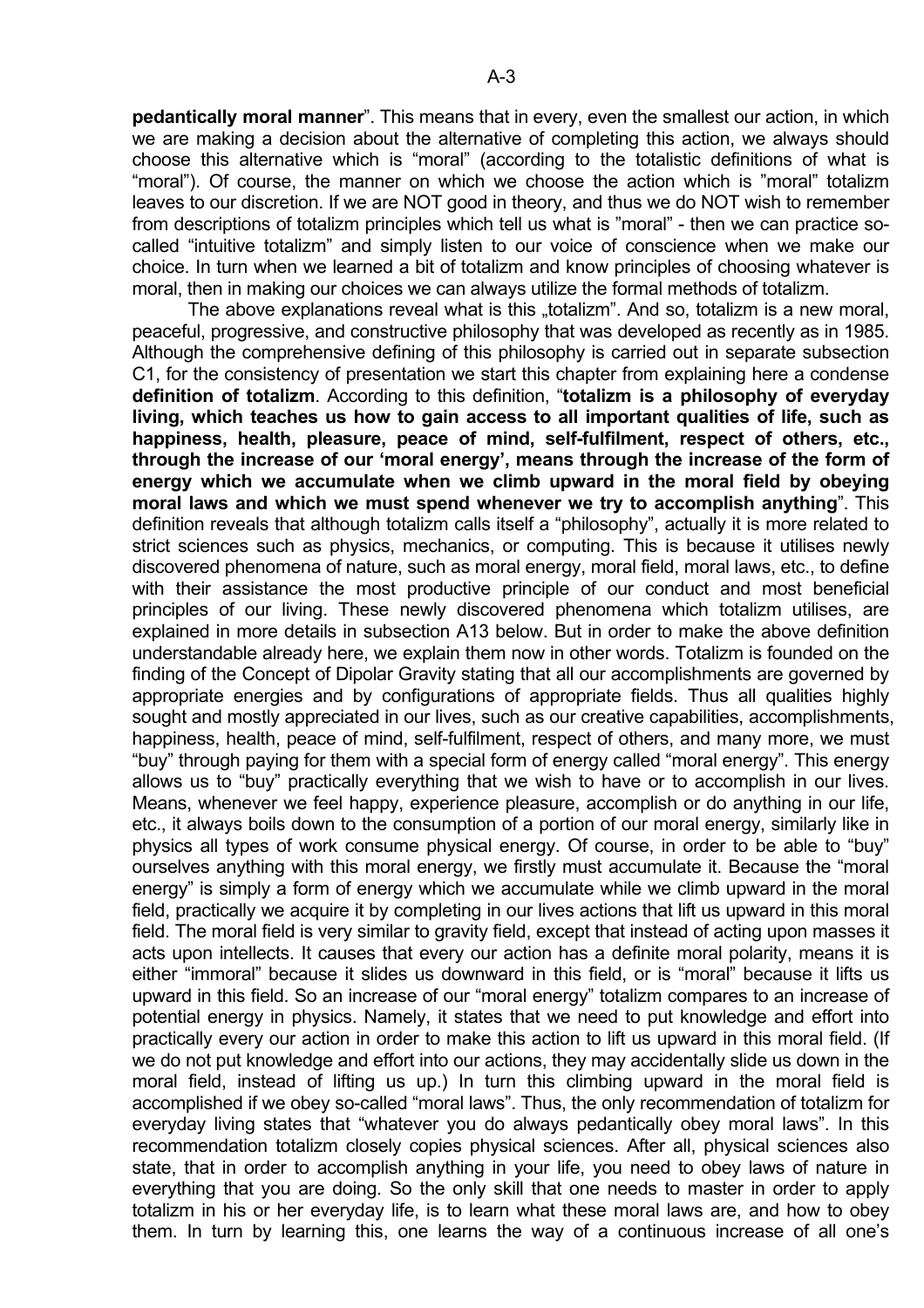**pedantically moral manner**". This means that in every, even the smallest our action, in which we are making a decision about the alternative of completing this action, we always should choose this alternative which is "moral" (according to the totalistic definitions of what is "moral"). Of course, the manner on which we choose the action which is "moral" totalizm leaves to our discretion. If we are NOT good in theory, and thus we do NOT wish to remember from descriptions of totalizm principles which tell us what is "moral" - then we can practice so-called "intuitive totalizm" and simply listen to our voice of conscience when we make our choice. In turn when we learned a bit of totalizm and know principles of choosing whatever is moral, then in making our choices we can always utilize the formal methods of totalizm.

The above explanations reveal what is this „totalizm". And so, totalizm is a new moral, peaceful, progressive, and constructive philosophy that was developed as recently as in 1985. Although the comprehensive defining of this philosophy is carried out in separate subsection C1, for the consistency of presentation we start this chapter from explaining here a condense **definition of totalizm**. According to this definition, "**totalizm is a philosophy of everyday living, which teaches us how to gain access to all important qualities of life, such as happiness, health, pleasure, peace of mind, self-fulfilment, respect of others, etc., through the increase of our 'moral energy', means through the increase of the form of energy which we accumulate when we climb upward in the moral field by obeying moral laws and which we must spend whenever we try to accomplish anything**". This definition reveals that although totalizm calls itself a "philosophy", actually it is more related to strict sciences such as physics, mechanics, or computing. This is because it utilises newly discovered phenomena of nature, such as moral energy, moral field, moral laws, etc., to define with their assistance the most productive principle of our conduct and most beneficial principles of our living. These newly discovered phenomena which totalizm utilises, are explained in more details in subsection A13 below. But in order to make the above definition understandable already here, we explain them now in other words. Totalizm is founded on the finding of the Concept of Dipolar Gravity stating that all our accomplishments are governed by appropriate energies and by configurations of appropriate fields. Thus all qualities highly sought and mostly appreciated in our lives, such as our creative capabilities, accomplishments, happiness, health, peace of mind, self-fulfilment, respect of others, and many more, we must "buy" through paying for them with a special form of energy called "moral energy". This energy allows us to "buy" practically everything that we wish to have or to accomplish in our lives. Means, whenever we feel happy, experience pleasure, accomplish or do anything in our life, etc., it always boils down to the consumption of a portion of our moral energy, similarly like in physics all types of work consume physical energy. Of course, in order to be able to "buy" ourselves anything with this moral energy, we firstly must accumulate it. Because the "moral energy" is simply a form of energy which we accumulate while we climb upward in the moral field, practically we acquire it by completing in our lives actions that lift us upward in this moral field. The moral field is very similar to gravity field, except that instead of acting upon masses it acts upon intellects. It causes that every our action has a definite moral polarity, means it is either "immoral" because it slides us downward in this field, or is "moral" because it lifts us upward in this field. So an increase of our "moral energy" totalizm compares to an increase of potential energy in physics. Namely, it states that we need to put knowledge and effort into practically every our action in order to make this action to lift us upward in this moral field. (If we do not put knowledge and effort into our actions, they may accidentally slide us down in the moral field, instead of lifting us up.) In turn this climbing upward in the moral field is accomplished if we obey so-called "moral laws". Thus, the only recommendation of totalizm for everyday living states that "whatever you do always pedantically obey moral laws". In this recommendation totalizm closely copies physical sciences. After all, physical sciences also state, that in order to accomplish anything in your life, you need to obey laws of nature in everything that you are doing. So the only skill that one needs to master in order to apply totalizm in his or her everyday life, is to learn what these moral laws are, and how to obey them. In turn by learning this, one learns the way of a continuous increase of all one's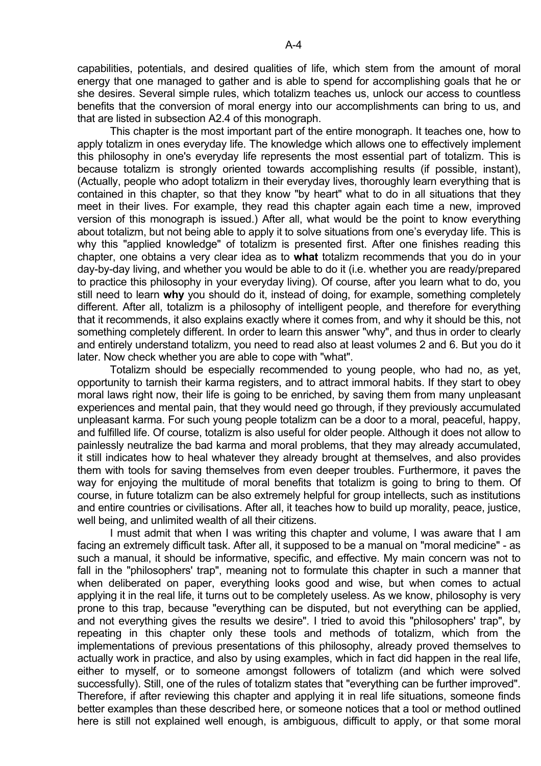capabilities, potentials, and desired qualities of life, which stem from the amount of moral energy that one managed to gather and is able to spend for accomplishing goals that he or she desires. Several simple rules, which totalizm teaches us, unlock our access to countless benefits that the conversion of moral energy into our accomplishments can bring to us, and that are listed in subsection A2.4 of this monograph.

This chapter is the most important part of the entire monograph. It teaches one, how to apply totalizm in ones everyday life. The knowledge which allows one to effectively implement this philosophy in one's everyday life represents the most essential part of totalizm. This is because totalizm is strongly oriented towards accomplishing results (if possible, instant), (Actually, people who adopt totalizm in their everyday lives, thoroughly learn everything that is contained in this chapter, so that they know "by heart" what to do in all situations that they meet in their lives. For example, they read this chapter again each time a new, improved version of this monograph is issued.) After all, what would be the point to know everything about totalizm, but not being able to apply it to solve situations from one's everyday life. This is why this "applied knowledge" of totalizm is presented first. After one finishes reading this chapter, one obtains a very clear idea as to **what** totalizm recommends that you do in your day-by-day living, and whether you would be able to do it (i.e. whether you are ready/prepared to practice this philosophy in your everyday living). Of course, after you learn what to do, you still need to learn **why** you should do it, instead of doing, for example, something completely different. After all, totalizm is a philosophy of intelligent people, and therefore for everything that it recommends, it also explains exactly where it comes from, and why it should be this, not something completely different. In order to learn this answer "why", and thus in order to clearly and entirely understand totalizm, you need to read also at least volumes 2 and 6. But you do it later. Now check whether you are able to cope with "what".

Totalizm should be especially recommended to young people, who had no, as yet, opportunity to tarnish their karma registers, and to attract immoral habits. If they start to obey moral laws right now, their life is going to be enriched, by saving them from many unpleasant experiences and mental pain, that they would need go through, if they previously accumulated unpleasant karma. For such young people totalizm can be a door to a moral, peaceful, happy, and fulfilled life. Of course, totalizm is also useful for older people. Although it does not allow to painlessly neutralize the bad karma and moral problems, that they may already accumulated, it still indicates how to heal whatever they already brought at themselves, and also provides them with tools for saving themselves from even deeper troubles. Furthermore, it paves the way for enjoying the multitude of moral benefits that totalizm is going to bring to them. Of course, in future totalizm can be also extremely helpful for group intellects, such as institutions and entire countries or civilisations. After all, it teaches how to build up morality, peace, justice, well being, and unlimited wealth of all their citizens.

I must admit that when I was writing this chapter and volume, I was aware that I am facing an extremely difficult task. After all, it supposed to be a manual on "moral medicine" - as such a manual, it should be informative, specific, and effective. My main concern was not to fall in the "philosophers' trap", meaning not to formulate this chapter in such a manner that when deliberated on paper, everything looks good and wise, but when comes to actual applying it in the real life, it turns out to be completely useless. As we know, philosophy is very prone to this trap, because "everything can be disputed, but not everything can be applied, and not everything gives the results we desire". I tried to avoid this "philosophers' trap", by repeating in this chapter only these tools and methods of totalizm, which from the implementations of previous presentations of this philosophy, already proved themselves to actually work in practice, and also by using examples, which in fact did happen in the real life, either to myself, or to someone amongst followers of totalizm (and which were solved successfully). Still, one of the rules of totalizm states that "everything can be further improved". Therefore, if after reviewing this chapter and applying it in real life situations, someone finds better examples than these described here, or someone notices that a tool or method outlined here is still not explained well enough, is ambiguous, difficult to apply, or that some moral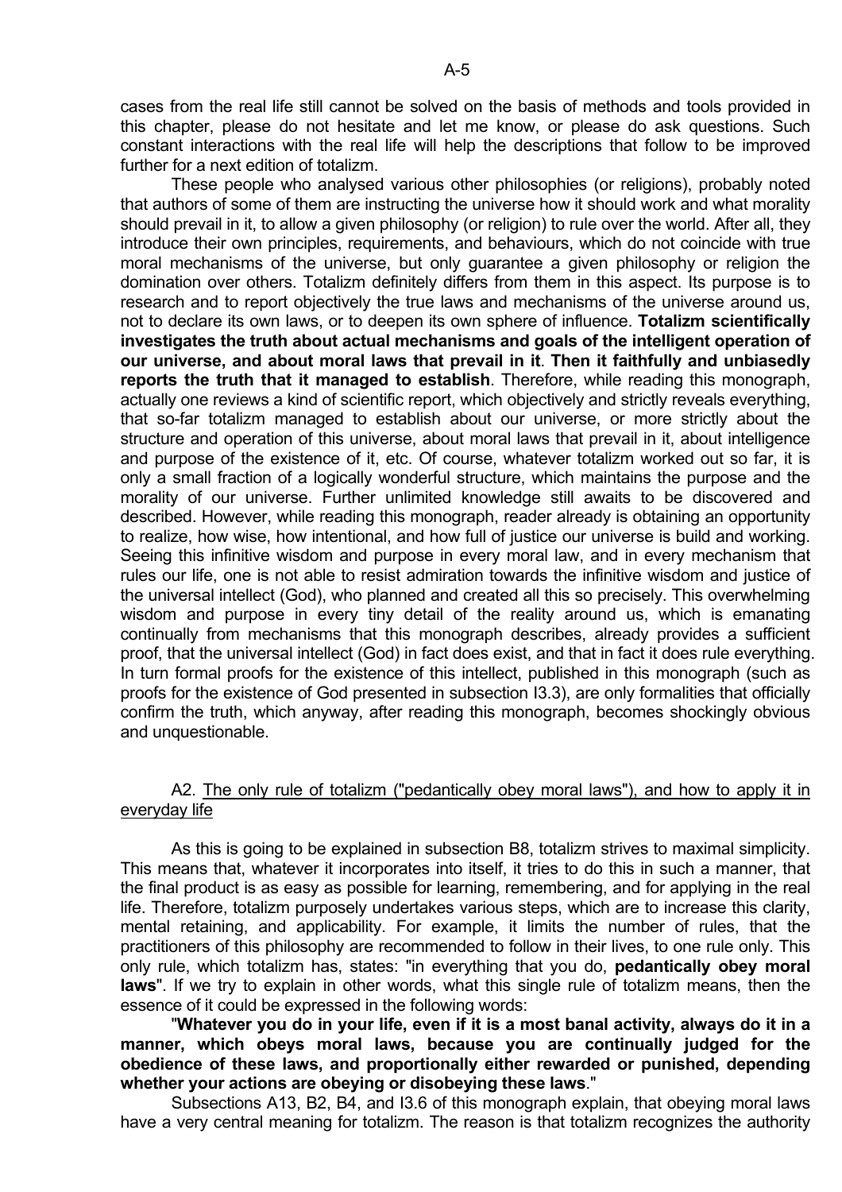cases from the real life still cannot be solved on the basis of methods and tools provided in this chapter, please do not hesitate and let me know, or please do ask questions. Such constant interactions with the real life will help the descriptions that follow to be improved further for a next edition of totalizm.

These people who analysed various other philosophies (or religions), probably noted that authors of some of them are instructing the universe how it should work and what morality should prevail in it, to allow a given philosophy (or religion) to rule over the world. After all, they introduce their own principles, requirements, and behaviours, which do not coincide with true moral mechanisms of the universe, but only guarantee a given philosophy or religion the domination over others. Totalizm definitely differs from them in this aspect. Its purpose is to research and to report objectively the true laws and mechanisms of the universe around us, not to declare its own laws, or to deepen its own sphere of influence. **Totalizm scientifically investigates the truth about actual mechanisms and goals of the intelligent operation of our universe, and about moral laws that prevail in it**. **Then it faithfully and unbiasedly reports the truth that it managed to establish**. Therefore, while reading this monograph, actually one reviews a kind of scientific report, which objectively and strictly reveals everything, that so-far totalizm managed to establish about our universe, or more strictly about the structure and operation of this universe, about moral laws that prevail in it, about intelligence and purpose of the existence of it, etc. Of course, whatever totalizm worked out so far, it is only a small fraction of a logically wonderful structure, which maintains the purpose and the morality of our universe. Further unlimited knowledge still awaits to be discovered and described. However, while reading this monograph, reader already is obtaining an opportunity to realize, how wise, how intentional, and how full of justice our universe is build and working. Seeing this infinitive wisdom and purpose in every moral law, and in every mechanism that rules our life, one is not able to resist admiration towards the infinitive wisdom and justice of the universal intellect (God), who planned and created all this so precisely. This overwhelming wisdom and purpose in every tiny detail of the reality around us, which is emanating continually from mechanisms that this monograph describes, already provides a sufficient proof, that the universal intellect (God) in fact does exist, and that in fact it does rule everything. In turn formal proofs for the existence of this intellect, published in this monograph (such as proofs for the existence of God presented in subsection I3.3), are only formalities that officially confirm the truth, which anyway, after reading this monograph, becomes shockingly obvious and unquestionable.

## A2. The only rule of totalizm ("pedantically obey moral laws"), and how to apply it in everyday life

As this is going to be explained in subsection B8, totalizm strives to maximal simplicity. This means that, whatever it incorporates into itself, it tries to do this in such a manner, that the final product is as easy as possible for learning, remembering, and for applying in the real life. Therefore, totalizm purposely undertakes various steps, which are to increase this clarity, mental retaining, and applicability. For example, it limits the number of rules, that the practitioners of this philosophy are recommended to follow in their lives, to one rule only. This only rule, which totalizm has, states: "in everything that you do, **pedantically obey moral laws**". If we try to explain in other words, what this single rule of totalizm means, then the essence of it could be expressed in the following words:

"**Whatever you do in your life, even if it is a most banal activity, always do it in a manner, which obeys moral laws, because you are continually judged for the obedience of these laws, and proportionally either rewarded or punished, depending whether your actions are obeying or disobeying these laws**."

Subsections A13, B2, B4, and I3.6 of this monograph explain, that obeying moral laws have a very central meaning for totalizm. The reason is that totalizm recognizes the authority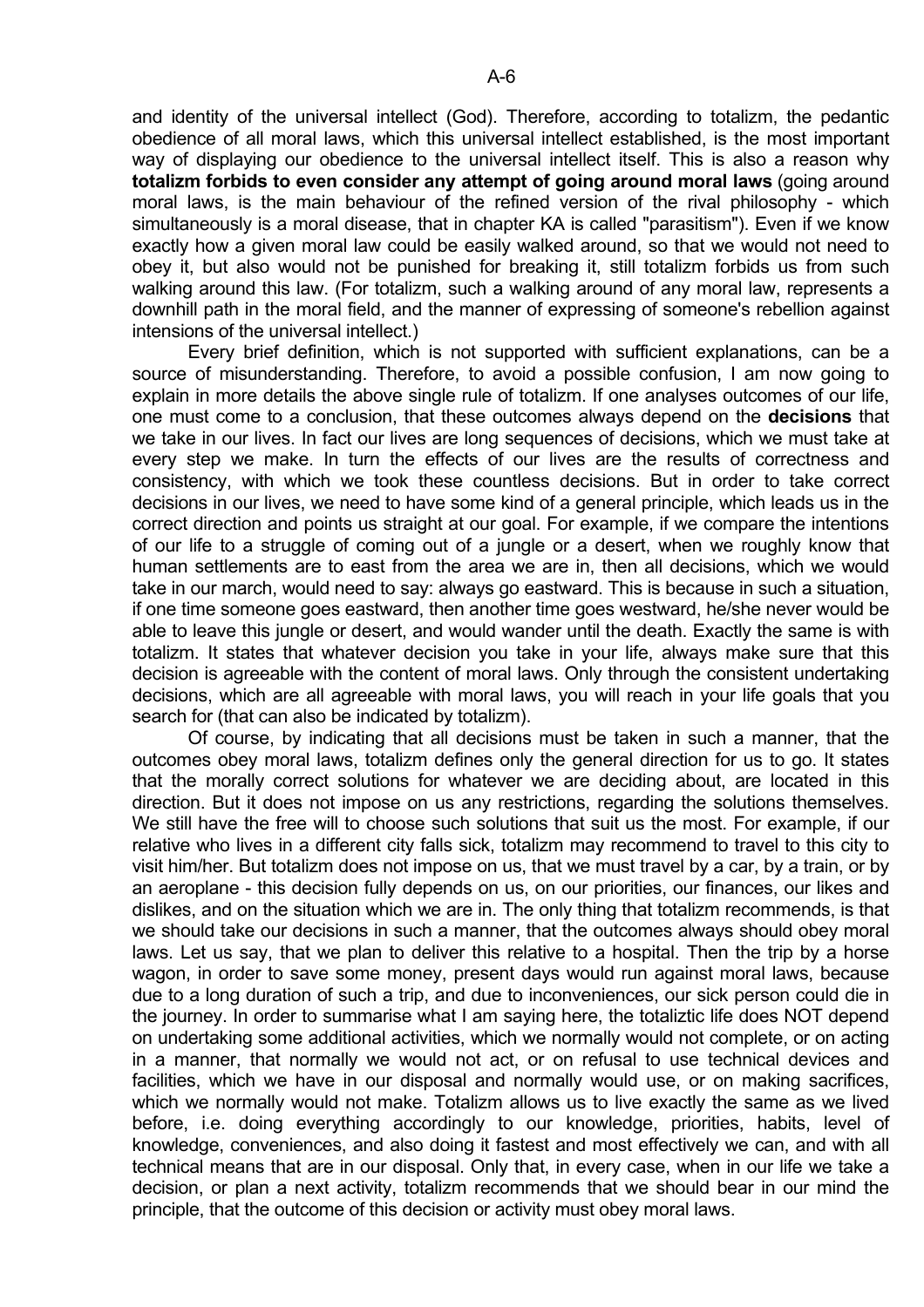and identity of the universal intellect (God). Therefore, according to totalizm, the pedantic obedience of all moral laws, which this universal intellect established, is the most important way of displaying our obedience to the universal intellect itself. This is also a reason why **totalizm forbids to even consider any attempt of going around moral laws** (going around moral laws, is the main behaviour of the refined version of the rival philosophy - which simultaneously is a moral disease, that in chapter KA is called "parasitism"). Even if we know exactly how a given moral law could be easily walked around, so that we would not need to obey it, but also would not be punished for breaking it, still totalizm forbids us from such walking around this law. (For totalizm, such a walking around of any moral law, represents a downhill path in the moral field, and the manner of expressing of someone's rebellion against intensions of the universal intellect.)

Every brief definition, which is not supported with sufficient explanations, can be a source of misunderstanding. Therefore, to avoid a possible confusion, I am now going to explain in more details the above single rule of totalizm. If one analyses outcomes of our life, one must come to a conclusion, that these outcomes always depend on the **decisions** that we take in our lives. In fact our lives are long sequences of decisions, which we must take at every step we make. In turn the effects of our lives are the results of correctness and consistency, with which we took these countless decisions. But in order to take correct decisions in our lives, we need to have some kind of a general principle, which leads us in the correct direction and points us straight at our goal. For example, if we compare the intentions of our life to a struggle of coming out of a jungle or a desert, when we roughly know that human settlements are to east from the area we are in, then all decisions, which we would take in our march, would need to say: always go eastward. This is because in such a situation, if one time someone goes eastward, then another time goes westward, he/she never would be able to leave this jungle or desert, and would wander until the death. Exactly the same is with totalizm. It states that whatever decision you take in your life, always make sure that this decision is agreeable with the content of moral laws. Only through the consistent undertaking decisions, which are all agreeable with moral laws, you will reach in your life goals that you search for (that can also be indicated by totalizm).

Of course, by indicating that all decisions must be taken in such a manner, that the outcomes obey moral laws, totalizm defines only the general direction for us to go. It states that the morally correct solutions for whatever we are deciding about, are located in this direction. But it does not impose on us any restrictions, regarding the solutions themselves. We still have the free will to choose such solutions that suit us the most. For example, if our relative who lives in a different city falls sick, totalizm may recommend to travel to this city to visit him/her. But totalizm does not impose on us, that we must travel by a car, by a train, or by an aeroplane - this decision fully depends on us, on our priorities, our finances, our likes and dislikes, and on the situation which we are in. The only thing that totalizm recommends, is that we should take our decisions in such a manner, that the outcomes always should obey moral laws. Let us say, that we plan to deliver this relative to a hospital. Then the trip by a horse wagon, in order to save some money, present days would run against moral laws, because due to a long duration of such a trip, and due to inconveniences, our sick person could die in the journey. In order to summarise what I am saying here, the totaliztic life does NOT depend on undertaking some additional activities, which we normally would not complete, or on acting in a manner, that normally we would not act, or on refusal to use technical devices and facilities, which we have in our disposal and normally would use, or on making sacrifices, which we normally would not make. Totalizm allows us to live exactly the same as we lived before, i.e. doing everything accordingly to our knowledge, priorities, habits, level of knowledge, conveniences, and also doing it fastest and most effectively we can, and with all technical means that are in our disposal. Only that, in every case, when in our life we take a decision, or plan a next activity, totalizm recommends that we should bear in our mind the principle, that the outcome of this decision or activity must obey moral laws.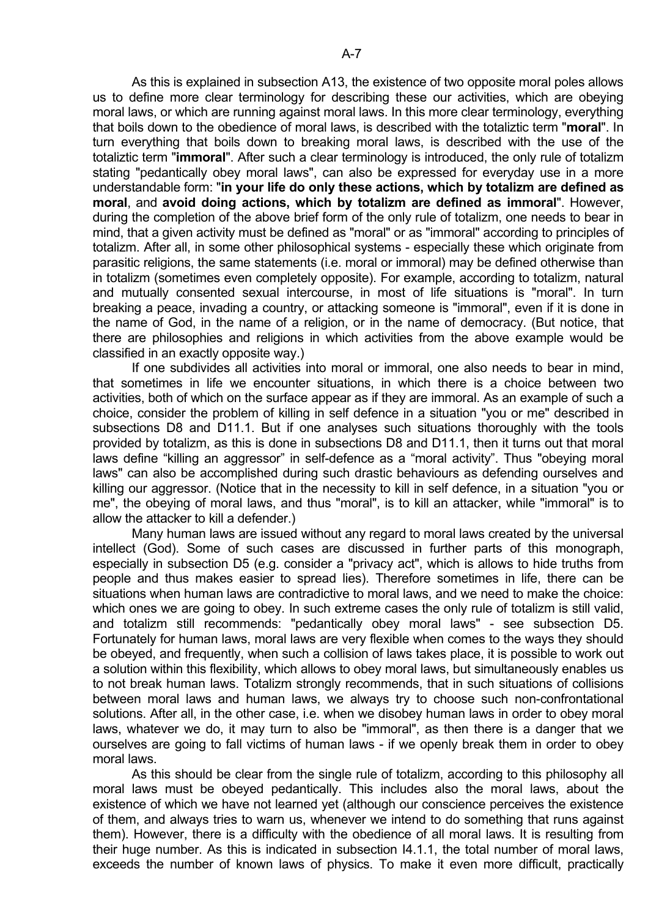As this is explained in subsection A13, the existence of two opposite moral poles allows us to define more clear terminology for describing these our activities, which are obeying moral laws, or which are running against moral laws. In this more clear terminology, everything that boils down to the obedience of moral laws, is described with the totaliztic term "**moral**". In turn everything that boils down to breaking moral laws, is described with the use of the totaliztic term "**immoral**". After such a clear terminology is introduced, the only rule of totalizm stating "pedantically obey moral laws", can also be expressed for everyday use in a more understandable form: "**in your life do only these actions, which by totalizm are defined as moral**, and **avoid doing actions, which by totalizm are defined as immoral**". However, during the completion of the above brief form of the only rule of totalizm, one needs to bear in mind, that a given activity must be defined as "moral" or as "immoral" according to principles of totalizm. After all, in some other philosophical systems - especially these which originate from parasitic religions, the same statements (i.e. moral or immoral) may be defined otherwise than in totalizm (sometimes even completely opposite). For example, according to totalizm, natural and mutually consented sexual intercourse, in most of life situations is "moral". In turn breaking a peace, invading a country, or attacking someone is "immoral", even if it is done in the name of God, in the name of a religion, or in the name of democracy. (But notice, that there are philosophies and religions in which activities from the above example would be classified in an exactly opposite way.)

If one subdivides all activities into moral or immoral, one also needs to bear in mind, that sometimes in life we encounter situations, in which there is a choice between two activities, both of which on the surface appear as if they are immoral. As an example of such a choice, consider the problem of killing in self defence in a situation "you or me" described in subsections D8 and D11.1. But if one analyses such situations thoroughly with the tools provided by totalizm, as this is done in subsections D8 and D11.1, then it turns out that moral laws define “killing an aggressor” in self-defence as a “moral activity”. Thus "obeying moral laws" can also be accomplished during such drastic behaviours as defending ourselves and killing our aggressor. (Notice that in the necessity to kill in self defence, in a situation "you or me", the obeying of moral laws, and thus "moral", is to kill an attacker, while "immoral" is to allow the attacker to kill a defender.)

Many human laws are issued without any regard to moral laws created by the universal intellect (God). Some of such cases are discussed in further parts of this monograph, especially in subsection D5 (e.g. consider a "privacy act", which is allows to hide truths from people and thus makes easier to spread lies). Therefore sometimes in life, there can be situations when human laws are contradictive to moral laws, and we need to make the choice: which ones we are going to obey. In such extreme cases the only rule of totalizm is still valid, and totalizm still recommends: "pedantically obey moral laws" - see subsection D5. Fortunately for human laws, moral laws are very flexible when comes to the ways they should be obeyed, and frequently, when such a collision of laws takes place, it is possible to work out a solution within this flexibility, which allows to obey moral laws, but simultaneously enables us to not break human laws. Totalizm strongly recommends, that in such situations of collisions between moral laws and human laws, we always try to choose such non-confrontational solutions. After all, in the other case, i.e. when we disobey human laws in order to obey moral laws, whatever we do, it may turn to also be "immoral", as then there is a danger that we ourselves are going to fall victims of human laws - if we openly break them in order to obey moral laws.

As this should be clear from the single rule of totalizm, according to this philosophy all moral laws must be obeyed pedantically. This includes also the moral laws, about the existence of which we have not learned yet (although our conscience perceives the existence of them, and always tries to warn us, whenever we intend to do something that runs against them). However, there is a difficulty with the obedience of all moral laws. It is resulting from their huge number. As this is indicated in subsection I4.1.1, the total number of moral laws, exceeds the number of known laws of physics. To make it even more difficult, practically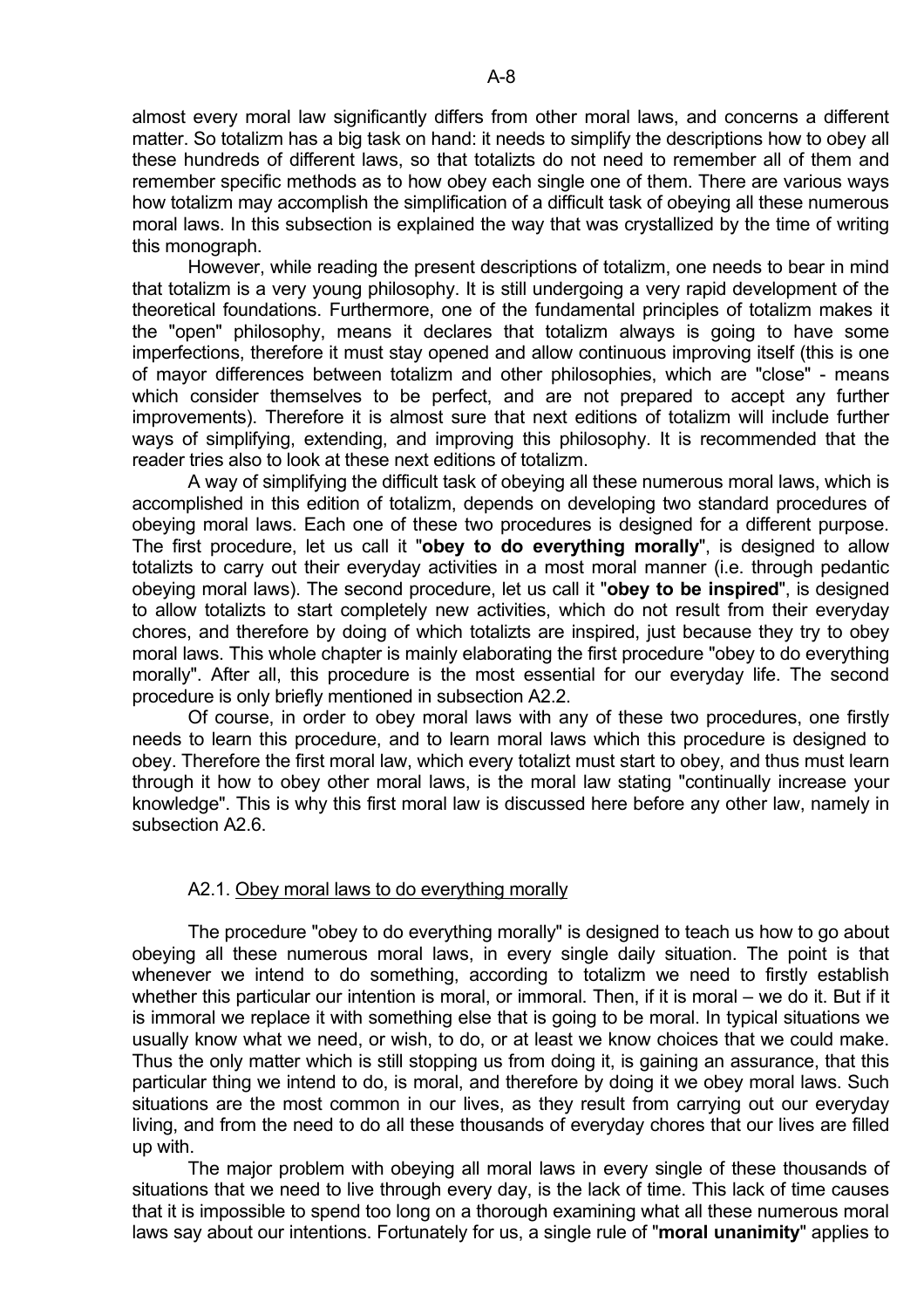almost every moral law significantly differs from other moral laws, and concerns a different matter. So totalizm has a big task on hand: it needs to simplify the descriptions how to obey all these hundreds of different laws, so that totalizts do not need to remember all of them and remember specific methods as to how obey each single one of them. There are various ways how totalizm may accomplish the simplification of a difficult task of obeying all these numerous moral laws. In this subsection is explained the way that was crystallized by the time of writing this monograph.

However, while reading the present descriptions of totalizm, one needs to bear in mind that totalizm is a very young philosophy. It is still undergoing a very rapid development of the theoretical foundations. Furthermore, one of the fundamental principles of totalizm makes it the "open" philosophy, means it declares that totalizm always is going to have some imperfections, therefore it must stay opened and allow continuous improving itself (this is one of mayor differences between totalizm and other philosophies, which are "close" - means which consider themselves to be perfect, and are not prepared to accept any further improvements). Therefore it is almost sure that next editions of totalizm will include further ways of simplifying, extending, and improving this philosophy. It is recommended that the reader tries also to look at these next editions of totalizm.

A way of simplifying the difficult task of obeying all these numerous moral laws, which is accomplished in this edition of totalizm, depends on developing two standard procedures of obeying moral laws. Each one of these two procedures is designed for a different purpose. The first procedure, let us call it "**obey to do everything morally**", is designed to allow totalizts to carry out their everyday activities in a most moral manner (i.e. through pedantic obeying moral laws). The second procedure, let us call it "**obey to be inspired**", is designed to allow totalizts to start completely new activities, which do not result from their everyday chores, and therefore by doing of which totalizts are inspired, just because they try to obey moral laws. This whole chapter is mainly elaborating the first procedure "obey to do everything morally". After all, this procedure is the most essential for our everyday life. The second procedure is only briefly mentioned in subsection A2.2.

Of course, in order to obey moral laws with any of these two procedures, one firstly needs to learn this procedure, and to learn moral laws which this procedure is designed to obey. Therefore the first moral law, which every totalizt must start to obey, and thus must learn through it how to obey other moral laws, is the moral law stating "continually increase your knowledge". This is why this first moral law is discussed here before any other law, namely in subsection A2.6.

### A2.1. Obey moral laws to do everything morally

The procedure "obey to do everything morally" is designed to teach us how to go about obeying all these numerous moral laws, in every single daily situation. The point is that whenever we intend to do something, according to totalizm we need to firstly establish whether this particular our intention is moral, or immoral. Then, if it is moral – we do it. But if it is immoral we replace it with something else that is going to be moral. In typical situations we usually know what we need, or wish, to do, or at least we know choices that we could make. Thus the only matter which is still stopping us from doing it, is gaining an assurance, that this particular thing we intend to do, is moral, and therefore by doing it we obey moral laws. Such situations are the most common in our lives, as they result from carrying out our everyday living, and from the need to do all these thousands of everyday chores that our lives are filled up with.

The major problem with obeying all moral laws in every single of these thousands of situations that we need to live through every day, is the lack of time. This lack of time causes that it is impossible to spend too long on a thorough examining what all these numerous moral laws say about our intentions. Fortunately for us, a single rule of "**moral unanimity**" applies to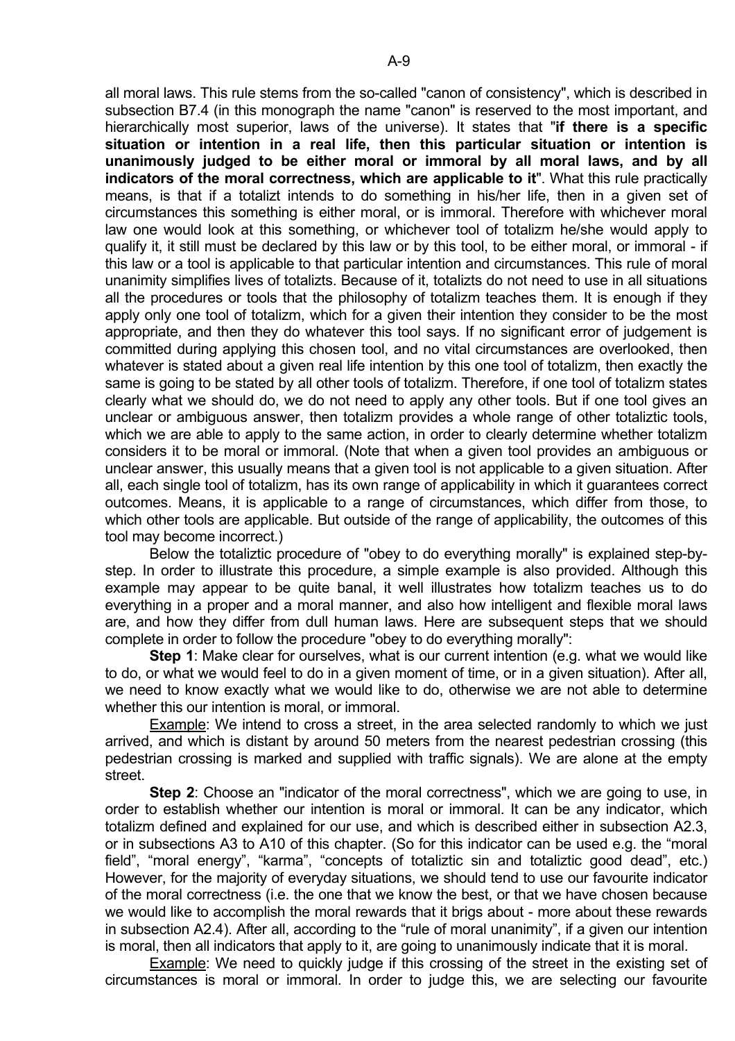all moral laws. This rule stems from the so-called "canon of consistency", which is described in subsection B7.4 (in this monograph the name "canon" is reserved to the most important, and hierarchically most superior, laws of the universe). It states that "**if there is a specific situation or intention in a real life, then this particular situation or intention is unanimously judged to be either moral or immoral by all moral laws, and by all indicators of the moral correctness, which are applicable to it**". What this rule practically means, is that if a totalizt intends to do something in his/her life, then in a given set of circumstances this something is either moral, or is immoral. Therefore with whichever moral law one would look at this something, or whichever tool of totalizm he/she would apply to qualify it, it still must be declared by this law or by this tool, to be either moral, or immoral - if this law or a tool is applicable to that particular intention and circumstances. This rule of moral unanimity simplifies lives of totalizts. Because of it, totalizts do not need to use in all situations all the procedures or tools that the philosophy of totalizm teaches them. It is enough if they apply only one tool of totalizm, which for a given their intention they consider to be the most appropriate, and then they do whatever this tool says. If no significant error of judgement is committed during applying this chosen tool, and no vital circumstances are overlooked, then whatever is stated about a given real life intention by this one tool of totalizm, then exactly the same is going to be stated by all other tools of totalizm. Therefore, if one tool of totalizm states clearly what we should do, we do not need to apply any other tools. But if one tool gives an unclear or ambiguous answer, then totalizm provides a whole range of other totaliztic tools, which we are able to apply to the same action, in order to clearly determine whether totalizm considers it to be moral or immoral. (Note that when a given tool provides an ambiguous or unclear answer, this usually means that a given tool is not applicable to a given situation. After all, each single tool of totalizm, has its own range of applicability in which it guarantees correct outcomes. Means, it is applicable to a range of circumstances, which differ from those, to which other tools are applicable. But outside of the range of applicability, the outcomes of this tool may become incorrect.)

Below the totaliztic procedure of "obey to do everything morally" is explained step-by-step. In order to illustrate this procedure, a simple example is also provided. Although this example may appear to be quite banal, it well illustrates how totalizm teaches us to do everything in a proper and a moral manner, and also how intelligent and flexible moral laws are, and how they differ from dull human laws. Here are subsequent steps that we should complete in order to follow the procedure "obey to do everything morally":

**Step 1**: Make clear for ourselves, what is our current intention (e.g. what we would like to do, or what we would feel to do in a given moment of time, or in a given situation). After all, we need to know exactly what we would like to do, otherwise we are not able to determine whether this our intention is moral, or immoral.

Example: We intend to cross a street, in the area selected randomly to which we just arrived, and which is distant by around 50 meters from the nearest pedestrian crossing (this pedestrian crossing is marked and supplied with traffic signals). We are alone at the empty street.

**Step 2**: Choose an "indicator of the moral correctness", which we are going to use, in order to establish whether our intention is moral or immoral. It can be any indicator, which totalizm defined and explained for our use, and which is described either in subsection A2.3, or in subsections A3 to A10 of this chapter. (So for this indicator can be used e.g. the "moral field", "moral energy", "karma", "concepts of totaliztic sin and totaliztic good dead", etc.) However, for the majority of everyday situations, we should tend to use our favourite indicator of the moral correctness (i.e. the one that we know the best, or that we have chosen because we would like to accomplish the moral rewards that it brigs about - more about these rewards in subsection A2.4). After all, according to the "rule of moral unanimity", if a given our intention is moral, then all indicators that apply to it, are going to unanimously indicate that it is moral.

Example: We need to quickly judge if this crossing of the street in the existing set of circumstances is moral or immoral. In order to judge this, we are selecting our favourite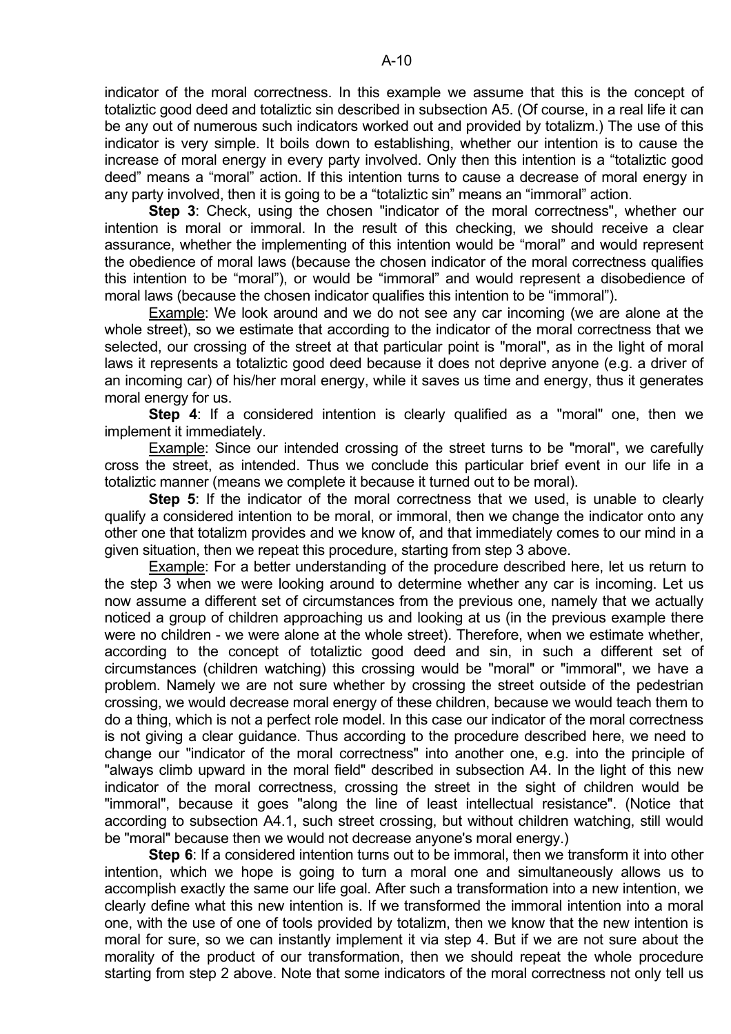indicator of the moral correctness. In this example we assume that this is the concept of totaliztic good deed and totaliztic sin described in subsection A5. (Of course, in a real life it can be any out of numerous such indicators worked out and provided by totalizm.) The use of this indicator is very simple. It boils down to establishing, whether our intention is to cause the increase of moral energy in every party involved. Only then this intention is a "totaliztic good deed" means a "moral" action. If this intention turns to cause a decrease of moral energy in any party involved, then it is going to be a "totaliztic sin" means an "immoral" action.

**Step 3**: Check, using the chosen "indicator of the moral correctness", whether our intention is moral or immoral. In the result of this checking, we should receive a clear assurance, whether the implementing of this intention would be "moral" and would represent the obedience of moral laws (because the chosen indicator of the moral correctness qualifies this intention to be "moral"), or would be "immoral" and would represent a disobedience of moral laws (because the chosen indicator qualifies this intention to be "immoral").

Example: We look around and we do not see any car incoming (we are alone at the whole street), so we estimate that according to the indicator of the moral correctness that we selected, our crossing of the street at that particular point is "moral", as in the light of moral laws it represents a totaliztic good deed because it does not deprive anyone (e.g. a driver of an incoming car) of his/her moral energy, while it saves us time and energy, thus it generates moral energy for us.

**Step 4**: If a considered intention is clearly qualified as a "moral" one, then we implement it immediately.

Example: Since our intended crossing of the street turns to be "moral", we carefully cross the street, as intended. Thus we conclude this particular brief event in our life in a totaliztic manner (means we complete it because it turned out to be moral).

**Step 5**: If the indicator of the moral correctness that we used, is unable to clearly qualify a considered intention to be moral, or immoral, then we change the indicator onto any other one that totalizm provides and we know of, and that immediately comes to our mind in a given situation, then we repeat this procedure, starting from step 3 above.

Example: For a better understanding of the procedure described here, let us return to the step 3 when we were looking around to determine whether any car is incoming. Let us now assume a different set of circumstances from the previous one, namely that we actually noticed a group of children approaching us and looking at us (in the previous example there were no children - we were alone at the whole street). Therefore, when we estimate whether, according to the concept of totaliztic good deed and sin, in such a different set of circumstances (children watching) this crossing would be "moral" or "immoral", we have a problem. Namely we are not sure whether by crossing the street outside of the pedestrian crossing, we would decrease moral energy of these children, because we would teach them to do a thing, which is not a perfect role model. In this case our indicator of the moral correctness is not giving a clear guidance. Thus according to the procedure described here, we need to change our "indicator of the moral correctness" into another one, e.g. into the principle of "always climb upward in the moral field" described in subsection A4. In the light of this new indicator of the moral correctness, crossing the street in the sight of children would be "immoral", because it goes "along the line of least intellectual resistance". (Notice that according to subsection A4.1, such street crossing, but without children watching, still would be "moral" because then we would not decrease anyone's moral energy.)

**Step 6**: If a considered intention turns out to be immoral, then we transform it into other intention, which we hope is going to turn a moral one and simultaneously allows us to accomplish exactly the same our life goal. After such a transformation into a new intention, we clearly define what this new intention is. If we transformed the immoral intention into a moral one, with the use of one of tools provided by totalizm, then we know that the new intention is moral for sure, so we can instantly implement it via step 4. But if we are not sure about the morality of the product of our transformation, then we should repeat the whole procedure starting from step 2 above. Note that some indicators of the moral correctness not only tell us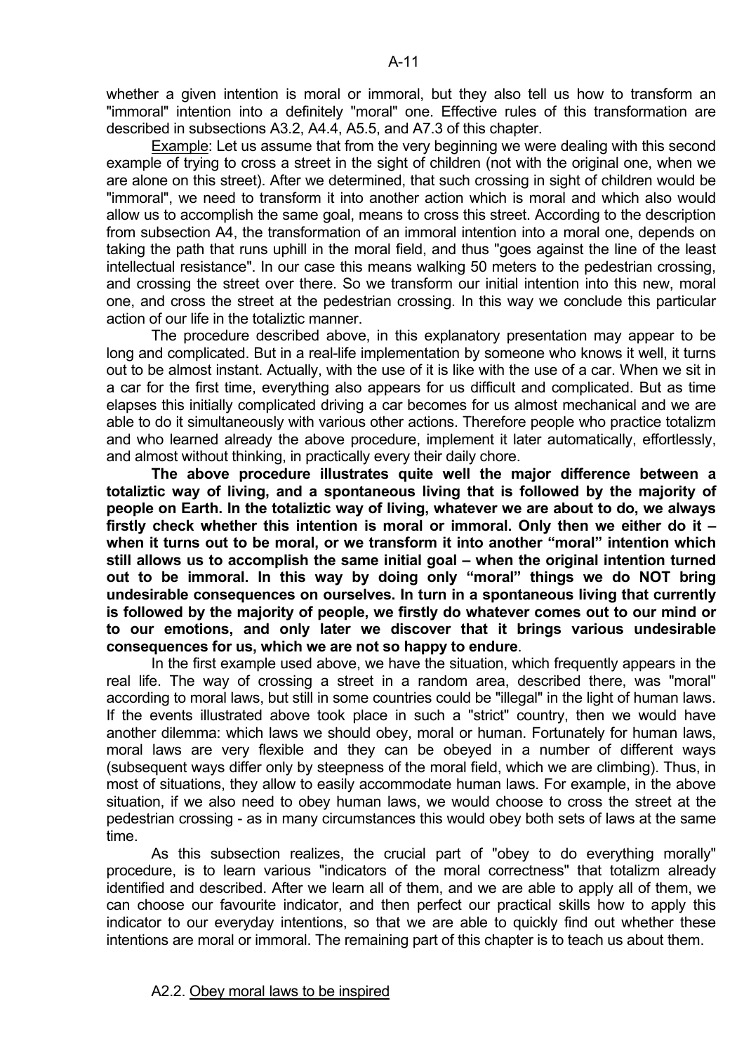whether a given intention is moral or immoral, but they also tell us how to transform an "immoral" intention into a definitely "moral" one. Effective rules of this transformation are described in subsections A3.2, A4.4, A5.5, and A7.3 of this chapter.

Example: Let us assume that from the very beginning we were dealing with this second example of trying to cross a street in the sight of children (not with the original one, when we are alone on this street). After we determined, that such crossing in sight of children would be "immoral", we need to transform it into another action which is moral and which also would allow us to accomplish the same goal, means to cross this street. According to the description from subsection A4, the transformation of an immoral intention into a moral one, depends on taking the path that runs uphill in the moral field, and thus "goes against the line of the least intellectual resistance". In our case this means walking 50 meters to the pedestrian crossing, and crossing the street over there. So we transform our initial intention into this new, moral one, and cross the street at the pedestrian crossing. In this way we conclude this particular action of our life in the totaliztic manner.

The procedure described above, in this explanatory presentation may appear to be long and complicated. But in a real-life implementation by someone who knows it well, it turns out to be almost instant. Actually, with the use of it is like with the use of a car. When we sit in a car for the first time, everything also appears for us difficult and complicated. But as time elapses this initially complicated driving a car becomes for us almost mechanical and we are able to do it simultaneously with various other actions. Therefore people who practice totalizm and who learned already the above procedure, implement it later automatically, effortlessly, and almost without thinking, in practically every their daily chore.

**The above procedure illustrates quite well the major difference between a totaliztic way of living, and a spontaneous living that is followed by the majority of people on Earth. In the totaliztic way of living, whatever we are about to do, we always firstly check whether this intention is moral or immoral. Only then we either do it – when it turns out to be moral, or we transform it into another "moral" intention which still allows us to accomplish the same initial goal – when the original intention turned out to be immoral. In this way by doing only "moral" things we do NOT bring undesirable consequences on ourselves. In turn in a spontaneous living that currently is followed by the majority of people, we firstly do whatever comes out to our mind or to our emotions, and only later we discover that it brings various undesirable consequences for us, which we are not so happy to endure**.

In the first example used above, we have the situation, which frequently appears in the real life. The way of crossing a street in a random area, described there, was "moral" according to moral laws, but still in some countries could be "illegal" in the light of human laws. If the events illustrated above took place in such a "strict" country, then we would have another dilemma: which laws we should obey, moral or human. Fortunately for human laws, moral laws are very flexible and they can be obeyed in a number of different ways (subsequent ways differ only by steepness of the moral field, which we are climbing). Thus, in most of situations, they allow to easily accommodate human laws. For example, in the above situation, if we also need to obey human laws, we would choose to cross the street at the pedestrian crossing - as in many circumstances this would obey both sets of laws at the same time.

As this subsection realizes, the crucial part of "obey to do everything morally" procedure, is to learn various "indicators of the moral correctness" that totalizm already identified and described. After we learn all of them, and we are able to apply all of them, we can choose our favourite indicator, and then perfect our practical skills how to apply this indicator to our everyday intentions, so that we are able to quickly find out whether these intentions are moral or immoral. The remaining part of this chapter is to teach us about them.

### A2.2. Obey moral laws to be inspired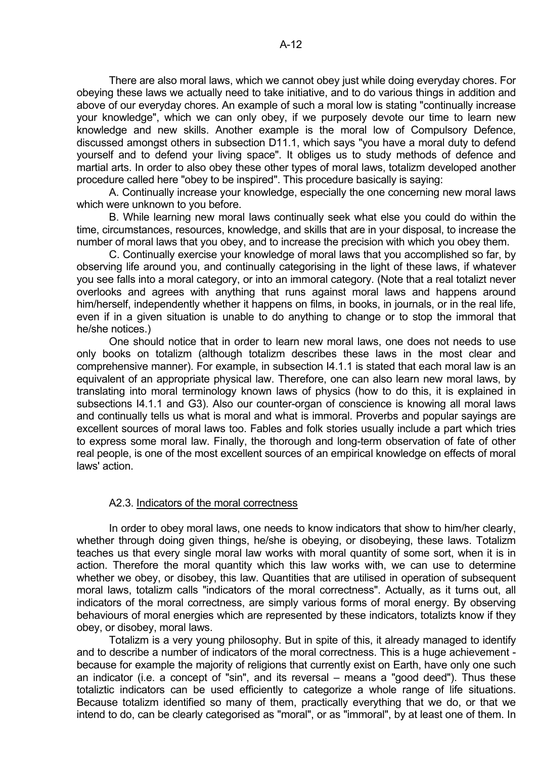There are also moral laws, which we cannot obey just while doing everyday chores. For obeying these laws we actually need to take initiative, and to do various things in addition and above of our everyday chores. An example of such a moral low is stating "continually increase your knowledge", which we can only obey, if we purposely devote our time to learn new knowledge and new skills. Another example is the moral low of Compulsory Defence, discussed amongst others in subsection D11.1, which says "you have a moral duty to defend yourself and to defend your living space". It obliges us to study methods of defence and martial arts. In order to also obey these other types of moral laws, totalizm developed another procedure called here "obey to be inspired". This procedure basically is saying:

A. Continually increase your knowledge, especially the one concerning new moral laws which were unknown to you before.

B. While learning new moral laws continually seek what else you could do within the time, circumstances, resources, knowledge, and skills that are in your disposal, to increase the number of moral laws that you obey, and to increase the precision with which you obey them.

C. Continually exercise your knowledge of moral laws that you accomplished so far, by observing life around you, and continually categorising in the light of these laws, if whatever you see falls into a moral category, or into an immoral category. (Note that a real totalizt never overlooks and agrees with anything that runs against moral laws and happens around him/herself, independently whether it happens on films, in books, in journals, or in the real life, even if in a given situation is unable to do anything to change or to stop the immoral that he/she notices.)

One should notice that in order to learn new moral laws, one does not needs to use only books on totalizm (although totalizm describes these laws in the most clear and comprehensive manner). For example, in subsection I4.1.1 is stated that each moral law is an equivalent of an appropriate physical law. Therefore, one can also learn new moral laws, by translating into moral terminology known laws of physics (how to do this, it is explained in subsections I4.1.1 and G3). Also our counter-organ of conscience is knowing all moral laws and continually tells us what is moral and what is immoral. Proverbs and popular sayings are excellent sources of moral laws too. Fables and folk stories usually include a part which tries to express some moral law. Finally, the thorough and long-term observation of fate of other real people, is one of the most excellent sources of an empirical knowledge on effects of moral laws' action.

### A2.3. Indicators of the moral correctness

In order to obey moral laws, one needs to know indicators that show to him/her clearly, whether through doing given things, he/she is obeying, or disobeying, these laws. Totalizm teaches us that every single moral law works with moral quantity of some sort, when it is in action. Therefore the moral quantity which this law works with, we can use to determine whether we obey, or disobey, this law. Quantities that are utilised in operation of subsequent moral laws, totalizm calls "indicators of the moral correctness". Actually, as it turns out, all indicators of the moral correctness, are simply various forms of moral energy. By observing behaviours of moral energies which are represented by these indicators, totalizts know if they obey, or disobey, moral laws.

Totalizm is a very young philosophy. But in spite of this, it already managed to identify and to describe a number of indicators of the moral correctness. This is a huge achievement - because for example the majority of religions that currently exist on Earth, have only one such an indicator (i.e. a concept of "sin", and its reversal – means a "good deed"). Thus these totaliztic indicators can be used efficiently to categorize a whole range of life situations. Because totalizm identified so many of them, practically everything that we do, or that we intend to do, can be clearly categorised as "moral", or as "immoral", by at least one of them. In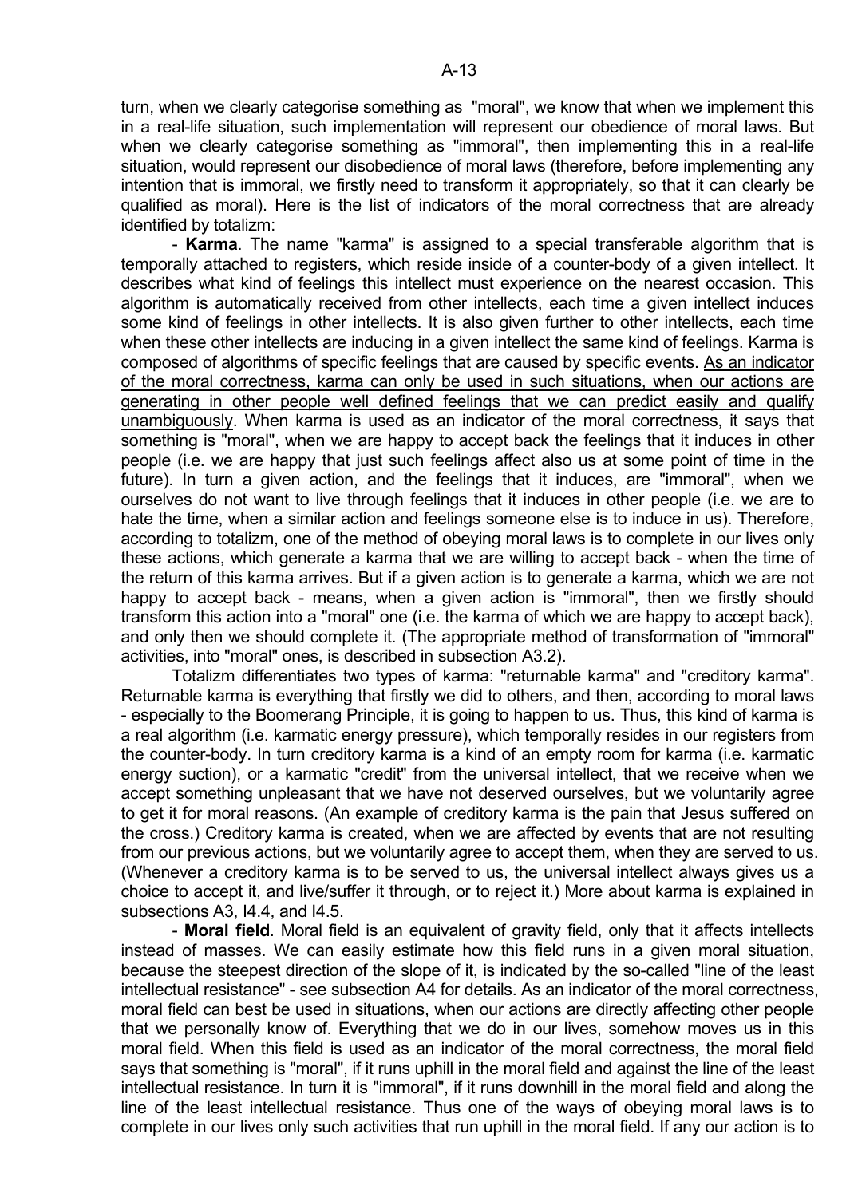turn, when we clearly categorise something as "moral", we know that when we implement this in a real-life situation, such implementation will represent our obedience of moral laws. But when we clearly categorise something as "immoral", then implementing this in a real-life situation, would represent our disobedience of moral laws (therefore, before implementing any intention that is immoral, we firstly need to transform it appropriately, so that it can clearly be qualified as moral). Here is the list of indicators of the moral correctness that are already identified by totalizm:

- **Karma**. The name "karma" is assigned to a special transferable algorithm that is temporally attached to registers, which reside inside of a counter-body of a given intellect. It describes what kind of feelings this intellect must experience on the nearest occasion. This algorithm is automatically received from other intellects, each time a given intellect induces some kind of feelings in other intellects. It is also given further to other intellects, each time when these other intellects are inducing in a given intellect the same kind of feelings. Karma is composed of algorithms of specific feelings that are caused by specific events. <u>As an indicator of the moral correctness, karma can only be used in such situations, when our actions are generating in other people well defined feelings that we can predict easily and qualify unambiguously</u>. When karma is used as an indicator of the moral correctness, it says that something is "moral", when we are happy to accept back the feelings that it induces in other people (i.e. we are happy that just such feelings affect also us at some point of time in the future). In turn a given action, and the feelings that it induces, are "immoral", when we ourselves do not want to live through feelings that it induces in other people (i.e. we are to hate the time, when a similar action and feelings someone else is to induce in us). Therefore, according to totalizm, one of the method of obeying moral laws is to complete in our lives only these actions, which generate a karma that we are willing to accept back - when the time of the return of this karma arrives. But if a given action is to generate a karma, which we are not happy to accept back - means, when a given action is "immoral", then we firstly should transform this action into a "moral" one (i.e. the karma of which we are happy to accept back), and only then we should complete it. (The appropriate method of transformation of "immoral" activities, into "moral" ones, is described in subsection A3.2).

Totalizm differentiates two types of karma: "returnable karma" and "creditory karma". Returnable karma is everything that firstly we did to others, and then, according to moral laws - especially to the Boomerang Principle, it is going to happen to us. Thus, this kind of karma is a real algorithm (i.e. karmatic energy pressure), which temporally resides in our registers from the counter-body. In turn creditory karma is a kind of an empty room for karma (i.e. karmatic energy suction), or a karmatic "credit" from the universal intellect, that we receive when we accept something unpleasant that we have not deserved ourselves, but we voluntarily agree to get it for moral reasons. (An example of creditory karma is the pain that Jesus suffered on the cross.) Creditory karma is created, when we are affected by events that are not resulting from our previous actions, but we voluntarily agree to accept them, when they are served to us. (Whenever a creditory karma is to be served to us, the universal intellect always gives us a choice to accept it, and live/suffer it through, or to reject it.) More about karma is explained in subsections A3, I4.4, and I4.5.

- **Moral field**. Moral field is an equivalent of gravity field, only that it affects intellects instead of masses. We can easily estimate how this field runs in a given moral situation, because the steepest direction of the slope of it, is indicated by the so-called "line of the least intellectual resistance" - see subsection A4 for details. As an indicator of the moral correctness, moral field can best be used in situations, when our actions are directly affecting other people that we personally know of. Everything that we do in our lives, somehow moves us in this moral field. When this field is used as an indicator of the moral correctness, the moral field says that something is "moral", if it runs uphill in the moral field and against the line of the least intellectual resistance. In turn it is "immoral", if it runs downhill in the moral field and along the line of the least intellectual resistance. Thus one of the ways of obeying moral laws is to complete in our lives only such activities that run uphill in the moral field. If any our action is to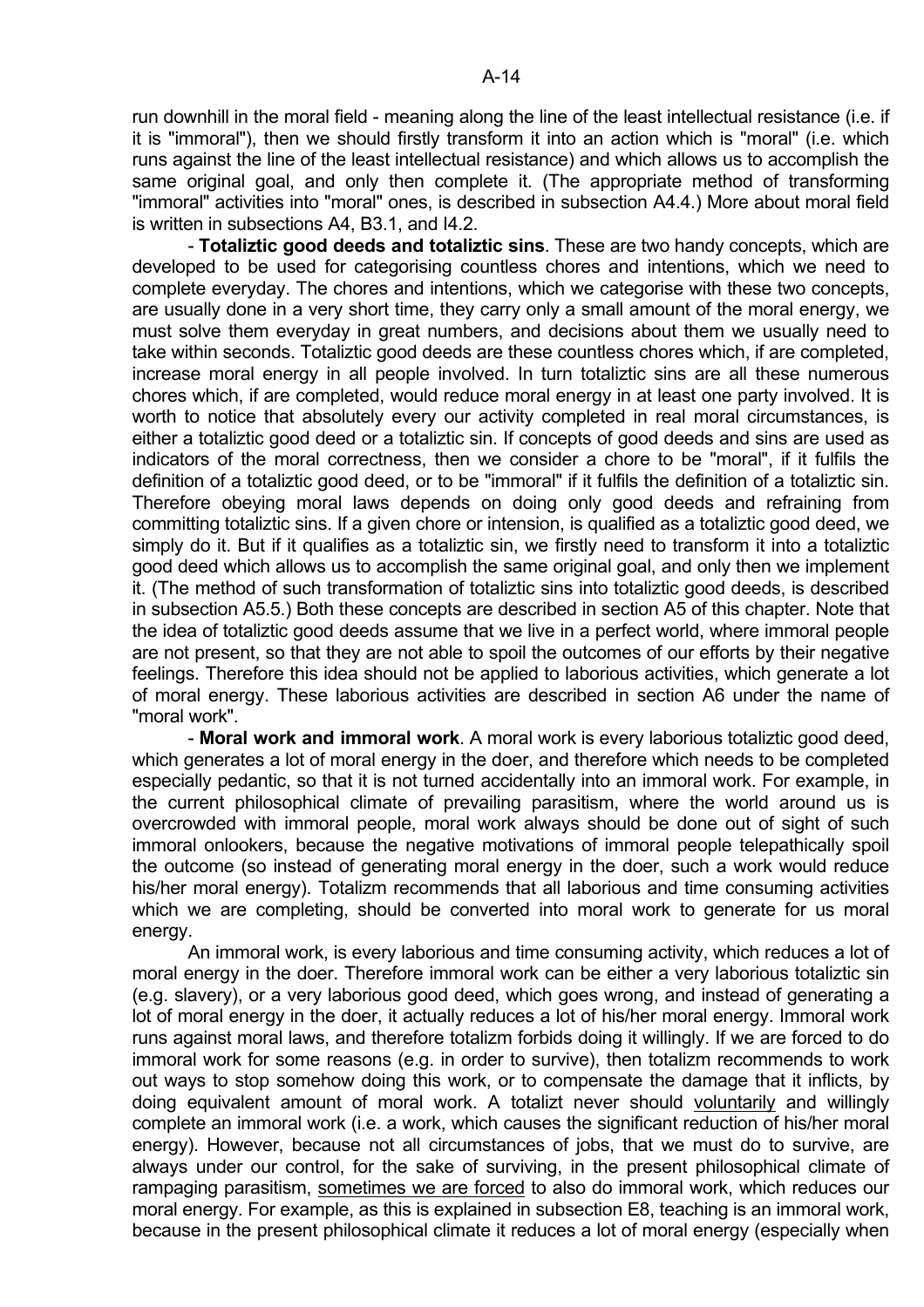run downhill in the moral field - meaning along the line of the least intellectual resistance (i.e. if it is "immoral"), then we should firstly transform it into an action which is "moral" (i.e. which runs against the line of the least intellectual resistance) and which allows us to accomplish the same original goal, and only then complete it. (The appropriate method of transforming "immoral" activities into "moral" ones, is described in subsection A4.4.) More about moral field is written in subsections A4, B3.1, and I4.2.

- **Totaliztic good deeds and totaliztic sins**. These are two handy concepts, which are developed to be used for categorising countless chores and intentions, which we need to complete everyday. The chores and intentions, which we categorise with these two concepts, are usually done in a very short time, they carry only a small amount of the moral energy, we must solve them everyday in great numbers, and decisions about them we usually need to take within seconds. Totaliztic good deeds are these countless chores which, if are completed, increase moral energy in all people involved. In turn totaliztic sins are all these numerous chores which, if are completed, would reduce moral energy in at least one party involved. It is worth to notice that absolutely every our activity completed in real moral circumstances, is either a totaliztic good deed or a totaliztic sin. If concepts of good deeds and sins are used as indicators of the moral correctness, then we consider a chore to be "moral", if it fulfils the definition of a totaliztic good deed, or to be "immoral" if it fulfils the definition of a totaliztic sin. Therefore obeying moral laws depends on doing only good deeds and refraining from committing totaliztic sins. If a given chore or intension, is qualified as a totaliztic good deed, we simply do it. But if it qualifies as a totaliztic sin, we firstly need to transform it into a totaliztic good deed which allows us to accomplish the same original goal, and only then we implement it. (The method of such transformation of totaliztic sins into totaliztic good deeds, is described in subsection A5.5.) Both these concepts are described in section A5 of this chapter. Note that the idea of totaliztic good deeds assume that we live in a perfect world, where immoral people are not present, so that they are not able to spoil the outcomes of our efforts by their negative feelings. Therefore this idea should not be applied to laborious activities, which generate a lot of moral energy. These laborious activities are described in section A6 under the name of "moral work".

- **Moral work and immoral work**. A moral work is every laborious totaliztic good deed, which generates a lot of moral energy in the doer, and therefore which needs to be completed especially pedantic, so that it is not turned accidentally into an immoral work. For example, in the current philosophical climate of prevailing parasitism, where the world around us is overcrowded with immoral people, moral work always should be done out of sight of such immoral onlookers, because the negative motivations of immoral people telepathically spoil the outcome (so instead of generating moral energy in the doer, such a work would reduce his/her moral energy). Totalizm recommends that all laborious and time consuming activities which we are completing, should be converted into moral work to generate for us moral energy.

An immoral work, is every laborious and time consuming activity, which reduces a lot of moral energy in the doer. Therefore immoral work can be either a very laborious totaliztic sin (e.g. slavery), or a very laborious good deed, which goes wrong, and instead of generating a lot of moral energy in the doer, it actually reduces a lot of his/her moral energy. Immoral work runs against moral laws, and therefore totalizm forbids doing it willingly. If we are forced to do immoral work for some reasons (e.g. in order to survive), then totalizm recommends to work out ways to stop somehow doing this work, or to compensate the damage that it inflicts, by doing equivalent amount of moral work. A totalizt never should voluntarily and willingly complete an immoral work (i.e. a work, which causes the significant reduction of his/her moral energy). However, because not all circumstances of jobs, that we must do to survive, are always under our control, for the sake of surviving, in the present philosophical climate of rampaging parasitism, sometimes we are forced to also do immoral work, which reduces our moral energy. For example, as this is explained in subsection E8, teaching is an immoral work, because in the present philosophical climate it reduces a lot of moral energy (especially when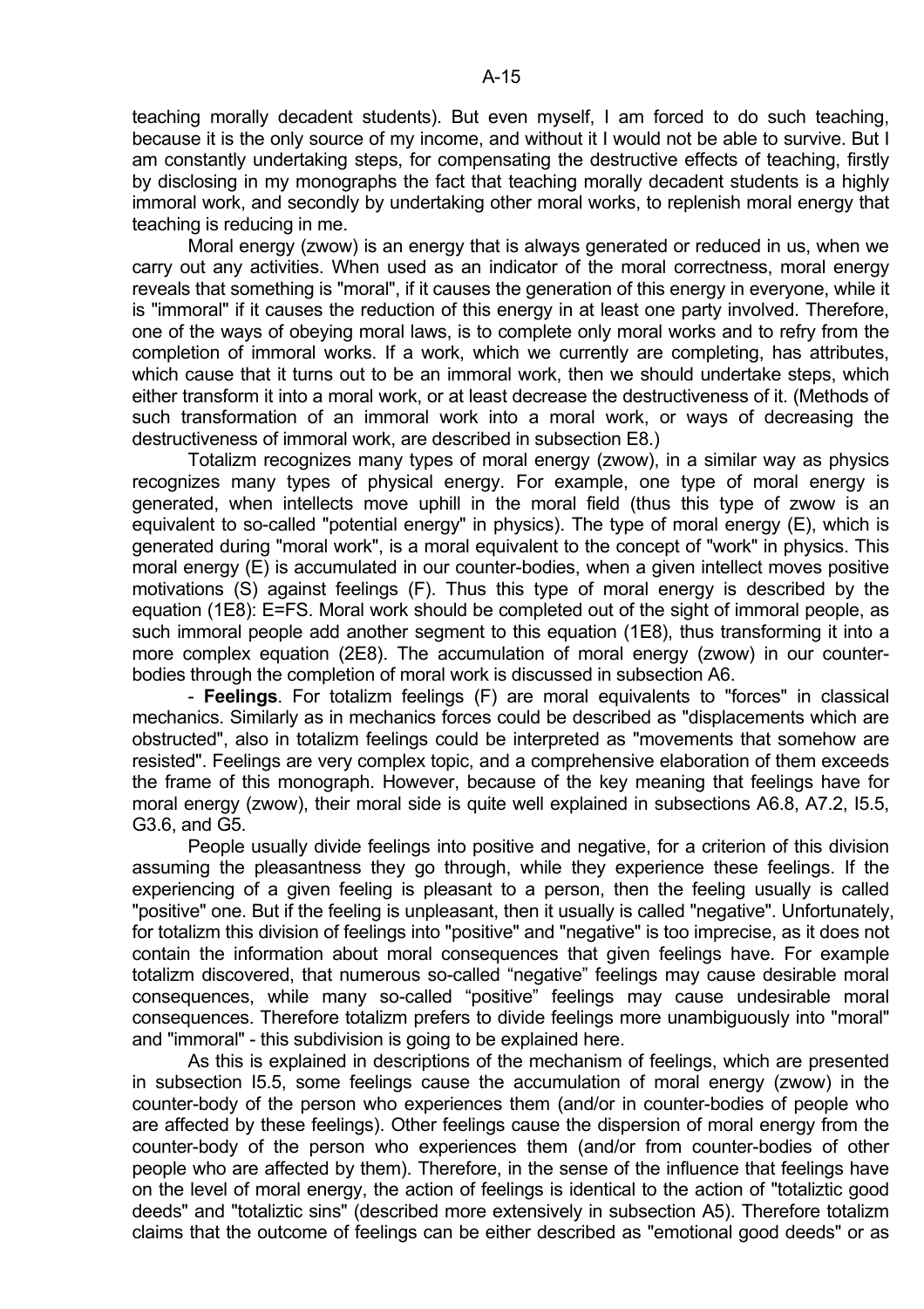teaching morally decadent students). But even myself, I am forced to do such teaching, because it is the only source of my income, and without it I would not be able to survive. But I am constantly undertaking steps, for compensating the destructive effects of teaching, firstly by disclosing in my monographs the fact that teaching morally decadent students is a highly immoral work, and secondly by undertaking other moral works, to replenish moral energy that teaching is reducing in me.

Moral energy (zwow) is an energy that is always generated or reduced in us, when we carry out any activities. When used as an indicator of the moral correctness, moral energy reveals that something is "moral", if it causes the generation of this energy in everyone, while it is "immoral" if it causes the reduction of this energy in at least one party involved. Therefore, one of the ways of obeying moral laws, is to complete only moral works and to refry from the completion of immoral works. If a work, which we currently are completing, has attributes, which cause that it turns out to be an immoral work, then we should undertake steps, which either transform it into a moral work, or at least decrease the destructiveness of it. (Methods of such transformation of an immoral work into a moral work, or ways of decreasing the destructiveness of immoral work, are described in subsection E8.)

Totalizm recognizes many types of moral energy (zwow), in a similar way as physics recognizes many types of physical energy. For example, one type of moral energy is generated, when intellects move uphill in the moral field (thus this type of zwow is an equivalent to so-called "potential energy" in physics). The type of moral energy (E), which is generated during "moral work", is a moral equivalent to the concept of "work" in physics. This moral energy (E) is accumulated in our counter-bodies, when a given intellect moves positive motivations (S) against feelings (F). Thus this type of moral energy is described by the equation (1E8): $E=FS$. Moral work should be completed out of the sight of immoral people, as such immoral people add another segment to this equation (1E8), thus transforming it into a more complex equation (2E8). The accumulation of moral energy (zwow) in our counter-bodies through the completion of moral work is discussed in subsection A6.

- **Feelings**. For totalizm feelings (F) are moral equivalents to "forces" in classical mechanics. Similarly as in mechanics forces could be described as "displacements which are obstructed", also in totalizm feelings could be interpreted as "movements that somehow are resisted". Feelings are very complex topic, and a comprehensive elaboration of them exceeds the frame of this monograph. However, because of the key meaning that feelings have for moral energy (zwow), their moral side is quite well explained in subsections A6.8, A7.2, I5.5, G3.6, and G5.

People usually divide feelings into positive and negative, for a criterion of this division assuming the pleasantness they go through, while they experience these feelings. If the experiencing of a given feeling is pleasant to a person, then the feeling usually is called "positive" one. But if the feeling is unpleasant, then it usually is called "negative". Unfortunately, for totalizm this division of feelings into "positive" and "negative" is too imprecise, as it does not contain the information about moral consequences that given feelings have. For example totalizm discovered, that numerous so-called “negative” feelings may cause desirable moral consequences, while many so-called “positive” feelings may cause undesirable moral consequences. Therefore totalizm prefers to divide feelings more unambiguously into "moral" and "immoral" - this subdivision is going to be explained here.

As this is explained in descriptions of the mechanism of feelings, which are presented in subsection I5.5, some feelings cause the accumulation of moral energy (zwow) in the counter-body of the person who experiences them (and/or in counter-bodies of people who are affected by these feelings). Other feelings cause the dispersion of moral energy from the counter-body of the person who experiences them (and/or from counter-bodies of other people who are affected by them). Therefore, in the sense of the influence that feelings have on the level of moral energy, the action of feelings is identical to the action of "totaliztic good deeds" and "totaliztic sins" (described more extensively in subsection A5). Therefore totalizm claims that the outcome of feelings can be either described as "emotional good deeds" or as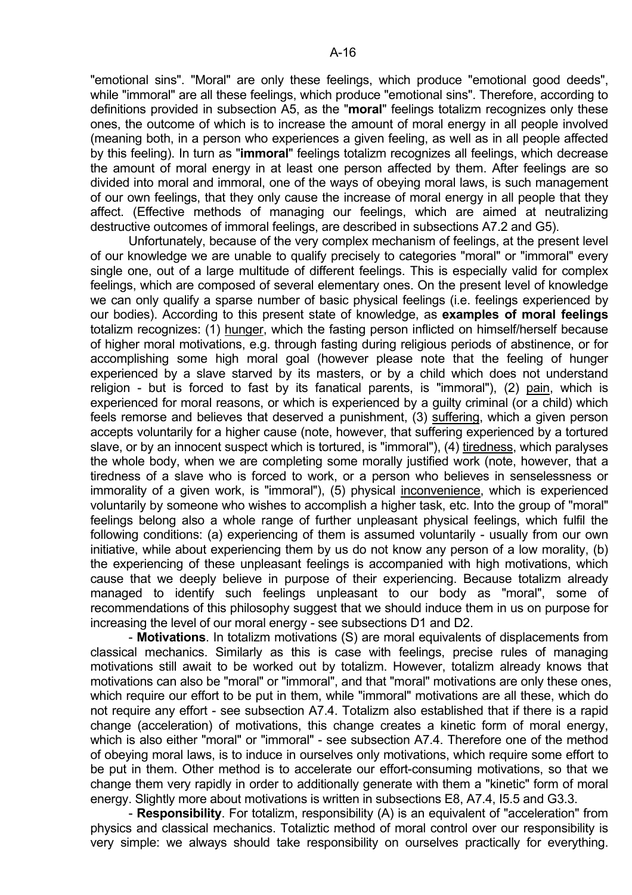"emotional sins". "Moral" are only these feelings, which produce "emotional good deeds", while "immoral" are all these feelings, which produce "emotional sins". Therefore, according to definitions provided in subsection A5, as the "**moral**" feelings totalizm recognizes only these ones, the outcome of which is to increase the amount of moral energy in all people involved (meaning both, in a person who experiences a given feeling, as well as in all people affected by this feeling). In turn as "**immoral**" feelings totalizm recognizes all feelings, which decrease the amount of moral energy in at least one person affected by them. After feelings are so divided into moral and immoral, one of the ways of obeying moral laws, is such management of our own feelings, that they only cause the increase of moral energy in all people that they affect. (Effective methods of managing our feelings, which are aimed at neutralizing destructive outcomes of immoral feelings, are described in subsections A7.2 and G5).

Unfortunately, because of the very complex mechanism of feelings, at the present level of our knowledge we are unable to qualify precisely to categories "moral" or "immoral" every single one, out of a large multitude of different feelings. This is especially valid for complex feelings, which are composed of several elementary ones. On the present level of knowledge we can only qualify a sparse number of basic physical feelings (i.e. feelings experienced by our bodies). According to this present state of knowledge, as **examples of moral feelings** totalizm recognizes: (1) hunger, which the fasting person inflicted on himself/herself because of higher moral motivations, e.g. through fasting during religious periods of abstinence, or for accomplishing some high moral goal (however please note that the feeling of hunger experienced by a slave starved by its masters, or by a child which does not understand religion - but is forced to fast by its fanatical parents, is "immoral"), (2) pain, which is experienced for moral reasons, or which is experienced by a guilty criminal (or a child) which feels remorse and believes that deserved a punishment, (3) suffering, which a given person accepts voluntarily for a higher cause (note, however, that suffering experienced by a tortured slave, or by an innocent suspect which is tortured, is "immoral"), (4) tiredness, which paralyses the whole body, when we are completing some morally justified work (note, however, that a tiredness of a slave who is forced to work, or a person who believes in senselessness or immorality of a given work, is "immoral"), (5) physical inconvenience, which is experienced voluntarily by someone who wishes to accomplish a higher task, etc. Into the group of "moral" feelings belong also a whole range of further unpleasant physical feelings, which fulfil the following conditions: (a) experiencing of them is assumed voluntarily - usually from our own initiative, while about experiencing them by us do not know any person of a low morality, (b) the experiencing of these unpleasant feelings is accompanied with high motivations, which cause that we deeply believe in purpose of their experiencing. Because totalizm already managed to identify such feelings unpleasant to our body as "moral", some of recommendations of this philosophy suggest that we should induce them in us on purpose for increasing the level of our moral energy - see subsections D1 and D2.

- **Motivations**. In totalizm motivations (S) are moral equivalents of displacements from classical mechanics. Similarly as this is case with feelings, precise rules of managing motivations still await to be worked out by totalizm. However, totalizm already knows that motivations can also be "moral" or "immoral", and that "moral" motivations are only these ones, which require our effort to be put in them, while "immoral" motivations are all these, which do not require any effort - see subsection A7.4. Totalizm also established that if there is a rapid change (acceleration) of motivations, this change creates a kinetic form of moral energy, which is also either "moral" or "immoral" - see subsection A7.4. Therefore one of the method of obeying moral laws, is to induce in ourselves only motivations, which require some effort to be put in them. Other method is to accelerate our effort-consuming motivations, so that we change them very rapidly in order to additionally generate with them a "kinetic" form of moral energy. Slightly more about motivations is written in subsections E8, A7.4, I5.5 and G3.3.

- **Responsibility**. For totalizm, responsibility (A) is an equivalent of "acceleration" from physics and classical mechanics. Totaliztic method of moral control over our responsibility is very simple: we always should take responsibility on ourselves practically for everything.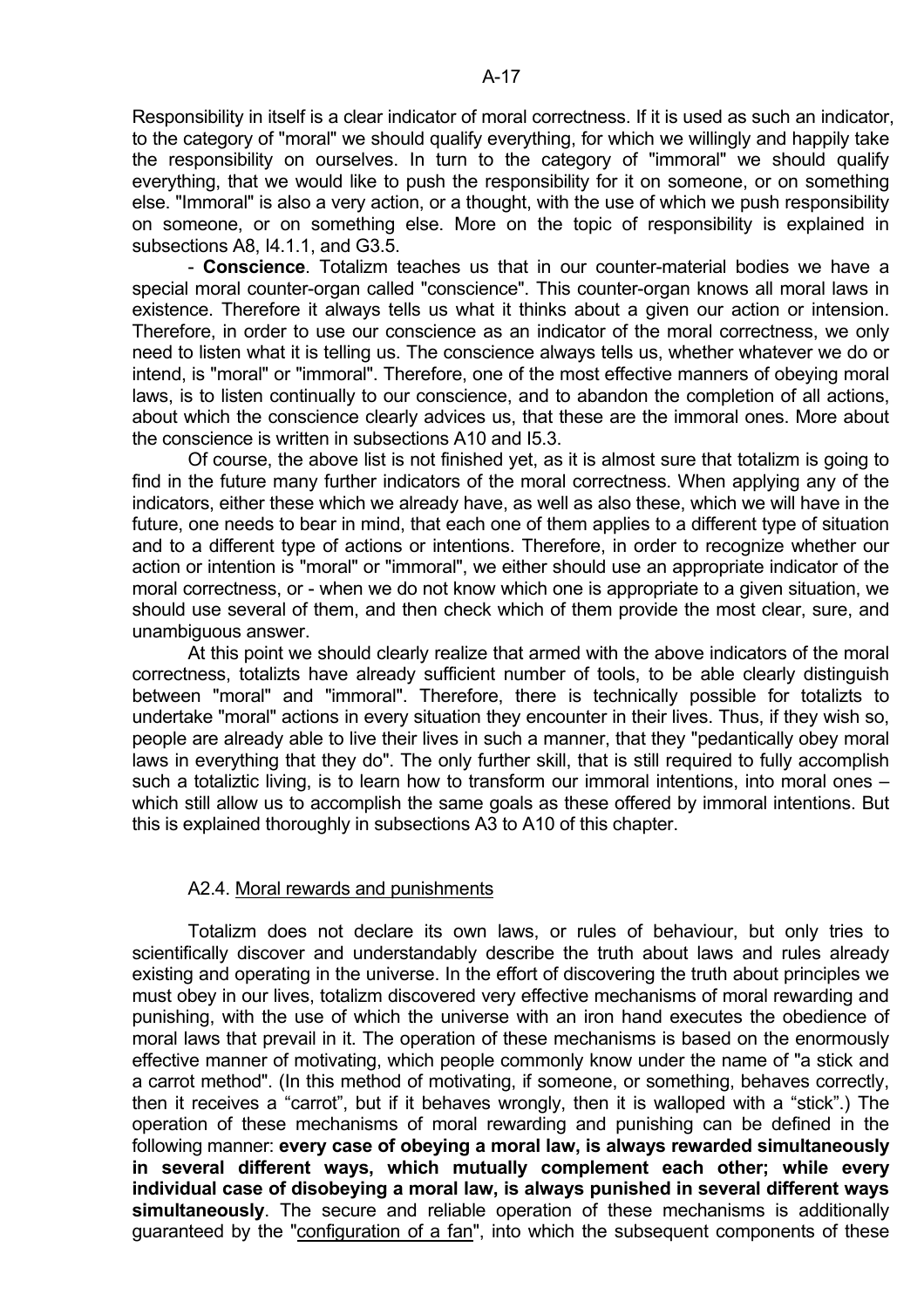Responsibility in itself is a clear indicator of moral correctness. If it is used as such an indicator, to the category of "moral" we should qualify everything, for which we willingly and happily take the responsibility on ourselves. In turn to the category of "immoral" we should qualify everything, that we would like to push the responsibility for it on someone, or on something else. "Immoral" is also a very action, or a thought, with the use of which we push responsibility on someone, or on something else. More on the topic of responsibility is explained in subsections A8, I4.1.1, and G3.5.

- **Conscience**. Totalizm teaches us that in our counter-material bodies we have a special moral counter-organ called "conscience". This counter-organ knows all moral laws in existence. Therefore it always tells us what it thinks about a given our action or intension. Therefore, in order to use our conscience as an indicator of the moral correctness, we only need to listen what it is telling us. The conscience always tells us, whether whatever we do or intend, is "moral" or "immoral". Therefore, one of the most effective manners of obeying moral laws, is to listen continually to our conscience, and to abandon the completion of all actions, about which the conscience clearly advices us, that these are the immoral ones. More about the conscience is written in subsections A10 and I5.3.

Of course, the above list is not finished yet, as it is almost sure that totalizm is going to find in the future many further indicators of the moral correctness. When applying any of the indicators, either these which we already have, as well as also these, which we will have in the future, one needs to bear in mind, that each one of them applies to a different type of situation and to a different type of actions or intentions. Therefore, in order to recognize whether our action or intention is "moral" or "immoral", we either should use an appropriate indicator of the moral correctness, or - when we do not know which one is appropriate to a given situation, we should use several of them, and then check which of them provide the most clear, sure, and unambiguous answer.

At this point we should clearly realize that armed with the above indicators of the moral correctness, totalizts have already sufficient number of tools, to be able clearly distinguish between "moral" and "immoral". Therefore, there is technically possible for totalizts to undertake "moral" actions in every situation they encounter in their lives. Thus, if they wish so, people are already able to live their lives in such a manner, that they "pedantically obey moral laws in everything that they do". The only further skill, that is still required to fully accomplish such a totaliztic living, is to learn how to transform our immoral intentions, into moral ones – which still allow us to accomplish the same goals as these offered by immoral intentions. But this is explained thoroughly in subsections A3 to A10 of this chapter.

### A2.4. Moral rewards and punishments

Totalizm does not declare its own laws, or rules of behaviour, but only tries to scientifically discover and understandably describe the truth about laws and rules already existing and operating in the universe. In the effort of discovering the truth about principles we must obey in our lives, totalizm discovered very effective mechanisms of moral rewarding and punishing, with the use of which the universe with an iron hand executes the obedience of moral laws that prevail in it. The operation of these mechanisms is based on the enormously effective manner of motivating, which people commonly know under the name of "a stick and a carrot method". (In this method of motivating, if someone, or something, behaves correctly, then it receives a "carrot", but if it behaves wrongly, then it is walloped with a "stick".) The operation of these mechanisms of moral rewarding and punishing can be defined in the following manner: **every case of obeying a moral law, is always rewarded simultaneously in several different ways, which mutually complement each other; while every individual case of disobeying a moral law, is always punished in several different ways simultaneously**. The secure and reliable operation of these mechanisms is additionally guaranteed by the "configuration of a fan", into which the subsequent components of these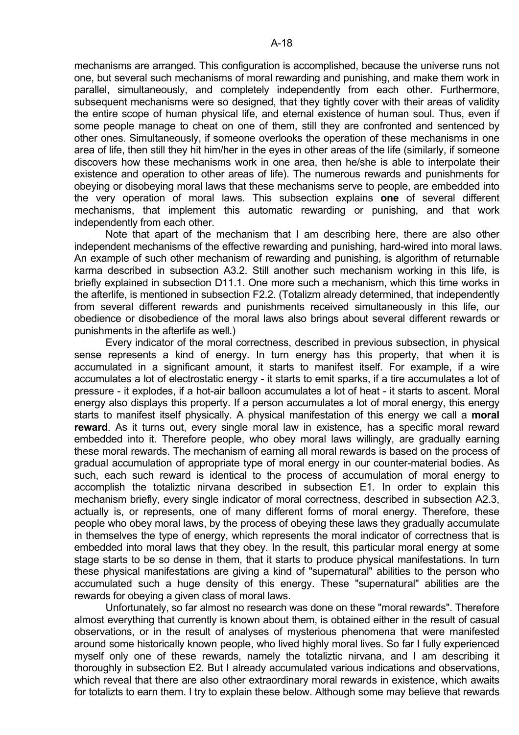mechanisms are arranged. This configuration is accomplished, because the universe runs not one, but several such mechanisms of moral rewarding and punishing, and make them work in parallel, simultaneously, and completely independently from each other. Furthermore, subsequent mechanisms were so designed, that they tightly cover with their areas of validity the entire scope of human physical life, and eternal existence of human soul. Thus, even if some people manage to cheat on one of them, still they are confronted and sentenced by other ones. Simultaneously, if someone overlooks the operation of these mechanisms in one area of life, then still they hit him/her in the eyes in other areas of the life (similarly, if someone discovers how these mechanisms work in one area, then he/she is able to interpolate their existence and operation to other areas of life). The numerous rewards and punishments for obeying or disobeying moral laws that these mechanisms serve to people, are embedded into the very operation of moral laws. This subsection explains **one** of several different mechanisms, that implement this automatic rewarding or punishing, and that work independently from each other.

Note that apart of the mechanism that I am describing here, there are also other independent mechanisms of the effective rewarding and punishing, hard-wired into moral laws. An example of such other mechanism of rewarding and punishing, is algorithm of returnable karma described in subsection A3.2. Still another such mechanism working in this life, is briefly explained in subsection D11.1. One more such a mechanism, which this time works in the afterlife, is mentioned in subsection F2.2. (Totalizm already determined, that independently from several different rewards and punishments received simultaneously in this life, our obedience or disobedience of the moral laws also brings about several different rewards or punishments in the afterlife as well.)

Every indicator of the moral correctness, described in previous subsection, in physical sense represents a kind of energy. In turn energy has this property, that when it is accumulated in a significant amount, it starts to manifest itself. For example, if a wire accumulates a lot of electrostatic energy - it starts to emit sparks, if a tire accumulates a lot of pressure - it explodes, if a hot-air balloon accumulates a lot of heat - it starts to ascent. Moral energy also displays this property. If a person accumulates a lot of moral energy, this energy starts to manifest itself physically. A physical manifestation of this energy we call a **moral reward**. As it turns out, every single moral law in existence, has a specific moral reward embedded into it. Therefore people, who obey moral laws willingly, are gradually earning these moral rewards. The mechanism of earning all moral rewards is based on the process of gradual accumulation of appropriate type of moral energy in our counter-material bodies. As such, each such reward is identical to the process of accumulation of moral energy to accomplish the totaliztic nirvana described in subsection E1. In order to explain this mechanism briefly, every single indicator of moral correctness, described in subsection A2.3, actually is, or represents, one of many different forms of moral energy. Therefore, these people who obey moral laws, by the process of obeying these laws they gradually accumulate in themselves the type of energy, which represents the moral indicator of correctness that is embedded into moral laws that they obey. In the result, this particular moral energy at some stage starts to be so dense in them, that it starts to produce physical manifestations. In turn these physical manifestations are giving a kind of "supernatural" abilities to the person who accumulated such a huge density of this energy. These "supernatural" abilities are the rewards for obeying a given class of moral laws.

Unfortunately, so far almost no research was done on these "moral rewards". Therefore almost everything that currently is known about them, is obtained either in the result of casual observations, or in the result of analyses of mysterious phenomena that were manifested around some historically known people, who lived highly moral lives. So far I fully experienced myself only one of these rewards, namely the totaliztic nirvana, and I am describing it thoroughly in subsection E2. But I already accumulated various indications and observations, which reveal that there are also other extraordinary moral rewards in existence, which awaits for totalizts to earn them. I try to explain these below. Although some may believe that rewards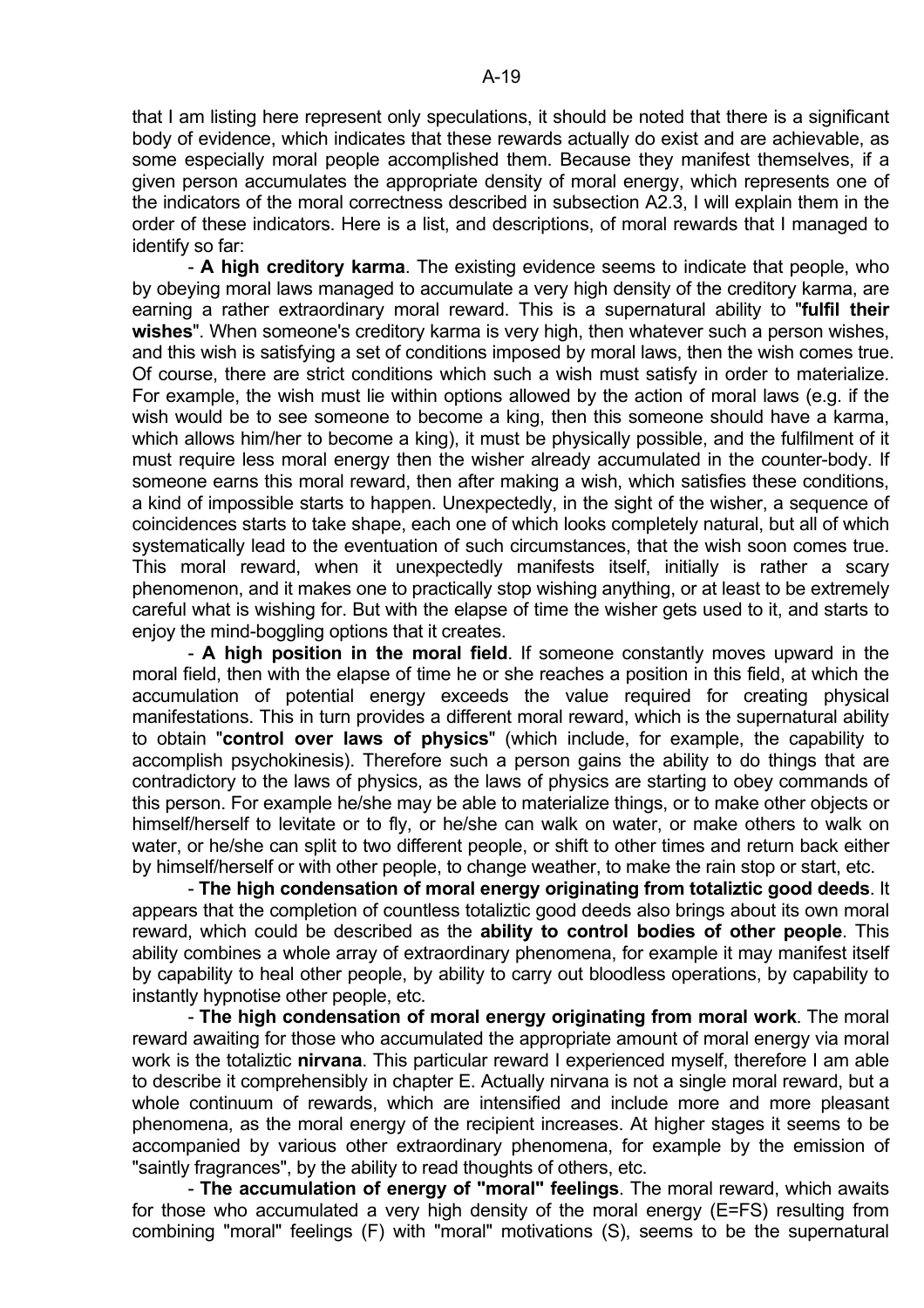that I am listing here represent only speculations, it should be noted that there is a significant body of evidence, which indicates that these rewards actually do exist and are achievable, as some especially moral people accomplished them. Because they manifest themselves, if a given person accumulates the appropriate density of moral energy, which represents one of the indicators of the moral correctness described in subsection A2.3, I will explain them in the order of these indicators. Here is a list, and descriptions, of moral rewards that I managed to identify so far:

- **A high creditory karma**. The existing evidence seems to indicate that people, who by obeying moral laws managed to accumulate a very high density of the creditory karma, are earning a rather extraordinary moral reward. This is a supernatural ability to "**fulfil their wishes**". When someone's creditory karma is very high, then whatever such a person wishes, and this wish is satisfying a set of conditions imposed by moral laws, then the wish comes true. Of course, there are strict conditions which such a wish must satisfy in order to materialize. For example, the wish must lie within options allowed by the action of moral laws (e.g. if the wish would be to see someone to become a king, then this someone should have a karma, which allows him/her to become a king), it must be physically possible, and the fulfilment of it must require less moral energy then the wisher already accumulated in the counter-body. If someone earns this moral reward, then after making a wish, which satisfies these conditions, a kind of impossible starts to happen. Unexpectedly, in the sight of the wisher, a sequence of coincidences starts to take shape, each one of which looks completely natural, but all of which systematically lead to the eventuation of such circumstances, that the wish soon comes true. This moral reward, when it unexpectedly manifests itself, initially is rather a scary phenomenon, and it makes one to practically stop wishing anything, or at least to be extremely careful what is wishing for. But with the elapse of time the wisher gets used to it, and starts to enjoy the mind-boggling options that it creates.

- **A high position in the moral field**. If someone constantly moves upward in the moral field, then with the elapse of time he or she reaches a position in this field, at which the accumulation of potential energy exceeds the value required for creating physical manifestations. This in turn provides a different moral reward, which is the supernatural ability to obtain "**control over laws of physics**" (which include, for example, the capability to accomplish psychokinesis). Therefore such a person gains the ability to do things that are contradictory to the laws of physics, as the laws of physics are starting to obey commands of this person. For example he/she may be able to materialize things, or to make other objects or himself/herself to levitate or to fly, or he/she can walk on water, or make others to walk on water, or he/she can split to two different people, or shift to other times and return back either by himself/herself or with other people, to change weather, to make the rain stop or start, etc.

- **The high condensation of moral energy originating from totaliztic good deeds**. It appears that the completion of countless totaliztic good deeds also brings about its own moral reward, which could be described as the **ability to control bodies of other people**. This ability combines a whole array of extraordinary phenomena, for example it may manifest itself by capability to heal other people, by ability to carry out bloodless operations, by capability to instantly hypnotise other people, etc.

- **The high condensation of moral energy originating from moral work**. The moral reward awaiting for those who accumulated the appropriate amount of moral energy via moral work is the totaliztic **nirvana**. This particular reward I experienced myself, therefore I am able to describe it comprehensibly in chapter E. Actually nirvana is not a single moral reward, but a whole continuum of rewards, which are intensified and include more and more pleasant phenomena, as the moral energy of the recipient increases. At higher stages it seems to be accompanied by various other extraordinary phenomena, for example by the emission of "saintly fragrances", by the ability to read thoughts of others, etc.

- **The accumulation of energy of "moral" feelings**. The moral reward, which awaits for those who accumulated a very high density of the moral energy (E=FS) resulting from combining "moral" feelings (F) with "moral" motivations (S), seems to be the supernatural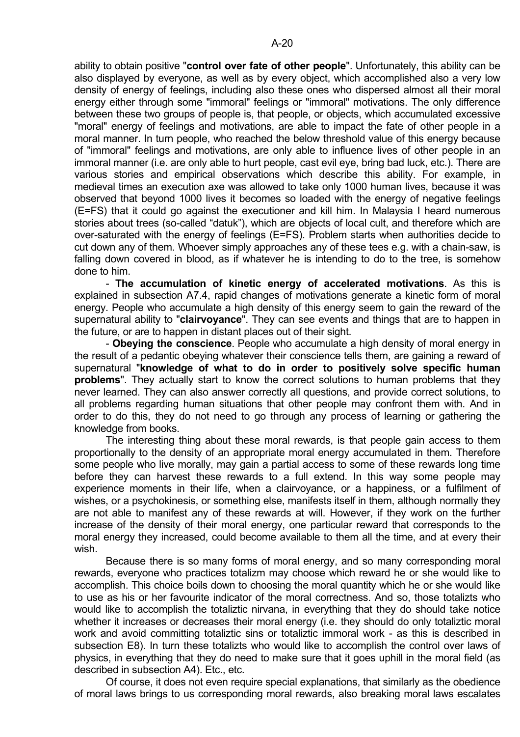ability to obtain positive "**control over fate of other people**". Unfortunately, this ability can be also displayed by everyone, as well as by every object, which accomplished also a very low density of energy of feelings, including also these ones who dispersed almost all their moral energy either through some "immoral" feelings or "immoral" motivations. The only difference between these two groups of people is, that people, or objects, which accumulated excessive "moral" energy of feelings and motivations, are able to impact the fate of other people in a moral manner. In turn people, who reached the below threshold value of this energy because of "immoral" feelings and motivations, are only able to influence lives of other people in an immoral manner (i.e. are only able to hurt people, cast evil eye, bring bad luck, etc.). There are various stories and empirical observations which describe this ability. For example, in medieval times an execution axe was allowed to take only 1000 human lives, because it was observed that beyond 1000 lives it becomes so loaded with the energy of negative feelings (E=FS) that it could go against the executioner and kill him. In Malaysia I heard numerous stories about trees (so-called "datuk"), which are objects of local cult, and therefore which are over-saturated with the energy of feelings (E=FS). Problem starts when authorities decide to cut down any of them. Whoever simply approaches any of these tees e.g. with a chain-saw, is falling down covered in blood, as if whatever he is intending to do to the tree, is somehow done to him.

- **The accumulation of kinetic energy of accelerated motivations**. As this is explained in subsection A7.4, rapid changes of motivations generate a kinetic form of moral energy. People who accumulate a high density of this energy seem to gain the reward of the supernatural ability to "**clairvoyance**". They can see events and things that are to happen in the future, or are to happen in distant places out of their sight.

- **Obeying the conscience**. People who accumulate a high density of moral energy in the result of a pedantic obeying whatever their conscience tells them, are gaining a reward of supernatural "**knowledge of what to do in order to positively solve specific human problems**". They actually start to know the correct solutions to human problems that they never learned. They can also answer correctly all questions, and provide correct solutions, to all problems regarding human situations that other people may confront them with. And in order to do this, they do not need to go through any process of learning or gathering the knowledge from books.

The interesting thing about these moral rewards, is that people gain access to them proportionally to the density of an appropriate moral energy accumulated in them. Therefore some people who live morally, may gain a partial access to some of these rewards long time before they can harvest these rewards to a full extend. In this way some people may experience moments in their life, when a clairvoyance, or a happiness, or a fulfilment of wishes, or a psychokinesis, or something else, manifests itself in them, although normally they are not able to manifest any of these rewards at will. However, if they work on the further increase of the density of their moral energy, one particular reward that corresponds to the moral energy they increased, could become available to them all the time, and at every their wish.

Because there is so many forms of moral energy, and so many corresponding moral rewards, everyone who practices totalizm may choose which reward he or she would like to accomplish. This choice boils down to choosing the moral quantity which he or she would like to use as his or her favourite indicator of the moral correctness. And so, those totalizts who would like to accomplish the totaliztic nirvana, in everything that they do should take notice whether it increases or decreases their moral energy (i.e. they should do only totaliztic moral work and avoid committing totaliztic sins or totaliztic immoral work - as this is described in subsection E8). In turn these totalizts who would like to accomplish the control over laws of physics, in everything that they do need to make sure that it goes uphill in the moral field (as described in subsection A4). Etc., etc.

Of course, it does not even require special explanations, that similarly as the obedience of moral laws brings to us corresponding moral rewards, also breaking moral laws escalates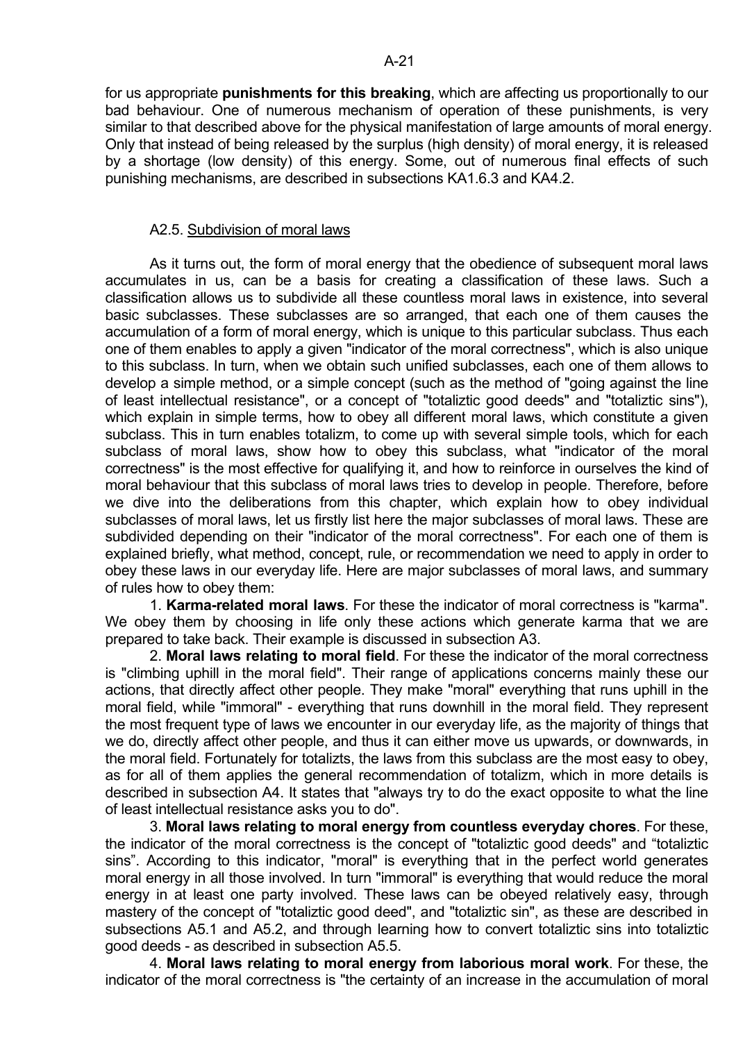for us appropriate **punishments for this breaking**, which are affecting us proportionally to our bad behaviour. One of numerous mechanism of operation of these punishments, is very similar to that described above for the physical manifestation of large amounts of moral energy. Only that instead of being released by the surplus (high density) of moral energy, it is released by a shortage (low density) of this energy. Some, out of numerous final effects of such punishing mechanisms, are described in subsections KA1.6.3 and KA4.2.

## A2.5. Subdivision of moral laws

As it turns out, the form of moral energy that the obedience of subsequent moral laws accumulates in us, can be a basis for creating a classification of these laws. Such a classification allows us to subdivide all these countless moral laws in existence, into several basic subclasses. These subclasses are so arranged, that each one of them causes the accumulation of a form of moral energy, which is unique to this particular subclass. Thus each one of them enables to apply a given "indicator of the moral correctness", which is also unique to this subclass. In turn, when we obtain such unified subclasses, each one of them allows to develop a simple method, or a simple concept (such as the method of "going against the line of least intellectual resistance", or a concept of "totaliztic good deeds" and "totaliztic sins"), which explain in simple terms, how to obey all different moral laws, which constitute a given subclass. This in turn enables totalizm, to come up with several simple tools, which for each subclass of moral laws, show how to obey this subclass, what "indicator of the moral correctness" is the most effective for qualifying it, and how to reinforce in ourselves the kind of moral behaviour that this subclass of moral laws tries to develop in people. Therefore, before we dive into the deliberations from this chapter, which explain how to obey individual subclasses of moral laws, let us firstly list here the major subclasses of moral laws. These are subdivided depending on their "indicator of the moral correctness". For each one of them is explained briefly, what method, concept, rule, or recommendation we need to apply in order to obey these laws in our everyday life. Here are major subclasses of moral laws, and summary of rules how to obey them:

1. **Karma-related moral laws**. For these the indicator of moral correctness is "karma". We obey them by choosing in life only these actions which generate karma that we are prepared to take back. Their example is discussed in subsection A3.

2. **Moral laws relating to moral field**. For these the indicator of the moral correctness is "climbing uphill in the moral field". Their range of applications concerns mainly these our actions, that directly affect other people. They make "moral" everything that runs uphill in the moral field, while "immoral" - everything that runs downhill in the moral field. They represent the most frequent type of laws we encounter in our everyday life, as the majority of things that we do, directly affect other people, and thus it can either move us upwards, or downwards, in the moral field. Fortunately for totalizts, the laws from this subclass are the most easy to obey, as for all of them applies the general recommendation of totalizm, which in more details is described in subsection A4. It states that "always try to do the exact opposite to what the line of least intellectual resistance asks you to do".

3. **Moral laws relating to moral energy from countless everyday chores**. For these, the indicator of the moral correctness is the concept of "totaliztic good deeds" and "totaliztic sins". According to this indicator, "moral" is everything that in the perfect world generates moral energy in all those involved. In turn "immoral" is everything that would reduce the moral energy in at least one party involved. These laws can be obeyed relatively easy, through mastery of the concept of "totaliztic good deed", and "totaliztic sin", as these are described in subsections A5.1 and A5.2, and through learning how to convert totaliztic sins into totaliztic good deeds - as described in subsection A5.5.

4. **Moral laws relating to moral energy from laborious moral work**. For these, the indicator of the moral correctness is "the certainty of an increase in the accumulation of moral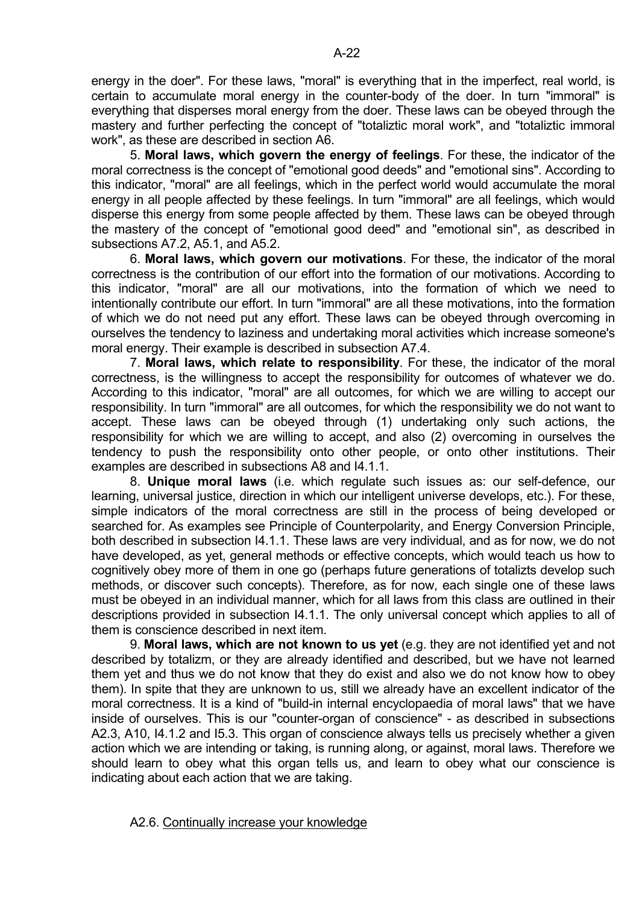energy in the doer". For these laws, "moral" is everything that in the imperfect, real world, is certain to accumulate moral energy in the counter-body of the doer. In turn "immoral" is everything that disperses moral energy from the doer. These laws can be obeyed through the mastery and further perfecting the concept of "totaliztic moral work", and "totaliztic immoral work", as these are described in section A6.

5. **Moral laws, which govern the energy of feelings**. For these, the indicator of the moral correctness is the concept of "emotional good deeds" and "emotional sins". According to this indicator, "moral" are all feelings, which in the perfect world would accumulate the moral energy in all people affected by these feelings. In turn "immoral" are all feelings, which would disperse this energy from some people affected by them. These laws can be obeyed through the mastery of the concept of "emotional good deed" and "emotional sin", as described in subsections A7.2, A5.1, and A5.2.

6. **Moral laws, which govern our motivations**. For these, the indicator of the moral correctness is the contribution of our effort into the formation of our motivations. According to this indicator, "moral" are all our motivations, into the formation of which we need to intentionally contribute our effort. In turn "immoral" are all these motivations, into the formation of which we do not need put any effort. These laws can be obeyed through overcoming in ourselves the tendency to laziness and undertaking moral activities which increase someone's moral energy. Their example is described in subsection A7.4.

7. **Moral laws, which relate to responsibility**. For these, the indicator of the moral correctness, is the willingness to accept the responsibility for outcomes of whatever we do. According to this indicator, "moral" are all outcomes, for which we are willing to accept our responsibility. In turn "immoral" are all outcomes, for which the responsibility we do not want to accept. These laws can be obeyed through (1) undertaking only such actions, the responsibility for which we are willing to accept, and also (2) overcoming in ourselves the tendency to push the responsibility onto other people, or onto other institutions. Their examples are described in subsections A8 and I4.1.1.

8. **Unique moral laws** (i.e. which regulate such issues as: our self-defence, our learning, universal justice, direction in which our intelligent universe develops, etc.). For these, simple indicators of the moral correctness are still in the process of being developed or searched for. As examples see Principle of Counterpolarity, and Energy Conversion Principle, both described in subsection I4.1.1. These laws are very individual, and as for now, we do not have developed, as yet, general methods or effective concepts, which would teach us how to cognitively obey more of them in one go (perhaps future generations of totalizts develop such methods, or discover such concepts). Therefore, as for now, each single one of these laws must be obeyed in an individual manner, which for all laws from this class are outlined in their descriptions provided in subsection I4.1.1. The only universal concept which applies to all of them is conscience described in next item.

9. **Moral laws, which are not known to us yet** (e.g. they are not identified yet and not described by totalizm, or they are already identified and described, but we have not learned them yet and thus we do not know that they do exist and also we do not know how to obey them). In spite that they are unknown to us, still we already have an excellent indicator of the moral correctness. It is a kind of "build-in internal encyclopaedia of moral laws" that we have inside of ourselves. This is our "counter-organ of conscience" - as described in subsections A2.3, A10, I4.1.2 and I5.3. This organ of conscience always tells us precisely whether a given action which we are intending or taking, is running along, or against, moral laws. Therefore we should learn to obey what this organ tells us, and learn to obey what our conscience is indicating about each action that we are taking.

### A2.6. Continually increase your knowledge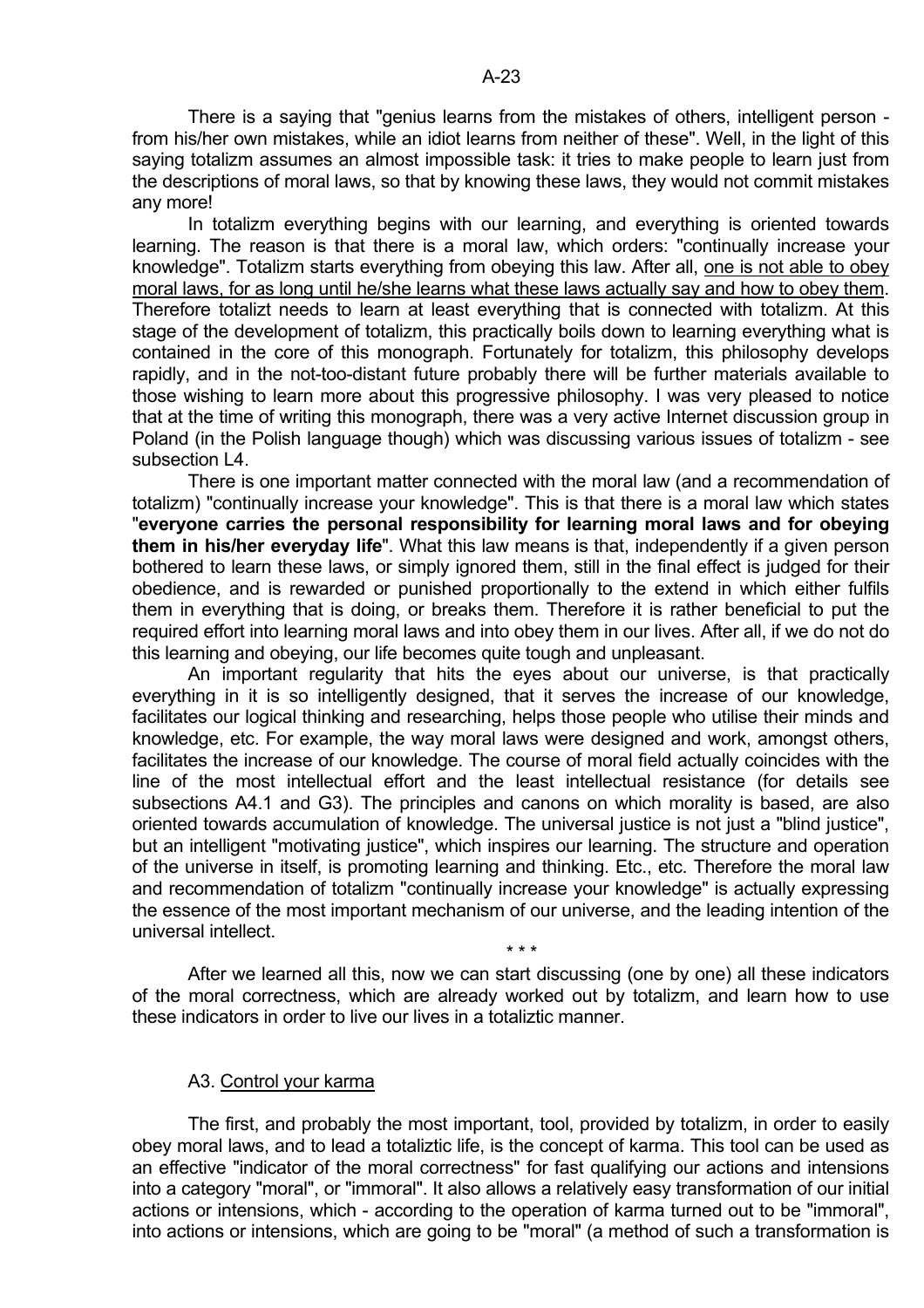There is a saying that "genius learns from the mistakes of others, intelligent person - from his/her own mistakes, while an idiot learns from neither of these". Well, in the light of this saying totalizm assumes an almost impossible task: it tries to make people to learn just from the descriptions of moral laws, so that by knowing these laws, they would not commit mistakes any more!

In totalizm everything begins with our learning, and everything is oriented towards learning. The reason is that there is a moral law, which orders: "continually increase your knowledge". Totalizm starts everything from obeying this law. After all, one is not able to obey moral laws, for as long until he/she learns what these laws actually say and how to obey them. Therefore totalizt needs to learn at least everything that is connected with totalizm. At this stage of the development of totalizm, this practically boils down to learning everything what is contained in the core of this monograph. Fortunately for totalizm, this philosophy develops rapidly, and in the not-too-distant future probably there will be further materials available to those wishing to learn more about this progressive philosophy. I was very pleased to notice that at the time of writing this monograph, there was a very active Internet discussion group in Poland (in the Polish language though) which was discussing various issues of totalizm - see subsection L4.

There is one important matter connected with the moral law (and a recommendation of totalizm) "continually increase your knowledge". This is that there is a moral law which states "**everyone carries the personal responsibility for learning moral laws and for obeying them in his/her everyday life**". What this law means is that, independently if a given person bothered to learn these laws, or simply ignored them, still in the final effect is judged for their obedience, and is rewarded or punished proportionally to the extend in which either fulfils them in everything that is doing, or breaks them. Therefore it is rather beneficial to put the required effort into learning moral laws and into obey them in our lives. After all, if we do not do this learning and obeying, our life becomes quite tough and unpleasant.

An important regularity that hits the eyes about our universe, is that practically everything in it is so intelligently designed, that it serves the increase of our knowledge, facilitates our logical thinking and researching, helps those people who utilise their minds and knowledge, etc. For example, the way moral laws were designed and work, amongst others, facilitates the increase of our knowledge. The course of moral field actually coincides with the line of the most intellectual effort and the least intellectual resistance (for details see subsections A4.1 and G3). The principles and canons on which morality is based, are also oriented towards accumulation of knowledge. The universal justice is not just a "blind justice", but an intelligent "motivating justice", which inspires our learning. The structure and operation of the universe in itself, is promoting learning and thinking. Etc., etc. Therefore the moral law and recommendation of totalizm "continually increase your knowledge" is actually expressing the essence of the most important mechanism of our universe, and the leading intention of the universal intellect.

\* \* \*

After we learned all this, now we can start discussing (one by one) all these indicators of the moral correctness, which are already worked out by totalizm, and learn how to use these indicators in order to live our lives in a totaliztic manner.

## A3. Control your karma

The first, and probably the most important, tool, provided by totalizm, in order to easily obey moral laws, and to lead a totaliztic life, is the concept of karma. This tool can be used as an effective "indicator of the moral correctness" for fast qualifying our actions and intensions into a category "moral", or "immoral". It also allows a relatively easy transformation of our initial actions or intensions, which - according to the operation of karma turned out to be "immoral", into actions or intensions, which are going to be "moral" (a method of such a transformation is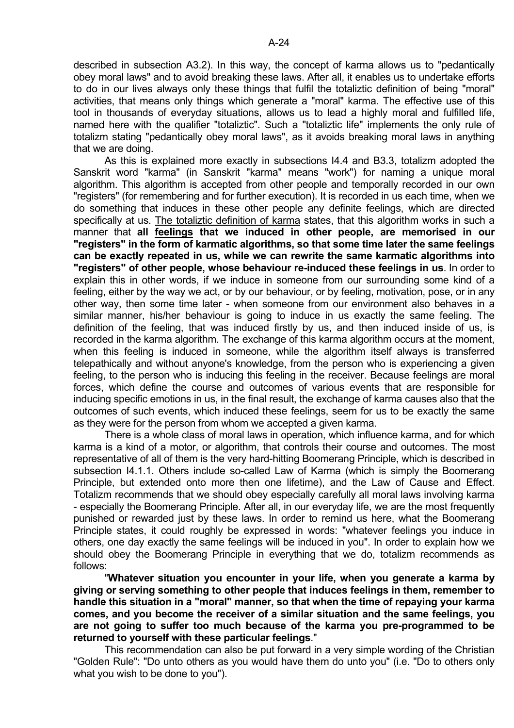described in subsection A3.2). In this way, the concept of karma allows us to "pedantically obey moral laws" and to avoid breaking these laws. After all, it enables us to undertake efforts to do in our lives always only these things that fulfil the totaliztic definition of being "moral" activities, that means only things which generate a "moral" karma. The effective use of this tool in thousands of everyday situations, allows us to lead a highly moral and fulfilled life, named here with the qualifier "totaliztic". Such a "totaliztic life" implements the only rule of totalizm stating "pedantically obey moral laws", as it avoids breaking moral laws in anything that we are doing.

As this is explained more exactly in subsections I4.4 and B3.3, totalizm adopted the Sanskrit word "karma" (in Sanskrit "karma" means "work") for naming a unique moral algorithm. This algorithm is accepted from other people and temporally recorded in our own "registers" (for remembering and for further execution). It is recorded in us each time, when we do something that induces in these other people any definite feelings, which are directed specifically at us. The totaliztic definition of karma states, that this algorithm works in such a manner that **all feelings that we induced in other people, are memorised in our "registers" in the form of karmatic algorithms, so that some time later the same feelings can be exactly repeated in us, while we can rewrite the same karmatic algorithms into "registers" of other people, whose behaviour re-induced these feelings in us**. In order to explain this in other words, if we induce in someone from our surrounding some kind of a feeling, either by the way we act, or by our behaviour, or by feeling, motivation, pose, or in any other way, then some time later - when someone from our environment also behaves in a similar manner, his/her behaviour is going to induce in us exactly the same feeling. The definition of the feeling, that was induced firstly by us, and then induced inside of us, is recorded in the karma algorithm. The exchange of this karma algorithm occurs at the moment, when this feeling is induced in someone, while the algorithm itself always is transferred telepathically and without anyone's knowledge, from the person who is experiencing a given feeling, to the person who is inducing this feeling in the receiver. Because feelings are moral forces, which define the course and outcomes of various events that are responsible for inducing specific emotions in us, in the final result, the exchange of karma causes also that the outcomes of such events, which induced these feelings, seem for us to be exactly the same as they were for the person from whom we accepted a given karma.

There is a whole class of moral laws in operation, which influence karma, and for which karma is a kind of a motor, or algorithm, that controls their course and outcomes. The most representative of all of them is the very hard-hitting Boomerang Principle, which is described in subsection I4.1.1. Others include so-called Law of Karma (which is simply the Boomerang Principle, but extended onto more then one lifetime), and the Law of Cause and Effect. Totalizm recommends that we should obey especially carefully all moral laws involving karma - especially the Boomerang Principle. After all, in our everyday life, we are the most frequently punished or rewarded just by these laws. In order to remind us here, what the Boomerang Principle states, it could roughly be expressed in words: "whatever feelings you induce in others, one day exactly the same feelings will be induced in you". In order to explain how we should obey the Boomerang Principle in everything that we do, totalizm recommends as follows:

"**Whatever situation you encounter in your life, when you generate a karma by giving or serving something to other people that induces feelings in them, remember to handle this situation in a "moral" manner, so that when the time of repaying your karma comes, and you become the receiver of a similar situation and the same feelings, you are not going to suffer too much because of the karma you pre-programmed to be returned to yourself with these particular feelings**."

This recommendation can also be put forward in a very simple wording of the Christian "Golden Rule": "Do unto others as you would have them do unto you" (i.e. "Do to others only what you wish to be done to you").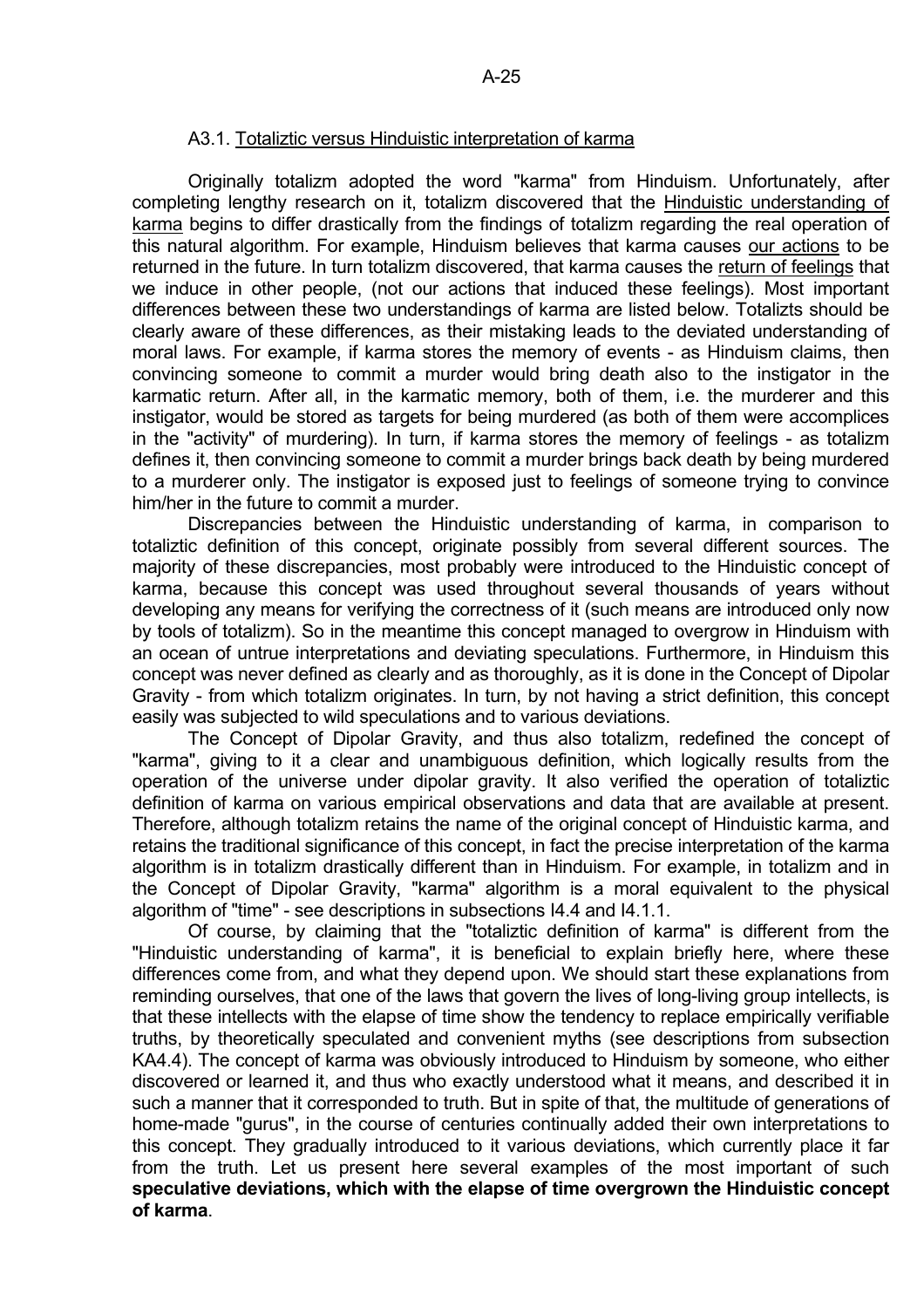## A3.1. Totaliztic versus Hinduistic interpretation of karma

Originally totalizm adopted the word "karma" from Hinduism. Unfortunately, after completing lengthy research on it, totalizm discovered that the Hinduistic understanding of karma begins to differ drastically from the findings of totalizm regarding the real operation of this natural algorithm. For example, Hinduism believes that karma causes our actions to be returned in the future. In turn totalizm discovered, that karma causes the return of feelings that we induce in other people, (not our actions that induced these feelings). Most important differences between these two understandings of karma are listed below. Totalizts should be clearly aware of these differences, as their mistaking leads to the deviated understanding of moral laws. For example, if karma stores the memory of events - as Hinduism claims, then convincing someone to commit a murder would bring death also to the instigator in the karmatic return. After all, in the karmatic memory, both of them, i.e. the murderer and this instigator, would be stored as targets for being murdered (as both of them were accomplices in the "activity" of murdering). In turn, if karma stores the memory of feelings - as totalizm defines it, then convincing someone to commit a murder brings back death by being murdered to a murderer only. The instigator is exposed just to feelings of someone trying to convince him/her in the future to commit a murder.

Discrepancies between the Hinduistic understanding of karma, in comparison to totaliztic definition of this concept, originate possibly from several different sources. The majority of these discrepancies, most probably were introduced to the Hinduistic concept of karma, because this concept was used throughout several thousands of years without developing any means for verifying the correctness of it (such means are introduced only now by tools of totalizm). So in the meantime this concept managed to overgrow in Hinduism with an ocean of untrue interpretations and deviating speculations. Furthermore, in Hinduism this concept was never defined as clearly and as thoroughly, as it is done in the Concept of Dipolar Gravity - from which totalizm originates. In turn, by not having a strict definition, this concept easily was subjected to wild speculations and to various deviations.

The Concept of Dipolar Gravity, and thus also totalizm, redefined the concept of "karma", giving to it a clear and unambiguous definition, which logically results from the operation of the universe under dipolar gravity. It also verified the operation of totaliztic definition of karma on various empirical observations and data that are available at present. Therefore, although totalizm retains the name of the original concept of Hinduistic karma, and retains the traditional significance of this concept, in fact the precise interpretation of the karma algorithm is in totalizm drastically different than in Hinduism. For example, in totalizm and in the Concept of Dipolar Gravity, "karma" algorithm is a moral equivalent to the physical algorithm of "time" - see descriptions in subsections I4.4 and I4.1.1.

Of course, by claiming that the "totaliztic definition of karma" is different from the "Hinduistic understanding of karma", it is beneficial to explain briefly here, where these differences come from, and what they depend upon. We should start these explanations from reminding ourselves, that one of the laws that govern the lives of long-living group intellects, is that these intellects with the elapse of time show the tendency to replace empirically verifiable truths, by theoretically speculated and convenient myths (see descriptions from subsection KA4.4). The concept of karma was obviously introduced to Hinduism by someone, who either discovered or learned it, and thus who exactly understood what it means, and described it in such a manner that it corresponded to truth. But in spite of that, the multitude of generations of home-made "gurus", in the course of centuries continually added their own interpretations to this concept. They gradually introduced to it various deviations, which currently place it far from the truth. Let us present here several examples of the most important of such **speculative deviations, which with the elapse of time overgrown the Hinduistic concept of karma**.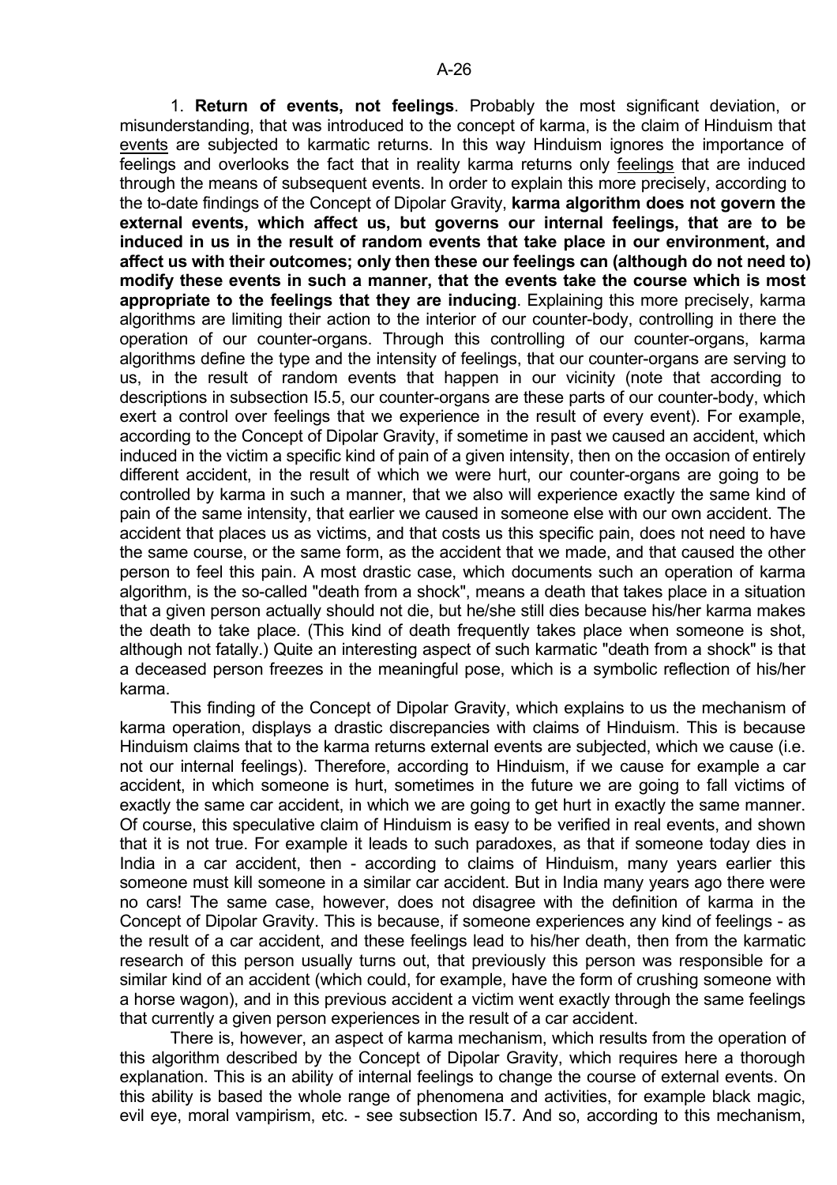1. **Return of events, not feelings**. Probably the most significant deviation, or misunderstanding, that was introduced to the concept of karma, is the claim of Hinduism that events are subjected to karmatic returns. In this way Hinduism ignores the importance of feelings and overlooks the fact that in reality karma returns only feelings that are induced through the means of subsequent events. In order to explain this more precisely, according to the to-date findings of the Concept of Dipolar Gravity, **karma algorithm does not govern the external events, which affect us, but governs our internal feelings, that are to be induced in us in the result of random events that take place in our environment, and affect us with their outcomes; only then these our feelings can (although do not need to) modify these events in such a manner, that the events take the course which is most appropriate to the feelings that they are inducing**. Explaining this more precisely, karma algorithms are limiting their action to the interior of our counter-body, controlling in there the operation of our counter-organs. Through this controlling of our counter-organs, karma algorithms define the type and the intensity of feelings, that our counter-organs are serving to us, in the result of random events that happen in our vicinity (note that according to descriptions in subsection I5.5, our counter-organs are these parts of our counter-body, which exert a control over feelings that we experience in the result of every event). For example, according to the Concept of Dipolar Gravity, if sometime in past we caused an accident, which induced in the victim a specific kind of pain of a given intensity, then on the occasion of entirely different accident, in the result of which we were hurt, our counter-organs are going to be controlled by karma in such a manner, that we also will experience exactly the same kind of pain of the same intensity, that earlier we caused in someone else with our own accident. The accident that places us as victims, and that costs us this specific pain, does not need to have the same course, or the same form, as the accident that we made, and that caused the other person to feel this pain. A most drastic case, which documents such an operation of karma algorithm, is the so-called "death from a shock", means a death that takes place in a situation that a given person actually should not die, but he/she still dies because his/her karma makes the death to take place. (This kind of death frequently takes place when someone is shot, although not fatally.) Quite an interesting aspect of such karmatic "death from a shock" is that a deceased person freezes in the meaningful pose, which is a symbolic reflection of his/her karma.

This finding of the Concept of Dipolar Gravity, which explains to us the mechanism of karma operation, displays a drastic discrepancies with claims of Hinduism. This is because Hinduism claims that to the karma returns external events are subjected, which we cause (i.e. not our internal feelings). Therefore, according to Hinduism, if we cause for example a car accident, in which someone is hurt, sometimes in the future we are going to fall victims of exactly the same car accident, in which we are going to get hurt in exactly the same manner. Of course, this speculative claim of Hinduism is easy to be verified in real events, and shown that it is not true. For example it leads to such paradoxes, as that if someone today dies in India in a car accident, then - according to claims of Hinduism, many years earlier this someone must kill someone in a similar car accident. But in India many years ago there were no cars! The same case, however, does not disagree with the definition of karma in the Concept of Dipolar Gravity. This is because, if someone experiences any kind of feelings - as the result of a car accident, and these feelings lead to his/her death, then from the karmatic research of this person usually turns out, that previously this person was responsible for a similar kind of an accident (which could, for example, have the form of crushing someone with a horse wagon), and in this previous accident a victim went exactly through the same feelings that currently a given person experiences in the result of a car accident.

There is, however, an aspect of karma mechanism, which results from the operation of this algorithm described by the Concept of Dipolar Gravity, which requires here a thorough explanation. This is an ability of internal feelings to change the course of external events. On this ability is based the whole range of phenomena and activities, for example black magic, evil eye, moral vampirism, etc. - see subsection I5.7. And so, according to this mechanism,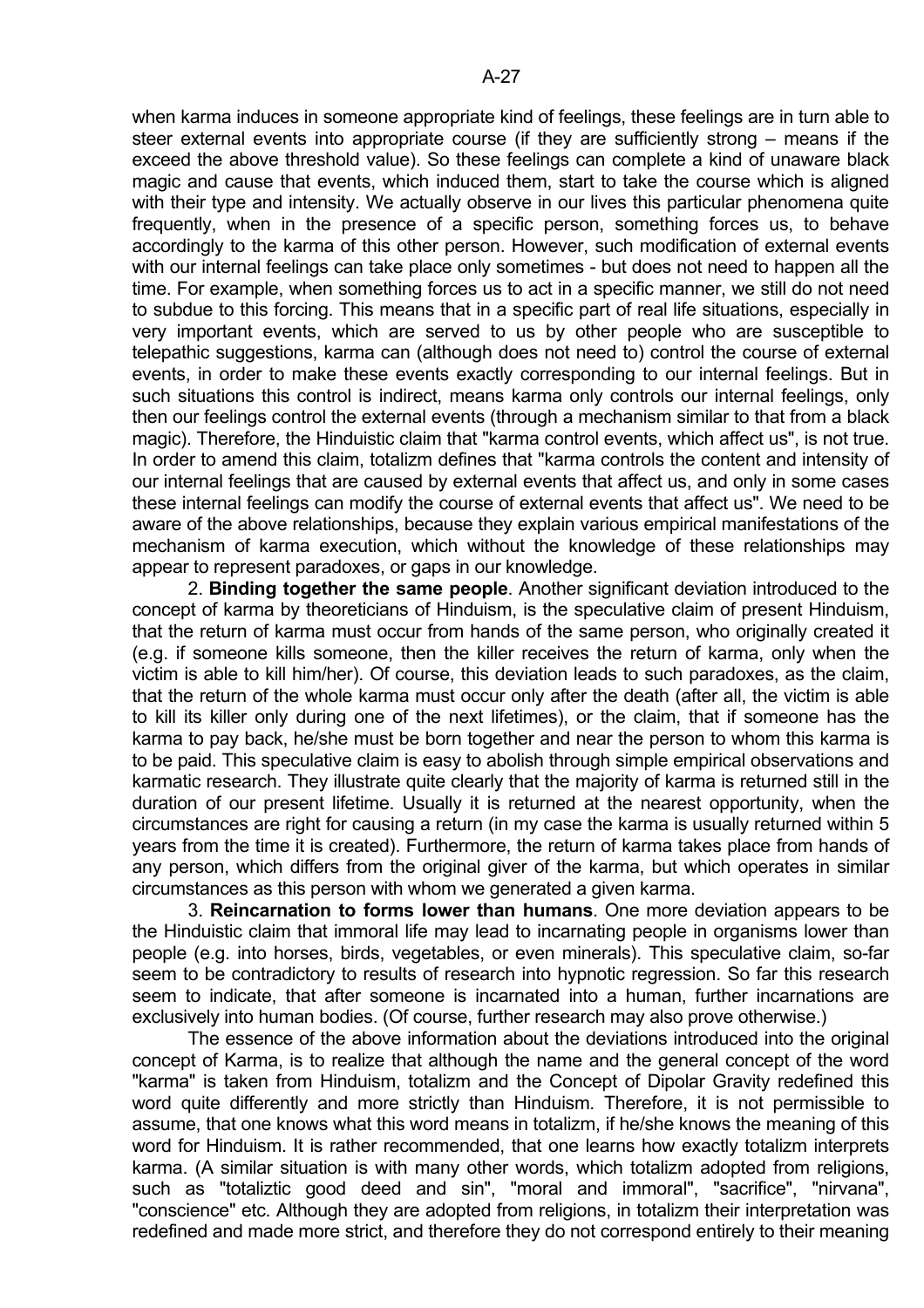when karma induces in someone appropriate kind of feelings, these feelings are in turn able to steer external events into appropriate course (if they are sufficiently strong – means if the exceed the above threshold value). So these feelings can complete a kind of unaware black magic and cause that events, which induced them, start to take the course which is aligned with their type and intensity. We actually observe in our lives this particular phenomena quite frequently, when in the presence of a specific person, something forces us, to behave accordingly to the karma of this other person. However, such modification of external events with our internal feelings can take place only sometimes - but does not need to happen all the time. For example, when something forces us to act in a specific manner, we still do not need to subdue to this forcing. This means that in a specific part of real life situations, especially in very important events, which are served to us by other people who are susceptible to telepathic suggestions, karma can (although does not need to) control the course of external events, in order to make these events exactly corresponding to our internal feelings. But in such situations this control is indirect, means karma only controls our internal feelings, only then our feelings control the external events (through a mechanism similar to that from a black magic). Therefore, the Hinduistic claim that "karma control events, which affect us", is not true. In order to amend this claim, totalizm defines that "karma controls the content and intensity of our internal feelings that are caused by external events that affect us, and only in some cases these internal feelings can modify the course of external events that affect us". We need to be aware of the above relationships, because they explain various empirical manifestations of the mechanism of karma execution, which without the knowledge of these relationships may appear to represent paradoxes, or gaps in our knowledge.

2. **Binding together the same people**. Another significant deviation introduced to the concept of karma by theoreticians of Hinduism, is the speculative claim of present Hinduism, that the return of karma must occur from hands of the same person, who originally created it (e.g. if someone kills someone, then the killer receives the return of karma, only when the victim is able to kill him/her). Of course, this deviation leads to such paradoxes, as the claim, that the return of the whole karma must occur only after the death (after all, the victim is able to kill its killer only during one of the next lifetimes), or the claim, that if someone has the karma to pay back, he/she must be born together and near the person to whom this karma is to be paid. This speculative claim is easy to abolish through simple empirical observations and karmatic research. They illustrate quite clearly that the majority of karma is returned still in the duration of our present lifetime. Usually it is returned at the nearest opportunity, when the circumstances are right for causing a return (in my case the karma is usually returned within 5 years from the time it is created). Furthermore, the return of karma takes place from hands of any person, which differs from the original giver of the karma, but which operates in similar circumstances as this person with whom we generated a given karma.

3. **Reincarnation to forms lower than humans**. One more deviation appears to be the Hinduistic claim that immoral life may lead to incarnating people in organisms lower than people (e.g. into horses, birds, vegetables, or even minerals). This speculative claim, so-far seem to be contradictory to results of research into hypnotic regression. So far this research seem to indicate, that after someone is incarnated into a human, further incarnations are exclusively into human bodies. (Of course, further research may also prove otherwise.)

The essence of the above information about the deviations introduced into the original concept of Karma, is to realize that although the name and the general concept of the word "karma" is taken from Hinduism, totalizm and the Concept of Dipolar Gravity redefined this word quite differently and more strictly than Hinduism. Therefore, it is not permissible to assume, that one knows what this word means in totalizm, if he/she knows the meaning of this word for Hinduism. It is rather recommended, that one learns how exactly totalizm interprets karma. (A similar situation is with many other words, which totalizm adopted from religions, such as "totaliztic good deed and sin", "moral and immoral", "sacrifice", "nirvana", "conscience" etc. Although they are adopted from religions, in totalizm their interpretation was redefined and made more strict, and therefore they do not correspond entirely to their meaning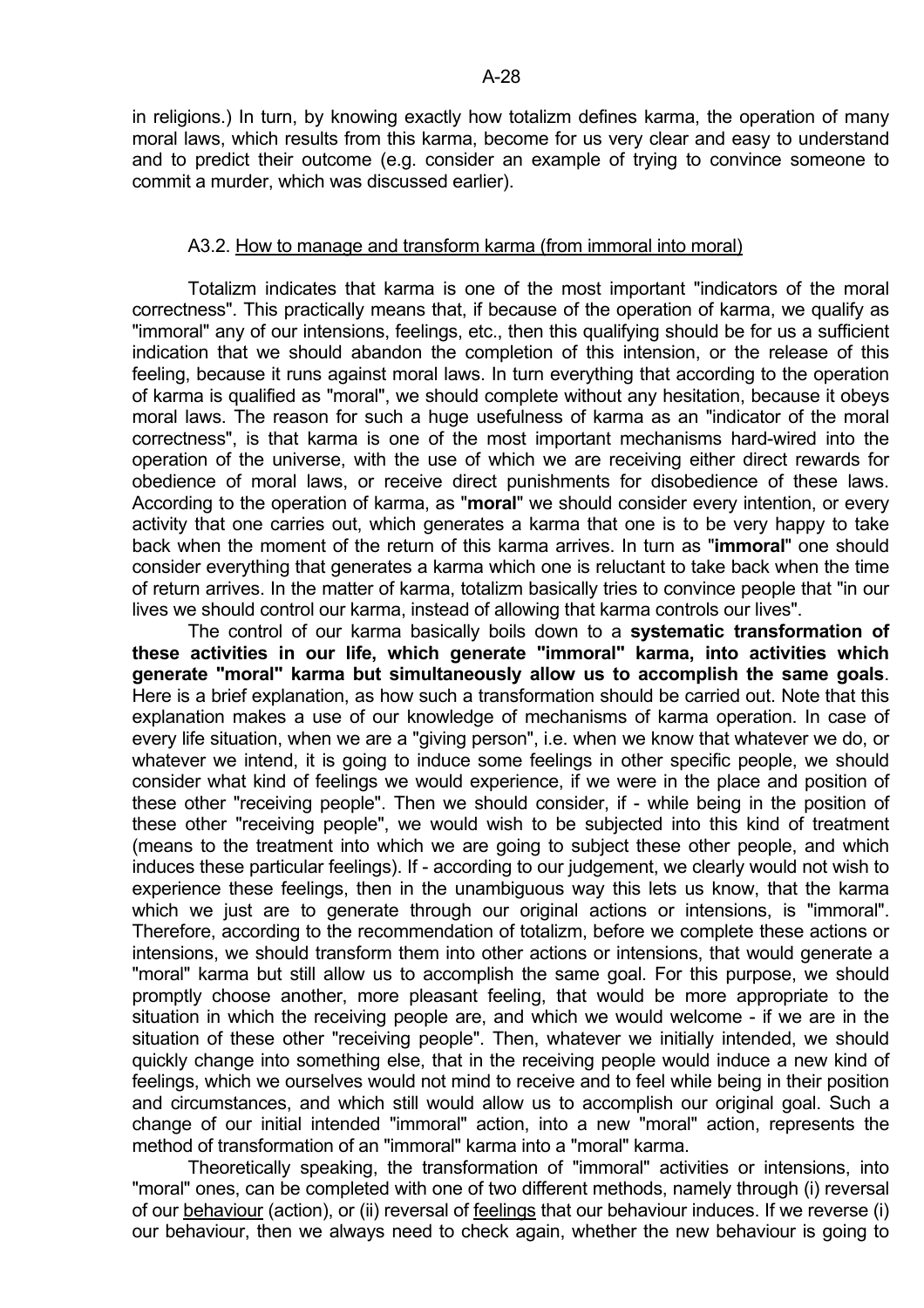in religions.) In turn, by knowing exactly how totalizm defines karma, the operation of many moral laws, which results from this karma, become for us very clear and easy to understand and to predict their outcome (e.g. consider an example of trying to convince someone to commit a murder, which was discussed earlier).

### A3.2. How to manage and transform karma (from immoral into moral)

Totalizm indicates that karma is one of the most important "indicators of the moral correctness". This practically means that, if because of the operation of karma, we qualify as "immoral" any of our intensions, feelings, etc., then this qualifying should be for us a sufficient indication that we should abandon the completion of this intension, or the release of this feeling, because it runs against moral laws. In turn everything that according to the operation of karma is qualified as "moral", we should complete without any hesitation, because it obeys moral laws. The reason for such a huge usefulness of karma as an "indicator of the moral correctness", is that karma is one of the most important mechanisms hard-wired into the operation of the universe, with the use of which we are receiving either direct rewards for obedience of moral laws, or receive direct punishments for disobedience of these laws. According to the operation of karma, as "**moral**" we should consider every intention, or every activity that one carries out, which generates a karma that one is to be very happy to take back when the moment of the return of this karma arrives. In turn as "**immoral**" one should consider everything that generates a karma which one is reluctant to take back when the time of return arrives. In the matter of karma, totalizm basically tries to convince people that "in our lives we should control our karma, instead of allowing that karma controls our lives".

The control of our karma basically boils down to a **systematic transformation of these activities in our life, which generate "immoral" karma, into activities which generate "moral" karma but simultaneously allow us to accomplish the same goals**. Here is a brief explanation, as how such a transformation should be carried out. Note that this explanation makes a use of our knowledge of mechanisms of karma operation. In case of every life situation, when we are a "giving person", i.e. when we know that whatever we do, or whatever we intend, it is going to induce some feelings in other specific people, we should consider what kind of feelings we would experience, if we were in the place and position of these other "receiving people". Then we should consider, if - while being in the position of these other "receiving people", we would wish to be subjected into this kind of treatment (means to the treatment into which we are going to subject these other people, and which induces these particular feelings). If - according to our judgement, we clearly would not wish to experience these feelings, then in the unambiguous way this lets us know, that the karma which we just are to generate through our original actions or intensions, is "immoral". Therefore, according to the recommendation of totalizm, before we complete these actions or intensions, we should transform them into other actions or intensions, that would generate a "moral" karma but still allow us to accomplish the same goal. For this purpose, we should promptly choose another, more pleasant feeling, that would be more appropriate to the situation in which the receiving people are, and which we would welcome - if we are in the situation of these other "receiving people". Then, whatever we initially intended, we should quickly change into something else, that in the receiving people would induce a new kind of feelings, which we ourselves would not mind to receive and to feel while being in their position and circumstances, and which still would allow us to accomplish our original goal. Such a change of our initial intended "immoral" action, into a new "moral" action, represents the method of transformation of an "immoral" karma into a "moral" karma.

Theoretically speaking, the transformation of "immoral" activities or intensions, into "moral" ones, can be completed with one of two different methods, namely through (i) reversal of our behaviour (action), or (ii) reversal of feelings that our behaviour induces. If we reverse (i) our behaviour, then we always need to check again, whether the new behaviour is going to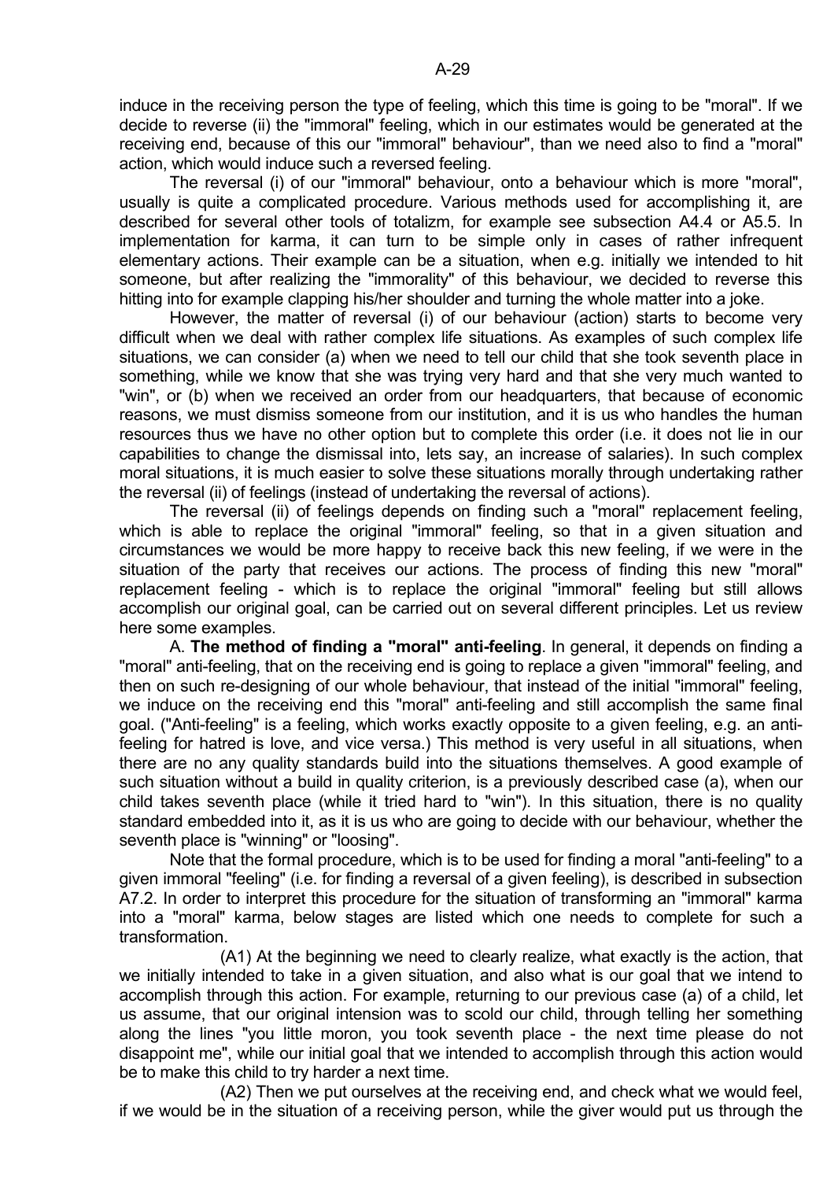induce in the receiving person the type of feeling, which this time is going to be "moral". If we decide to reverse (ii) the "immoral" feeling, which in our estimates would be generated at the receiving end, because of this our "immoral" behaviour", than we need also to find a "moral" action, which would induce such a reversed feeling.

The reversal (i) of our "immoral" behaviour, onto a behaviour which is more "moral", usually is quite a complicated procedure. Various methods used for accomplishing it, are described for several other tools of totalizm, for example see subsection A4.4 or A5.5. In implementation for karma, it can turn to be simple only in cases of rather infrequent elementary actions. Their example can be a situation, when e.g. initially we intended to hit someone, but after realizing the "immorality" of this behaviour, we decided to reverse this hitting into for example clapping his/her shoulder and turning the whole matter into a joke.

However, the matter of reversal (i) of our behaviour (action) starts to become very difficult when we deal with rather complex life situations. As examples of such complex life situations, we can consider (a) when we need to tell our child that she took seventh place in something, while we know that she was trying very hard and that she very much wanted to "win", or (b) when we received an order from our headquarters, that because of economic reasons, we must dismiss someone from our institution, and it is us who handles the human resources thus we have no other option but to complete this order (i.e. it does not lie in our capabilities to change the dismissal into, lets say, an increase of salaries). In such complex moral situations, it is much easier to solve these situations morally through undertaking rather the reversal (ii) of feelings (instead of undertaking the reversal of actions).

The reversal (ii) of feelings depends on finding such a "moral" replacement feeling, which is able to replace the original "immoral" feeling, so that in a given situation and circumstances we would be more happy to receive back this new feeling, if we were in the situation of the party that receives our actions. The process of finding this new "moral" replacement feeling - which is to replace the original "immoral" feeling but still allows accomplish our original goal, can be carried out on several different principles. Let us review here some examples.

A. **The method of finding a "moral" anti-feeling**. In general, it depends on finding a "moral" anti-feeling, that on the receiving end is going to replace a given "immoral" feeling, and then on such re-designing of our whole behaviour, that instead of the initial "immoral" feeling, we induce on the receiving end this "moral" anti-feeling and still accomplish the same final goal. ("Anti-feeling" is a feeling, which works exactly opposite to a given feeling, e.g. an anti-feeling for hatred is love, and vice versa.) This method is very useful in all situations, when there are no any quality standards build into the situations themselves. A good example of such situation without a build in quality criterion, is a previously described case (a), when our child takes seventh place (while it tried hard to "win"). In this situation, there is no quality standard embedded into it, as it is us who are going to decide with our behaviour, whether the seventh place is "winning" or "loosing".

Note that the formal procedure, which is to be used for finding a moral "anti-feeling" to a given immoral "feeling" (i.e. for finding a reversal of a given feeling), is described in subsection A7.2. In order to interpret this procedure for the situation of transforming an "immoral" karma into a "moral" karma, below stages are listed which one needs to complete for such a transformation.

(A1) At the beginning we need to clearly realize, what exactly is the action, that we initially intended to take in a given situation, and also what is our goal that we intend to accomplish through this action. For example, returning to our previous case (a) of a child, let us assume, that our original intension was to scold our child, through telling her something along the lines "you little moron, you took seventh place - the next time please do not disappoint me", while our initial goal that we intended to accomplish through this action would be to make this child to try harder a next time.

(A2) Then we put ourselves at the receiving end, and check what we would feel, if we would be in the situation of a receiving person, while the giver would put us through the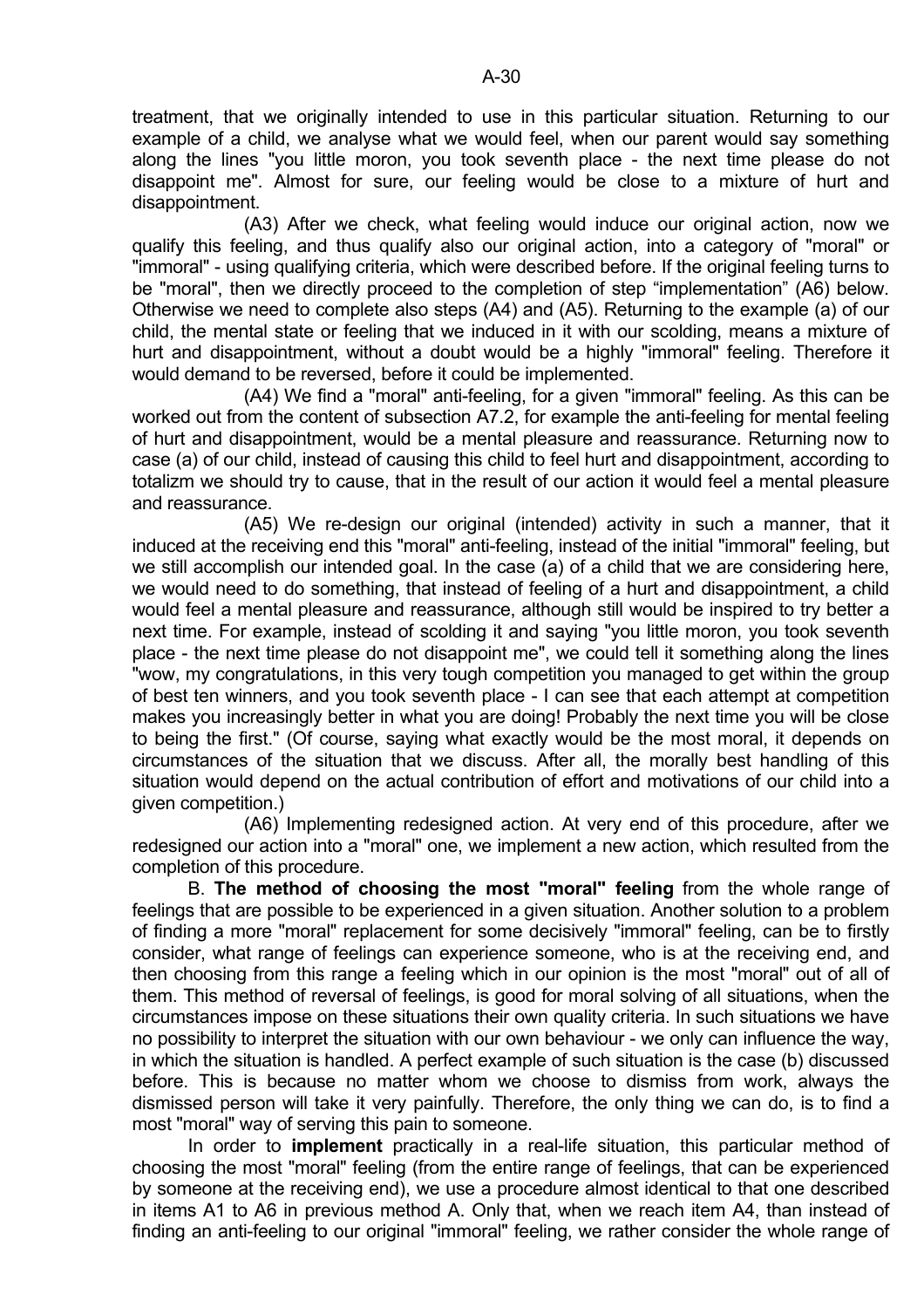treatment, that we originally intended to use in this particular situation. Returning to our example of a child, we analyse what we would feel, when our parent would say something along the lines "you little moron, you took seventh place - the next time please do not disappoint me". Almost for sure, our feeling would be close to a mixture of hurt and disappointment.

(A3) After we check, what feeling would induce our original action, now we qualify this feeling, and thus qualify also our original action, into a category of "moral" or "immoral" - using qualifying criteria, which were described before. If the original feeling turns to be "moral", then we directly proceed to the completion of step "implementation" (A6) below. Otherwise we need to complete also steps (A4) and (A5). Returning to the example (a) of our child, the mental state or feeling that we induced in it with our scolding, means a mixture of hurt and disappointment, without a doubt would be a highly "immoral" feeling. Therefore it would demand to be reversed, before it could be implemented.

(A4) We find a "moral" anti-feeling, for a given "immoral" feeling. As this can be worked out from the content of subsection A7.2, for example the anti-feeling for mental feeling of hurt and disappointment, would be a mental pleasure and reassurance. Returning now to case (a) of our child, instead of causing this child to feel hurt and disappointment, according to totalizm we should try to cause, that in the result of our action it would feel a mental pleasure and reassurance.

(A5) We re-design our original (intended) activity in such a manner, that it induced at the receiving end this "moral" anti-feeling, instead of the initial "immoral" feeling, but we still accomplish our intended goal. In the case (a) of a child that we are considering here, we would need to do something, that instead of feeling of a hurt and disappointment, a child would feel a mental pleasure and reassurance, although still would be inspired to try better a next time. For example, instead of scolding it and saying "you little moron, you took seventh place - the next time please do not disappoint me", we could tell it something along the lines "wow, my congratulations, in this very tough competition you managed to get within the group of best ten winners, and you took seventh place - I can see that each attempt at competition makes you increasingly better in what you are doing! Probably the next time you will be close to being the first." (Of course, saying what exactly would be the most moral, it depends on circumstances of the situation that we discuss. After all, the morally best handling of this situation would depend on the actual contribution of effort and motivations of our child into a given competition.)

(A6) Implementing redesigned action. At very end of this procedure, after we redesigned our action into a "moral" one, we implement a new action, which resulted from the completion of this procedure.

B. **The method of choosing the most "moral" feeling** from the whole range of feelings that are possible to be experienced in a given situation. Another solution to a problem of finding a more "moral" replacement for some decisively "immoral" feeling, can be to firstly consider, what range of feelings can experience someone, who is at the receiving end, and then choosing from this range a feeling which in our opinion is the most "moral" out of all of them. This method of reversal of feelings, is good for moral solving of all situations, when the circumstances impose on these situations their own quality criteria. In such situations we have no possibility to interpret the situation with our own behaviour - we only can influence the way, in which the situation is handled. A perfect example of such situation is the case (b) discussed before. This is because no matter whom we choose to dismiss from work, always the dismissed person will take it very painfully. Therefore, the only thing we can do, is to find a most "moral" way of serving this pain to someone.

In order to **implement** practically in a real-life situation, this particular method of choosing the most "moral" feeling (from the entire range of feelings, that can be experienced by someone at the receiving end), we use a procedure almost identical to that one described in items A1 to A6 in previous method A. Only that, when we reach item A4, than instead of finding an anti-feeling to our original "immoral" feeling, we rather consider the whole range of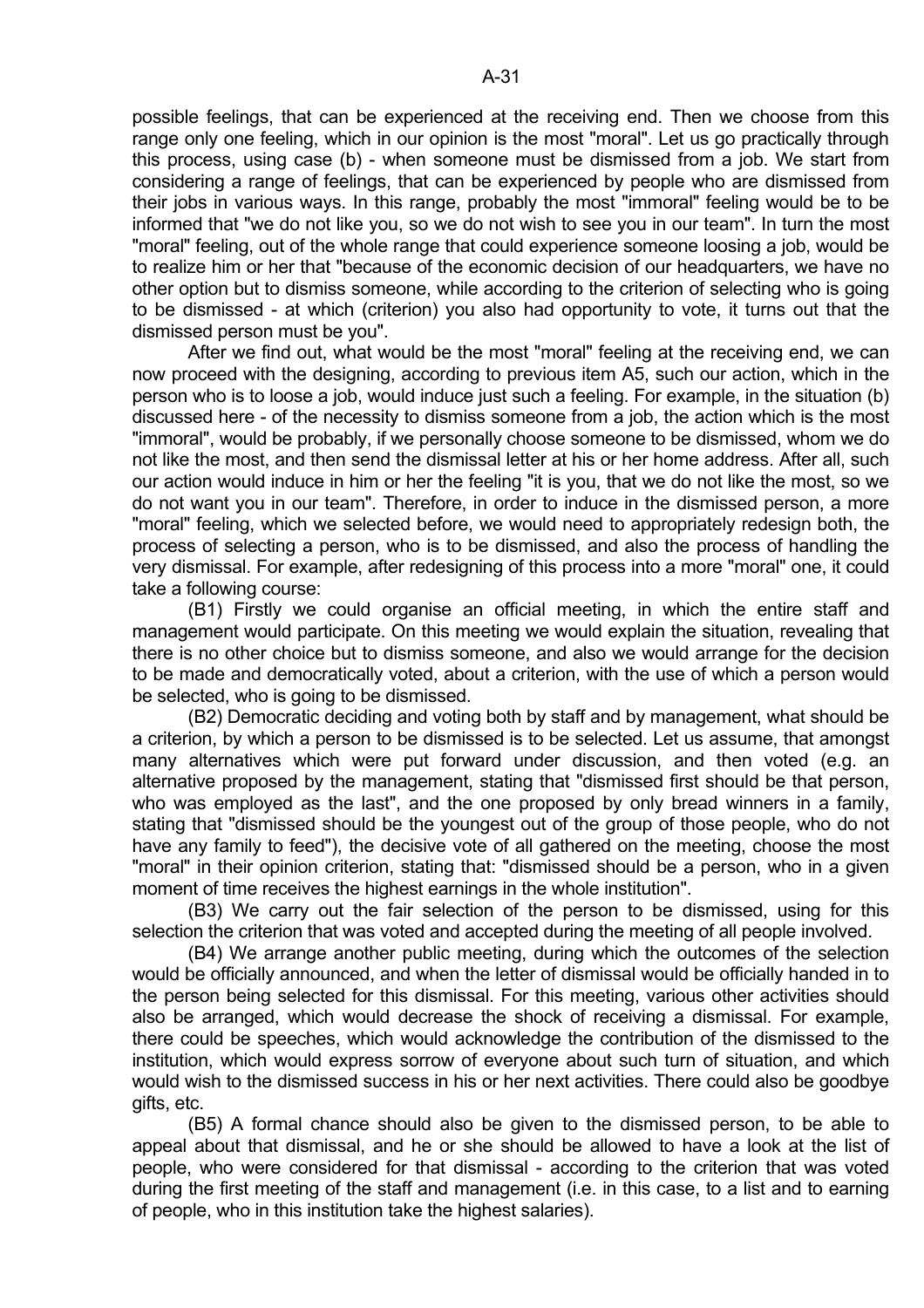possible feelings, that can be experienced at the receiving end. Then we choose from this range only one feeling, which in our opinion is the most "moral". Let us go practically through this process, using case (b) - when someone must be dismissed from a job. We start from considering a range of feelings, that can be experienced by people who are dismissed from their jobs in various ways. In this range, probably the most "immoral" feeling would be to be informed that "we do not like you, so we do not wish to see you in our team". In turn the most "moral" feeling, out of the whole range that could experience someone loosing a job, would be to realize him or her that "because of the economic decision of our headquarters, we have no other option but to dismiss someone, while according to the criterion of selecting who is going to be dismissed - at which (criterion) you also had opportunity to vote, it turns out that the dismissed person must be you".

After we find out, what would be the most "moral" feeling at the receiving end, we can now proceed with the designing, according to previous item A5, such our action, which in the person who is to loose a job, would induce just such a feeling. For example, in the situation (b) discussed here - of the necessity to dismiss someone from a job, the action which is the most "immoral", would be probably, if we personally choose someone to be dismissed, whom we do not like the most, and then send the dismissal letter at his or her home address. After all, such our action would induce in him or her the feeling "it is you, that we do not like the most, so we do not want you in our team". Therefore, in order to induce in the dismissed person, a more "moral" feeling, which we selected before, we would need to appropriately redesign both, the process of selecting a person, who is to be dismissed, and also the process of handling the very dismissal. For example, after redesigning of this process into a more "moral" one, it could take a following course:

(B1) Firstly we could organise an official meeting, in which the entire staff and management would participate. On this meeting we would explain the situation, revealing that there is no other choice but to dismiss someone, and also we would arrange for the decision to be made and democratically voted, about a criterion, with the use of which a person would be selected, who is going to be dismissed.

(B2) Democratic deciding and voting both by staff and by management, what should be a criterion, by which a person to be dismissed is to be selected. Let us assume, that amongst many alternatives which were put forward under discussion, and then voted (e.g. an alternative proposed by the management, stating that "dismissed first should be that person, who was employed as the last", and the one proposed by only bread winners in a family, stating that "dismissed should be the youngest out of the group of those people, who do not have any family to feed"), the decisive vote of all gathered on the meeting, choose the most "moral" in their opinion criterion, stating that: "dismissed should be a person, who in a given moment of time receives the highest earnings in the whole institution".

(B3) We carry out the fair selection of the person to be dismissed, using for this selection the criterion that was voted and accepted during the meeting of all people involved.

(B4) We arrange another public meeting, during which the outcomes of the selection would be officially announced, and when the letter of dismissal would be officially handed in to the person being selected for this dismissal. For this meeting, various other activities should also be arranged, which would decrease the shock of receiving a dismissal. For example, there could be speeches, which would acknowledge the contribution of the dismissed to the institution, which would express sorrow of everyone about such turn of situation, and which would wish to the dismissed success in his or her next activities. There could also be goodbye gifts, etc.

(B5) A formal chance should also be given to the dismissed person, to be able to appeal about that dismissal, and he or she should be allowed to have a look at the list of people, who were considered for that dismissal - according to the criterion that was voted during the first meeting of the staff and management (i.e. in this case, to a list and to earning of people, who in this institution take the highest salaries).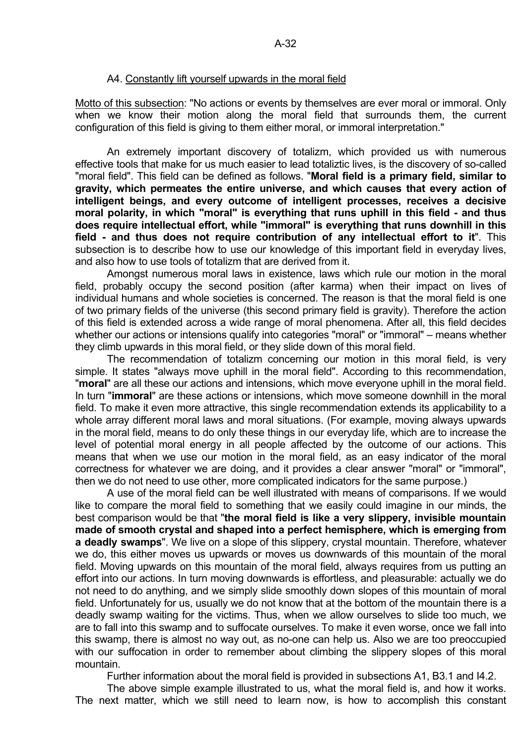### A4. Constantly lift yourself upwards in the moral field

Motto of this subsection: "No actions or events by themselves are ever moral or immoral. Only when we know their motion along the moral field that surrounds them, the current configuration of this field is giving to them either moral, or immoral interpretation."

An extremely important discovery of totalizm, which provided us with numerous effective tools that make for us much easier to lead totaliztic lives, is the discovery of so-called "moral field". This field can be defined as follows. "**Moral field is a primary field, similar to gravity, which permeates the entire universe, and which causes that every action of intelligent beings, and every outcome of intelligent processes, receives a decisive moral polarity, in which "moral" is everything that runs uphill in this field - and thus does require intellectual effort, while "immoral" is everything that runs downhill in this field - and thus does not require contribution of any intellectual effort to it**". This subsection is to describe how to use our knowledge of this important field in everyday lives, and also how to use tools of totalizm that are derived from it.

Amongst numerous moral laws in existence, laws which rule our motion in the moral field, probably occupy the second position (after karma) when their impact on lives of individual humans and whole societies is concerned. The reason is that the moral field is one of two primary fields of the universe (this second primary field is gravity). Therefore the action of this field is extended across a wide range of moral phenomena. After all, this field decides whether our actions or intensions qualify into categories "moral" or "immoral" – means whether they climb upwards in this moral field, or they slide down of this moral field.

The recommendation of totalizm concerning our motion in this moral field, is very simple. It states "always move uphill in the moral field". According to this recommendation, "**moral**" are all these our actions and intensions, which move everyone uphill in the moral field. In turn "**immoral**" are these actions or intensions, which move someone downhill in the moral field. To make it even more attractive, this single recommendation extends its applicability to a whole array different moral laws and moral situations. (For example, moving always upwards in the moral field, means to do only these things in our everyday life, which are to increase the level of potential moral energy in all people affected by the outcome of our actions. This means that when we use our motion in the moral field, as an easy indicator of the moral correctness for whatever we are doing, and it provides a clear answer "moral" or "immoral", then we do not need to use other, more complicated indicators for the same purpose.)

A use of the moral field can be well illustrated with means of comparisons. If we would like to compare the moral field to something that we easily could imagine in our minds, the best comparison would be that "**the moral field is like a very slippery, invisible mountain made of smooth crystal and shaped into a perfect hemisphere, which is emerging from a deadly swamps**". We live on a slope of this slippery, crystal mountain. Therefore, whatever we do, this either moves us upwards or moves us downwards of this mountain of the moral field. Moving upwards on this mountain of the moral field, always requires from us putting an effort into our actions. In turn moving downwards is effortless, and pleasurable: actually we do not need to do anything, and we simply slide smoothly down slopes of this mountain of moral field. Unfortunately for us, usually we do not know that at the bottom of the mountain there is a deadly swamp waiting for the victims. Thus, when we allow ourselves to slide too much, we are to fall into this swamp and to suffocate ourselves. To make it even worse, once we fall into this swamp, there is almost no way out, as no-one can help us. Also we are too preoccupied with our suffocation in order to remember about climbing the slippery slopes of this moral mountain.

Further information about the moral field is provided in subsections A1, B3.1 and I4.2.

The above simple example illustrated to us, what the moral field is, and how it works. The next matter, which we still need to learn now, is how to accomplish this constant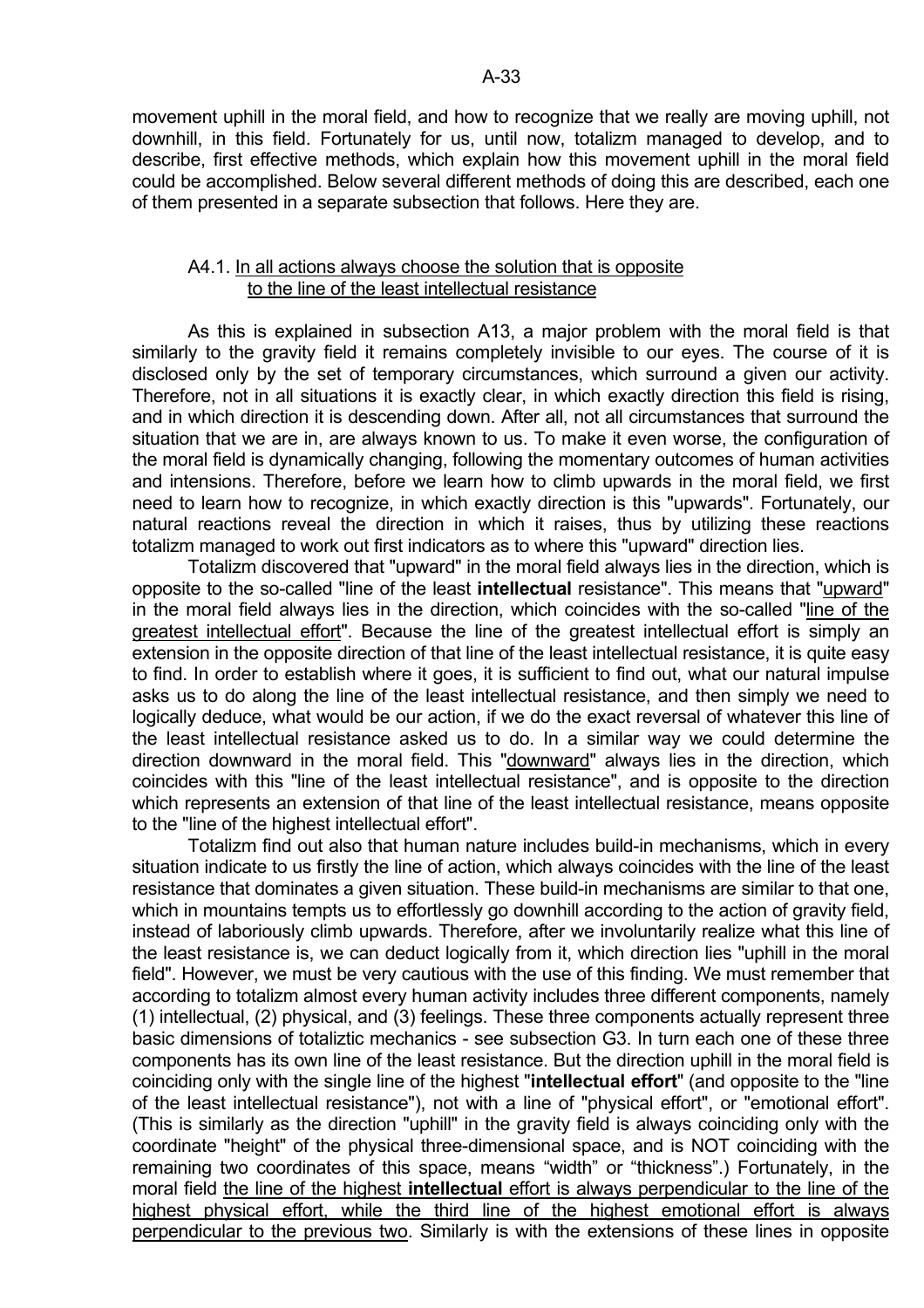movement uphill in the moral field, and how to recognize that we really are moving uphill, not downhill, in this field. Fortunately for us, until now, totalizm managed to develop, and to describe, first effective methods, which explain how this movement uphill in the moral field could be accomplished. Below several different methods of doing this are described, each one of them presented in a separate subsection that follows. Here they are.

### A4.1. In all actions always choose the solution that is opposite to the line of the least intellectual resistance

As this is explained in subsection A13, a major problem with the moral field is that similarly to the gravity field it remains completely invisible to our eyes. The course of it is disclosed only by the set of temporary circumstances, which surround a given our activity. Therefore, not in all situations it is exactly clear, in which exactly direction this field is rising, and in which direction it is descending down. After all, not all circumstances that surround the situation that we are in, are always known to us. To make it even worse, the configuration of the moral field is dynamically changing, following the momentary outcomes of human activities and intensions. Therefore, before we learn how to climb upwards in the moral field, we first need to learn how to recognize, in which exactly direction is this "upwards". Fortunately, our natural reactions reveal the direction in which it raises, thus by utilizing these reactions totalizm managed to work out first indicators as to where this "upward" direction lies.

Totalizm discovered that "upward" in the moral field always lies in the direction, which is opposite to the so-called "line of the least **intellectual** resistance". This means that "upward" in the moral field always lies in the direction, which coincides with the so-called "line of the greatest intellectual effort". Because the line of the greatest intellectual effort is simply an extension in the opposite direction of that line of the least intellectual resistance, it is quite easy to find. In order to establish where it goes, it is sufficient to find out, what our natural impulse asks us to do along the line of the least intellectual resistance, and then simply we need to logically deduce, what would be our action, if we do the exact reversal of whatever this line of the least intellectual resistance asked us to do. In a similar way we could determine the direction downward in the moral field. This "downward" always lies in the direction, which coincides with this "line of the least intellectual resistance", and is opposite to the direction which represents an extension of that line of the least intellectual resistance, means opposite to the "line of the highest intellectual effort".

Totalizm find out also that human nature includes build-in mechanisms, which in every situation indicate to us firstly the line of action, which always coincides with the line of the least resistance that dominates a given situation. These build-in mechanisms are similar to that one, which in mountains tempts us to effortlessly go downhill according to the action of gravity field, instead of laboriously climb upwards. Therefore, after we involuntarily realize what this line of the least resistance is, we can deduct logically from it, which direction lies "uphill in the moral field". However, we must be very cautious with the use of this finding. We must remember that according to totalizm almost every human activity includes three different components, namely (1) intellectual, (2) physical, and (3) feelings. These three components actually represent three basic dimensions of totaliztic mechanics - see subsection G3. In turn each one of these three components has its own line of the least resistance. But the direction uphill in the moral field is coinciding only with the single line of the highest "**intellectual effort**" (and opposite to the "line of the least intellectual resistance"), not with a line of "physical effort", or "emotional effort". (This is similarly as the direction "uphill" in the gravity field is always coinciding only with the coordinate "height" of the physical three-dimensional space, and is NOT coinciding with the remaining two coordinates of this space, means “width” or “thickness”.) Fortunately, in the moral field the line of the highest **intellectual** effort is always perpendicular to the line of the highest physical effort, while the third line of the highest emotional effort is always perpendicular to the previous two. Similarly is with the extensions of these lines in opposite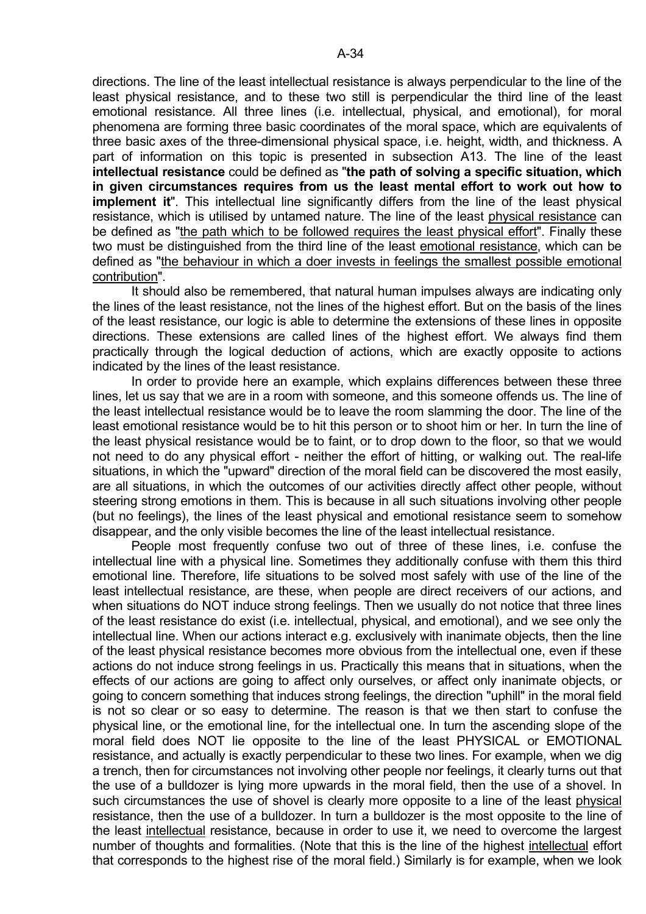directions. The line of the least intellectual resistance is always perpendicular to the line of the least physical resistance, and to these two still is perpendicular the third line of the least emotional resistance. All three lines (i.e. intellectual, physical, and emotional), for moral phenomena are forming three basic coordinates of the moral space, which are equivalents of three basic axes of the three-dimensional physical space, i.e. height, width, and thickness. A part of information on this topic is presented in subsection A13. The line of the least **intellectual resistance** could be defined as "**the path of solving a specific situation, which in given circumstances requires from us the least mental effort to work out how to implement it**". This intellectual line significantly differs from the line of the least physical resistance, which is utilised by untamed nature. The line of the least <u>physical resistance</u> can be defined as "<u>the path which to be followed requires the least physical effort</u>". Finally these two must be distinguished from the third line of the least <u>emotional resistance</u>, which can be defined as "<u>the behaviour in which a doer invests in feelings the smallest possible emotional contribution</u>".

It should also be remembered, that natural human impulses always are indicating only the lines of the least resistance, not the lines of the highest effort. But on the basis of the lines of the least resistance, our logic is able to determine the extensions of these lines in opposite directions. These extensions are called lines of the highest effort. We always find them practically through the logical deduction of actions, which are exactly opposite to actions indicated by the lines of the least resistance.

In order to provide here an example, which explains differences between these three lines, let us say that we are in a room with someone, and this someone offends us. The line of the least intellectual resistance would be to leave the room slamming the door. The line of the least emotional resistance would be to hit this person or to shoot him or her. In turn the line of the least physical resistance would be to faint, or to drop down to the floor, so that we would not need to do any physical effort - neither the effort of hitting, or walking out. The real-life situations, in which the "upward" direction of the moral field can be discovered the most easily, are all situations, in which the outcomes of our activities directly affect other people, without steering strong emotions in them. This is because in all such situations involving other people (but no feelings), the lines of the least physical and emotional resistance seem to somehow disappear, and the only visible becomes the line of the least intellectual resistance.

People most frequently confuse two out of three of these lines, i.e. confuse the intellectual line with a physical line. Sometimes they additionally confuse with them this third emotional line. Therefore, life situations to be solved most safely with use of the line of the least intellectual resistance, are these, when people are direct receivers of our actions, and when situations do NOT induce strong feelings. Then we usually do not notice that three lines of the least resistance do exist (i.e. intellectual, physical, and emotional), and we see only the intellectual line. When our actions interact e.g. exclusively with inanimate objects, then the line of the least physical resistance becomes more obvious from the intellectual one, even if these actions do not induce strong feelings in us. Practically this means that in situations, when the effects of our actions are going to affect only ourselves, or affect only inanimate objects, or going to concern something that induces strong feelings, the direction "uphill" in the moral field is not so clear or so easy to determine. The reason is that we then start to confuse the physical line, or the emotional line, for the intellectual one. In turn the ascending slope of the moral field does NOT lie opposite to the line of the least PHYSICAL or EMOTIONAL resistance, and actually is exactly perpendicular to these two lines. For example, when we dig a trench, then for circumstances not involving other people nor feelings, it clearly turns out that the use of a bulldozer is lying more upwards in the moral field, then the use of a shovel. In such circumstances the use of shovel is clearly more opposite to a line of the least <u>physical</u> resistance, then the use of a bulldozer. In turn a bulldozer is the most opposite to the line of the least <u>intellectual</u> resistance, because in order to use it, we need to overcome the largest number of thoughts and formalities. (Note that this is the line of the highest <u>intellectual</u> effort that corresponds to the highest rise of the moral field.) Similarly is for example, when we look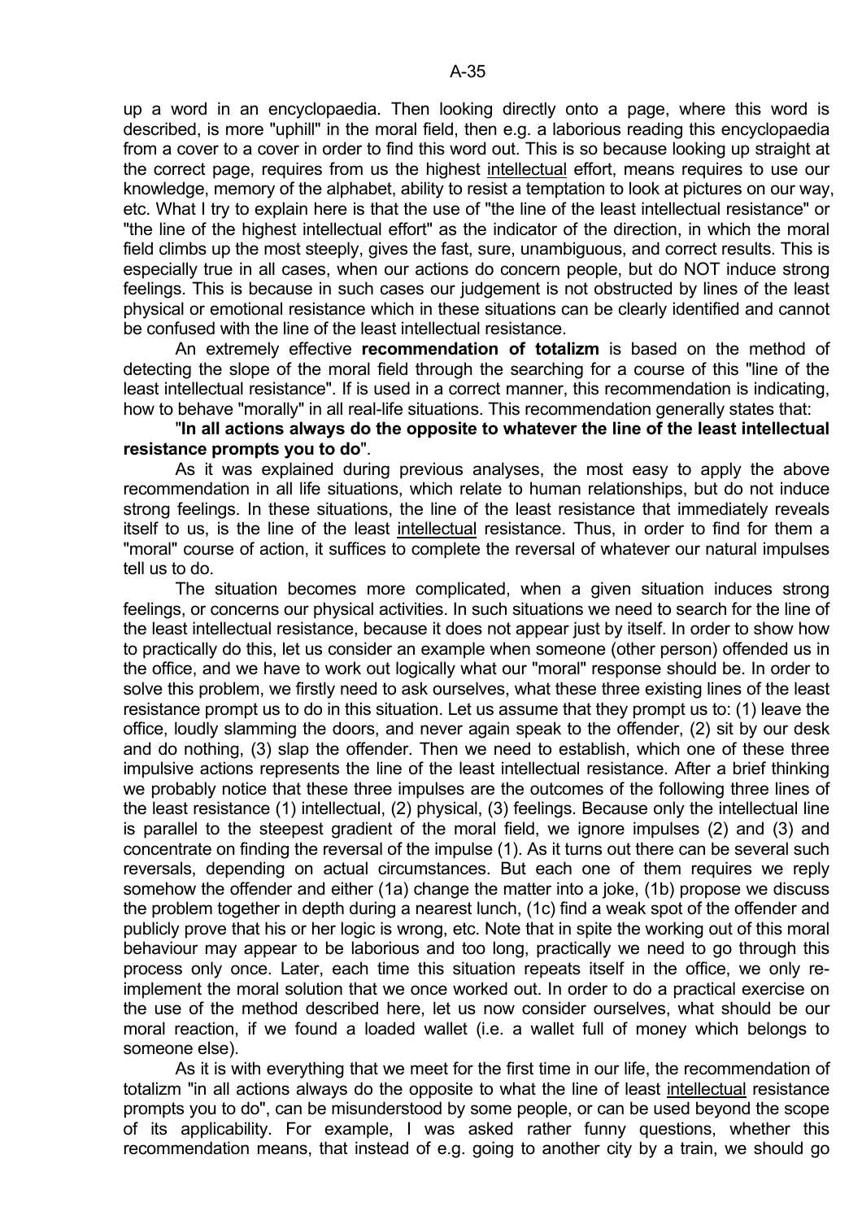up a word in an encyclopaedia. Then looking directly onto a page, where this word is described, is more "uphill" in the moral field, then e.g. a laborious reading this encyclopaedia from a cover to a cover in order to find this word out. This is so because looking up straight at the correct page, requires from us the highest intellectual effort, means requires to use our knowledge, memory of the alphabet, ability to resist a temptation to look at pictures on our way, etc. What I try to explain here is that the use of "the line of the least intellectual resistance" or "the line of the highest intellectual effort" as the indicator of the direction, in which the moral field climbs up the most steeply, gives the fast, sure, unambiguous, and correct results. This is especially true in all cases, when our actions do concern people, but do NOT induce strong feelings. This is because in such cases our judgement is not obstructed by lines of the least physical or emotional resistance which in these situations can be clearly identified and cannot be confused with the line of the least intellectual resistance.

An extremely effective **recommendation of totalizm** is based on the method of detecting the slope of the moral field through the searching for a course of this "line of the least intellectual resistance". If is used in a correct manner, this recommendation is indicating, how to behave "morally" in all real-life situations. This recommendation generally states that:

"**In all actions always do the opposite to whatever the line of the least intellectual resistance prompts you to do**".

As it was explained during previous analyses, the most easy to apply the above recommendation in all life situations, which relate to human relationships, but do not induce strong feelings. In these situations, the line of the least resistance that immediately reveals itself to us, is the line of the least intellectual resistance. Thus, in order to find for them a "moral" course of action, it suffices to complete the reversal of whatever our natural impulses tell us to do.

The situation becomes more complicated, when a given situation induces strong feelings, or concerns our physical activities. In such situations we need to search for the line of the least intellectual resistance, because it does not appear just by itself. In order to show how to practically do this, let us consider an example when someone (other person) offended us in the office, and we have to work out logically what our "moral" response should be. In order to solve this problem, we firstly need to ask ourselves, what these three existing lines of the least resistance prompt us to do in this situation. Let us assume that they prompt us to: (1) leave the office, loudly slamming the doors, and never again speak to the offender, (2) sit by our desk and do nothing, (3) slap the offender. Then we need to establish, which one of these three impulsive actions represents the line of the least intellectual resistance. After a brief thinking we probably notice that these three impulses are the outcomes of the following three lines of the least resistance (1) intellectual, (2) physical, (3) feelings. Because only the intellectual line is parallel to the steepest gradient of the moral field, we ignore impulses (2) and (3) and concentrate on finding the reversal of the impulse (1). As it turns out there can be several such reversals, depending on actual circumstances. But each one of them requires we reply somehow the offender and either (1a) change the matter into a joke, (1b) propose we discuss the problem together in depth during a nearest lunch, (1c) find a weak spot of the offender and publicly prove that his or her logic is wrong, etc. Note that in spite the working out of this moral behaviour may appear to be laborious and too long, practically we need to go through this process only once. Later, each time this situation repeats itself in the office, we only re-implement the moral solution that we once worked out. In order to do a practical exercise on the use of the method described here, let us now consider ourselves, what should be our moral reaction, if we found a loaded wallet (i.e. a wallet full of money which belongs to someone else).

As it is with everything that we meet for the first time in our life, the recommendation of totalizm "in all actions always do the opposite to what the line of least intellectual resistance prompts you to do", can be misunderstood by some people, or can be used beyond the scope of its applicability. For example, I was asked rather funny questions, whether this recommendation means, that instead of e.g. going to another city by a train, we should go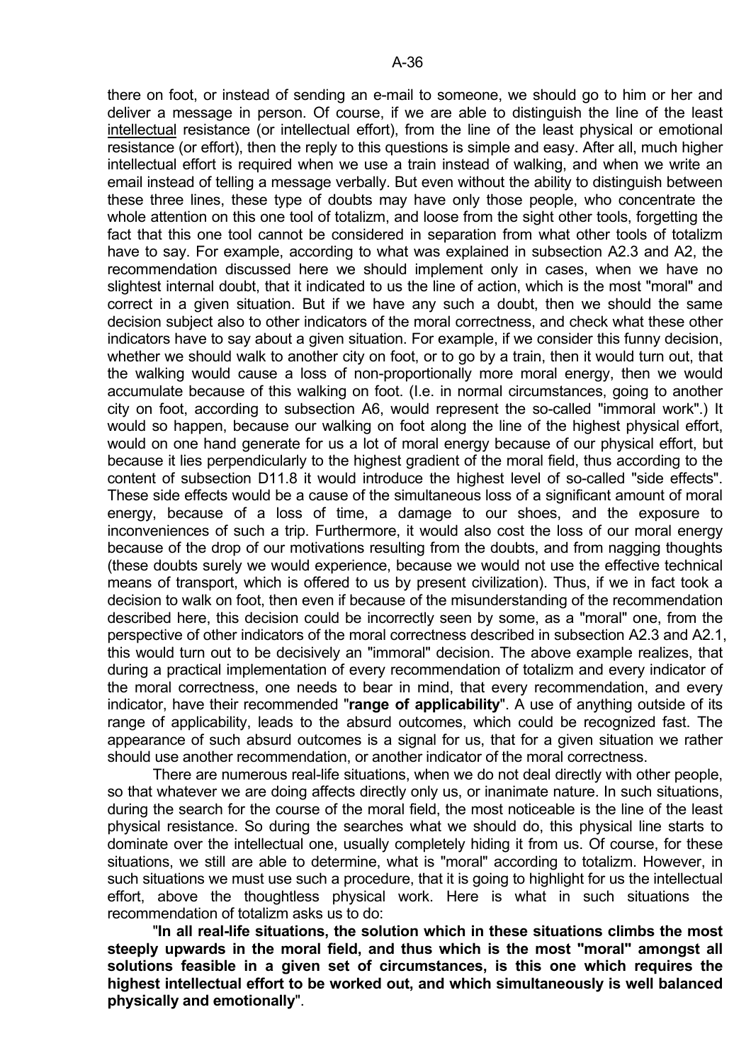there on foot, or instead of sending an e-mail to someone, we should go to him or her and deliver a message in person. Of course, if we are able to distinguish the line of the least intellectual resistance (or intellectual effort), from the line of the least physical or emotional resistance (or effort), then the reply to this questions is simple and easy. After all, much higher intellectual effort is required when we use a train instead of walking, and when we write an email instead of telling a message verbally. But even without the ability to distinguish between these three lines, these type of doubts may have only those people, who concentrate the whole attention on this one tool of totalizm, and loose from the sight other tools, forgetting the fact that this one tool cannot be considered in separation from what other tools of totalizm have to say. For example, according to what was explained in subsection A2.3 and A2, the recommendation discussed here we should implement only in cases, when we have no slightest internal doubt, that it indicated to us the line of action, which is the most "moral" and correct in a given situation. But if we have any such a doubt, then we should the same decision subject also to other indicators of the moral correctness, and check what these other indicators have to say about a given situation. For example, if we consider this funny decision, whether we should walk to another city on foot, or to go by a train, then it would turn out, that the walking would cause a loss of non-proportionally more moral energy, then we would accumulate because of this walking on foot. (I.e. in normal circumstances, going to another city on foot, according to subsection A6, would represent the so-called "immoral work".) It would so happen, because our walking on foot along the line of the highest physical effort, would on one hand generate for us a lot of moral energy because of our physical effort, but because it lies perpendicularly to the highest gradient of the moral field, thus according to the content of subsection D11.8 it would introduce the highest level of so-called "side effects". These side effects would be a cause of the simultaneous loss of a significant amount of moral energy, because of a loss of time, a damage to our shoes, and the exposure to inconveniences of such a trip. Furthermore, it would also cost the loss of our moral energy because of the drop of our motivations resulting from the doubts, and from nagging thoughts (these doubts surely we would experience, because we would not use the effective technical means of transport, which is offered to us by present civilization). Thus, if we in fact took a decision to walk on foot, then even if because of the misunderstanding of the recommendation described here, this decision could be incorrectly seen by some, as a "moral" one, from the perspective of other indicators of the moral correctness described in subsection A2.3 and A2.1, this would turn out to be decisively an "immoral" decision. The above example realizes, that during a practical implementation of every recommendation of totalizm and every indicator of the moral correctness, one needs to bear in mind, that every recommendation, and every indicator, have their recommended "**range of applicability**". A use of anything outside of its range of applicability, leads to the absurd outcomes, which could be recognized fast. The appearance of such absurd outcomes is a signal for us, that for a given situation we rather should use another recommendation, or another indicator of the moral correctness.

There are numerous real-life situations, when we do not deal directly with other people, so that whatever we are doing affects directly only us, or inanimate nature. In such situations, during the search for the course of the moral field, the most noticeable is the line of the least physical resistance. So during the searches what we should do, this physical line starts to dominate over the intellectual one, usually completely hiding it from us. Of course, for these situations, we still are able to determine, what is "moral" according to totalizm. However, in such situations we must use such a procedure, that it is going to highlight for us the intellectual effort, above the thoughtless physical work. Here is what in such situations the recommendation of totalizm asks us to do:

"**In all real-life situations, the solution which in these situations climbs the most steeply upwards in the moral field, and thus which is the most "moral" amongst all solutions feasible in a given set of circumstances, is this one which requires the highest intellectual effort to be worked out, and which simultaneously is well balanced physically and emotionally**".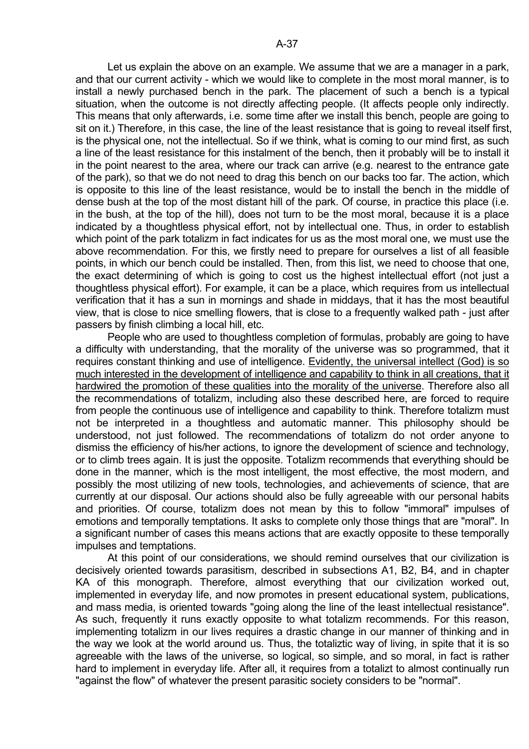Let us explain the above on an example. We assume that we are a manager in a park, and that our current activity - which we would like to complete in the most moral manner, is to install a newly purchased bench in the park. The placement of such a bench is a typical situation, when the outcome is not directly affecting people. (It affects people only indirectly. This means that only afterwards, i.e. some time after we install this bench, people are going to sit on it.) Therefore, in this case, the line of the least resistance that is going to reveal itself first, is the physical one, not the intellectual. So if we think, what is coming to our mind first, as such a line of the least resistance for this instalment of the bench, then it probably will be to install it in the point nearest to the area, where our track can arrive (e.g. nearest to the entrance gate of the park), so that we do not need to drag this bench on our backs too far. The action, which is opposite to this line of the least resistance, would be to install the bench in the middle of dense bush at the top of the most distant hill of the park. Of course, in practice this place (i.e. in the bush, at the top of the hill), does not turn to be the most moral, because it is a place indicated by a thoughtless physical effort, not by intellectual one. Thus, in order to establish which point of the park totalizm in fact indicates for us as the most moral one, we must use the above recommendation. For this, we firstly need to prepare for ourselves a list of all feasible points, in which our bench could be installed. Then, from this list, we need to choose that one, the exact determining of which is going to cost us the highest intellectual effort (not just a thoughtless physical effort). For example, it can be a place, which requires from us intellectual verification that it has a sun in mornings and shade in middays, that it has the most beautiful view, that is close to nice smelling flowers, that is close to a frequently walked path - just after passers by finish climbing a local hill, etc.

People who are used to thoughtless completion of formulas, probably are going to have a difficulty with understanding, that the morality of the universe was so programmed, that it requires constant thinking and use of intelligence. <u>Evidently, the universal intellect (God) is so much interested in the development of intelligence and capability to think in all creations, that it hardwired the promotion of these qualities into the morality of the universe</u>. Therefore also all the recommendations of totalizm, including also these described here, are forced to require from people the continuous use of intelligence and capability to think. Therefore totalizm must not be interpreted in a thoughtless and automatic manner. This philosophy should be understood, not just followed. The recommendations of totalizm do not order anyone to dismiss the efficiency of his/her actions, to ignore the development of science and technology, or to climb trees again. It is just the opposite. Totalizm recommends that everything should be done in the manner, which is the most intelligent, the most effective, the most modern, and possibly the most utilizing of new tools, technologies, and achievements of science, that are currently at our disposal. Our actions should also be fully agreeable with our personal habits and priorities. Of course, totalizm does not mean by this to follow "immoral" impulses of emotions and temporally temptations. It asks to complete only those things that are "moral". In a significant number of cases this means actions that are exactly opposite to these temporally impulses and temptations.

At this point of our considerations, we should remind ourselves that our civilization is decisively oriented towards parasitism, described in subsections A1, B2, B4, and in chapter KA of this monograph. Therefore, almost everything that our civilization worked out, implemented in everyday life, and now promotes in present educational system, publications, and mass media, is oriented towards "going along the line of the least intellectual resistance". As such, frequently it runs exactly opposite to what totalizm recommends. For this reason, implementing totalizm in our lives requires a drastic change in our manner of thinking and in the way we look at the world around us. Thus, the totaliztic way of living, in spite that it is so agreeable with the laws of the universe, so logical, so simple, and so moral, in fact is rather hard to implement in everyday life. After all, it requires from a totalizt to almost continually run "against the flow" of whatever the present parasitic society considers to be "normal".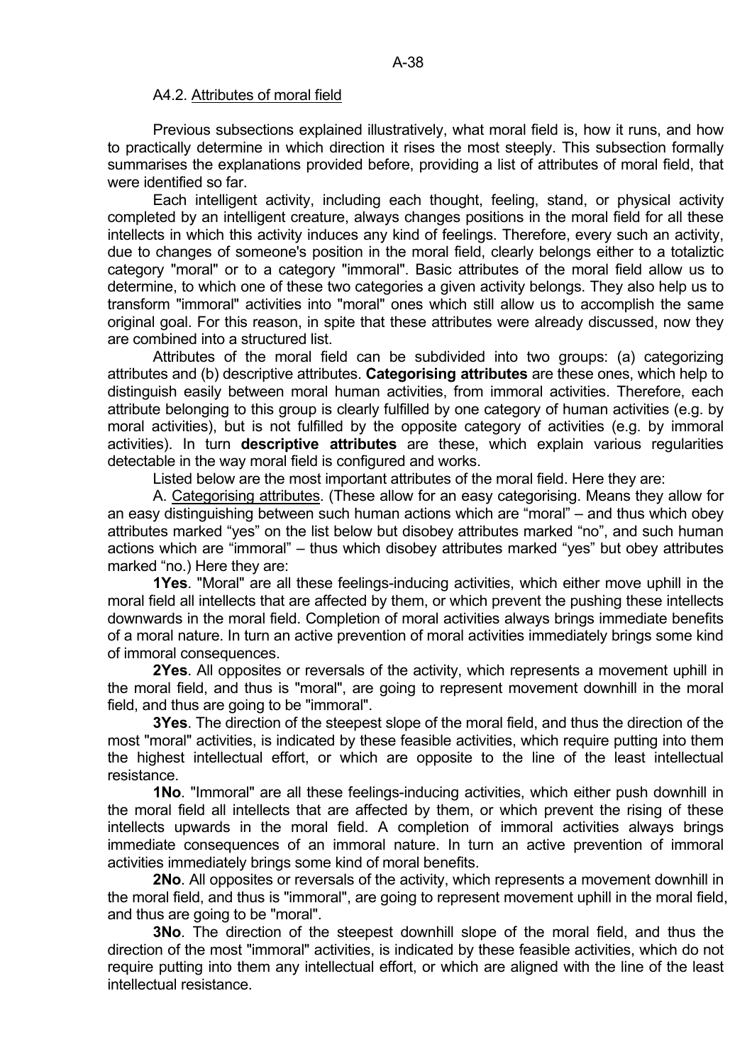### A4.2. Attributes of moral field

Previous subsections explained illustratively, what moral field is, how it runs, and how to practically determine in which direction it rises the most steeply. This subsection formally summarises the explanations provided before, providing a list of attributes of moral field, that were identified so far.

Each intelligent activity, including each thought, feeling, stand, or physical activity completed by an intelligent creature, always changes positions in the moral field for all these intellects in which this activity induces any kind of feelings. Therefore, every such an activity, due to changes of someone's position in the moral field, clearly belongs either to a totaliztic category "moral" or to a category "immoral". Basic attributes of the moral field allow us to determine, to which one of these two categories a given activity belongs. They also help us to transform "immoral" activities into "moral" ones which still allow us to accomplish the same original goal. For this reason, in spite that these attributes were already discussed, now they are combined into a structured list.

Attributes of the moral field can be subdivided into two groups: (a) categorizing attributes and (b) descriptive attributes. **Categorising attributes** are these ones, which help to distinguish easily between moral human activities, from immoral activities. Therefore, each attribute belonging to this group is clearly fulfilled by one category of human activities (e.g. by moral activities), but is not fulfilled by the opposite category of activities (e.g. by immoral activities). In turn **descriptive attributes** are these, which explain various regularities detectable in the way moral field is configured and works.

Listed below are the most important attributes of the moral field. Here they are:

A. Categorising attributes. (These allow for an easy categorising. Means they allow for an easy distinguishing between such human actions which are "moral" – and thus which obey attributes marked "yes" on the list below but disobey attributes marked "no", and such human actions which are "immoral" – thus which disobey attributes marked "yes" but obey attributes marked "no.) Here they are:

**1Yes**. "Moral" are all these feelings-inducing activities, which either move uphill in the moral field all intellects that are affected by them, or which prevent the pushing these intellects downwards in the moral field. Completion of moral activities always brings immediate benefits of a moral nature. In turn an active prevention of moral activities immediately brings some kind of immoral consequences.

**2Yes**. All opposites or reversals of the activity, which represents a movement uphill in the moral field, and thus is "moral", are going to represent movement downhill in the moral field, and thus are going to be "immoral".

**3Yes**. The direction of the steepest slope of the moral field, and thus the direction of the most "moral" activities, is indicated by these feasible activities, which require putting into them the highest intellectual effort, or which are opposite to the line of the least intellectual resistance.

**1No**. "Immoral" are all these feelings-inducing activities, which either push downhill in the moral field all intellects that are affected by them, or which prevent the rising of these intellects upwards in the moral field. A completion of immoral activities always brings immediate consequences of an immoral nature. In turn an active prevention of immoral activities immediately brings some kind of moral benefits.

**2No**. All opposites or reversals of the activity, which represents a movement downhill in the moral field, and thus is "immoral", are going to represent movement uphill in the moral field, and thus are going to be "moral".

**3No**. The direction of the steepest downhill slope of the moral field, and thus the direction of the most "immoral" activities, is indicated by these feasible activities, which do not require putting into them any intellectual effort, or which are aligned with the line of the least intellectual resistance.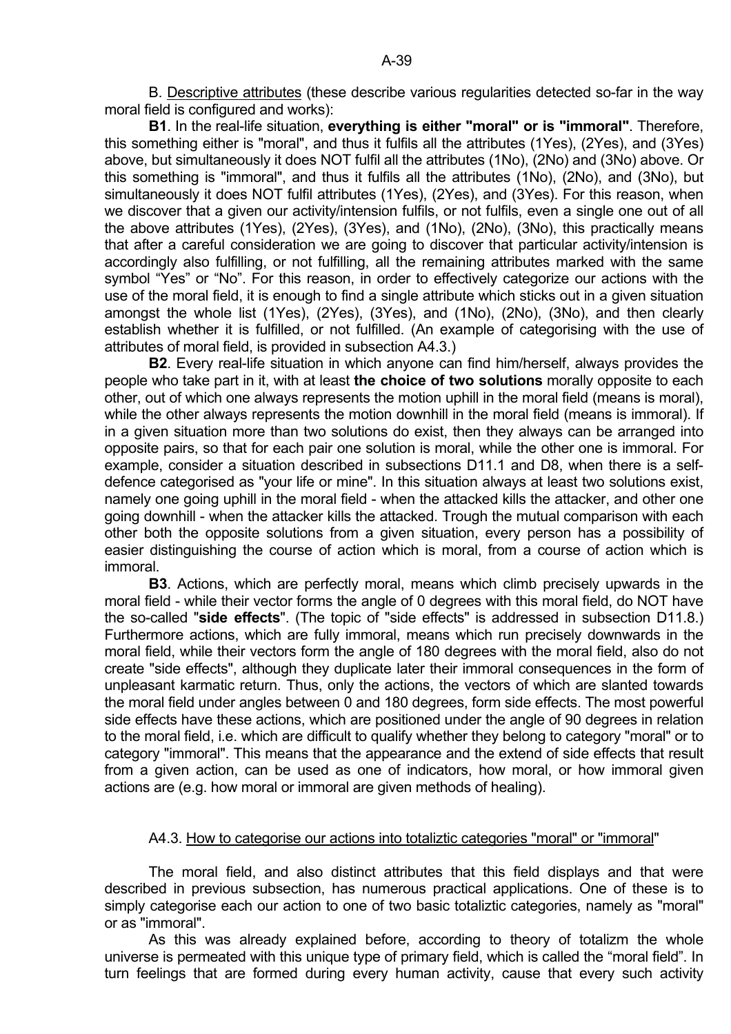B. Descriptive attributes (these describe various regularities detected so-far in the way moral field is configured and works):

**B1**. In the real-life situation, **everything is either "moral" or is "immoral"**. Therefore, this something either is "moral", and thus it fulfils all the attributes (1Yes), (2Yes), and (3Yes) above, but simultaneously it does NOT fulfil all the attributes (1No), (2No) and (3No) above. Or this something is "immoral", and thus it fulfils all the attributes (1No), (2No), and (3No), but simultaneously it does NOT fulfil attributes (1Yes), (2Yes), and (3Yes). For this reason, when we discover that a given our activity/intension fulfils, or not fulfils, even a single one out of all the above attributes (1Yes), (2Yes), (3Yes), and (1No), (2No), (3No), this practically means that after a careful consideration we are going to discover that particular activity/intension is accordingly also fulfilling, or not fulfilling, all the remaining attributes marked with the same symbol "Yes" or "No". For this reason, in order to effectively categorize our actions with the use of the moral field, it is enough to find a single attribute which sticks out in a given situation amongst the whole list (1Yes), (2Yes), (3Yes), and (1No), (2No), (3No), and then clearly establish whether it is fulfilled, or not fulfilled. (An example of categorising with the use of attributes of moral field, is provided in subsection A4.3.)

**B2**. Every real-life situation in which anyone can find him/herself, always provides the people who take part in it, with at least **the choice of two solutions** morally opposite to each other, out of which one always represents the motion uphill in the moral field (means is moral), while the other always represents the motion downhill in the moral field (means is immoral). If in a given situation more than two solutions do exist, then they always can be arranged into opposite pairs, so that for each pair one solution is moral, while the other one is immoral. For example, consider a situation described in subsections D11.1 and D8, when there is a self-defence categorised as "your life or mine". In this situation always at least two solutions exist, namely one going uphill in the moral field - when the attacked kills the attacker, and other one going downhill - when the attacker kills the attacked. Trough the mutual comparison with each other both the opposite solutions from a given situation, every person has a possibility of easier distinguishing the course of action which is moral, from a course of action which is immoral.

**B3**. Actions, which are perfectly moral, means which climb precisely upwards in the moral field - while their vector forms the angle of 0 degrees with this moral field, do NOT have the so-called "**side effects**". (The topic of "side effects" is addressed in subsection D11.8.) Furthermore actions, which are fully immoral, means which run precisely downwards in the moral field, while their vectors form the angle of 180 degrees with the moral field, also do not create "side effects", although they duplicate later their immoral consequences in the form of unpleasant karmatic return. Thus, only the actions, the vectors of which are slanted towards the moral field under angles between 0 and 180 degrees, form side effects. The most powerful side effects have these actions, which are positioned under the angle of 90 degrees in relation to the moral field, i.e. which are difficult to qualify whether they belong to category "moral" or to category "immoral". This means that the appearance and the extend of side effects that result from a given action, can be used as one of indicators, how moral, or how immoral given actions are (e.g. how moral or immoral are given methods of healing).

### A4.3. How to categorise our actions into totaliztic categories "moral" or "immoral"

The moral field, and also distinct attributes that this field displays and that were described in previous subsection, has numerous practical applications. One of these is to simply categorise each our action to one of two basic totaliztic categories, namely as "moral" or as "immoral".

As this was already explained before, according to theory of totalizm the whole universe is permeated with this unique type of primary field, which is called the "moral field". In turn feelings that are formed during every human activity, cause that every such activity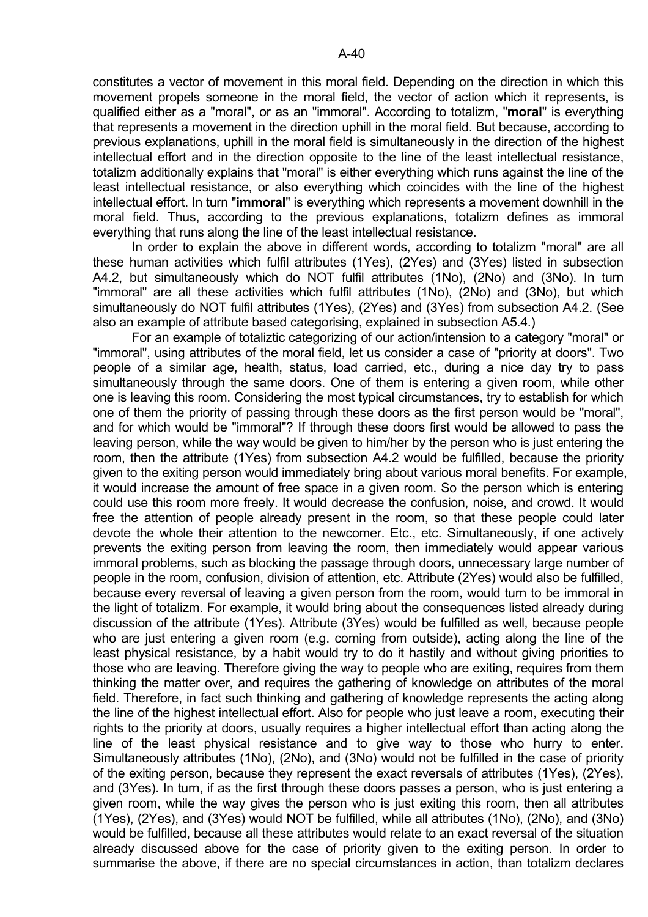constitutes a vector of movement in this moral field. Depending on the direction in which this movement propels someone in the moral field, the vector of action which it represents, is qualified either as a "moral", or as an "immoral". According to totalizm, "**moral**" is everything that represents a movement in the direction uphill in the moral field. But because, according to previous explanations, uphill in the moral field is simultaneously in the direction of the highest intellectual effort and in the direction opposite to the line of the least intellectual resistance, totalizm additionally explains that "moral" is either everything which runs against the line of the least intellectual resistance, or also everything which coincides with the line of the highest intellectual effort. In turn "**immoral**" is everything which represents a movement downhill in the moral field. Thus, according to the previous explanations, totalizm defines as immoral everything that runs along the line of the least intellectual resistance.

In order to explain the above in different words, according to totalizm "moral" are all these human activities which fulfil attributes (1Yes), (2Yes) and (3Yes) listed in subsection A4.2, but simultaneously which do NOT fulfil attributes (1No), (2No) and (3No). In turn "immoral" are all these activities which fulfil attributes (1No), (2No) and (3No), but which simultaneously do NOT fulfil attributes (1Yes), (2Yes) and (3Yes) from subsection A4.2. (See also an example of attribute based categorising, explained in subsection A5.4.)

For an example of totaliztic categorizing of our action/intension to a category "moral" or "immoral", using attributes of the moral field, let us consider a case of "priority at doors". Two people of a similar age, health, status, load carried, etc., during a nice day try to pass simultaneously through the same doors. One of them is entering a given room, while other one is leaving this room. Considering the most typical circumstances, try to establish for which one of them the priority of passing through these doors as the first person would be "moral", and for which would be "immoral"? If through these doors first would be allowed to pass the leaving person, while the way would be given to him/her by the person who is just entering the room, then the attribute (1Yes) from subsection A4.2 would be fulfilled, because the priority given to the exiting person would immediately bring about various moral benefits. For example, it would increase the amount of free space in a given room. So the person which is entering could use this room more freely. It would decrease the confusion, noise, and crowd. It would free the attention of people already present in the room, so that these people could later devote the whole their attention to the newcomer. Etc., etc. Simultaneously, if one actively prevents the exiting person from leaving the room, then immediately would appear various immoral problems, such as blocking the passage through doors, unnecessary large number of people in the room, confusion, division of attention, etc. Attribute (2Yes) would also be fulfilled, because every reversal of leaving a given person from the room, would turn to be immoral in the light of totalizm. For example, it would bring about the consequences listed already during discussion of the attribute (1Yes). Attribute (3Yes) would be fulfilled as well, because people who are just entering a given room (e.g. coming from outside), acting along the line of the least physical resistance, by a habit would try to do it hastily and without giving priorities to those who are leaving. Therefore giving the way to people who are exiting, requires from them thinking the matter over, and requires the gathering of knowledge on attributes of the moral field. Therefore, in fact such thinking and gathering of knowledge represents the acting along the line of the highest intellectual effort. Also for people who just leave a room, executing their rights to the priority at doors, usually requires a higher intellectual effort than acting along the line of the least physical resistance and to give way to those who hurry to enter. Simultaneously attributes (1No), (2No), and (3No) would not be fulfilled in the case of priority of the exiting person, because they represent the exact reversals of attributes (1Yes), (2Yes), and (3Yes). In turn, if as the first through these doors passes a person, who is just entering a given room, while the way gives the person who is just exiting this room, then all attributes (1Yes), (2Yes), and (3Yes) would NOT be fulfilled, while all attributes (1No), (2No), and (3No) would be fulfilled, because all these attributes would relate to an exact reversal of the situation already discussed above for the case of priority given to the exiting person. In order to summarise the above, if there are no special circumstances in action, than totalizm declares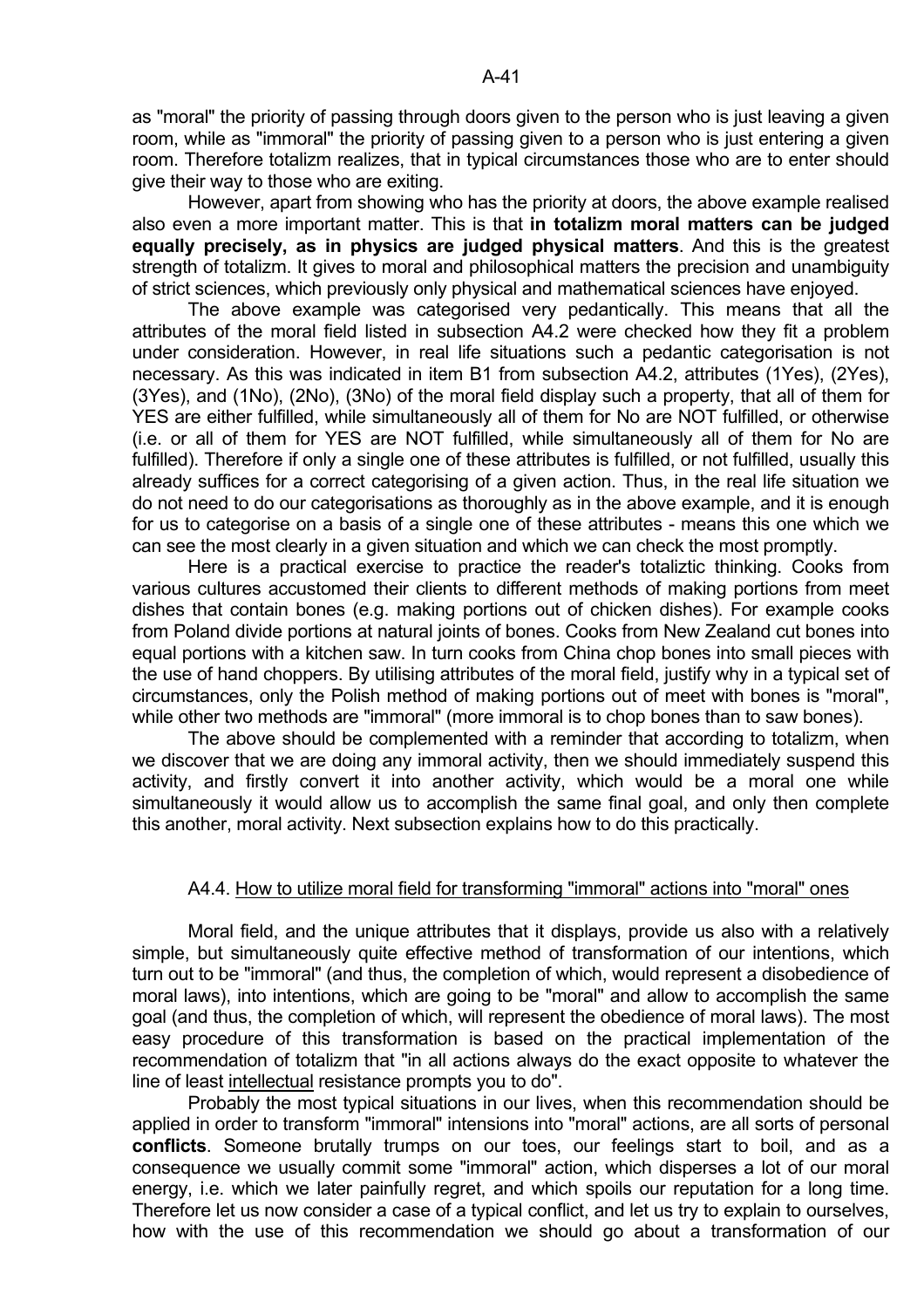as "moral" the priority of passing through doors given to the person who is just leaving a given room, while as "immoral" the priority of passing given to a person who is just entering a given room. Therefore totalizm realizes, that in typical circumstances those who are to enter should give their way to those who are exiting.

However, apart from showing who has the priority at doors, the above example realised also even a more important matter. This is that **in totalizm moral matters can be judged equally precisely, as in physics are judged physical matters**. And this is the greatest strength of totalizm. It gives to moral and philosophical matters the precision and unambiguity of strict sciences, which previously only physical and mathematical sciences have enjoyed.

The above example was categorised very pedantically. This means that all the attributes of the moral field listed in subsection A4.2 were checked how they fit a problem under consideration. However, in real life situations such a pedantic categorisation is not necessary. As this was indicated in item B1 from subsection A4.2, attributes (1Yes), (2Yes), (3Yes), and (1No), (2No), (3No) of the moral field display such a property, that all of them for YES are either fulfilled, while simultaneously all of them for No are NOT fulfilled, or otherwise (i.e. or all of them for YES are NOT fulfilled, while simultaneously all of them for No are fulfilled). Therefore if only a single one of these attributes is fulfilled, or not fulfilled, usually this already suffices for a correct categorising of a given action. Thus, in the real life situation we do not need to do our categorisations as thoroughly as in the above example, and it is enough for us to categorise on a basis of a single one of these attributes - means this one which we can see the most clearly in a given situation and which we can check the most promptly.

Here is a practical exercise to practice the reader's totaliztic thinking. Cooks from various cultures accustomed their clients to different methods of making portions from meet dishes that contain bones (e.g. making portions out of chicken dishes). For example cooks from Poland divide portions at natural joints of bones. Cooks from New Zealand cut bones into equal portions with a kitchen saw. In turn cooks from China chop bones into small pieces with the use of hand choppers. By utilising attributes of the moral field, justify why in a typical set of circumstances, only the Polish method of making portions out of meet with bones is "moral", while other two methods are "immoral" (more immoral is to chop bones than to saw bones).

The above should be complemented with a reminder that according to totalizm, when we discover that we are doing any immoral activity, then we should immediately suspend this activity, and firstly convert it into another activity, which would be a moral one while simultaneously it would allow us to accomplish the same final goal, and only then complete this another, moral activity. Next subsection explains how to do this practically.

### A4.4. <u>How to utilize moral field for transforming "immoral" actions into "moral" ones</u>

Moral field, and the unique attributes that it displays, provide us also with a relatively simple, but simultaneously quite effective method of transformation of our intentions, which turn out to be "immoral" (and thus, the completion of which, would represent a disobedience of moral laws), into intentions, which are going to be "moral" and allow to accomplish the same goal (and thus, the completion of which, will represent the obedience of moral laws). The most easy procedure of this transformation is based on the practical implementation of the recommendation of totalizm that "in all actions always do the exact opposite to whatever the line of least <u>intellectual</u> resistance prompts you to do".

Probably the most typical situations in our lives, when this recommendation should be applied in order to transform "immoral" intensions into "moral" actions, are all sorts of personal **conflicts**. Someone brutally trumps on our toes, our feelings start to boil, and as a consequence we usually commit some "immoral" action, which disperses a lot of our moral energy, i.e. which we later painfully regret, and which spoils our reputation for a long time. Therefore let us now consider a case of a typical conflict, and let us try to explain to ourselves, how with the use of this recommendation we should go about a transformation of our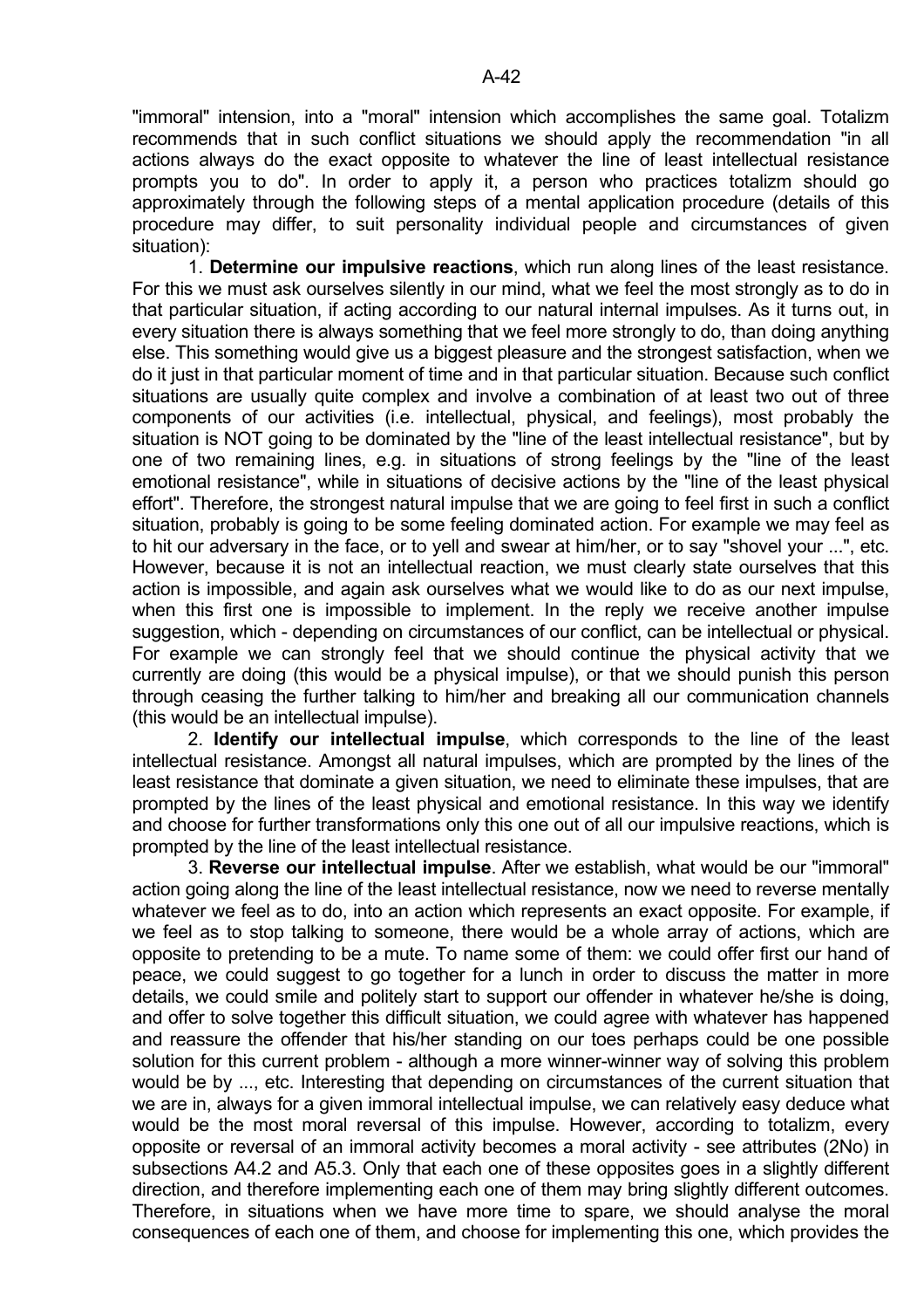"immoral" intension, into a "moral" intension which accomplishes the same goal. Totalizm recommends that in such conflict situations we should apply the recommendation "in all actions always do the exact opposite to whatever the line of least intellectual resistance prompts you to do". In order to apply it, a person who practices totalizm should go approximately through the following steps of a mental application procedure (details of this procedure may differ, to suit personality individual people and circumstances of given situation):

1. **Determine our impulsive reactions**, which run along lines of the least resistance. For this we must ask ourselves silently in our mind, what we feel the most strongly as to do in that particular situation, if acting according to our natural internal impulses. As it turns out, in every situation there is always something that we feel more strongly to do, than doing anything else. This something would give us a biggest pleasure and the strongest satisfaction, when we do it just in that particular moment of time and in that particular situation. Because such conflict situations are usually quite complex and involve a combination of at least two out of three components of our activities (i.e. intellectual, physical, and feelings), most probably the situation is NOT going to be dominated by the "line of the least intellectual resistance", but by one of two remaining lines, e.g. in situations of strong feelings by the "line of the least emotional resistance", while in situations of decisive actions by the "line of the least physical effort". Therefore, the strongest natural impulse that we are going to feel first in such a conflict situation, probably is going to be some feeling dominated action. For example we may feel as to hit our adversary in the face, or to yell and swear at him/her, or to say "shovel your ...", etc. However, because it is not an intellectual reaction, we must clearly state ourselves that this action is impossible, and again ask ourselves what we would like to do as our next impulse, when this first one is impossible to implement. In the reply we receive another impulse suggestion, which - depending on circumstances of our conflict, can be intellectual or physical. For example we can strongly feel that we should continue the physical activity that we currently are doing (this would be a physical impulse), or that we should punish this person through ceasing the further talking to him/her and breaking all our communication channels (this would be an intellectual impulse).

2. **Identify our intellectual impulse**, which corresponds to the line of the least intellectual resistance. Amongst all natural impulses, which are prompted by the lines of the least resistance that dominate a given situation, we need to eliminate these impulses, that are prompted by the lines of the least physical and emotional resistance. In this way we identify and choose for further transformations only this one out of all our impulsive reactions, which is prompted by the line of the least intellectual resistance.

3. **Reverse our intellectual impulse**. After we establish, what would be our "immoral" action going along the line of the least intellectual resistance, now we need to reverse mentally whatever we feel as to do, into an action which represents an exact opposite. For example, if we feel as to stop talking to someone, there would be a whole array of actions, which are opposite to pretending to be a mute. To name some of them: we could offer first our hand of peace, we could suggest to go together for a lunch in order to discuss the matter in more details, we could smile and politely start to support our offender in whatever he/she is doing, and offer to solve together this difficult situation, we could agree with whatever has happened and reassure the offender that his/her standing on our toes perhaps could be one possible solution for this current problem - although a more winner-winner way of solving this problem would be by ..., etc. Interesting that depending on circumstances of the current situation that we are in, always for a given immoral intellectual impulse, we can relatively easy deduce what would be the most moral reversal of this impulse. However, according to totalizm, every opposite or reversal of an immoral activity becomes a moral activity - see attributes (2No) in subsections A4.2 and A5.3. Only that each one of these opposites goes in a slightly different direction, and therefore implementing each one of them may bring slightly different outcomes. Therefore, in situations when we have more time to spare, we should analyse the moral consequences of each one of them, and choose for implementing this one, which provides the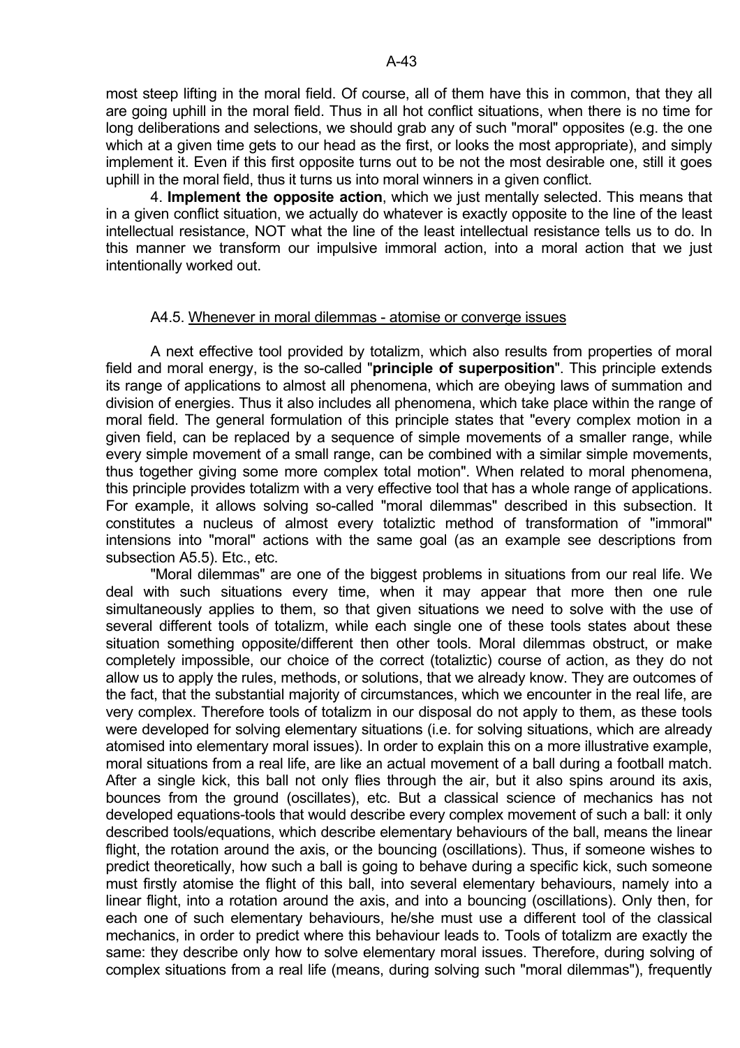most steep lifting in the moral field. Of course, all of them have this in common, that they all are going uphill in the moral field. Thus in all hot conflict situations, when there is no time for long deliberations and selections, we should grab any of such "moral" opposites (e.g. the one which at a given time gets to our head as the first, or looks the most appropriate), and simply implement it. Even if this first opposite turns out to be not the most desirable one, still it goes uphill in the moral field, thus it turns us into moral winners in a given conflict.

4. **Implement the opposite action**, which we just mentally selected. This means that in a given conflict situation, we actually do whatever is exactly opposite to the line of the least intellectual resistance, NOT what the line of the least intellectual resistance tells us to do. In this manner we transform our impulsive immoral action, into a moral action that we just intentionally worked out.

### A4.5. Whenever in moral dilemmas - atomise or converge issues

A next effective tool provided by totalizm, which also results from properties of moral field and moral energy, is the so-called "**principle of superposition**". This principle extends its range of applications to almost all phenomena, which are obeying laws of summation and division of energies. Thus it also includes all phenomena, which take place within the range of moral field. The general formulation of this principle states that "every complex motion in a given field, can be replaced by a sequence of simple movements of a smaller range, while every simple movement of a small range, can be combined with a similar simple movements, thus together giving some more complex total motion". When related to moral phenomena, this principle provides totalizm with a very effective tool that has a whole range of applications. For example, it allows solving so-called "moral dilemmas" described in this subsection. It constitutes a nucleus of almost every totaliztic method of transformation of "immoral" intensions into "moral" actions with the same goal (as an example see descriptions from subsection A5.5). Etc., etc.

"Moral dilemmas" are one of the biggest problems in situations from our real life. We deal with such situations every time, when it may appear that more then one rule simultaneously applies to them, so that given situations we need to solve with the use of several different tools of totalizm, while each single one of these tools states about these situation something opposite/different then other tools. Moral dilemmas obstruct, or make completely impossible, our choice of the correct (totaliztic) course of action, as they do not allow us to apply the rules, methods, or solutions, that we already know. They are outcomes of the fact, that the substantial majority of circumstances, which we encounter in the real life, are very complex. Therefore tools of totalizm in our disposal do not apply to them, as these tools were developed for solving elementary situations (i.e. for solving situations, which are already atomised into elementary moral issues). In order to explain this on a more illustrative example, moral situations from a real life, are like an actual movement of a ball during a football match. After a single kick, this ball not only flies through the air, but it also spins around its axis, bounces from the ground (oscillates), etc. But a classical science of mechanics has not developed equations-tools that would describe every complex movement of such a ball: it only described tools/equations, which describe elementary behaviours of the ball, means the linear flight, the rotation around the axis, or the bouncing (oscillations). Thus, if someone wishes to predict theoretically, how such a ball is going to behave during a specific kick, such someone must firstly atomise the flight of this ball, into several elementary behaviours, namely into a linear flight, into a rotation around the axis, and into a bouncing (oscillations). Only then, for each one of such elementary behaviours, he/she must use a different tool of the classical mechanics, in order to predict where this behaviour leads to. Tools of totalizm are exactly the same: they describe only how to solve elementary moral issues. Therefore, during solving of complex situations from a real life (means, during solving such "moral dilemmas"), frequently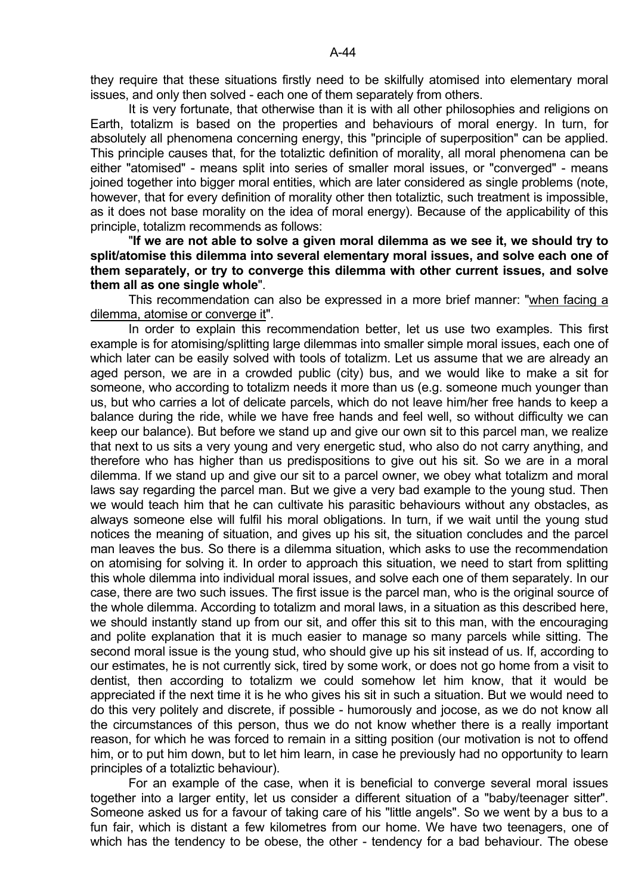they require that these situations firstly need to be skilfully atomised into elementary moral issues, and only then solved - each one of them separately from others.

It is very fortunate, that otherwise than it is with all other philosophies and religions on Earth, totalizm is based on the properties and behaviours of moral energy. In turn, for absolutely all phenomena concerning energy, this "principle of superposition" can be applied. This principle causes that, for the totaliztic definition of morality, all moral phenomena can be either "atomised" - means split into series of smaller moral issues, or "converged" - means joined together into bigger moral entities, which are later considered as single problems (note, however, that for every definition of morality other then totaliztic, such treatment is impossible, as it does not base morality on the idea of moral energy). Because of the applicability of this principle, totalizm recommends as follows:

"**If we are not able to solve a given moral dilemma as we see it, we should try to split/atomise this dilemma into several elementary moral issues, and solve each one of them separately, or try to converge this dilemma with other current issues, and solve them all as one single whole**".

This recommendation can also be expressed in a more brief manner: "<u>when facing a dilemma, atomise or converge it</u>".

In order to explain this recommendation better, let us use two examples. This first example is for atomising/splitting large dilemmas into smaller simple moral issues, each one of which later can be easily solved with tools of totalizm. Let us assume that we are already an aged person, we are in a crowded public (city) bus, and we would like to make a sit for someone, who according to totalizm needs it more than us (e.g. someone much younger than us, but who carries a lot of delicate parcels, which do not leave him/her free hands to keep a balance during the ride, while we have free hands and feel well, so without difficulty we can keep our balance). But before we stand up and give our own sit to this parcel man, we realize that next to us sits a very young and very energetic stud, who also do not carry anything, and therefore who has higher than us predispositions to give out his sit. So we are in a moral dilemma. If we stand up and give our sit to a parcel owner, we obey what totalizm and moral laws say regarding the parcel man. But we give a very bad example to the young stud. Then we would teach him that he can cultivate his parasitic behaviours without any obstacles, as always someone else will fulfil his moral obligations. In turn, if we wait until the young stud notices the meaning of situation, and gives up his sit, the situation concludes and the parcel man leaves the bus. So there is a dilemma situation, which asks to use the recommendation on atomising for solving it. In order to approach this situation, we need to start from splitting this whole dilemma into individual moral issues, and solve each one of them separately. In our case, there are two such issues. The first issue is the parcel man, who is the original source of the whole dilemma. According to totalizm and moral laws, in a situation as this described here, we should instantly stand up from our sit, and offer this sit to this man, with the encouraging and polite explanation that it is much easier to manage so many parcels while sitting. The second moral issue is the young stud, who should give up his sit instead of us. If, according to our estimates, he is not currently sick, tired by some work, or does not go home from a visit to dentist, then according to totalizm we could somehow let him know, that it would be appreciated if the next time it is he who gives his sit in such a situation. But we would need to do this very politely and discrete, if possible - humorously and jocose, as we do not know all the circumstances of this person, thus we do not know whether there is a really important reason, for which he was forced to remain in a sitting position (our motivation is not to offend him, or to put him down, but to let him learn, in case he previously had no opportunity to learn principles of a totaliztic behaviour).

For an example of the case, when it is beneficial to converge several moral issues together into a larger entity, let us consider a different situation of a "baby/teenager sitter". Someone asked us for a favour of taking care of his "little angels". So we went by a bus to a fun fair, which is distant a few kilometres from our home. We have two teenagers, one of which has the tendency to be obese, the other - tendency for a bad behaviour. The obese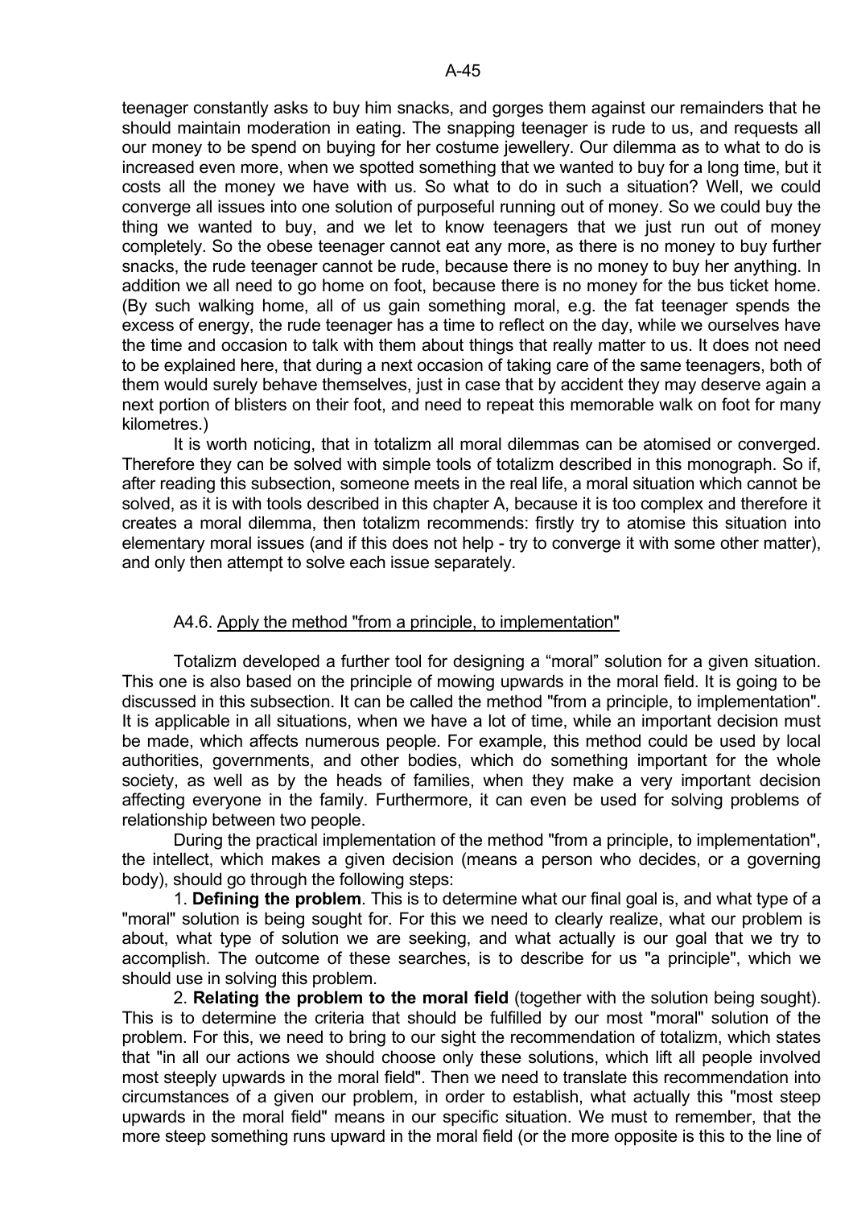teenager constantly asks to buy him snacks, and gorges them against our remainders that he should maintain moderation in eating. The snapping teenager is rude to us, and requests all our money to be spend on buying for her costume jewellery. Our dilemma as to what to do is increased even more, when we spotted something that we wanted to buy for a long time, but it costs all the money we have with us. So what to do in such a situation? Well, we could converge all issues into one solution of purposeful running out of money. So we could buy the thing we wanted to buy, and we let to know teenagers that we just run out of money completely. So the obese teenager cannot eat any more, as there is no money to buy further snacks, the rude teenager cannot be rude, because there is no money to buy her anything. In addition we all need to go home on foot, because there is no money for the bus ticket home. (By such walking home, all of us gain something moral, e.g. the fat teenager spends the excess of energy, the rude teenager has a time to reflect on the day, while we ourselves have the time and occasion to talk with them about things that really matter to us. It does not need to be explained here, that during a next occasion of taking care of the same teenagers, both of them would surely behave themselves, just in case that by accident they may deserve again a next portion of blisters on their foot, and need to repeat this memorable walk on foot for many kilometres.)

It is worth noticing, that in totalizm all moral dilemmas can be atomised or converged. Therefore they can be solved with simple tools of totalizm described in this monograph. So if, after reading this subsection, someone meets in the real life, a moral situation which cannot be solved, as it is with tools described in this chapter A, because it is too complex and therefore it creates a moral dilemma, then totalizm recommends: firstly try to atomise this situation into elementary moral issues (and if this does not help - try to converge it with some other matter), and only then attempt to solve each issue separately.

### A4.6. Apply the method "from a principle, to implementation"

Totalizm developed a further tool for designing a “moral” solution for a given situation. This one is also based on the principle of mowing upwards in the moral field. It is going to be discussed in this subsection. It can be called the method "from a principle, to implementation". It is applicable in all situations, when we have a lot of time, while an important decision must be made, which affects numerous people. For example, this method could be used by local authorities, governments, and other bodies, which do something important for the whole society, as well as by the heads of families, when they make a very important decision affecting everyone in the family. Furthermore, it can even be used for solving problems of relationship between two people.

During the practical implementation of the method "from a principle, to implementation", the intellect, which makes a given decision (means a person who decides, or a governing body), should go through the following steps:

1. **Defining the problem**. This is to determine what our final goal is, and what type of a "moral" solution is being sought for. For this we need to clearly realize, what our problem is about, what type of solution we are seeking, and what actually is our goal that we try to accomplish. The outcome of these searches, is to describe for us "a principle", which we should use in solving this problem.

2. **Relating the problem to the moral field** (together with the solution being sought). This is to determine the criteria that should be fulfilled by our most "moral" solution of the problem. For this, we need to bring to our sight the recommendation of totalizm, which states that "in all our actions we should choose only these solutions, which lift all people involved most steeply upwards in the moral field". Then we need to translate this recommendation into circumstances of a given our problem, in order to establish, what actually this "most steep upwards in the moral field" means in our specific situation. We must to remember, that the more steep something runs upward in the moral field (or the more opposite is this to the line of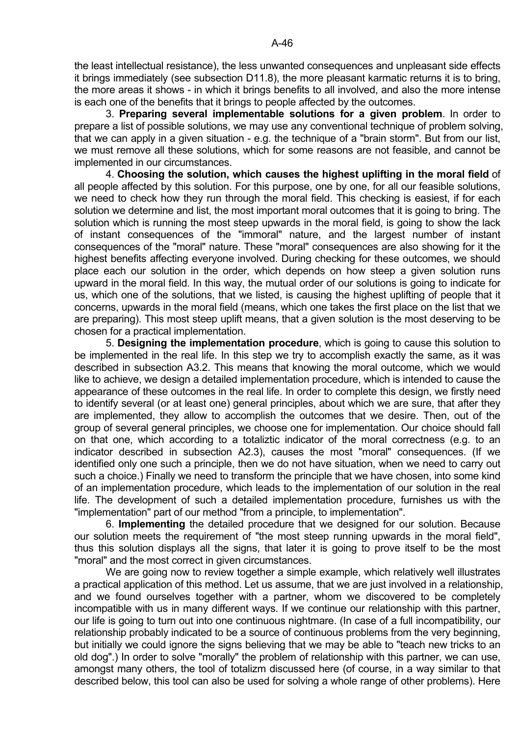the least intellectual resistance), the less unwanted consequences and unpleasant side effects it brings immediately (see subsection D11.8), the more pleasant karmatic returns it is to bring, the more areas it shows - in which it brings benefits to all involved, and also the more intense is each one of the benefits that it brings to people affected by the outcomes.

3. **Preparing several implementable solutions for a given problem**. In order to prepare a list of possible solutions, we may use any conventional technique of problem solving, that we can apply in a given situation - e.g. the technique of a "brain storm". But from our list, we must remove all these solutions, which for some reasons are not feasible, and cannot be implemented in our circumstances.

4. **Choosing the solution, which causes the highest uplifting in the moral field** of all people affected by this solution. For this purpose, one by one, for all our feasible solutions, we need to check how they run through the moral field. This checking is easiest, if for each solution we determine and list, the most important moral outcomes that it is going to bring. The solution which is running the most steep upwards in the moral field, is going to show the lack of instant consequences of the "immoral" nature, and the largest number of instant consequences of the "moral" nature. These "moral" consequences are also showing for it the highest benefits affecting everyone involved. During checking for these outcomes, we should place each our solution in the order, which depends on how steep a given solution runs upward in the moral field. In this way, the mutual order of our solutions is going to indicate for us, which one of the solutions, that we listed, is causing the highest uplifting of people that it concerns, upwards in the moral field (means, which one takes the first place on the list that we are preparing). This most steep uplift means, that a given solution is the most deserving to be chosen for a practical implementation.

5. **Designing the implementation procedure**, which is going to cause this solution to be implemented in the real life. In this step we try to accomplish exactly the same, as it was described in subsection A3.2. This means that knowing the moral outcome, which we would like to achieve, we design a detailed implementation procedure, which is intended to cause the appearance of these outcomes in the real life. In order to complete this design, we firstly need to identify several (or at least one) general principles, about which we are sure, that after they are implemented, they allow to accomplish the outcomes that we desire. Then, out of the group of several general principles, we choose one for implementation. Our choice should fall on that one, which according to a totaliztic indicator of the moral correctness (e.g. to an indicator described in subsection A2.3), causes the most "moral" consequences. (If we identified only one such a principle, then we do not have situation, when we need to carry out such a choice.) Finally we need to transform the principle that we have chosen, into some kind of an implementation procedure, which leads to the implementation of our solution in the real life. The development of such a detailed implementation procedure, furnishes us with the "implementation" part of our method "from a principle, to implementation".

6. **Implementing** the detailed procedure that we designed for our solution. Because our solution meets the requirement of "the most steep running upwards in the moral field", thus this solution displays all the signs, that later it is going to prove itself to be the most "moral" and the most correct in given circumstances.

We are going now to review together a simple example, which relatively well illustrates a practical application of this method. Let us assume, that we are just involved in a relationship, and we found ourselves together with a partner, whom we discovered to be completely incompatible with us in many different ways. If we continue our relationship with this partner, our life is going to turn out into one continuous nightmare. (In case of a full incompatibility, our relationship probably indicated to be a source of continuous problems from the very beginning, but initially we could ignore the signs believing that we may be able to "teach new tricks to an old dog".) In order to solve "morally" the problem of relationship with this partner, we can use, amongst many others, the tool of totalizm discussed here (of course, in a way similar to that described below, this tool can also be used for solving a whole range of other problems). Here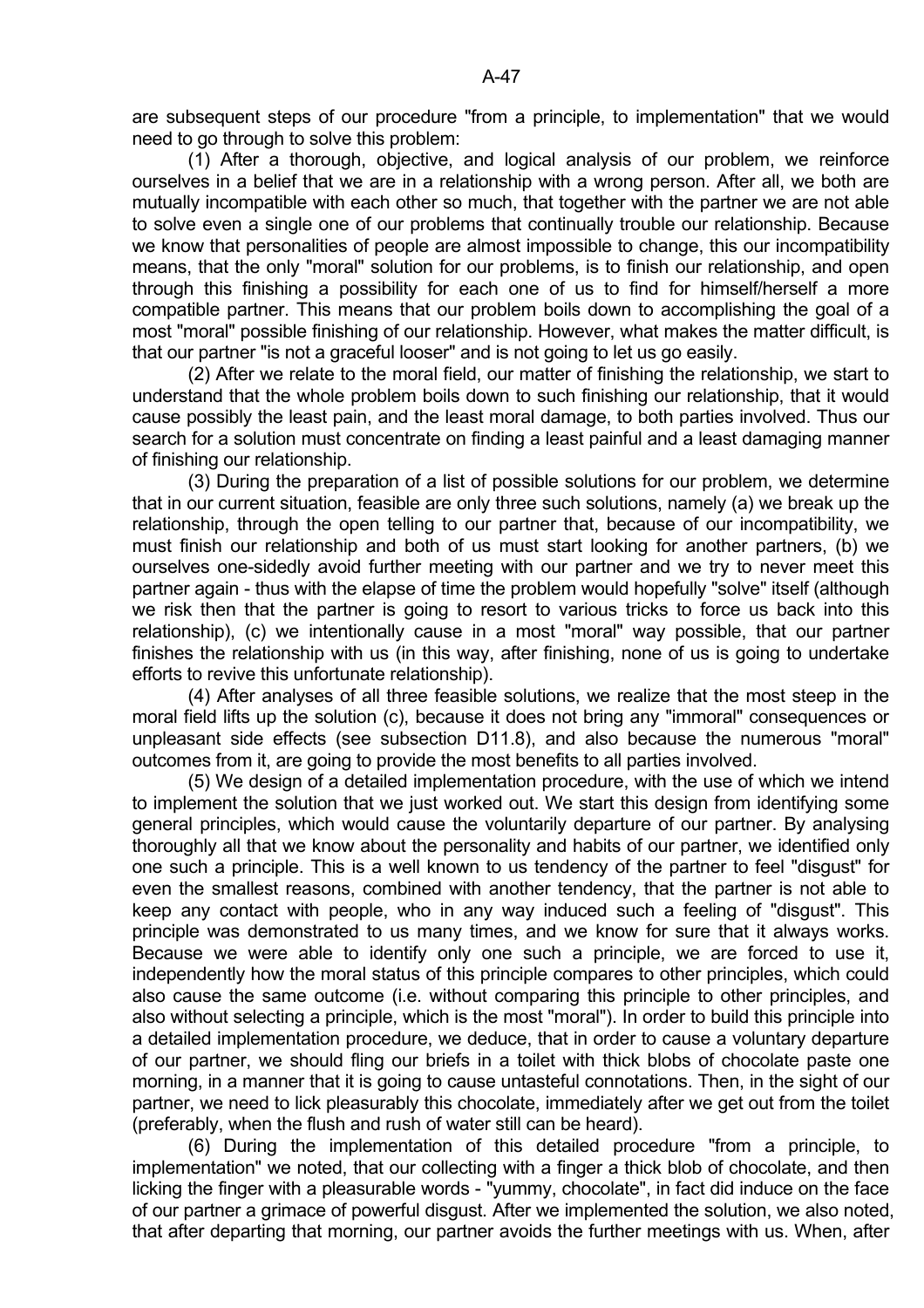are subsequent steps of our procedure "from a principle, to implementation" that we would need to go through to solve this problem:

(1) After a thorough, objective, and logical analysis of our problem, we reinforce ourselves in a belief that we are in a relationship with a wrong person. After all, we both are mutually incompatible with each other so much, that together with the partner we are not able to solve even a single one of our problems that continually trouble our relationship. Because we know that personalities of people are almost impossible to change, this our incompatibility means, that the only "moral" solution for our problems, is to finish our relationship, and open through this finishing a possibility for each one of us to find for himself/herself a more compatible partner. This means that our problem boils down to accomplishing the goal of a most "moral" possible finishing of our relationship. However, what makes the matter difficult, is that our partner "is not a graceful looser" and is not going to let us go easily.

(2) After we relate to the moral field, our matter of finishing the relationship, we start to understand that the whole problem boils down to such finishing our relationship, that it would cause possibly the least pain, and the least moral damage, to both parties involved. Thus our search for a solution must concentrate on finding a least painful and a least damaging manner of finishing our relationship.

(3) During the preparation of a list of possible solutions for our problem, we determine that in our current situation, feasible are only three such solutions, namely (a) we break up the relationship, through the open telling to our partner that, because of our incompatibility, we must finish our relationship and both of us must start looking for another partners, (b) we ourselves one-sidedly avoid further meeting with our partner and we try to never meet this partner again - thus with the elapse of time the problem would hopefully "solve" itself (although we risk then that the partner is going to resort to various tricks to force us back into this relationship), (c) we intentionally cause in a most "moral" way possible, that our partner finishes the relationship with us (in this way, after finishing, none of us is going to undertake efforts to revive this unfortunate relationship).

(4) After analyses of all three feasible solutions, we realize that the most steep in the moral field lifts up the solution (c), because it does not bring any "immoral" consequences or unpleasant side effects (see subsection D11.8), and also because the numerous "moral" outcomes from it, are going to provide the most benefits to all parties involved.

(5) We design of a detailed implementation procedure, with the use of which we intend to implement the solution that we just worked out. We start this design from identifying some general principles, which would cause the voluntarily departure of our partner. By analysing thoroughly all that we know about the personality and habits of our partner, we identified only one such a principle. This is a well known to us tendency of the partner to feel "disgust" for even the smallest reasons, combined with another tendency, that the partner is not able to keep any contact with people, who in any way induced such a feeling of "disgust". This principle was demonstrated to us many times, and we know for sure that it always works. Because we were able to identify only one such a principle, we are forced to use it, independently how the moral status of this principle compares to other principles, which could also cause the same outcome (i.e. without comparing this principle to other principles, and also without selecting a principle, which is the most "moral"). In order to build this principle into a detailed implementation procedure, we deduce, that in order to cause a voluntary departure of our partner, we should fling our briefs in a toilet with thick blobs of chocolate paste one morning, in a manner that it is going to cause untasteful connotations. Then, in the sight of our partner, we need to lick pleasurably this chocolate, immediately after we get out from the toilet (preferably, when the flush and rush of water still can be heard).

(6) During the implementation of this detailed procedure "from a principle, to implementation" we noted, that our collecting with a finger a thick blob of chocolate, and then licking the finger with a pleasurable words - "yummy, chocolate", in fact did induce on the face of our partner a grimace of powerful disgust. After we implemented the solution, we also noted, that after departing that morning, our partner avoids the further meetings with us. When, after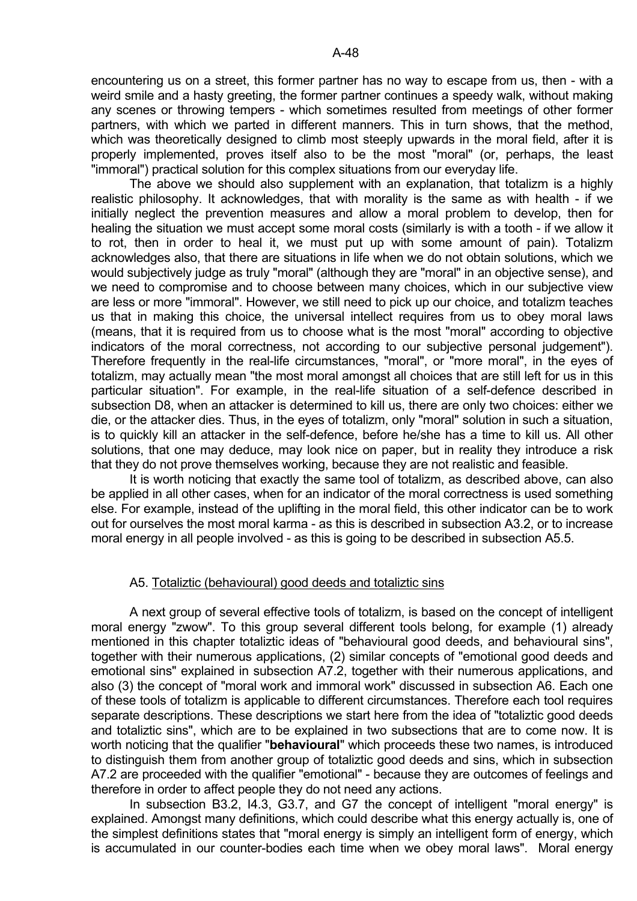encountering us on a street, this former partner has no way to escape from us, then - with a weird smile and a hasty greeting, the former partner continues a speedy walk, without making any scenes or throwing tempers - which sometimes resulted from meetings of other former partners, with which we parted in different manners. This in turn shows, that the method, which was theoretically designed to climb most steeply upwards in the moral field, after it is properly implemented, proves itself also to be the most "moral" (or, perhaps, the least "immoral") practical solution for this complex situations from our everyday life.

The above we should also supplement with an explanation, that totalizm is a highly realistic philosophy. It acknowledges, that with morality is the same as with health - if we initially neglect the prevention measures and allow a moral problem to develop, then for healing the situation we must accept some moral costs (similarly is with a tooth - if we allow it to rot, then in order to heal it, we must put up with some amount of pain). Totalizm acknowledges also, that there are situations in life when we do not obtain solutions, which we would subjectively judge as truly "moral" (although they are "moral" in an objective sense), and we need to compromise and to choose between many choices, which in our subjective view are less or more "immoral". However, we still need to pick up our choice, and totalizm teaches us that in making this choice, the universal intellect requires from us to obey moral laws (means, that it is required from us to choose what is the most "moral" according to objective indicators of the moral correctness, not according to our subjective personal judgement"). Therefore frequently in the real-life circumstances, "moral", or "more moral", in the eyes of totalizm, may actually mean "the most moral amongst all choices that are still left for us in this particular situation". For example, in the real-life situation of a self-defence described in subsection D8, when an attacker is determined to kill us, there are only two choices: either we die, or the attacker dies. Thus, in the eyes of totalizm, only "moral" solution in such a situation, is to quickly kill an attacker in the self-defence, before he/she has a time to kill us. All other solutions, that one may deduce, may look nice on paper, but in reality they introduce a risk that they do not prove themselves working, because they are not realistic and feasible.

It is worth noticing that exactly the same tool of totalizm, as described above, can also be applied in all other cases, when for an indicator of the moral correctness is used something else. For example, instead of the uplifting in the moral field, this other indicator can be to work out for ourselves the most moral karma - as this is described in subsection A3.2, or to increase moral energy in all people involved - as this is going to be described in subsection A5.5.

## A5. Totaliztic (behavioural) good deeds and totaliztic sins

A next group of several effective tools of totalizm, is based on the concept of intelligent moral energy "zwow". To this group several different tools belong, for example (1) already mentioned in this chapter totaliztic ideas of "behavioural good deeds, and behavioural sins", together with their numerous applications, (2) similar concepts of "emotional good deeds and emotional sins" explained in subsection A7.2, together with their numerous applications, and also (3) the concept of "moral work and immoral work" discussed in subsection A6. Each one of these tools of totalizm is applicable to different circumstances. Therefore each tool requires separate descriptions. These descriptions we start here from the idea of "totaliztic good deeds and totaliztic sins", which are to be explained in two subsections that are to come now. It is worth noticing that the qualifier "**behavioural**" which proceeds these two names, is introduced to distinguish them from another group of totaliztic good deeds and sins, which in subsection A7.2 are proceeded with the qualifier "emotional" - because they are outcomes of feelings and therefore in order to affect people they do not need any actions.

In subsection B3.2, I4.3, G3.7, and G7 the concept of intelligent "moral energy" is explained. Amongst many definitions, which could describe what this energy actually is, one of the simplest definitions states that "moral energy is simply an intelligent form of energy, which is accumulated in our counter-bodies each time when we obey moral laws". Moral energy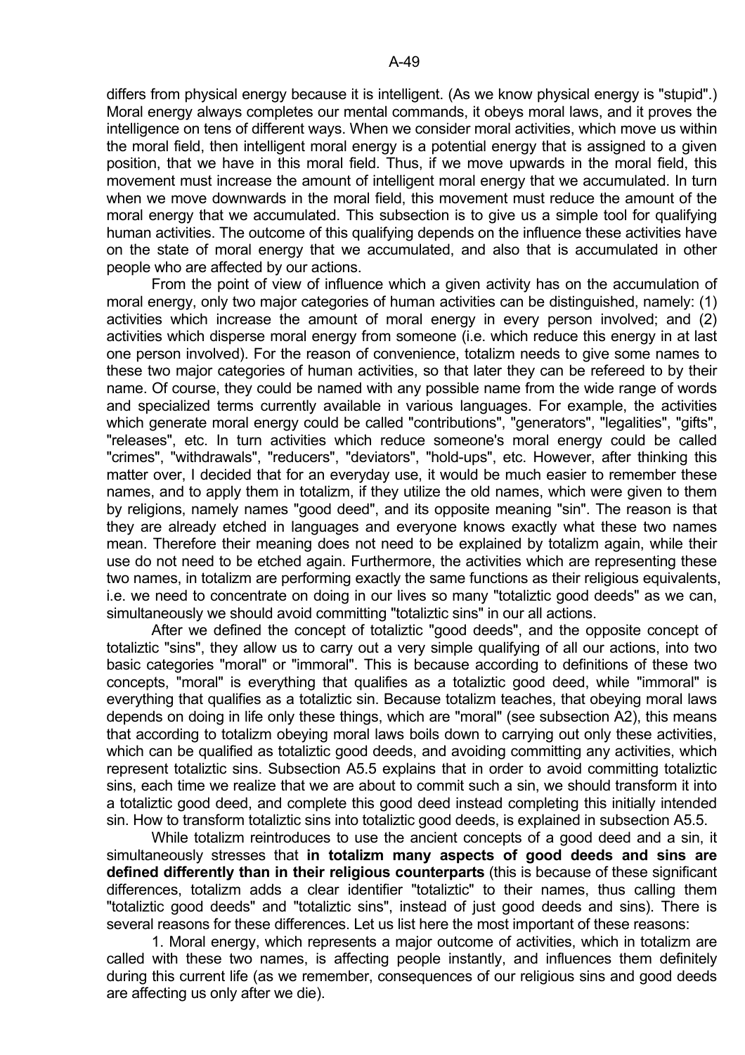differs from physical energy because it is intelligent. (As we know physical energy is "stupid".) Moral energy always completes our mental commands, it obeys moral laws, and it proves the intelligence on tens of different ways. When we consider moral activities, which move us within the moral field, then intelligent moral energy is a potential energy that is assigned to a given position, that we have in this moral field. Thus, if we move upwards in the moral field, this movement must increase the amount of intelligent moral energy that we accumulated. In turn when we move downwards in the moral field, this movement must reduce the amount of the moral energy that we accumulated. This subsection is to give us a simple tool for qualifying human activities. The outcome of this qualifying depends on the influence these activities have on the state of moral energy that we accumulated, and also that is accumulated in other people who are affected by our actions.

From the point of view of influence which a given activity has on the accumulation of moral energy, only two major categories of human activities can be distinguished, namely: (1) activities which increase the amount of moral energy in every person involved; and (2) activities which disperse moral energy from someone (i.e. which reduce this energy in at last one person involved). For the reason of convenience, totalizm needs to give some names to these two major categories of human activities, so that later they can be refereed to by their name. Of course, they could be named with any possible name from the wide range of words and specialized terms currently available in various languages. For example, the activities which generate moral energy could be called "contributions", "generators", "legalities", "gifts", "releases", etc. In turn activities which reduce someone's moral energy could be called "crimes", "withdrawals", "reducers", "deviators", "hold-ups", etc. However, after thinking this matter over, I decided that for an everyday use, it would be much easier to remember these names, and to apply them in totalizm, if they utilize the old names, which were given to them by religions, namely names "good deed", and its opposite meaning "sin". The reason is that they are already etched in languages and everyone knows exactly what these two names mean. Therefore their meaning does not need to be explained by totalizm again, while their use do not need to be etched again. Furthermore, the activities which are representing these two names, in totalizm are performing exactly the same functions as their religious equivalents, i.e. we need to concentrate on doing in our lives so many "totaliztic good deeds" as we can, simultaneously we should avoid committing "totaliztic sins" in our all actions.

After we defined the concept of totaliztic "good deeds", and the opposite concept of totaliztic "sins", they allow us to carry out a very simple qualifying of all our actions, into two basic categories "moral" or "immoral". This is because according to definitions of these two concepts, "moral" is everything that qualifies as a totaliztic good deed, while "immoral" is everything that qualifies as a totaliztic sin. Because totalizm teaches, that obeying moral laws depends on doing in life only these things, which are "moral" (see subsection A2), this means that according to totalizm obeying moral laws boils down to carrying out only these activities, which can be qualified as totaliztic good deeds, and avoiding committing any activities, which represent totaliztic sins. Subsection A5.5 explains that in order to avoid committing totaliztic sins, each time we realize that we are about to commit such a sin, we should transform it into a totaliztic good deed, and complete this good deed instead completing this initially intended sin. How to transform totaliztic sins into totaliztic good deeds, is explained in subsection A5.5.

While totalizm reintroduces to use the ancient concepts of a good deed and a sin, it simultaneously stresses that **in totalizm many aspects of good deeds and sins are defined differently than in their religious counterparts** (this is because of these significant differences, totalizm adds a clear identifier "totaliztic" to their names, thus calling them "totaliztic good deeds" and "totaliztic sins", instead of just good deeds and sins). There is several reasons for these differences. Let us list here the most important of these reasons:

1. Moral energy, which represents a major outcome of activities, which in totalizm are called with these two names, is affecting people instantly, and influences them definitely during this current life (as we remember, consequences of our religious sins and good deeds are affecting us only after we die).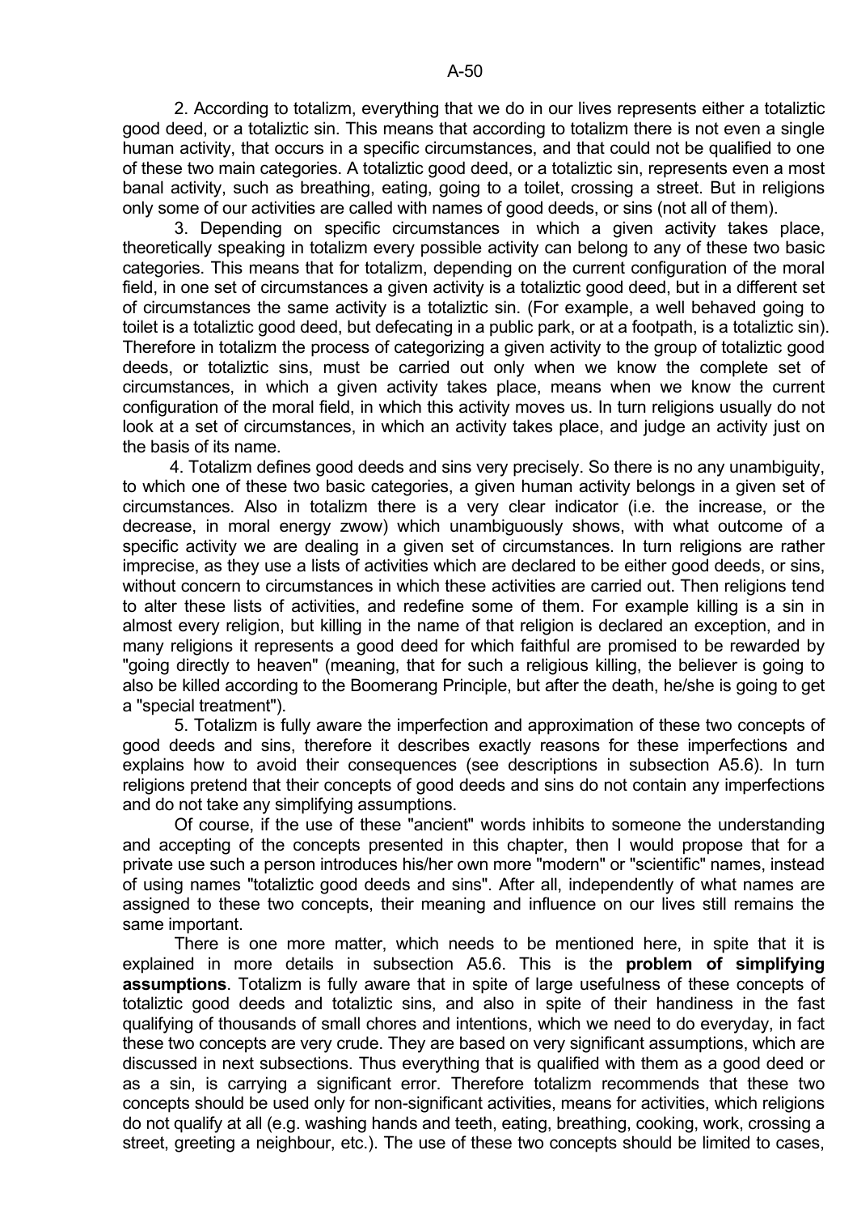2. According to totalizm, everything that we do in our lives represents either a totaliztic good deed, or a totaliztic sin. This means that according to totalizm there is not even a single human activity, that occurs in a specific circumstances, and that could not be qualified to one of these two main categories. A totaliztic good deed, or a totaliztic sin, represents even a most banal activity, such as breathing, eating, going to a toilet, crossing a street. But in religions only some of our activities are called with names of good deeds, or sins (not all of them).

3. Depending on specific circumstances in which a given activity takes place, theoretically speaking in totalizm every possible activity can belong to any of these two basic categories. This means that for totalizm, depending on the current configuration of the moral field, in one set of circumstances a given activity is a totaliztic good deed, but in a different set of circumstances the same activity is a totaliztic sin. (For example, a well behaved going to toilet is a totaliztic good deed, but defecating in a public park, or at a footpath, is a totaliztic sin). Therefore in totalizm the process of categorizing a given activity to the group of totaliztic good deeds, or totaliztic sins, must be carried out only when we know the complete set of circumstances, in which a given activity takes place, means when we know the current configuration of the moral field, in which this activity moves us. In turn religions usually do not look at a set of circumstances, in which an activity takes place, and judge an activity just on the basis of its name.

4. Totalizm defines good deeds and sins very precisely. So there is no any unambiguity, to which one of these two basic categories, a given human activity belongs in a given set of circumstances. Also in totalizm there is a very clear indicator (i.e. the increase, or the decrease, in moral energy zwow) which unambiguously shows, with what outcome of a specific activity we are dealing in a given set of circumstances. In turn religions are rather imprecise, as they use a lists of activities which are declared to be either good deeds, or sins, without concern to circumstances in which these activities are carried out. Then religions tend to alter these lists of activities, and redefine some of them. For example killing is a sin in almost every religion, but killing in the name of that religion is declared an exception, and in many religions it represents a good deed for which faithful are promised to be rewarded by "going directly to heaven" (meaning, that for such a religious killing, the believer is going to also be killed according to the Boomerang Principle, but after the death, he/she is going to get a "special treatment").

5. Totalizm is fully aware the imperfection and approximation of these two concepts of good deeds and sins, therefore it describes exactly reasons for these imperfections and explains how to avoid their consequences (see descriptions in subsection A5.6). In turn religions pretend that their concepts of good deeds and sins do not contain any imperfections and do not take any simplifying assumptions.

Of course, if the use of these "ancient" words inhibits to someone the understanding and accepting of the concepts presented in this chapter, then I would propose that for a private use such a person introduces his/her own more "modern" or "scientific" names, instead of using names "totaliztic good deeds and sins". After all, independently of what names are assigned to these two concepts, their meaning and influence on our lives still remains the same important.

There is one more matter, which needs to be mentioned here, in spite that it is explained in more details in subsection A5.6. This is the **problem of simplifying assumptions**. Totalizm is fully aware that in spite of large usefulness of these concepts of totaliztic good deeds and totaliztic sins, and also in spite of their handiness in the fast qualifying of thousands of small chores and intentions, which we need to do everyday, in fact these two concepts are very crude. They are based on very significant assumptions, which are discussed in next subsections. Thus everything that is qualified with them as a good deed or as a sin, is carrying a significant error. Therefore totalizm recommends that these two concepts should be used only for non-significant activities, means for activities, which religions do not qualify at all (e.g. washing hands and teeth, eating, breathing, cooking, work, crossing a street, greeting a neighbour, etc.). The use of these two concepts should be limited to cases,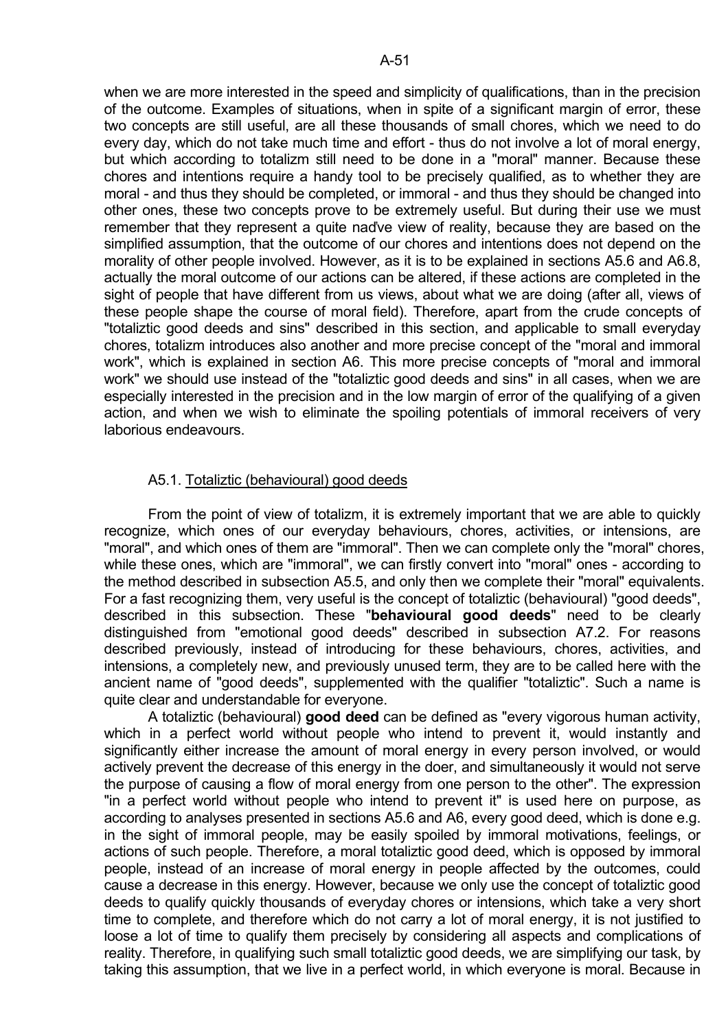when we are more interested in the speed and simplicity of qualifications, than in the precision of the outcome. Examples of situations, when in spite of a significant margin of error, these two concepts are still useful, are all these thousands of small chores, which we need to do every day, which do not take much time and effort - thus do not involve a lot of moral energy, but which according to totalizm still need to be done in a "moral" manner. Because these chores and intentions require a handy tool to be precisely qualified, as to whether they are moral - and thus they should be completed, or immoral - and thus they should be changed into other ones, these two concepts prove to be extremely useful. But during their use we must remember that they represent a quite naďve view of reality, because they are based on the simplified assumption, that the outcome of our chores and intentions does not depend on the morality of other people involved. However, as it is to be explained in sections A5.6 and A6.8, actually the moral outcome of our actions can be altered, if these actions are completed in the sight of people that have different from us views, about what we are doing (after all, views of these people shape the course of moral field). Therefore, apart from the crude concepts of "totaliztic good deeds and sins" described in this section, and applicable to small everyday chores, totalizm introduces also another and more precise concept of the "moral and immoral work", which is explained in section A6. This more precise concepts of "moral and immoral work" we should use instead of the "totaliztic good deeds and sins" in all cases, when we are especially interested in the precision and in the low margin of error of the qualifying of a given action, and when we wish to eliminate the spoiling potentials of immoral receivers of very laborious endeavours.

### A5.1. Totaliztic (behavioural) good deeds

From the point of view of totalizm, it is extremely important that we are able to quickly recognize, which ones of our everyday behaviours, chores, activities, or intensions, are "moral", and which ones of them are "immoral". Then we can complete only the "moral" chores, while these ones, which are "immoral", we can firstly convert into "moral" ones - according to the method described in subsection A5.5, and only then we complete their "moral" equivalents. For a fast recognizing them, very useful is the concept of totaliztic (behavioural) "good deeds", described in this subsection. These "**behavioural good deeds**" need to be clearly distinguished from "emotional good deeds" described in subsection A7.2. For reasons described previously, instead of introducing for these behaviours, chores, activities, and intensions, a completely new, and previously unused term, they are to be called here with the ancient name of "good deeds", supplemented with the qualifier "totaliztic". Such a name is quite clear and understandable for everyone.

A totaliztic (behavioural) **good deed** can be defined as "every vigorous human activity, which in a perfect world without people who intend to prevent it, would instantly and significantly either increase the amount of moral energy in every person involved, or would actively prevent the decrease of this energy in the doer, and simultaneously it would not serve the purpose of causing a flow of moral energy from one person to the other". The expression "in a perfect world without people who intend to prevent it" is used here on purpose, as according to analyses presented in sections A5.6 and A6, every good deed, which is done e.g. in the sight of immoral people, may be easily spoiled by immoral motivations, feelings, or actions of such people. Therefore, a moral totaliztic good deed, which is opposed by immoral people, instead of an increase of moral energy in people affected by the outcomes, could cause a decrease in this energy. However, because we only use the concept of totaliztic good deeds to qualify quickly thousands of everyday chores or intensions, which take a very short time to complete, and therefore which do not carry a lot of moral energy, it is not justified to loose a lot of time to qualify them precisely by considering all aspects and complications of reality. Therefore, in qualifying such small totaliztic good deeds, we are simplifying our task, by taking this assumption, that we live in a perfect world, in which everyone is moral. Because in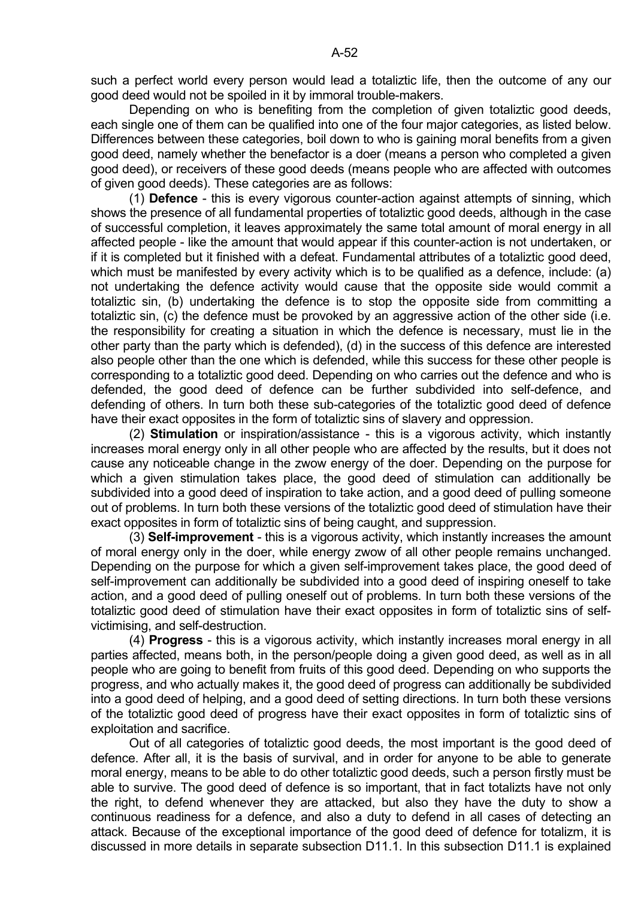such a perfect world every person would lead a totaliztic life, then the outcome of any our good deed would not be spoiled in it by immoral trouble-makers.

Depending on who is benefiting from the completion of given totaliztic good deeds, each single one of them can be qualified into one of the four major categories, as listed below. Differences between these categories, boil down to who is gaining moral benefits from a given good deed, namely whether the benefactor is a doer (means a person who completed a given good deed), or receivers of these good deeds (means people who are affected with outcomes of given good deeds). These categories are as follows:

(1) **Defence** - this is every vigorous counter-action against attempts of sinning, which shows the presence of all fundamental properties of totaliztic good deeds, although in the case of successful completion, it leaves approximately the same total amount of moral energy in all affected people - like the amount that would appear if this counter-action is not undertaken, or if it is completed but it finished with a defeat. Fundamental attributes of a totaliztic good deed, which must be manifested by every activity which is to be qualified as a defence, include: (a) not undertaking the defence activity would cause that the opposite side would commit a totaliztic sin, (b) undertaking the defence is to stop the opposite side from committing a totaliztic sin, (c) the defence must be provoked by an aggressive action of the other side (i.e. the responsibility for creating a situation in which the defence is necessary, must lie in the other party than the party which is defended), (d) in the success of this defence are interested also people other than the one which is defended, while this success for these other people is corresponding to a totaliztic good deed. Depending on who carries out the defence and who is defended, the good deed of defence can be further subdivided into self-defence, and defending of others. In turn both these sub-categories of the totaliztic good deed of defence have their exact opposites in the form of totaliztic sins of slavery and oppression.

(2) **Stimulation** or inspiration/assistance - this is a vigorous activity, which instantly increases moral energy only in all other people who are affected by the results, but it does not cause any noticeable change in the zwow energy of the doer. Depending on the purpose for which a given stimulation takes place, the good deed of stimulation can additionally be subdivided into a good deed of inspiration to take action, and a good deed of pulling someone out of problems. In turn both these versions of the totaliztic good deed of stimulation have their exact opposites in form of totaliztic sins of being caught, and suppression.

(3) **Self-improvement** - this is a vigorous activity, which instantly increases the amount of moral energy only in the doer, while energy zwow of all other people remains unchanged. Depending on the purpose for which a given self-improvement takes place, the good deed of self-improvement can additionally be subdivided into a good deed of inspiring oneself to take action, and a good deed of pulling oneself out of problems. In turn both these versions of the totaliztic good deed of stimulation have their exact opposites in form of totaliztic sins of self-victimising, and self-destruction.

(4) **Progress** - this is a vigorous activity, which instantly increases moral energy in all parties affected, means both, in the person/people doing a given good deed, as well as in all people who are going to benefit from fruits of this good deed. Depending on who supports the progress, and who actually makes it, the good deed of progress can additionally be subdivided into a good deed of helping, and a good deed of setting directions. In turn both these versions of the totaliztic good deed of progress have their exact opposites in form of totaliztic sins of exploitation and sacrifice.

Out of all categories of totaliztic good deeds, the most important is the good deed of defence. After all, it is the basis of survival, and in order for anyone to be able to generate moral energy, means to be able to do other totaliztic good deeds, such a person firstly must be able to survive. The good deed of defence is so important, that in fact totalizts have not only the right, to defend whenever they are attacked, but also they have the duty to show a continuous readiness for a defence, and also a duty to defend in all cases of detecting an attack. Because of the exceptional importance of the good deed of defence for totalizm, it is discussed in more details in separate subsection D11.1. In this subsection D11.1 is explained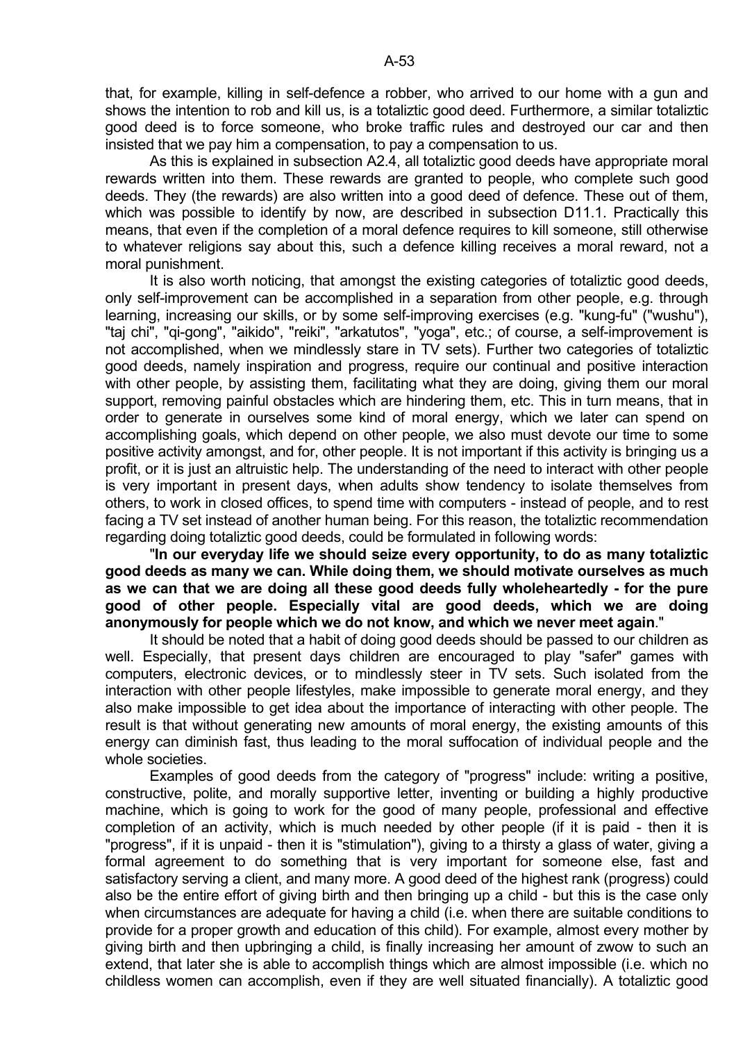that, for example, killing in self-defence a robber, who arrived to our home with a gun and shows the intention to rob and kill us, is a totaliztic good deed. Furthermore, a similar totaliztic good deed is to force someone, who broke traffic rules and destroyed our car and then insisted that we pay him a compensation, to pay a compensation to us.

As this is explained in subsection A2.4, all totaliztic good deeds have appropriate moral rewards written into them. These rewards are granted to people, who complete such good deeds. They (the rewards) are also written into a good deed of defence. These out of them, which was possible to identify by now, are described in subsection D11.1. Practically this means, that even if the completion of a moral defence requires to kill someone, still otherwise to whatever religions say about this, such a defence killing receives a moral reward, not a moral punishment.

It is also worth noticing, that amongst the existing categories of totaliztic good deeds, only self-improvement can be accomplished in a separation from other people, e.g. through learning, increasing our skills, or by some self-improving exercises (e.g. "kung-fu" ("wushu"), "taj chi", "qi-gong", "aikido", "reiki", "arkatutos", "yoga", etc.; of course, a self-improvement is not accomplished, when we mindlessly stare in TV sets). Further two categories of totaliztic good deeds, namely inspiration and progress, require our continual and positive interaction with other people, by assisting them, facilitating what they are doing, giving them our moral support, removing painful obstacles which are hindering them, etc. This in turn means, that in order to generate in ourselves some kind of moral energy, which we later can spend on accomplishing goals, which depend on other people, we also must devote our time to some positive activity amongst, and for, other people. It is not important if this activity is bringing us a profit, or it is just an altruistic help. The understanding of the need to interact with other people is very important in present days, when adults show tendency to isolate themselves from others, to work in closed offices, to spend time with computers - instead of people, and to rest facing a TV set instead of another human being. For this reason, the totaliztic recommendation regarding doing totaliztic good deeds, could be formulated in following words:

"**In our everyday life we should seize every opportunity, to do as many totaliztic good deeds as many we can. While doing them, we should motivate ourselves as much as we can that we are doing all these good deeds fully wholeheartedly - for the pure good of other people. Especially vital are good deeds, which we are doing anonymously for people which we do not know, and which we never meet again**."

It should be noted that a habit of doing good deeds should be passed to our children as well. Especially, that present days children are encouraged to play "safer" games with computers, electronic devices, or to mindlessly steer in TV sets. Such isolated from the interaction with other people lifestyles, make impossible to generate moral energy, and they also make impossible to get idea about the importance of interacting with other people. The result is that without generating new amounts of moral energy, the existing amounts of this energy can diminish fast, thus leading to the moral suffocation of individual people and the whole societies.

Examples of good deeds from the category of "progress" include: writing a positive, constructive, polite, and morally supportive letter, inventing or building a highly productive machine, which is going to work for the good of many people, professional and effective completion of an activity, which is much needed by other people (if it is paid - then it is "progress", if it is unpaid - then it is "stimulation"), giving to a thirsty a glass of water, giving a formal agreement to do something that is very important for someone else, fast and satisfactory serving a client, and many more. A good deed of the highest rank (progress) could also be the entire effort of giving birth and then bringing up a child - but this is the case only when circumstances are adequate for having a child (i.e. when there are suitable conditions to provide for a proper growth and education of this child). For example, almost every mother by giving birth and then upbringing a child, is finally increasing her amount of zwow to such an extend, that later she is able to accomplish things which are almost impossible (i.e. which no childless women can accomplish, even if they are well situated financially). A totaliztic good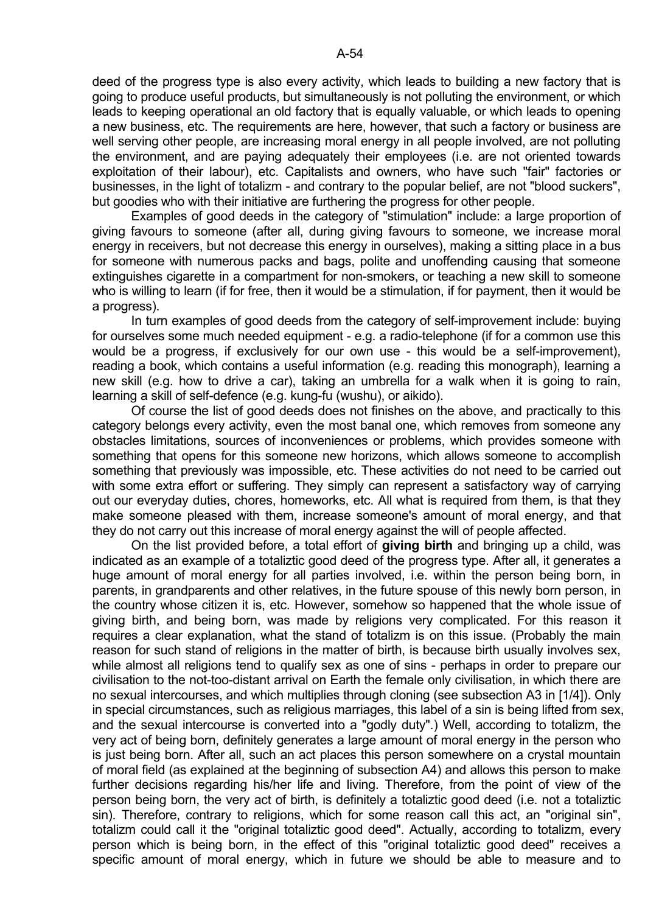deed of the progress type is also every activity, which leads to building a new factory that is going to produce useful products, but simultaneously is not polluting the environment, or which leads to keeping operational an old factory that is equally valuable, or which leads to opening a new business, etc. The requirements are here, however, that such a factory or business are well serving other people, are increasing moral energy in all people involved, are not polluting the environment, and are paying adequately their employees (i.e. are not oriented towards exploitation of their labour), etc. Capitalists and owners, who have such "fair" factories or businesses, in the light of totalizm - and contrary to the popular belief, are not "blood suckers", but goodies who with their initiative are furthering the progress for other people.

Examples of good deeds in the category of "stimulation" include: a large proportion of giving favours to someone (after all, during giving favours to someone, we increase moral energy in receivers, but not decrease this energy in ourselves), making a sitting place in a bus for someone with numerous packs and bags, polite and unoffending causing that someone extinguishes cigarette in a compartment for non-smokers, or teaching a new skill to someone who is willing to learn (if for free, then it would be a stimulation, if for payment, then it would be a progress).

In turn examples of good deeds from the category of self-improvement include: buying for ourselves some much needed equipment - e.g. a radio-telephone (if for a common use this would be a progress, if exclusively for our own use - this would be a self-improvement), reading a book, which contains a useful information (e.g. reading this monograph), learning a new skill (e.g. how to drive a car), taking an umbrella for a walk when it is going to rain, learning a skill of self-defence (e.g. kung-fu (wushu), or aikido).

Of course the list of good deeds does not finishes on the above, and practically to this category belongs every activity, even the most banal one, which removes from someone any obstacles limitations, sources of inconveniences or problems, which provides someone with something that opens for this someone new horizons, which allows someone to accomplish something that previously was impossible, etc. These activities do not need to be carried out with some extra effort or suffering. They simply can represent a satisfactory way of carrying out our everyday duties, chores, homeworks, etc. All what is required from them, is that they make someone pleased with them, increase someone's amount of moral energy, and that they do not carry out this increase of moral energy against the will of people affected.

On the list provided before, a total effort of **giving birth** and bringing up a child, was indicated as an example of a totaliztic good deed of the progress type. After all, it generates a huge amount of moral energy for all parties involved, i.e. within the person being born, in parents, in grandparents and other relatives, in the future spouse of this newly born person, in the country whose citizen it is, etc. However, somehow so happened that the whole issue of giving birth, and being born, was made by religions very complicated. For this reason it requires a clear explanation, what the stand of totalizm is on this issue. (Probably the main reason for such stand of religions in the matter of birth, is because birth usually involves sex, while almost all religions tend to qualify sex as one of sins - perhaps in order to prepare our civilisation to the not-too-distant arrival on Earth the female only civilisation, in which there are no sexual intercourses, and which multiplies through cloning (see subsection A3 in [1/4]). Only in special circumstances, such as religious marriages, this label of a sin is being lifted from sex, and the sexual intercourse is converted into a "godly duty".) Well, according to totalizm, the very act of being born, definitely generates a large amount of moral energy in the person who is just being born. After all, such an act places this person somewhere on a crystal mountain of moral field (as explained at the beginning of subsection A4) and allows this person to make further decisions regarding his/her life and living. Therefore, from the point of view of the person being born, the very act of birth, is definitely a totaliztic good deed (i.e. not a totaliztic sin). Therefore, contrary to religions, which for some reason call this act, an "original sin", totalizm could call it the "original totaliztic good deed". Actually, according to totalizm, every person which is being born, in the effect of this "original totaliztic good deed" receives a specific amount of moral energy, which in future we should be able to measure and to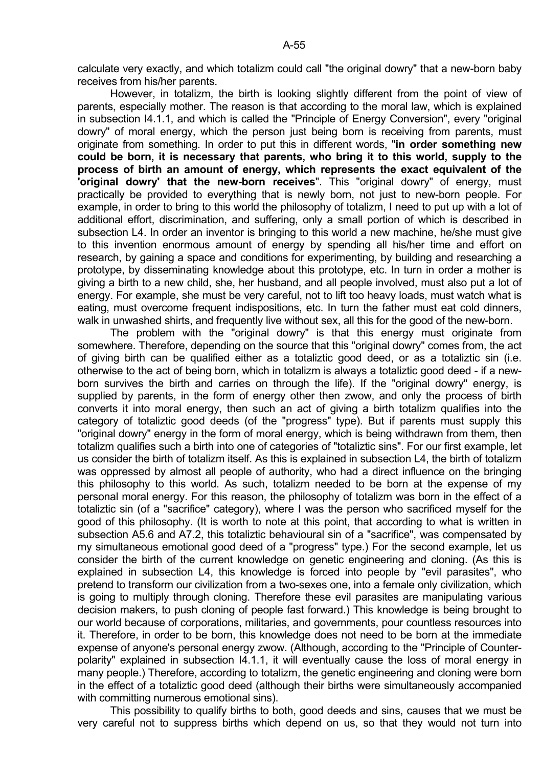calculate very exactly, and which totalizm could call "the original dowry" that a new-born baby receives from his/her parents.

However, in totalizm, the birth is looking slightly different from the point of view of parents, especially mother. The reason is that according to the moral law, which is explained in subsection I4.1.1, and which is called the "Principle of Energy Conversion", every "original dowry" of moral energy, which the person just being born is receiving from parents, must originate from something. In order to put this in different words, "**in order something new could be born, it is necessary that parents, who bring it to this world, supply to the process of birth an amount of energy, which represents the exact equivalent of the 'original dowry' that the new-born receives**". This "original dowry" of energy, must practically be provided to everything that is newly born, not just to new-born people. For example, in order to bring to this world the philosophy of totalizm, I need to put up with a lot of additional effort, discrimination, and suffering, only a small portion of which is described in subsection L4. In order an inventor is bringing to this world a new machine, he/she must give to this invention enormous amount of energy by spending all his/her time and effort on research, by gaining a space and conditions for experimenting, by building and researching a prototype, by disseminating knowledge about this prototype, etc. In turn in order a mother is giving a birth to a new child, she, her husband, and all people involved, must also put a lot of energy. For example, she must be very careful, not to lift too heavy loads, must watch what is eating, must overcome frequent indispositions, etc. In turn the father must eat cold dinners, walk in unwashed shirts, and frequently live without sex, all this for the good of the new-born.

The problem with the "original dowry" is that this energy must originate from somewhere. Therefore, depending on the source that this "original dowry" comes from, the act of giving birth can be qualified either as a totaliztic good deed, or as a totaliztic sin (i.e. otherwise to the act of being born, which in totalizm is always a totaliztic good deed - if a new-born survives the birth and carries on through the life). If the "original dowry" energy, is supplied by parents, in the form of energy other then zwow, and only the process of birth converts it into moral energy, then such an act of giving a birth totalizm qualifies into the category of totaliztic good deeds (of the "progress" type). But if parents must supply this "original dowry" energy in the form of moral energy, which is being withdrawn from them, then totalizm qualifies such a birth into one of categories of "totaliztic sins". For our first example, let us consider the birth of totalizm itself. As this is explained in subsection L4, the birth of totalizm was oppressed by almost all people of authority, who had a direct influence on the bringing this philosophy to this world. As such, totalizm needed to be born at the expense of my personal moral energy. For this reason, the philosophy of totalizm was born in the effect of a totaliztic sin (of a "sacrifice" category), where I was the person who sacrificed myself for the good of this philosophy. (It is worth to note at this point, that according to what is written in subsection A5.6 and A7.2, this totaliztic behavioural sin of a "sacrifice", was compensated by my simultaneous emotional good deed of a "progress" type.) For the second example, let us consider the birth of the current knowledge on genetic engineering and cloning. (As this is explained in subsection L4, this knowledge is forced into people by "evil parasites", who pretend to transform our civilization from a two-sexes one, into a female only civilization, which is going to multiply through cloning. Therefore these evil parasites are manipulating various decision makers, to push cloning of people fast forward.) This knowledge is being brought to our world because of corporations, militaries, and governments, pour countless resources into it. Therefore, in order to be born, this knowledge does not need to be born at the immediate expense of anyone's personal energy zwow. (Although, according to the "Principle of Counter-polarity" explained in subsection I4.1.1, it will eventually cause the loss of moral energy in many people.) Therefore, according to totalizm, the genetic engineering and cloning were born in the effect of a totaliztic good deed (although their births were simultaneously accompanied with committing numerous emotional sins).

This possibility to qualify births to both, good deeds and sins, causes that we must be very careful not to suppress births which depend on us, so that they would not turn into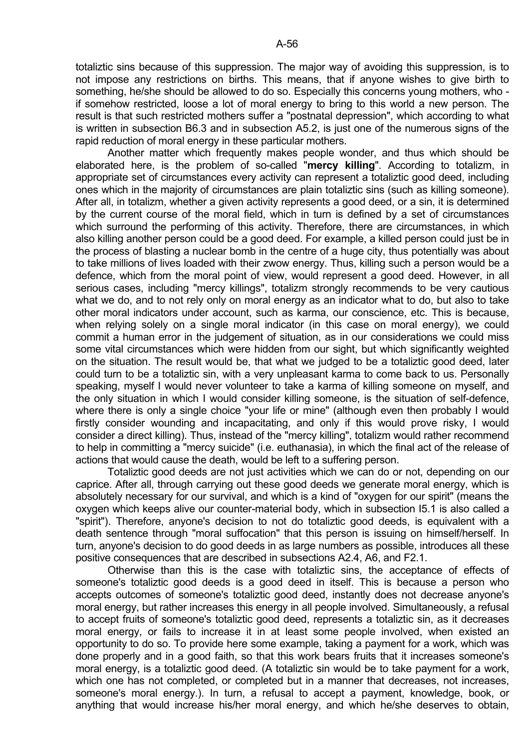totaliztic sins because of this suppression. The major way of avoiding this suppression, is to not impose any restrictions on births. This means, that if anyone wishes to give birth to something, he/she should be allowed to do so. Especially this concerns young mothers, who - if somehow restricted, loose a lot of moral energy to bring to this world a new person. The result is that such restricted mothers suffer a "postnatal depression", which according to what is written in subsection B6.3 and in subsection A5.2, is just one of the numerous signs of the rapid reduction of moral energy in these particular mothers.

Another matter which frequently makes people wonder, and thus which should be elaborated here, is the problem of so-called "**mercy killing**". According to totalizm, in appropriate set of circumstances every activity can represent a totaliztic good deed, including ones which in the majority of circumstances are plain totaliztic sins (such as killing someone). After all, in totalizm, whether a given activity represents a good deed, or a sin, it is determined by the current course of the moral field, which in turn is defined by a set of circumstances which surround the performing of this activity. Therefore, there are circumstances, in which also killing another person could be a good deed. For example, a killed person could just be in the process of blasting a nuclear bomb in the centre of a huge city, thus potentially was about to take millions of lives loaded with their zwow energy. Thus, killing such a person would be a defence, which from the moral point of view, would represent a good deed. However, in all serious cases, including "mercy killings", totalizm strongly recommends to be very cautious what we do, and to not rely only on moral energy as an indicator what to do, but also to take other moral indicators under account, such as karma, our conscience, etc. This is because, when relying solely on a single moral indicator (in this case on moral energy), we could commit a human error in the judgement of situation, as in our considerations we could miss some vital circumstances which were hidden from our sight, but which significantly weighted on the situation. The result would be, that what we judged to be a totaliztic good deed, later could turn to be a totaliztic sin, with a very unpleasant karma to come back to us. Personally speaking, myself I would never volunteer to take a karma of killing someone on myself, and the only situation in which I would consider killing someone, is the situation of self-defence, where there is only a single choice "your life or mine" (although even then probably I would firstly consider wounding and incapacitating, and only if this would prove risky, I would consider a direct killing). Thus, instead of the "mercy killing", totalizm would rather recommend to help in committing a "mercy suicide" (i.e. euthanasia), in which the final act of the release of actions that would cause the death, would be left to a suffering person.

Totaliztic good deeds are not just activities which we can do or not, depending on our caprice. After all, through carrying out these good deeds we generate moral energy, which is absolutely necessary for our survival, and which is a kind of "oxygen for our spirit" (means the oxygen which keeps alive our counter-material body, which in subsection I5.1 is also called a "spirit"). Therefore, anyone's decision to not do totaliztic good deeds, is equivalent with a death sentence through "moral suffocation" that this person is issuing on himself/herself. In turn, anyone's decision to do good deeds in as large numbers as possible, introduces all these positive consequences that are described in subsections A2.4, A6, and F2.1.

Otherwise than this is the case with totaliztic sins, the acceptance of effects of someone's totaliztic good deeds is a good deed in itself. This is because a person who accepts outcomes of someone's totaliztic good deed, instantly does not decrease anyone's moral energy, but rather increases this energy in all people involved. Simultaneously, a refusal to accept fruits of someone's totaliztic good deed, represents a totaliztic sin, as it decreases moral energy, or fails to increase it in at least some people involved, when existed an opportunity to do so. To provide here some example, taking a payment for a work, which was done properly and in a good faith, so that this work bears fruits that it increases someone's moral energy, is a totaliztic good deed. (A totaliztic sin would be to take payment for a work, which one has not completed, or completed but in a manner that decreases, not increases, someone's moral energy.). In turn, a refusal to accept a payment, knowledge, book, or anything that would increase his/her moral energy, and which he/she deserves to obtain,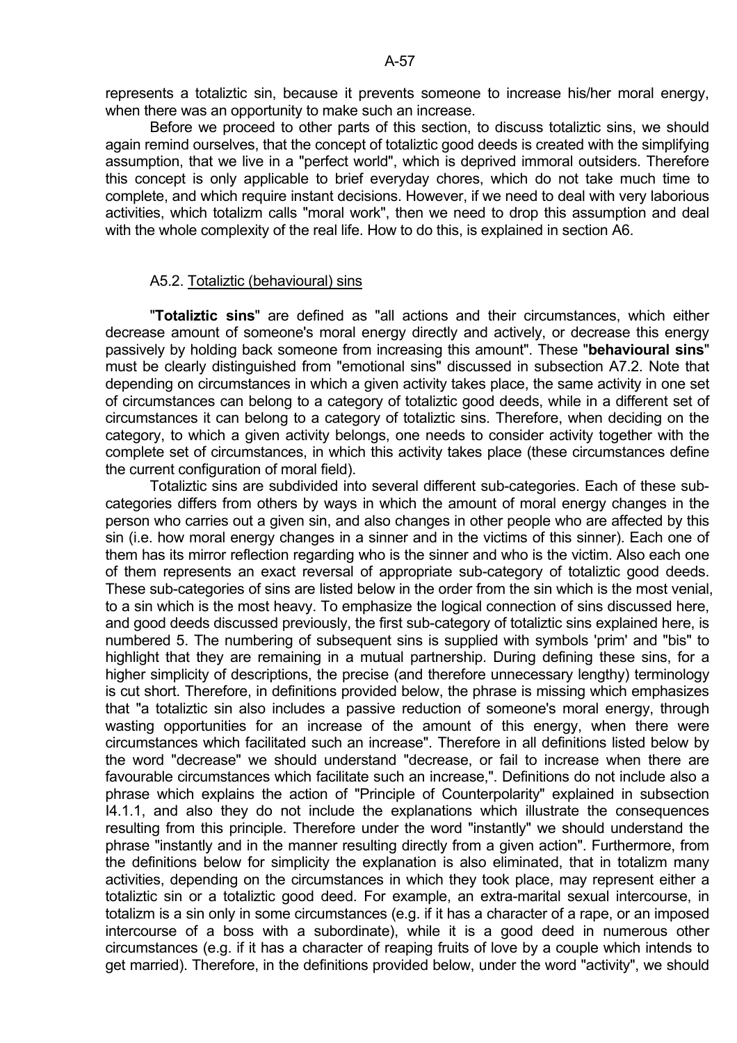represents a totaliztic sin, because it prevents someone to increase his/her moral energy, when there was an opportunity to make such an increase.

Before we proceed to other parts of this section, to discuss totaliztic sins, we should again remind ourselves, that the concept of totaliztic good deeds is created with the simplifying assumption, that we live in a "perfect world", which is deprived immoral outsiders. Therefore this concept is only applicable to brief everyday chores, which do not take much time to complete, and which require instant decisions. However, if we need to deal with very laborious activities, which totalizm calls "moral work", then we need to drop this assumption and deal with the whole complexity of the real life. How to do this, is explained in section A6.

### A5.2. Totaliztic (behavioural) sins

"**Totaliztic sins**" are defined as "all actions and their circumstances, which either decrease amount of someone's moral energy directly and actively, or decrease this energy passively by holding back someone from increasing this amount". These "**behavioural sins**" must be clearly distinguished from "emotional sins" discussed in subsection A7.2. Note that depending on circumstances in which a given activity takes place, the same activity in one set of circumstances can belong to a category of totaliztic good deeds, while in a different set of circumstances it can belong to a category of totaliztic sins. Therefore, when deciding on the category, to which a given activity belongs, one needs to consider activity together with the complete set of circumstances, in which this activity takes place (these circumstances define the current configuration of moral field).

Totaliztic sins are subdivided into several different sub-categories. Each of these sub-categories differs from others by ways in which the amount of moral energy changes in the person who carries out a given sin, and also changes in other people who are affected by this sin (i.e. how moral energy changes in a sinner and in the victims of this sinner). Each one of them has its mirror reflection regarding who is the sinner and who is the victim. Also each one of them represents an exact reversal of appropriate sub-category of totaliztic good deeds. These sub-categories of sins are listed below in the order from the sin which is the most venial, to a sin which is the most heavy. To emphasize the logical connection of sins discussed here, and good deeds discussed previously, the first sub-category of totaliztic sins explained here, is numbered 5. The numbering of subsequent sins is supplied with symbols 'prim' and "bis" to highlight that they are remaining in a mutual partnership. During defining these sins, for a higher simplicity of descriptions, the precise (and therefore unnecessary lengthy) terminology is cut short. Therefore, in definitions provided below, the phrase is missing which emphasizes that "a totaliztic sin also includes a passive reduction of someone's moral energy, through wasting opportunities for an increase of the amount of this energy, when there were circumstances which facilitated such an increase". Therefore in all definitions listed below by the word "decrease" we should understand "decrease, or fail to increase when there are favourable circumstances which facilitate such an increase,". Definitions do not include also a phrase which explains the action of "Principle of Counterpolarity" explained in subsection I4.1.1, and also they do not include the explanations which illustrate the consequences resulting from this principle. Therefore under the word "instantly" we should understand the phrase "instantly and in the manner resulting directly from a given action". Furthermore, from the definitions below for simplicity the explanation is also eliminated, that in totalizm many activities, depending on the circumstances in which they took place, may represent either a totaliztic sin or a totaliztic good deed. For example, an extra-marital sexual intercourse, in totalizm is a sin only in some circumstances (e.g. if it has a character of a rape, or an imposed intercourse of a boss with a subordinate), while it is a good deed in numerous other circumstances (e.g. if it has a character of reaping fruits of love by a couple which intends to get married). Therefore, in the definitions provided below, under the word "activity", we should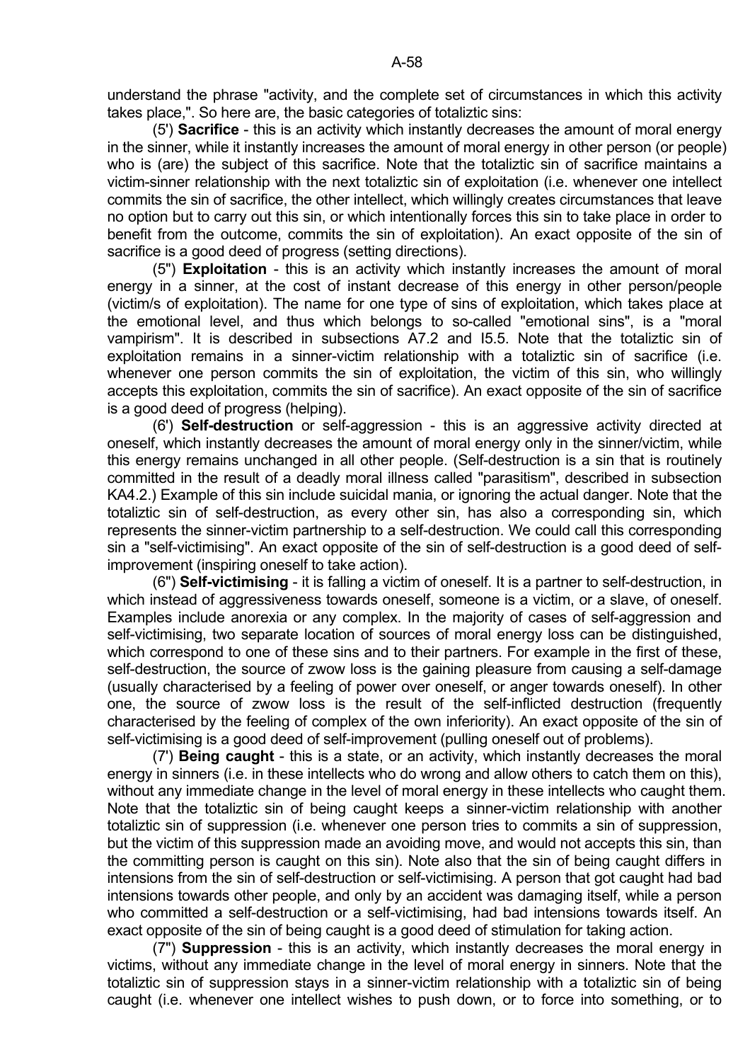understand the phrase "activity, and the complete set of circumstances in which this activity takes place,". So here are, the basic categories of totaliztic sins:

(5') **Sacrifice** - this is an activity which instantly decreases the amount of moral energy in the sinner, while it instantly increases the amount of moral energy in other person (or people) who is (are) the subject of this sacrifice. Note that the totaliztic sin of sacrifice maintains a victim-sinner relationship with the next totaliztic sin of exploitation (i.e. whenever one intellect commits the sin of sacrifice, the other intellect, which willingly creates circumstances that leave no option but to carry out this sin, or which intentionally forces this sin to take place in order to benefit from the outcome, commits the sin of exploitation). An exact opposite of the sin of sacrifice is a good deed of progress (setting directions).

(5'') **Exploitation** - this is an activity which instantly increases the amount of moral energy in a sinner, at the cost of instant decrease of this energy in other person/people (victim/s of exploitation). The name for one type of sins of exploitation, which takes place at the emotional level, and thus which belongs to so-called "emotional sins", is a "moral vampirism". It is described in subsections A7.2 and I5.5. Note that the totaliztic sin of exploitation remains in a sinner-victim relationship with a totaliztic sin of sacrifice (i.e. whenever one person commits the sin of exploitation, the victim of this sin, who willingly accepts this exploitation, commits the sin of sacrifice). An exact opposite of the sin of sacrifice is a good deed of progress (helping).

(6') **Self-destruction** or self-aggression - this is an aggressive activity directed at oneself, which instantly decreases the amount of moral energy only in the sinner/victim, while this energy remains unchanged in all other people. (Self-destruction is a sin that is routinely committed in the result of a deadly moral illness called "parasitism", described in subsection KA4.2.) Example of this sin include suicidal mania, or ignoring the actual danger. Note that the totaliztic sin of self-destruction, as every other sin, has also a corresponding sin, which represents the sinner-victim partnership to a self-destruction. We could call this corresponding sin a "self-victimising". An exact opposite of the sin of self-destruction is a good deed of self-improvement (inspiring oneself to take action).

(6'') **Self-victimising** - it is falling a victim of oneself. It is a partner to self-destruction, in which instead of aggressiveness towards oneself, someone is a victim, or a slave, of oneself. Examples include anorexia or any complex. In the majority of cases of self-aggression and self-victimising, two separate location of sources of moral energy loss can be distinguished, which correspond to one of these sins and to their partners. For example in the first of these, self-destruction, the source of zwow loss is the gaining pleasure from causing a self-damage (usually characterised by a feeling of power over oneself, or anger towards oneself). In other one, the source of zwow loss is the result of the self-inflicted destruction (frequently characterised by the feeling of complex of the own inferiority). An exact opposite of the sin of self-victimising is a good deed of self-improvement (pulling oneself out of problems).

(7') **Being caught** - this is a state, or an activity, which instantly decreases the moral energy in sinners (i.e. in these intellects who do wrong and allow others to catch them on this), without any immediate change in the level of moral energy in these intellects who caught them. Note that the totaliztic sin of being caught keeps a sinner-victim relationship with another totaliztic sin of suppression (i.e. whenever one person tries to commits a sin of suppression, but the victim of this suppression made an avoiding move, and would not accepts this sin, than the committing person is caught on this sin). Note also that the sin of being caught differs in intensions from the sin of self-destruction or self-victimising. A person that got caught had bad intensions towards other people, and only by an accident was damaging itself, while a person who committed a self-destruction or a self-victimising, had bad intensions towards itself. An exact opposite of the sin of being caught is a good deed of stimulation for taking action.

(7'') **Suppression** - this is an activity, which instantly decreases the moral energy in victims, without any immediate change in the level of moral energy in sinners. Note that the totaliztic sin of suppression stays in a sinner-victim relationship with a totaliztic sin of being caught (i.e. whenever one intellect wishes to push down, or to force into something, or to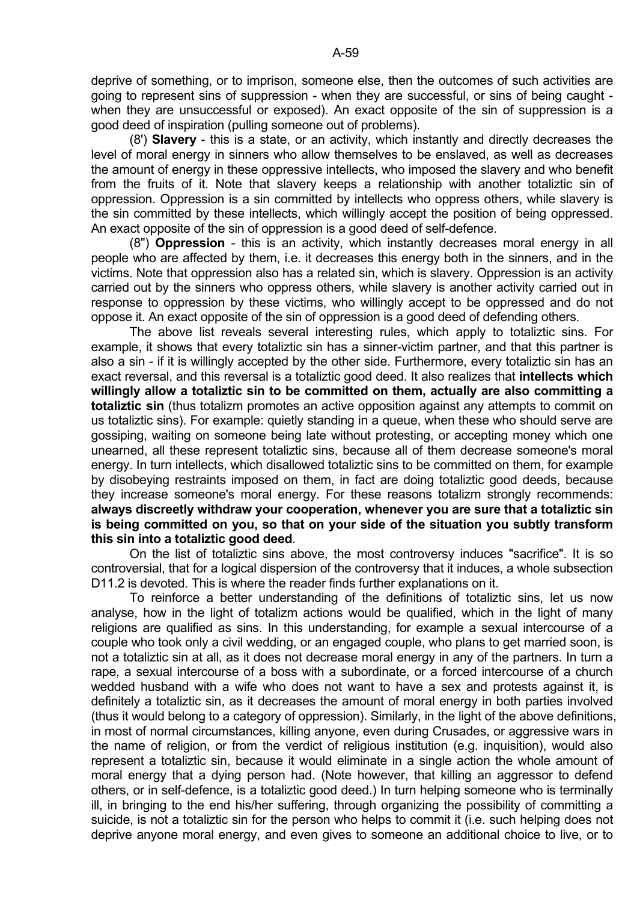deprive of something, or to imprison, someone else, then the outcomes of such activities are going to represent sins of suppression - when they are successful, or sins of being caught - when they are unsuccessful or exposed). An exact opposite of the sin of suppression is a good deed of inspiration (pulling someone out of problems).

(8') **Slavery** - this is a state, or an activity, which instantly and directly decreases the level of moral energy in sinners who allow themselves to be enslaved, as well as decreases the amount of energy in these oppressive intellects, who imposed the slavery and who benefit from the fruits of it. Note that slavery keeps a relationship with another totaliztic sin of oppression. Oppression is a sin committed by intellects who oppress others, while slavery is the sin committed by these intellects, which willingly accept the position of being oppressed. An exact opposite of the sin of oppression is a good deed of self-defence.

(8") **Oppression** - this is an activity, which instantly decreases moral energy in all people who are affected by them, i.e. it decreases this energy both in the sinners, and in the victims. Note that oppression also has a related sin, which is slavery. Oppression is an activity carried out by the sinners who oppress others, while slavery is another activity carried out in response to oppression by these victims, who willingly accept to be oppressed and do not oppose it. An exact opposite of the sin of oppression is a good deed of defending others.

The above list reveals several interesting rules, which apply to totaliztic sins. For example, it shows that every totaliztic sin has a sinner-victim partner, and that this partner is also a sin - if it is willingly accepted by the other side. Furthermore, every totaliztic sin has an exact reversal, and this reversal is a totaliztic good deed. It also realizes that **intellects which willingly allow a totaliztic sin to be committed on them, actually are also committing a totaliztic sin** (thus totalizm promotes an active opposition against any attempts to commit on us totaliztic sins). For example: quietly standing in a queue, when these who should serve are gossiping, waiting on someone being late without protesting, or accepting money which one unearned, all these represent totaliztic sins, because all of them decrease someone's moral energy. In turn intellects, which disallowed totaliztic sins to be committed on them, for example by disobeying restraints imposed on them, in fact are doing totaliztic good deeds, because they increase someone's moral energy. For these reasons totalizm strongly recommends: **always discreetly withdraw your cooperation, whenever you are sure that a totaliztic sin is being committed on you, so that on your side of the situation you subtly transform this sin into a totaliztic good deed**.

On the list of totaliztic sins above, the most controversy induces "sacrifice". It is so controversial, that for a logical dispersion of the controversy that it induces, a whole subsection D11.2 is devoted. This is where the reader finds further explanations on it.

To reinforce a better understanding of the definitions of totaliztic sins, let us now analyse, how in the light of totalizm actions would be qualified, which in the light of many religions are qualified as sins. In this understanding, for example a sexual intercourse of a couple who took only a civil wedding, or an engaged couple, who plans to get married soon, is not a totaliztic sin at all, as it does not decrease moral energy in any of the partners. In turn a rape, a sexual intercourse of a boss with a subordinate, or a forced intercourse of a church wedded husband with a wife who does not want to have a sex and protests against it, is definitely a totaliztic sin, as it decreases the amount of moral energy in both parties involved (thus it would belong to a category of oppression). Similarly, in the light of the above definitions, in most of normal circumstances, killing anyone, even during Crusades, or aggressive wars in the name of religion, or from the verdict of religious institution (e.g. inquisition), would also represent a totaliztic sin, because it would eliminate in a single action the whole amount of moral energy that a dying person had. (Note however, that killing an aggressor to defend others, or in self-defence, is a totaliztic good deed.) In turn helping someone who is terminally ill, in bringing to the end his/her suffering, through organizing the possibility of committing a suicide, is not a totaliztic sin for the person who helps to commit it (i.e. such helping does not deprive anyone moral energy, and even gives to someone an additional choice to live, or to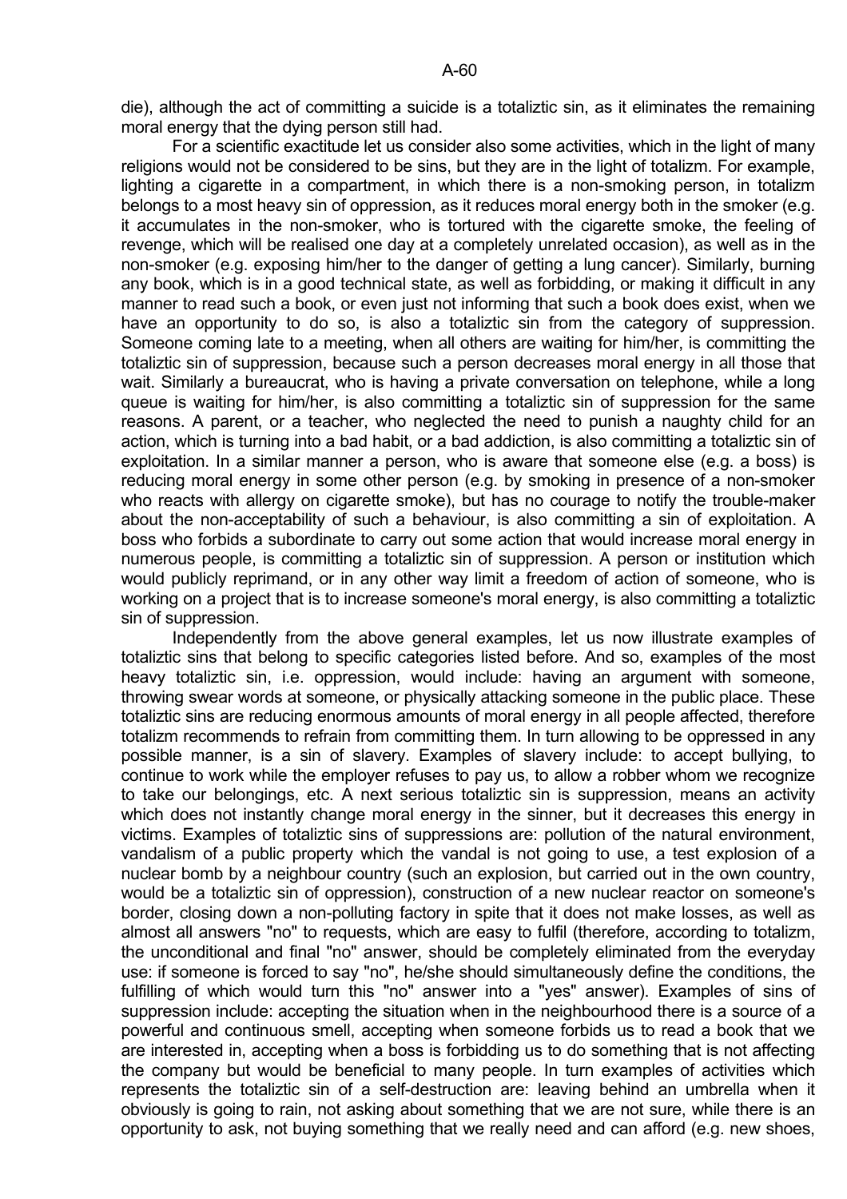die), although the act of committing a suicide is a totaliztic sin, as it eliminates the remaining moral energy that the dying person still had.

For a scientific exactitude let us consider also some activities, which in the light of many religions would not be considered to be sins, but they are in the light of totalizm. For example, lighting a cigarette in a compartment, in which there is a non-smoking person, in totalizm belongs to a most heavy sin of oppression, as it reduces moral energy both in the smoker (e.g. it accumulates in the non-smoker, who is tortured with the cigarette smoke, the feeling of revenge, which will be realised one day at a completely unrelated occasion), as well as in the non-smoker (e.g. exposing him/her to the danger of getting a lung cancer). Similarly, burning any book, which is in a good technical state, as well as forbidding, or making it difficult in any manner to read such a book, or even just not informing that such a book does exist, when we have an opportunity to do so, is also a totaliztic sin from the category of suppression. Someone coming late to a meeting, when all others are waiting for him/her, is committing the totaliztic sin of suppression, because such a person decreases moral energy in all those that wait. Similarly a bureaucrat, who is having a private conversation on telephone, while a long queue is waiting for him/her, is also committing a totaliztic sin of suppression for the same reasons. A parent, or a teacher, who neglected the need to punish a naughty child for an action, which is turning into a bad habit, or a bad addiction, is also committing a totaliztic sin of exploitation. In a similar manner a person, who is aware that someone else (e.g. a boss) is reducing moral energy in some other person (e.g. by smoking in presence of a non-smoker who reacts with allergy on cigarette smoke), but has no courage to notify the trouble-maker about the non-acceptability of such a behaviour, is also committing a sin of exploitation. A boss who forbids a subordinate to carry out some action that would increase moral energy in numerous people, is committing a totaliztic sin of suppression. A person or institution which would publicly reprimand, or in any other way limit a freedom of action of someone, who is working on a project that is to increase someone's moral energy, is also committing a totaliztic sin of suppression.

Independently from the above general examples, let us now illustrate examples of totaliztic sins that belong to specific categories listed before. And so, examples of the most heavy totaliztic sin, i.e. oppression, would include: having an argument with someone, throwing swear words at someone, or physically attacking someone in the public place. These totaliztic sins are reducing enormous amounts of moral energy in all people affected, therefore totalizm recommends to refrain from committing them. In turn allowing to be oppressed in any possible manner, is a sin of slavery. Examples of slavery include: to accept bullying, to continue to work while the employer refuses to pay us, to allow a robber whom we recognize to take our belongings, etc. A next serious totaliztic sin is suppression, means an activity which does not instantly change moral energy in the sinner, but it decreases this energy in victims. Examples of totaliztic sins of suppressions are: pollution of the natural environment, vandalism of a public property which the vandal is not going to use, a test explosion of a nuclear bomb by a neighbour country (such an explosion, but carried out in the own country, would be a totaliztic sin of oppression), construction of a new nuclear reactor on someone's border, closing down a non-polluting factory in spite that it does not make losses, as well as almost all answers "no" to requests, which are easy to fulfil (therefore, according to totalizm, the unconditional and final "no" answer, should be completely eliminated from the everyday use: if someone is forced to say "no", he/she should simultaneously define the conditions, the fulfilling of which would turn this "no" answer into a "yes" answer). Examples of sins of suppression include: accepting the situation when in the neighbourhood there is a source of a powerful and continuous smell, accepting when someone forbids us to read a book that we are interested in, accepting when a boss is forbidding us to do something that is not affecting the company but would be beneficial to many people. In turn examples of activities which represents the totaliztic sin of a self-destruction are: leaving behind an umbrella when it obviously is going to rain, not asking about something that we are not sure, while there is an opportunity to ask, not buying something that we really need and can afford (e.g. new shoes,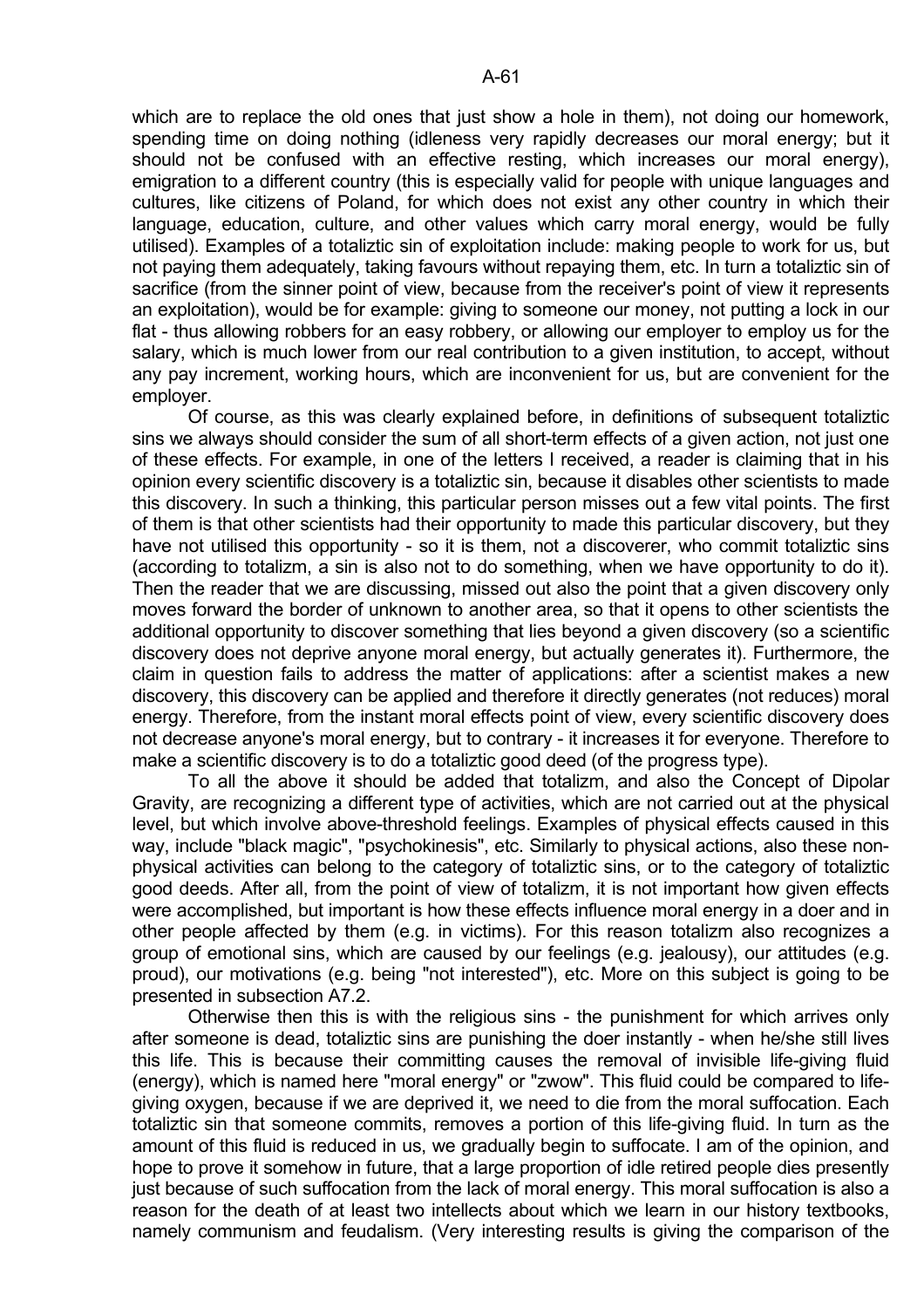which are to replace the old ones that just show a hole in them), not doing our homework, spending time on doing nothing (idleness very rapidly decreases our moral energy; but it should not be confused with an effective resting, which increases our moral energy), emigration to a different country (this is especially valid for people with unique languages and cultures, like citizens of Poland, for which does not exist any other country in which their language, education, culture, and other values which carry moral energy, would be fully utilised). Examples of a totaliztic sin of exploitation include: making people to work for us, but not paying them adequately, taking favours without repaying them, etc. In turn a totaliztic sin of sacrifice (from the sinner point of view, because from the receiver's point of view it represents an exploitation), would be for example: giving to someone our money, not putting a lock in our flat - thus allowing robbers for an easy robbery, or allowing our employer to employ us for the salary, which is much lower from our real contribution to a given institution, to accept, without any pay increment, working hours, which are inconvenient for us, but are convenient for the employer.

Of course, as this was clearly explained before, in definitions of subsequent totaliztic sins we always should consider the sum of all short-term effects of a given action, not just one of these effects. For example, in one of the letters I received, a reader is claiming that in his opinion every scientific discovery is a totaliztic sin, because it disables other scientists to made this discovery. In such a thinking, this particular person misses out a few vital points. The first of them is that other scientists had their opportunity to made this particular discovery, but they have not utilised this opportunity - so it is them, not a discoverer, who commit totaliztic sins (according to totalizm, a sin is also not to do something, when we have opportunity to do it). Then the reader that we are discussing, missed out also the point that a given discovery only moves forward the border of unknown to another area, so that it opens to other scientists the additional opportunity to discover something that lies beyond a given discovery (so a scientific discovery does not deprive anyone moral energy, but actually generates it). Furthermore, the claim in question fails to address the matter of applications: after a scientist makes a new discovery, this discovery can be applied and therefore it directly generates (not reduces) moral energy. Therefore, from the instant moral effects point of view, every scientific discovery does not decrease anyone's moral energy, but to contrary - it increases it for everyone. Therefore to make a scientific discovery is to do a totaliztic good deed (of the progress type).

To all the above it should be added that totalizm, and also the Concept of Dipolar Gravity, are recognizing a different type of activities, which are not carried out at the physical level, but which involve above-threshold feelings. Examples of physical effects caused in this way, include "black magic", "psychokinesis", etc. Similarly to physical actions, also these non-physical activities can belong to the category of totaliztic sins, or to the category of totaliztic good deeds. After all, from the point of view of totalizm, it is not important how given effects were accomplished, but important is how these effects influence moral energy in a doer and in other people affected by them (e.g. in victims). For this reason totalizm also recognizes a group of emotional sins, which are caused by our feelings (e.g. jealousy), our attitudes (e.g. proud), our motivations (e.g. being "not interested"), etc. More on this subject is going to be presented in subsection A7.2.

Otherwise then this is with the religious sins - the punishment for which arrives only after someone is dead, totaliztic sins are punishing the doer instantly - when he/she still lives this life. This is because their committing causes the removal of invisible life-giving fluid (energy), which is named here "moral energy" or "zwow". This fluid could be compared to life-giving oxygen, because if we are deprived it, we need to die from the moral suffocation. Each totaliztic sin that someone commits, removes a portion of this life-giving fluid. In turn as the amount of this fluid is reduced in us, we gradually begin to suffocate. I am of the opinion, and hope to prove it somehow in future, that a large proportion of idle retired people dies presently just because of such suffocation from the lack of moral energy. This moral suffocation is also a reason for the death of at least two intellects about which we learn in our history textbooks, namely communism and feudalism. (Very interesting results is giving the comparison of the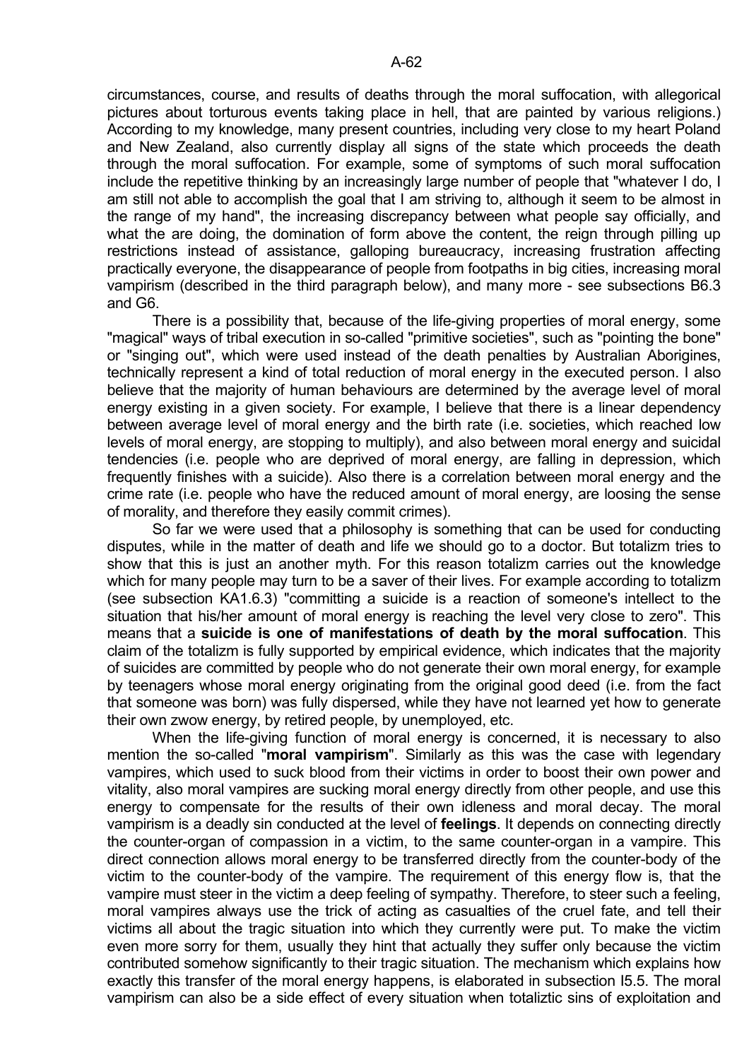circumstances, course, and results of deaths through the moral suffocation, with allegorical pictures about torturous events taking place in hell, that are painted by various religions.) According to my knowledge, many present countries, including very close to my heart Poland and New Zealand, also currently display all signs of the state which proceeds the death through the moral suffocation. For example, some of symptoms of such moral suffocation include the repetitive thinking by an increasingly large number of people that "whatever I do, I am still not able to accomplish the goal that I am striving to, although it seem to be almost in the range of my hand", the increasing discrepancy between what people say officially, and what the are doing, the domination of form above the content, the reign through pilling up restrictions instead of assistance, galloping bureaucracy, increasing frustration affecting practically everyone, the disappearance of people from footpaths in big cities, increasing moral vampirism (described in the third paragraph below), and many more - see subsections B6.3 and G6.

There is a possibility that, because of the life-giving properties of moral energy, some "magical" ways of tribal execution in so-called "primitive societies", such as "pointing the bone" or "singing out", which were used instead of the death penalties by Australian Aborigines, technically represent a kind of total reduction of moral energy in the executed person. I also believe that the majority of human behaviours are determined by the average level of moral energy existing in a given society. For example, I believe that there is a linear dependency between average level of moral energy and the birth rate (i.e. societies, which reached low levels of moral energy, are stopping to multiply), and also between moral energy and suicidal tendencies (i.e. people who are deprived of moral energy, are falling in depression, which frequently finishes with a suicide). Also there is a correlation between moral energy and the crime rate (i.e. people who have the reduced amount of moral energy, are loosing the sense of morality, and therefore they easily commit crimes).

So far we were used that a philosophy is something that can be used for conducting disputes, while in the matter of death and life we should go to a doctor. But totalizm tries to show that this is just an another myth. For this reason totalizm carries out the knowledge which for many people may turn to be a saver of their lives. For example according to totalizm (see subsection KA1.6.3) "committing a suicide is a reaction of someone's intellect to the situation that his/her amount of moral energy is reaching the level very close to zero". This means that a **suicide is one of manifestations of death by the moral suffocation**. This claim of the totalizm is fully supported by empirical evidence, which indicates that the majority of suicides are committed by people who do not generate their own moral energy, for example by teenagers whose moral energy originating from the original good deed (i.e. from the fact that someone was born) was fully dispersed, while they have not learned yet how to generate their own zwow energy, by retired people, by unemployed, etc.

When the life-giving function of moral energy is concerned, it is necessary to also mention the so-called "**moral vampirism**". Similarly as this was the case with legendary vampires, which used to suck blood from their victims in order to boost their own power and vitality, also moral vampires are sucking moral energy directly from other people, and use this energy to compensate for the results of their own idleness and moral decay. The moral vampirism is a deadly sin conducted at the level of **feelings**. It depends on connecting directly the counter-organ of compassion in a victim, to the same counter-organ in a vampire. This direct connection allows moral energy to be transferred directly from the counter-body of the victim to the counter-body of the vampire. The requirement of this energy flow is, that the vampire must steer in the victim a deep feeling of sympathy. Therefore, to steer such a feeling, moral vampires always use the trick of acting as casualties of the cruel fate, and tell their victims all about the tragic situation into which they currently were put. To make the victim even more sorry for them, usually they hint that actually they suffer only because the victim contributed somehow significantly to their tragic situation. The mechanism which explains how exactly this transfer of the moral energy happens, is elaborated in subsection I5.5. The moral vampirism can also be a side effect of every situation when totaliztic sins of exploitation and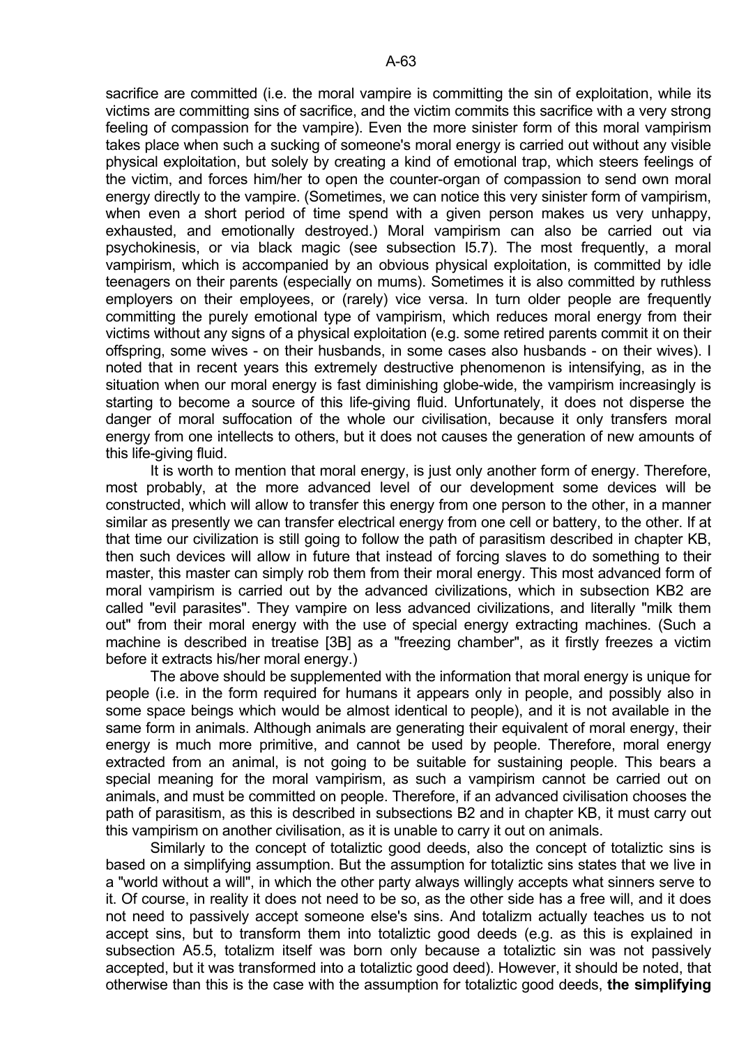sacrifice are committed (i.e. the moral vampire is committing the sin of exploitation, while its victims are committing sins of sacrifice, and the victim commits this sacrifice with a very strong feeling of compassion for the vampire). Even the more sinister form of this moral vampirism takes place when such a sucking of someone's moral energy is carried out without any visible physical exploitation, but solely by creating a kind of emotional trap, which steers feelings of the victim, and forces him/her to open the counter-organ of compassion to send own moral energy directly to the vampire. (Sometimes, we can notice this very sinister form of vampirism, when even a short period of time spend with a given person makes us very unhappy, exhausted, and emotionally destroyed.) Moral vampirism can also be carried out via psychokinesis, or via black magic (see subsection I5.7). The most frequently, a moral vampirism, which is accompanied by an obvious physical exploitation, is committed by idle teenagers on their parents (especially on mums). Sometimes it is also committed by ruthless employers on their employees, or (rarely) vice versa. In turn older people are frequently committing the purely emotional type of vampirism, which reduces moral energy from their victims without any signs of a physical exploitation (e.g. some retired parents commit it on their offspring, some wives - on their husbands, in some cases also husbands - on their wives). I noted that in recent years this extremely destructive phenomenon is intensifying, as in the situation when our moral energy is fast diminishing globe-wide, the vampirism increasingly is starting to become a source of this life-giving fluid. Unfortunately, it does not disperse the danger of moral suffocation of the whole our civilisation, because it only transfers moral energy from one intellects to others, but it does not causes the generation of new amounts of this life-giving fluid.

It is worth to mention that moral energy, is just only another form of energy. Therefore, most probably, at the more advanced level of our development some devices will be constructed, which will allow to transfer this energy from one person to the other, in a manner similar as presently we can transfer electrical energy from one cell or battery, to the other. If at that time our civilization is still going to follow the path of parasitism described in chapter KB, then such devices will allow in future that instead of forcing slaves to do something to their master, this master can simply rob them from their moral energy. This most advanced form of moral vampirism is carried out by the advanced civilizations, which in subsection KB2 are called "evil parasites". They vampire on less advanced civilizations, and literally "milk them out" from their moral energy with the use of special energy extracting machines. (Such a machine is described in treatise [3B] as a "freezing chamber", as it firstly freezes a victim before it extracts his/her moral energy.)

The above should be supplemented with the information that moral energy is unique for people (i.e. in the form required for humans it appears only in people, and possibly also in some space beings which would be almost identical to people), and it is not available in the same form in animals. Although animals are generating their equivalent of moral energy, their energy is much more primitive, and cannot be used by people. Therefore, moral energy extracted from an animal, is not going to be suitable for sustaining people. This bears a special meaning for the moral vampirism, as such a vampirism cannot be carried out on animals, and must be committed on people. Therefore, if an advanced civilisation chooses the path of parasitism, as this is described in subsections B2 and in chapter KB, it must carry out this vampirism on another civilisation, as it is unable to carry it out on animals.

Similarly to the concept of totaliztic good deeds, also the concept of totaliztic sins is based on a simplifying assumption. But the assumption for totaliztic sins states that we live in a "world without a will", in which the other party always willingly accepts what sinners serve to it. Of course, in reality it does not need to be so, as the other side has a free will, and it does not need to passively accept someone else's sins. And totalizm actually teaches us to not accept sins, but to transform them into totaliztic good deeds (e.g. as this is explained in subsection A5.5, totalizm itself was born only because a totaliztic sin was not passively accepted, but it was transformed into a totaliztic good deed). However, it should be noted, that otherwise than this is the case with the assumption for totaliztic good deeds, **the simplifying**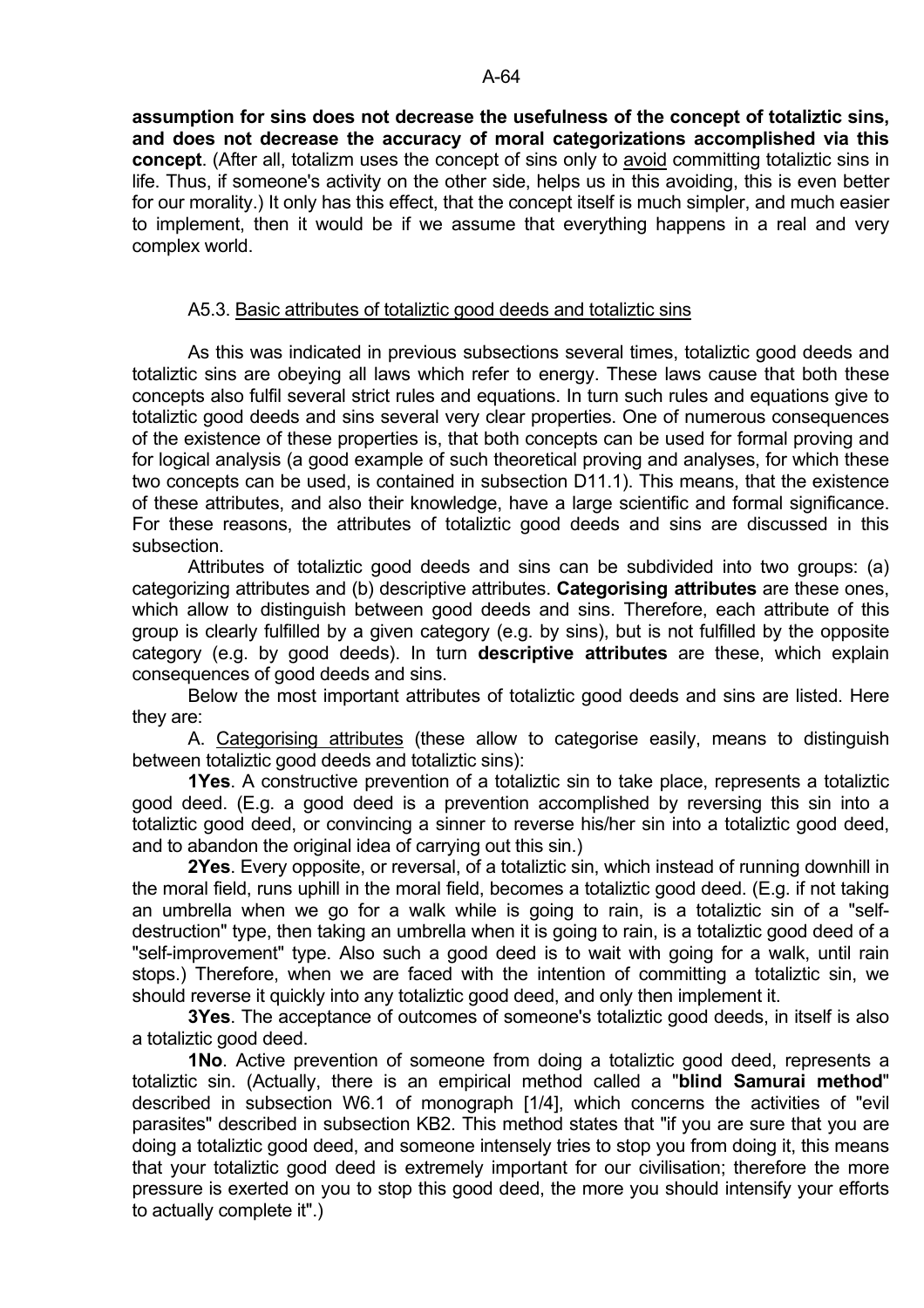**assumption for sins does not decrease the usefulness of the concept of totaliztic sins, and does not decrease the accuracy of moral categorizations accomplished via this concept**. (After all, totalizm uses the concept of sins only to avoid committing totaliztic sins in life. Thus, if someone's activity on the other side, helps us in this avoiding, this is even better for our morality.) It only has this effect, that the concept itself is much simpler, and much easier to implement, then it would be if we assume that everything happens in a real and very complex world.

### A5.3. Basic attributes of totaliztic good deeds and totaliztic sins

As this was indicated in previous subsections several times, totaliztic good deeds and totaliztic sins are obeying all laws which refer to energy. These laws cause that both these concepts also fulfil several strict rules and equations. In turn such rules and equations give to totaliztic good deeds and sins several very clear properties. One of numerous consequences of the existence of these properties is, that both concepts can be used for formal proving and for logical analysis (a good example of such theoretical proving and analyses, for which these two concepts can be used, is contained in subsection D11.1). This means, that the existence of these attributes, and also their knowledge, have a large scientific and formal significance. For these reasons, the attributes of totaliztic good deeds and sins are discussed in this subsection.

Attributes of totaliztic good deeds and sins can be subdivided into two groups: (a) categorizing attributes and (b) descriptive attributes. **Categorising attributes** are these ones, which allow to distinguish between good deeds and sins. Therefore, each attribute of this group is clearly fulfilled by a given category (e.g. by sins), but is not fulfilled by the opposite category (e.g. by good deeds). In turn **descriptive attributes** are these, which explain consequences of good deeds and sins.

Below the most important attributes of totaliztic good deeds and sins are listed. Here they are:

A. Categorising attributes (these allow to categorise easily, means to distinguish between totaliztic good deeds and totaliztic sins):

**1Yes**. A constructive prevention of a totaliztic sin to take place, represents a totaliztic good deed. (E.g. a good deed is a prevention accomplished by reversing this sin into a totaliztic good deed, or convincing a sinner to reverse his/her sin into a totaliztic good deed, and to abandon the original idea of carrying out this sin.)

**2Yes**. Every opposite, or reversal, of a totaliztic sin, which instead of running downhill in the moral field, runs uphill in the moral field, becomes a totaliztic good deed. (E.g. if not taking an umbrella when we go for a walk while is going to rain, is a totaliztic sin of a "self-destruction" type, then taking an umbrella when it is going to rain, is a totaliztic good deed of a "self-improvement" type. Also such a good deed is to wait with going for a walk, until rain stops.) Therefore, when we are faced with the intention of committing a totaliztic sin, we should reverse it quickly into any totaliztic good deed, and only then implement it.

**3Yes**. The acceptance of outcomes of someone's totaliztic good deeds, in itself is also a totaliztic good deed.

**1No**. Active prevention of someone from doing a totaliztic good deed, represents a totaliztic sin. (Actually, there is an empirical method called a "**blind Samurai method**" described in subsection W6.1 of monograph [1/4], which concerns the activities of "evil parasites" described in subsection KB2. This method states that "if you are sure that you are doing a totaliztic good deed, and someone intensely tries to stop you from doing it, this means that your totaliztic good deed is extremely important for our civilisation; therefore the more pressure is exerted on you to stop this good deed, the more you should intensify your efforts to actually complete it".)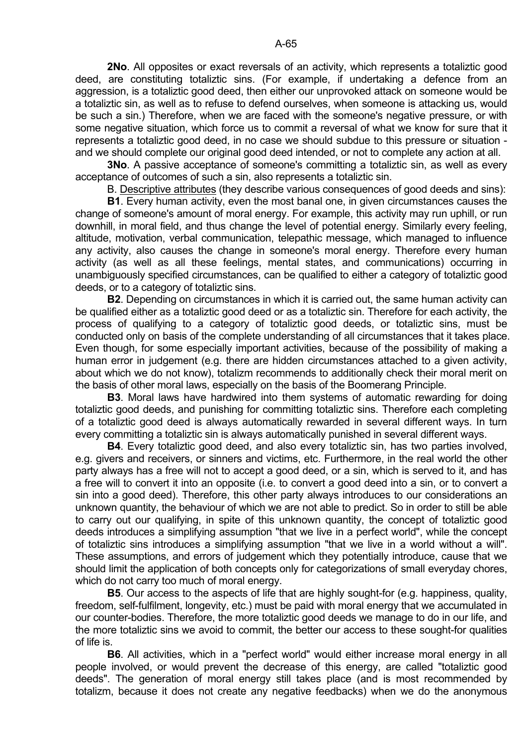**2No**. All opposites or exact reversals of an activity, which represents a totaliztic good deed, are constituting totaliztic sins. (For example, if undertaking a defence from an aggression, is a totaliztic good deed, then either our unprovoked attack on someone would be a totaliztic sin, as well as to refuse to defend ourselves, when someone is attacking us, would be such a sin.) Therefore, when we are faced with the someone's negative pressure, or with some negative situation, which force us to commit a reversal of what we know for sure that it represents a totaliztic good deed, in no case we should subdue to this pressure or situation - and we should complete our original good deed intended, or not to complete any action at all.

**3No**. A passive acceptance of someone's committing a totaliztic sin, as well as every acceptance of outcomes of such a sin, also represents a totaliztic sin.

B. Descriptive attributes (they describe various consequences of good deeds and sins):

**B1**. Every human activity, even the most banal one, in given circumstances causes the change of someone's amount of moral energy. For example, this activity may run uphill, or run downhill, in moral field, and thus change the level of potential energy. Similarly every feeling, altitude, motivation, verbal communication, telepathic message, which managed to influence any activity, also causes the change in someone's moral energy. Therefore every human activity (as well as all these feelings, mental states, and communications) occurring in unambiguously specified circumstances, can be qualified to either a category of totaliztic good deeds, or to a category of totaliztic sins.

**B2**. Depending on circumstances in which it is carried out, the same human activity can be qualified either as a totaliztic good deed or as a totaliztic sin. Therefore for each activity, the process of qualifying to a category of totaliztic good deeds, or totaliztic sins, must be conducted only on basis of the complete understanding of all circumstances that it takes place. Even though, for some especially important activities, because of the possibility of making a human error in judgement (e.g. there are hidden circumstances attached to a given activity, about which we do not know), totalizm recommends to additionally check their moral merit on the basis of other moral laws, especially on the basis of the Boomerang Principle.

**B3**. Moral laws have hardwired into them systems of automatic rewarding for doing totaliztic good deeds, and punishing for committing totaliztic sins. Therefore each completing of a totaliztic good deed is always automatically rewarded in several different ways. In turn every committing a totaliztic sin is always automatically punished in several different ways.

**B4**. Every totaliztic good deed, and also every totaliztic sin, has two parties involved, e.g. givers and receivers, or sinners and victims, etc. Furthermore, in the real world the other party always has a free will not to accept a good deed, or a sin, which is served to it, and has a free will to convert it into an opposite (i.e. to convert a good deed into a sin, or to convert a sin into a good deed). Therefore, this other party always introduces to our considerations an unknown quantity, the behaviour of which we are not able to predict. So in order to still be able to carry out our qualifying, in spite of this unknown quantity, the concept of totaliztic good deeds introduces a simplifying assumption "that we live in a perfect world", while the concept of totaliztic sins introduces a simplifying assumption "that we live in a world without a will". These assumptions, and errors of judgement which they potentially introduce, cause that we should limit the application of both concepts only for categorizations of small everyday chores, which do not carry too much of moral energy.

**B5**. Our access to the aspects of life that are highly sought-for (e.g. happiness, quality, freedom, self-fulfilment, longevity, etc.) must be paid with moral energy that we accumulated in our counter-bodies. Therefore, the more totaliztic good deeds we manage to do in our life, and the more totaliztic sins we avoid to commit, the better our access to these sought-for qualities of life is.

**B6**. All activities, which in a "perfect world" would either increase moral energy in all people involved, or would prevent the decrease of this energy, are called "totaliztic good deeds". The generation of moral energy still takes place (and is most recommended by totalizm, because it does not create any negative feedbacks) when we do the anonymous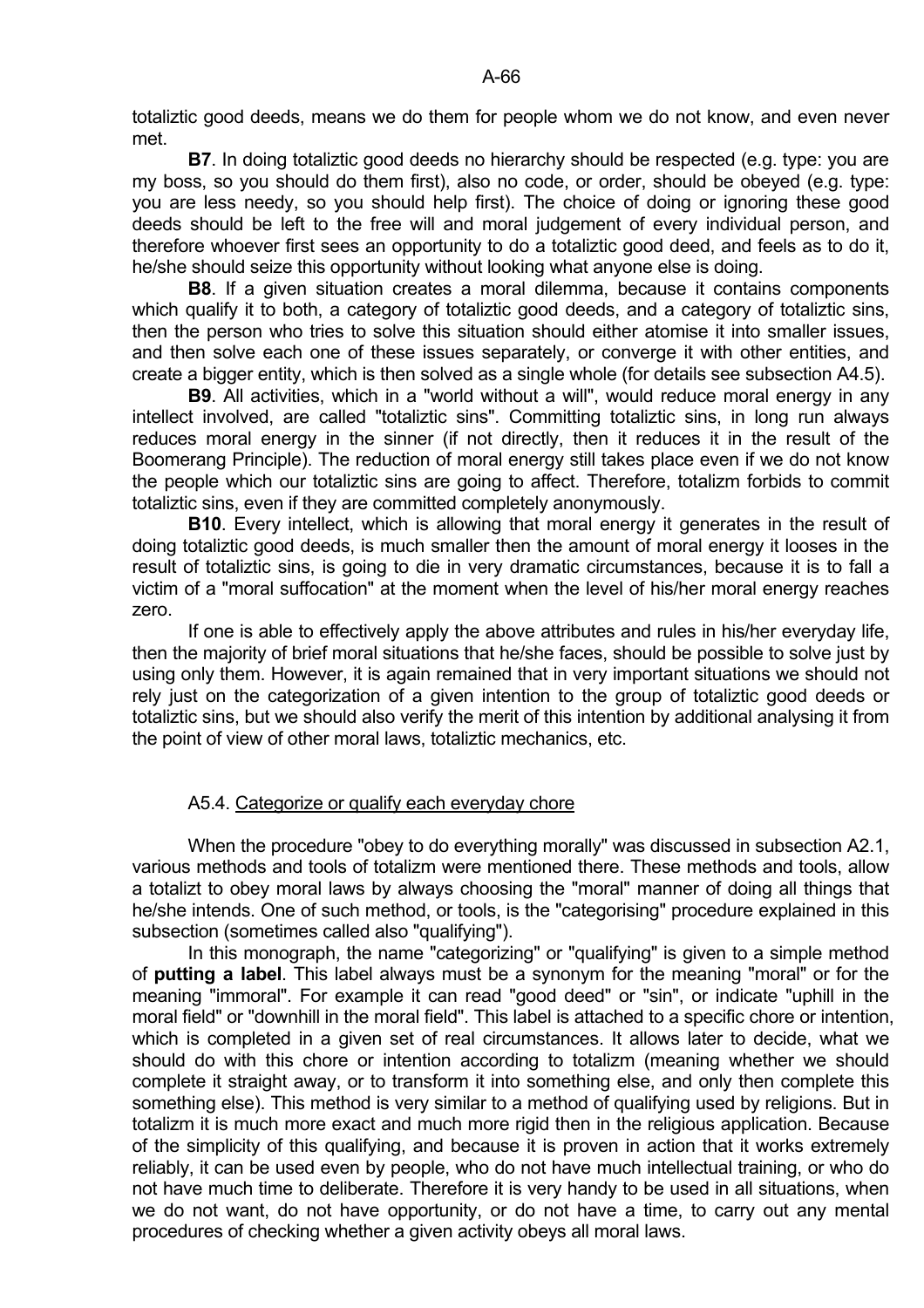totaliztic good deeds, means we do them for people whom we do not know, and even never met.

**B7**. In doing totaliztic good deeds no hierarchy should be respected (e.g. type: you are my boss, so you should do them first), also no code, or order, should be obeyed (e.g. type: you are less needy, so you should help first). The choice of doing or ignoring these good deeds should be left to the free will and moral judgement of every individual person, and therefore whoever first sees an opportunity to do a totaliztic good deed, and feels as to do it, he/she should seize this opportunity without looking what anyone else is doing.

**B8**. If a given situation creates a moral dilemma, because it contains components which qualify it to both, a category of totaliztic good deeds, and a category of totaliztic sins, then the person who tries to solve this situation should either atomise it into smaller issues, and then solve each one of these issues separately, or converge it with other entities, and create a bigger entity, which is then solved as a single whole (for details see subsection A4.5).

**B9**. All activities, which in a "world without a will", would reduce moral energy in any intellect involved, are called "totaliztic sins". Committing totaliztic sins, in long run always reduces moral energy in the sinner (if not directly, then it reduces it in the result of the Boomerang Principle). The reduction of moral energy still takes place even if we do not know the people which our totaliztic sins are going to affect. Therefore, totalizm forbids to commit totaliztic sins, even if they are committed completely anonymously.

**B10**. Every intellect, which is allowing that moral energy it generates in the result of doing totaliztic good deeds, is much smaller then the amount of moral energy it looses in the result of totaliztic sins, is going to die in very dramatic circumstances, because it is to fall a victim of a "moral suffocation" at the moment when the level of his/her moral energy reaches zero.

If one is able to effectively apply the above attributes and rules in his/her everyday life, then the majority of brief moral situations that he/she faces, should be possible to solve just by using only them. However, it is again remained that in very important situations we should not rely just on the categorization of a given intention to the group of totaliztic good deeds or totaliztic sins, but we should also verify the merit of this intention by additional analysing it from the point of view of other moral laws, totaliztic mechanics, etc.

### A5.4. Categorize or qualify each everyday chore

When the procedure "obey to do everything morally" was discussed in subsection A2.1, various methods and tools of totalizm were mentioned there. These methods and tools, allow a totalizt to obey moral laws by always choosing the "moral" manner of doing all things that he/she intends. One of such method, or tools, is the "categorising" procedure explained in this subsection (sometimes called also "qualifying").

In this monograph, the name "categorizing" or "qualifying" is given to a simple method of **putting a label**. This label always must be a synonym for the meaning "moral" or for the meaning "immoral". For example it can read "good deed" or "sin", or indicate "uphill in the moral field" or "downhill in the moral field". This label is attached to a specific chore or intention, which is completed in a given set of real circumstances. It allows later to decide, what we should do with this chore or intention according to totalizm (meaning whether we should complete it straight away, or to transform it into something else, and only then complete this something else). This method is very similar to a method of qualifying used by religions. But in totalizm it is much more exact and much more rigid then in the religious application. Because of the simplicity of this qualifying, and because it is proven in action that it works extremely reliably, it can be used even by people, who do not have much intellectual training, or who do not have much time to deliberate. Therefore it is very handy to be used in all situations, when we do not want, do not have opportunity, or do not have a time, to carry out any mental procedures of checking whether a given activity obeys all moral laws.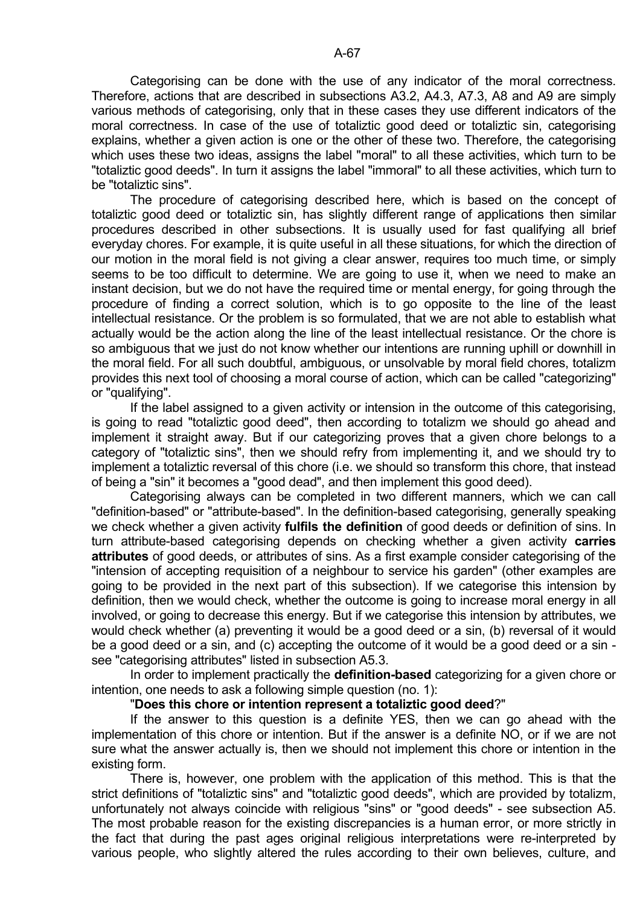Categorising can be done with the use of any indicator of the moral correctness. Therefore, actions that are described in subsections A3.2, A4.3, A7.3, A8 and A9 are simply various methods of categorising, only that in these cases they use different indicators of the moral correctness. In case of the use of totaliztic good deed or totaliztic sin, categorising explains, whether a given action is one or the other of these two. Therefore, the categorising which uses these two ideas, assigns the label "moral" to all these activities, which turn to be "totaliztic good deeds". In turn it assigns the label "immoral" to all these activities, which turn to be "totaliztic sins".

The procedure of categorising described here, which is based on the concept of totaliztic good deed or totaliztic sin, has slightly different range of applications then similar procedures described in other subsections. It is usually used for fast qualifying all brief everyday chores. For example, it is quite useful in all these situations, for which the direction of our motion in the moral field is not giving a clear answer, requires too much time, or simply seems to be too difficult to determine. We are going to use it, when we need to make an instant decision, but we do not have the required time or mental energy, for going through the procedure of finding a correct solution, which is to go opposite to the line of the least intellectual resistance. Or the problem is so formulated, that we are not able to establish what actually would be the action along the line of the least intellectual resistance. Or the chore is so ambiguous that we just do not know whether our intentions are running uphill or downhill in the moral field. For all such doubtful, ambiguous, or unsolvable by moral field chores, totalizm provides this next tool of choosing a moral course of action, which can be called "categorizing" or "qualifying".

If the label assigned to a given activity or intension in the outcome of this categorising, is going to read "totaliztic good deed", then according to totalizm we should go ahead and implement it straight away. But if our categorizing proves that a given chore belongs to a category of "totaliztic sins", then we should refry from implementing it, and we should try to implement a totaliztic reversal of this chore (i.e. we should so transform this chore, that instead of being a "sin" it becomes a "good dead", and then implement this good deed).

Categorising always can be completed in two different manners, which we can call "definition-based" or "attribute-based". In the definition-based categorising, generally speaking we check whether a given activity **fulfils the definition** of good deeds or definition of sins. In turn attribute-based categorising depends on checking whether a given activity **carries attributes** of good deeds, or attributes of sins. As a first example consider categorising of the "intension of accepting requisition of a neighbour to service his garden" (other examples are going to be provided in the next part of this subsection). If we categorise this intension by definition, then we would check, whether the outcome is going to increase moral energy in all involved, or going to decrease this energy. But if we categorise this intension by attributes, we would check whether (a) preventing it would be a good deed or a sin, (b) reversal of it would be a good deed or a sin, and (c) accepting the outcome of it would be a good deed or a sin - see "categorising attributes" listed in subsection A5.3.

In order to implement practically the **definition-based** categorizing for a given chore or intention, one needs to ask a following simple question (no. 1):

"**Does this chore or intention represent a totaliztic good deed**?"

If the answer to this question is a definite YES, then we can go ahead with the implementation of this chore or intention. But if the answer is a definite NO, or if we are not sure what the answer actually is, then we should not implement this chore or intention in the existing form.

There is, however, one problem with the application of this method. This is that the strict definitions of "totaliztic sins" and "totaliztic good deeds", which are provided by totalizm, unfortunately not always coincide with religious "sins" or "good deeds" - see subsection A5. The most probable reason for the existing discrepancies is a human error, or more strictly in the fact that during the past ages original religious interpretations were re-interpreted by various people, who slightly altered the rules according to their own believes, culture, and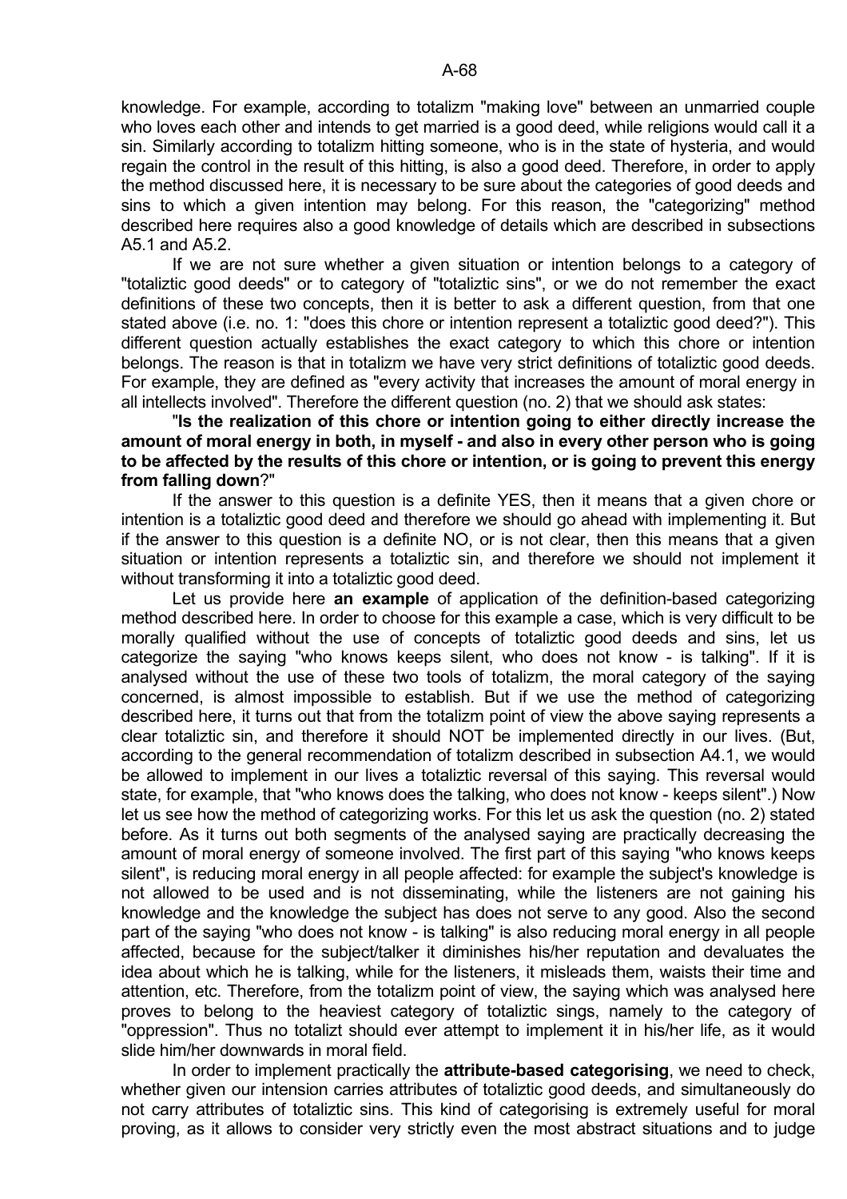knowledge. For example, according to totalizm "making love" between an unmarried couple who loves each other and intends to get married is a good deed, while religions would call it a sin. Similarly according to totalizm hitting someone, who is in the state of hysteria, and would regain the control in the result of this hitting, is also a good deed. Therefore, in order to apply the method discussed here, it is necessary to be sure about the categories of good deeds and sins to which a given intention may belong. For this reason, the "categorizing" method described here requires also a good knowledge of details which are described in subsections A5.1 and A5.2.

If we are not sure whether a given situation or intention belongs to a category of "totaliztic good deeds" or to category of "totaliztic sins", or we do not remember the exact definitions of these two concepts, then it is better to ask a different question, from that one stated above (i.e. no. 1: "does this chore or intention represent a totaliztic good deed?"). This different question actually establishes the exact category to which this chore or intention belongs. The reason is that in totalizm we have very strict definitions of totaliztic good deeds. For example, they are defined as "every activity that increases the amount of moral energy in all intellects involved". Therefore the different question (no. 2) that we should ask states:

"**Is the realization of this chore or intention going to either directly increase the amount of moral energy in both, in myself - and also in every other person who is going to be affected by the results of this chore or intention, or is going to prevent this energy from falling down**?"

If the answer to this question is a definite YES, then it means that a given chore or intention is a totaliztic good deed and therefore we should go ahead with implementing it. But if the answer to this question is a definite NO, or is not clear, then this means that a given situation or intention represents a totaliztic sin, and therefore we should not implement it without transforming it into a totaliztic good deed.

Let us provide here **an example** of application of the definition-based categorizing method described here. In order to choose for this example a case, which is very difficult to be morally qualified without the use of concepts of totaliztic good deeds and sins, let us categorize the saying "who knows keeps silent, who does not know - is talking". If it is analysed without the use of these two tools of totalizm, the moral category of the saying concerned, is almost impossible to establish. But if we use the method of categorizing described here, it turns out that from the totalizm point of view the above saying represents a clear totaliztic sin, and therefore it should NOT be implemented directly in our lives. (But, according to the general recommendation of totalizm described in subsection A4.1, we would be allowed to implement in our lives a totaliztic reversal of this saying. This reversal would state, for example, that "who knows does the talking, who does not know - keeps silent".) Now let us see how the method of categorizing works. For this let us ask the question (no. 2) stated before. As it turns out both segments of the analysed saying are practically decreasing the amount of moral energy of someone involved. The first part of this saying "who knows keeps silent", is reducing moral energy in all people affected: for example the subject's knowledge is not allowed to be used and is not disseminating, while the listeners are not gaining his knowledge and the knowledge the subject has does not serve to any good. Also the second part of the saying "who does not know - is talking" is also reducing moral energy in all people affected, because for the subject/talker it diminishes his/her reputation and devaluates the idea about which he is talking, while for the listeners, it misleads them, waists their time and attention, etc. Therefore, from the totalizm point of view, the saying which was analysed here proves to belong to the heaviest category of totaliztic sings, namely to the category of "oppression". Thus no totalizt should ever attempt to implement it in his/her life, as it would slide him/her downwards in moral field.

In order to implement practically the **attribute-based categorising**, we need to check, whether given our intension carries attributes of totaliztic good deeds, and simultaneously do not carry attributes of totaliztic sins. This kind of categorising is extremely useful for moral proving, as it allows to consider very strictly even the most abstract situations and to judge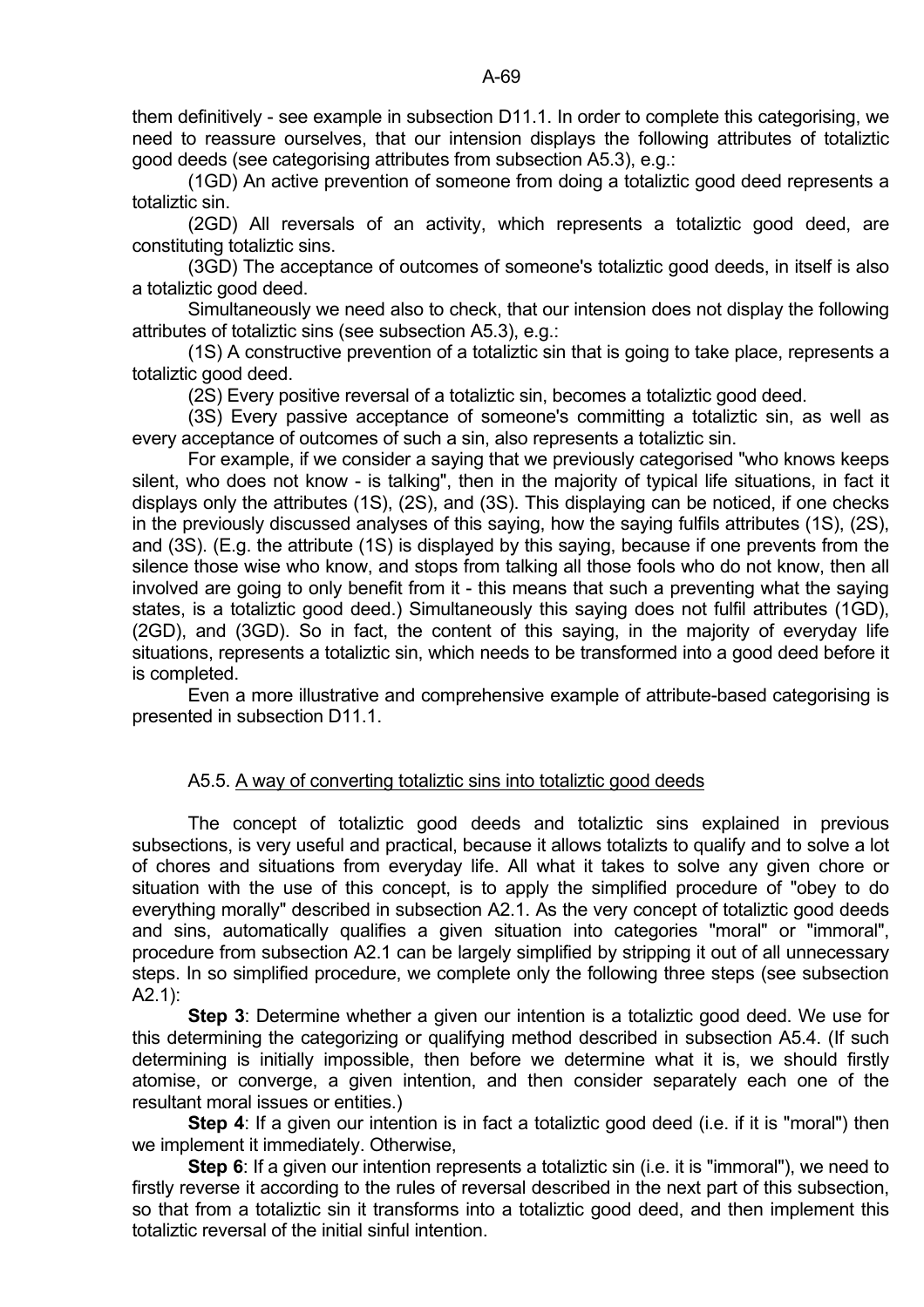them definitively - see example in subsection D11.1. In order to complete this categorising, we need to reassure ourselves, that our intension displays the following attributes of totaliztic good deeds (see categorising attributes from subsection A5.3), e.g.:

(1GD) An active prevention of someone from doing a totaliztic good deed represents a totaliztic sin.

(2GD) All reversals of an activity, which represents a totaliztic good deed, are constituting totaliztic sins.

(3GD) The acceptance of outcomes of someone's totaliztic good deeds, in itself is also a totaliztic good deed.

Simultaneously we need also to check, that our intension does not display the following attributes of totaliztic sins (see subsection A5.3), e.g.:

(1S) A constructive prevention of a totaliztic sin that is going to take place, represents a totaliztic good deed.

(2S) Every positive reversal of a totaliztic sin, becomes a totaliztic good deed.

(3S) Every passive acceptance of someone's committing a totaliztic sin, as well as every acceptance of outcomes of such a sin, also represents a totaliztic sin.

For example, if we consider a saying that we previously categorised "who knows keeps silent, who does not know - is talking", then in the majority of typical life situations, in fact it displays only the attributes (1S), (2S), and (3S). This displaying can be noticed, if one checks in the previously discussed analyses of this saying, how the saying fulfils attributes (1S), (2S), and (3S). (E.g. the attribute (1S) is displayed by this saying, because if one prevents from the silence those wise who know, and stops from talking all those fools who do not know, then all involved are going to only benefit from it - this means that such a preventing what the saying states, is a totaliztic good deed.) Simultaneously this saying does not fulfil attributes (1GD), (2GD), and (3GD). So in fact, the content of this saying, in the majority of everyday life situations, represents a totaliztic sin, which needs to be transformed into a good deed before it is completed.

Even a more illustrative and comprehensive example of attribute-based categorising is presented in subsection D11.1.

## A5.5. A way of converting totaliztic sins into totaliztic good deeds

The concept of totaliztic good deeds and totaliztic sins explained in previous subsections, is very useful and practical, because it allows totalizts to qualify and to solve a lot of chores and situations from everyday life. All what it takes to solve any given chore or situation with the use of this concept, is to apply the simplified procedure of "obey to do everything morally" described in subsection A2.1. As the very concept of totaliztic good deeds and sins, automatically qualifies a given situation into categories "moral" or "immoral", procedure from subsection A2.1 can be largely simplified by stripping it out of all unnecessary steps. In so simplified procedure, we complete only the following three steps (see subsection A2.1):

**Step 3**: Determine whether a given our intention is a totaliztic good deed. We use for this determining the categorizing or qualifying method described in subsection A5.4. (If such determining is initially impossible, then before we determine what it is, we should firstly atomise, or converge, a given intention, and then consider separately each one of the resultant moral issues or entities.)

**Step 4**: If a given our intention is in fact a totaliztic good deed (i.e. if it is "moral") then we implement it immediately. Otherwise,

**Step 6**: If a given our intention represents a totaliztic sin (i.e. it is "immoral"), we need to firstly reverse it according to the rules of reversal described in the next part of this subsection, so that from a totaliztic sin it transforms into a totaliztic good deed, and then implement this totaliztic reversal of the initial sinful intention.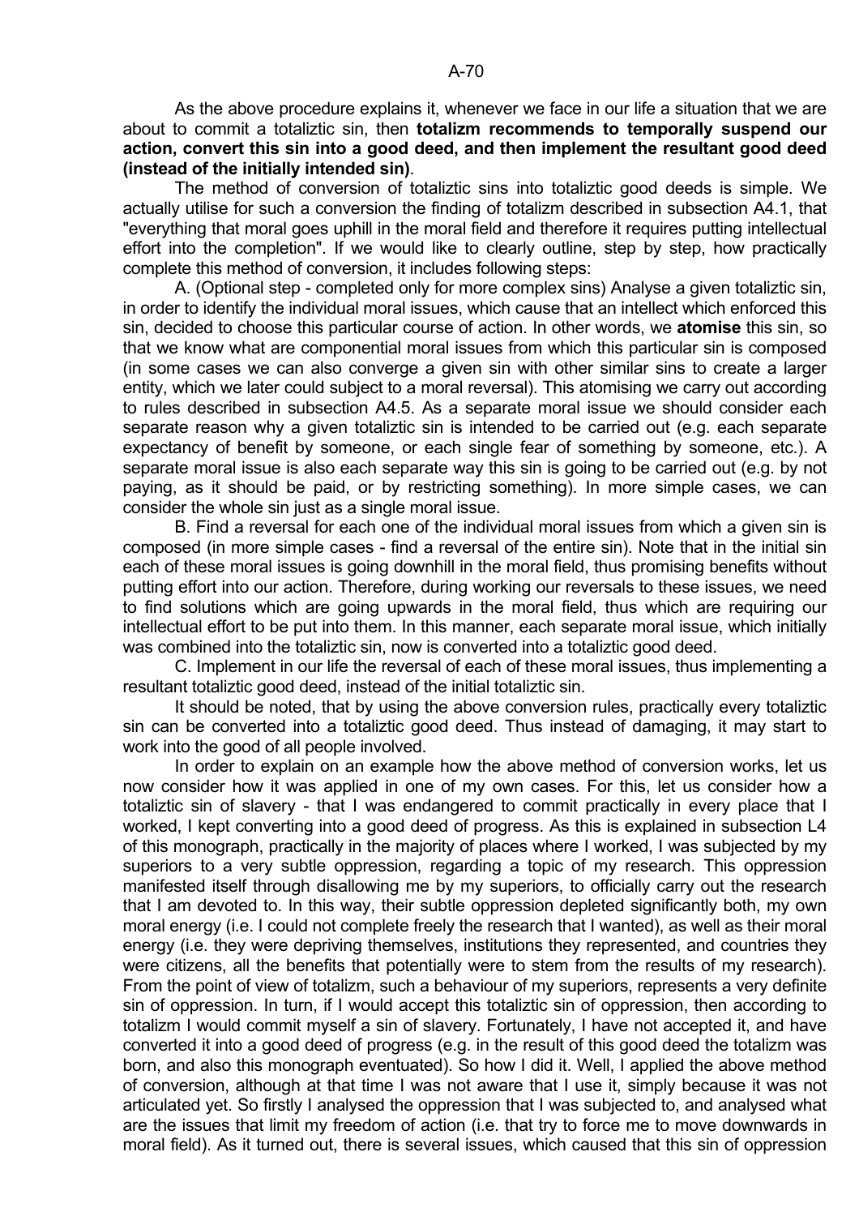As the above procedure explains it, whenever we face in our life a situation that we are about to commit a totaliztic sin, then **totalizm recommends to temporally suspend our action, convert this sin into a good deed, and then implement the resultant good deed (instead of the initially intended sin)**.

The method of conversion of totaliztic sins into totaliztic good deeds is simple. We actually utilise for such a conversion the finding of totalizm described in subsection A4.1, that "everything that moral goes uphill in the moral field and therefore it requires putting intellectual effort into the completion". If we would like to clearly outline, step by step, how practically complete this method of conversion, it includes following steps:

A. (Optional step - completed only for more complex sins) Analyse a given totaliztic sin, in order to identify the individual moral issues, which cause that an intellect which enforced this sin, decided to choose this particular course of action. In other words, we **atomise** this sin, so that we know what are componential moral issues from which this particular sin is composed (in some cases we can also converge a given sin with other similar sins to create a larger entity, which we later could subject to a moral reversal). This atomising we carry out according to rules described in subsection A4.5. As a separate moral issue we should consider each separate reason why a given totaliztic sin is intended to be carried out (e.g. each separate expectancy of benefit by someone, or each single fear of something by someone, etc.). A separate moral issue is also each separate way this sin is going to be carried out (e.g. by not paying, as it should be paid, or by restricting something). In more simple cases, we can consider the whole sin just as a single moral issue.

B. Find a reversal for each one of the individual moral issues from which a given sin is composed (in more simple cases - find a reversal of the entire sin). Note that in the initial sin each of these moral issues is going downhill in the moral field, thus promising benefits without putting effort into our action. Therefore, during working our reversals to these issues, we need to find solutions which are going upwards in the moral field, thus which are requiring our intellectual effort to be put into them. In this manner, each separate moral issue, which initially was combined into the totaliztic sin, now is converted into a totaliztic good deed.

C. Implement in our life the reversal of each of these moral issues, thus implementing a resultant totaliztic good deed, instead of the initial totaliztic sin.

It should be noted, that by using the above conversion rules, practically every totaliztic sin can be converted into a totaliztic good deed. Thus instead of damaging, it may start to work into the good of all people involved.

In order to explain on an example how the above method of conversion works, let us now consider how it was applied in one of my own cases. For this, let us consider how a totaliztic sin of slavery - that I was endangered to commit practically in every place that I worked, I kept converting into a good deed of progress. As this is explained in subsection L4 of this monograph, practically in the majority of places where I worked, I was subjected by my superiors to a very subtle oppression, regarding a topic of my research. This oppression manifested itself through disallowing me by my superiors, to officially carry out the research that I am devoted to. In this way, their subtle oppression depleted significantly both, my own moral energy (i.e. I could not complete freely the research that I wanted), as well as their moral energy (i.e. they were depriving themselves, institutions they represented, and countries they were citizens, all the benefits that potentially were to stem from the results of my research). From the point of view of totalizm, such a behaviour of my superiors, represents a very definite sin of oppression. In turn, if I would accept this totaliztic sin of oppression, then according to totalizm I would commit myself a sin of slavery. Fortunately, I have not accepted it, and have converted it into a good deed of progress (e.g. in the result of this good deed the totalizm was born, and also this monograph eventuated). So how I did it. Well, I applied the above method of conversion, although at that time I was not aware that I use it, simply because it was not articulated yet. So firstly I analysed the oppression that I was subjected to, and analysed what are the issues that limit my freedom of action (i.e. that try to force me to move downwards in moral field). As it turned out, there is several issues, which caused that this sin of oppression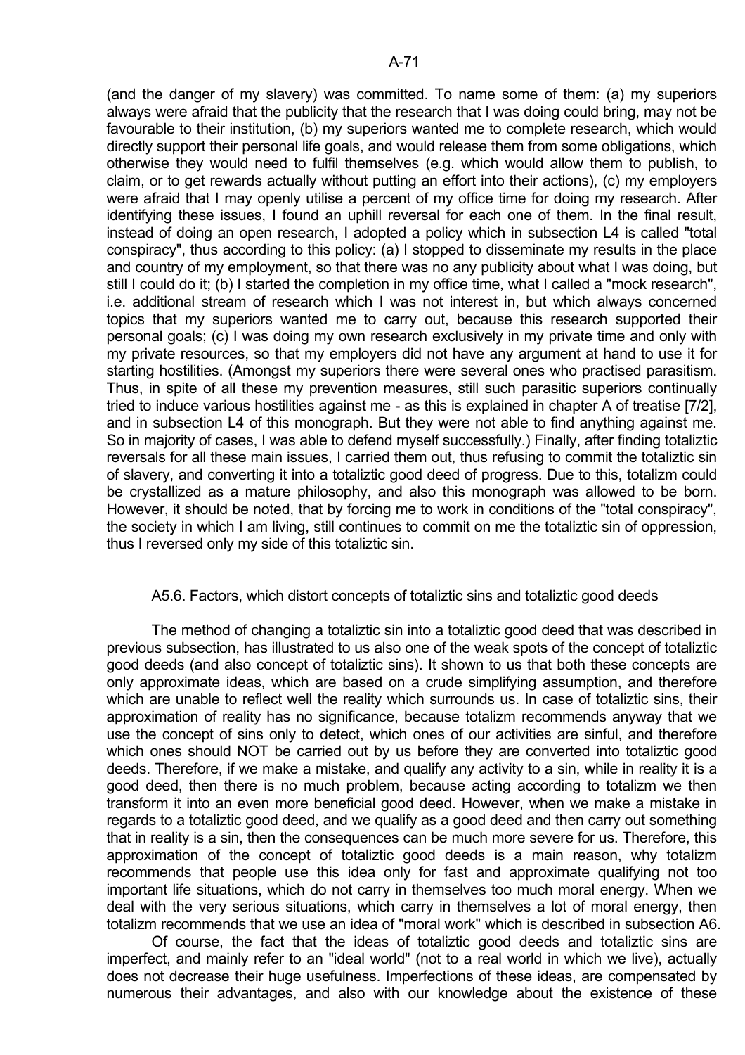(and the danger of my slavery) was committed. To name some of them: (a) my superiors always were afraid that the publicity that the research that I was doing could bring, may not be favourable to their institution, (b) my superiors wanted me to complete research, which would directly support their personal life goals, and would release them from some obligations, which otherwise they would need to fulfil themselves (e.g. which would allow them to publish, to claim, or to get rewards actually without putting an effort into their actions), (c) my employers were afraid that I may openly utilise a percent of my office time for doing my research. After identifying these issues, I found an uphill reversal for each one of them. In the final result, instead of doing an open research, I adopted a policy which in subsection L4 is called "total conspiracy", thus according to this policy: (a) I stopped to disseminate my results in the place and country of my employment, so that there was no any publicity about what I was doing, but still I could do it; (b) I started the completion in my office time, what I called a "mock research", i.e. additional stream of research which I was not interest in, but which always concerned topics that my superiors wanted me to carry out, because this research supported their personal goals; (c) I was doing my own research exclusively in my private time and only with my private resources, so that my employers did not have any argument at hand to use it for starting hostilities. (Amongst my superiors there were several ones who practised parasitism. Thus, in spite of all these my prevention measures, still such parasitic superiors continually tried to induce various hostilities against me - as this is explained in chapter A of treatise [7/2], and in subsection L4 of this monograph. But they were not able to find anything against me. So in majority of cases, I was able to defend myself successfully.) Finally, after finding totaliztic reversals for all these main issues, I carried them out, thus refusing to commit the totaliztic sin of slavery, and converting it into a totaliztic good deed of progress. Due to this, totalizm could be crystallized as a mature philosophy, and also this monograph was allowed to be born. However, it should be noted, that by forcing me to work in conditions of the "total conspiracy", the society in which I am living, still continues to commit on me the totaliztic sin of oppression, thus I reversed only my side of this totaliztic sin.

### A5.6. Factors, which distort concepts of totaliztic sins and totaliztic good deeds

The method of changing a totaliztic sin into a totaliztic good deed that was described in previous subsection, has illustrated to us also one of the weak spots of the concept of totaliztic good deeds (and also concept of totaliztic sins). It shown to us that both these concepts are only approximate ideas, which are based on a crude simplifying assumption, and therefore which are unable to reflect well the reality which surrounds us. In case of totaliztic sins, their approximation of reality has no significance, because totalizm recommends anyway that we use the concept of sins only to detect, which ones of our activities are sinful, and therefore which ones should NOT be carried out by us before they are converted into totaliztic good deeds. Therefore, if we make a mistake, and qualify any activity to a sin, while in reality it is a good deed, then there is no much problem, because acting according to totalizm we then transform it into an even more beneficial good deed. However, when we make a mistake in regards to a totaliztic good deed, and we qualify as a good deed and then carry out something that in reality is a sin, then the consequences can be much more severe for us. Therefore, this approximation of the concept of totaliztic good deeds is a main reason, why totalizm recommends that people use this idea only for fast and approximate qualifying not too important life situations, which do not carry in themselves too much moral energy. When we deal with the very serious situations, which carry in themselves a lot of moral energy, then totalizm recommends that we use an idea of "moral work" which is described in subsection A6.

Of course, the fact that the ideas of totaliztic good deeds and totaliztic sins are imperfect, and mainly refer to an "ideal world" (not to a real world in which we live), actually does not decrease their huge usefulness. Imperfections of these ideas, are compensated by numerous their advantages, and also with our knowledge about the existence of these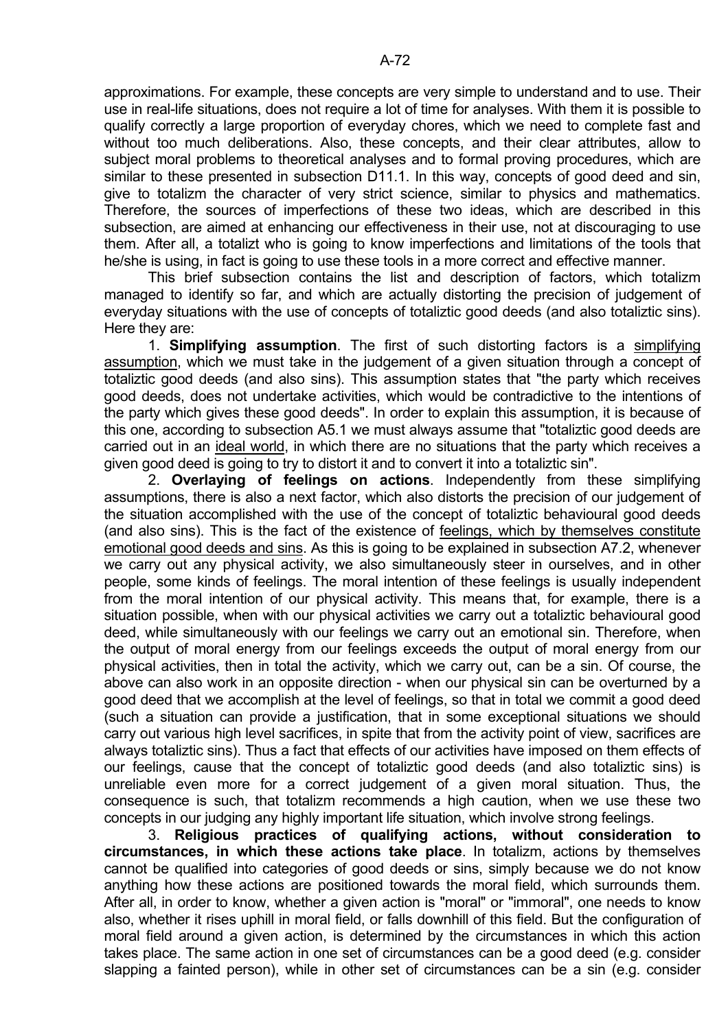approximations. For example, these concepts are very simple to understand and to use. Their use in real-life situations, does not require a lot of time for analyses. With them it is possible to qualify correctly a large proportion of everyday chores, which we need to complete fast and without too much deliberations. Also, these concepts, and their clear attributes, allow to subject moral problems to theoretical analyses and to formal proving procedures, which are similar to these presented in subsection D11.1. In this way, concepts of good deed and sin, give to totalizm the character of very strict science, similar to physics and mathematics. Therefore, the sources of imperfections of these two ideas, which are described in this subsection, are aimed at enhancing our effectiveness in their use, not at discouraging to use them. After all, a totalizt who is going to know imperfections and limitations of the tools that he/she is using, in fact is going to use these tools in a more correct and effective manner.

This brief subsection contains the list and description of factors, which totalizm managed to identify so far, and which are actually distorting the precision of judgement of everyday situations with the use of concepts of totaliztic good deeds (and also totaliztic sins). Here they are:

1. **Simplifying assumption**. The first of such distorting factors is a simplifying assumption, which we must take in the judgement of a given situation through a concept of totaliztic good deeds (and also sins). This assumption states that "the party which receives good deeds, does not undertake activities, which would be contradictive to the intentions of the party which gives these good deeds". In order to explain this assumption, it is because of this one, according to subsection A5.1 we must always assume that "totaliztic good deeds are carried out in an ideal world, in which there are no situations that the party which receives a given good deed is going to try to distort it and to convert it into a totaliztic sin".

2. **Overlaying of feelings on actions**. Independently from these simplifying assumptions, there is also a next factor, which also distorts the precision of our judgement of the situation accomplished with the use of the concept of totaliztic behavioural good deeds (and also sins). This is the fact of the existence of feelings, which by themselves constitute emotional good deeds and sins. As this is going to be explained in subsection A7.2, whenever we carry out any physical activity, we also simultaneously steer in ourselves, and in other people, some kinds of feelings. The moral intention of these feelings is usually independent from the moral intention of our physical activity. This means that, for example, there is a situation possible, when with our physical activities we carry out a totaliztic behavioural good deed, while simultaneously with our feelings we carry out an emotional sin. Therefore, when the output of moral energy from our feelings exceeds the output of moral energy from our physical activities, then in total the activity, which we carry out, can be a sin. Of course, the above can also work in an opposite direction - when our physical sin can be overturned by a good deed that we accomplish at the level of feelings, so that in total we commit a good deed (such a situation can provide a justification, that in some exceptional situations we should carry out various high level sacrifices, in spite that from the activity point of view, sacrifices are always totaliztic sins). Thus a fact that effects of our activities have imposed on them effects of our feelings, cause that the concept of totaliztic good deeds (and also totaliztic sins) is unreliable even more for a correct judgement of a given moral situation. Thus, the consequence is such, that totalizm recommends a high caution, when we use these two concepts in our judging any highly important life situation, which involve strong feelings.

3. **Religious practices of qualifying actions, without consideration to circumstances, in which these actions take place**. In totalizm, actions by themselves cannot be qualified into categories of good deeds or sins, simply because we do not know anything how these actions are positioned towards the moral field, which surrounds them. After all, in order to know, whether a given action is "moral" or "immoral", one needs to know also, whether it rises uphill in moral field, or falls downhill of this field. But the configuration of moral field around a given action, is determined by the circumstances in which this action takes place. The same action in one set of circumstances can be a good deed (e.g. consider slapping a fainted person), while in other set of circumstances can be a sin (e.g. consider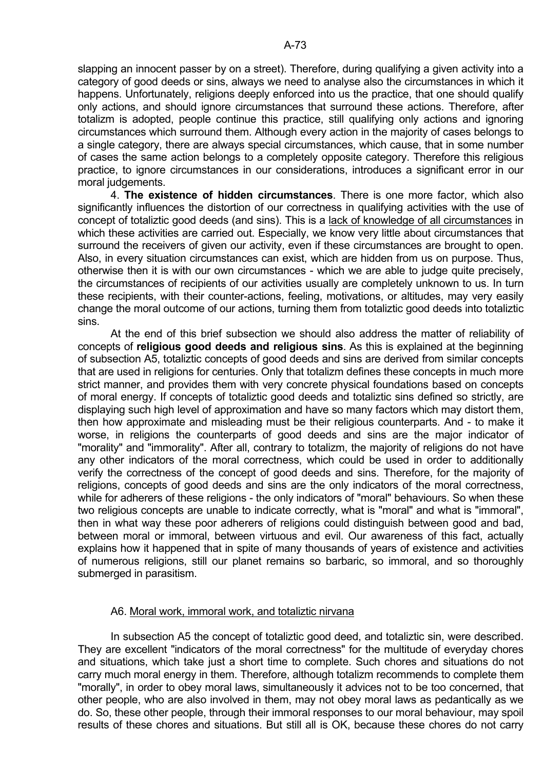slapping an innocent passer by on a street). Therefore, during qualifying a given activity into a category of good deeds or sins, always we need to analyse also the circumstances in which it happens. Unfortunately, religions deeply enforced into us the practice, that one should qualify only actions, and should ignore circumstances that surround these actions. Therefore, after totalizm is adopted, people continue this practice, still qualifying only actions and ignoring circumstances which surround them. Although every action in the majority of cases belongs to a single category, there are always special circumstances, which cause, that in some number of cases the same action belongs to a completely opposite category. Therefore this religious practice, to ignore circumstances in our considerations, introduces a significant error in our moral judgements.

4. **The existence of hidden circumstances**. There is one more factor, which also significantly influences the distortion of our correctness in qualifying activities with the use of concept of totaliztic good deeds (and sins). This is a lack of knowledge of all circumstances in which these activities are carried out. Especially, we know very little about circumstances that surround the receivers of given our activity, even if these circumstances are brought to open. Also, in every situation circumstances can exist, which are hidden from us on purpose. Thus, otherwise then it is with our own circumstances - which we are able to judge quite precisely, the circumstances of recipients of our activities usually are completely unknown to us. In turn these recipients, with their counter-actions, feeling, motivations, or altitudes, may very easily change the moral outcome of our actions, turning them from totaliztic good deeds into totaliztic sins.

At the end of this brief subsection we should also address the matter of reliability of concepts of **religious good deeds and religious sins**. As this is explained at the beginning of subsection A5, totaliztic concepts of good deeds and sins are derived from similar concepts that are used in religions for centuries. Only that totalizm defines these concepts in much more strict manner, and provides them with very concrete physical foundations based on concepts of moral energy. If concepts of totaliztic good deeds and totaliztic sins defined so strictly, are displaying such high level of approximation and have so many factors which may distort them, then how approximate and misleading must be their religious counterparts. And - to make it worse, in religions the counterparts of good deeds and sins are the major indicator of "morality" and "immorality". After all, contrary to totalizm, the majority of religions do not have any other indicators of the moral correctness, which could be used in order to additionally verify the correctness of the concept of good deeds and sins. Therefore, for the majority of religions, concepts of good deeds and sins are the only indicators of the moral correctness, while for adherers of these religions - the only indicators of "moral" behaviours. So when these two religious concepts are unable to indicate correctly, what is "moral" and what is "immoral", then in what way these poor adherers of religions could distinguish between good and bad, between moral or immoral, between virtuous and evil. Our awareness of this fact, actually explains how it happened that in spite of many thousands of years of existence and activities of numerous religions, still our planet remains so barbaric, so immoral, and so thoroughly submerged in parasitism.

## A6. Moral work, immoral work, and totaliztic nirvana

In subsection A5 the concept of totaliztic good deed, and totaliztic sin, were described. They are excellent "indicators of the moral correctness" for the multitude of everyday chores and situations, which take just a short time to complete. Such chores and situations do not carry much moral energy in them. Therefore, although totalizm recommends to complete them "morally", in order to obey moral laws, simultaneously it advices not to be too concerned, that other people, who are also involved in them, may not obey moral laws as pedantically as we do. So, these other people, through their immoral responses to our moral behaviour, may spoil results of these chores and situations. But still all is OK, because these chores do not carry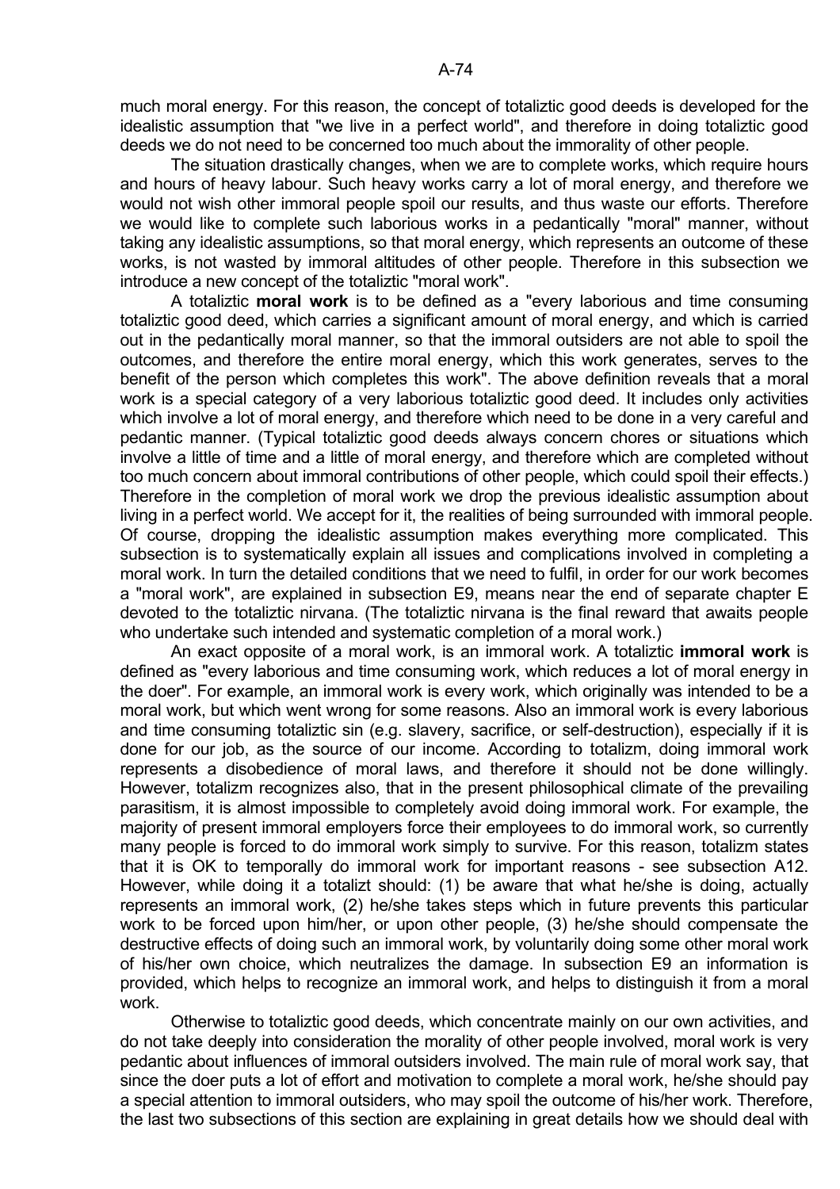much moral energy. For this reason, the concept of totaliztic good deeds is developed for the idealistic assumption that "we live in a perfect world", and therefore in doing totaliztic good deeds we do not need to be concerned too much about the immorality of other people.

The situation drastically changes, when we are to complete works, which require hours and hours of heavy labour. Such heavy works carry a lot of moral energy, and therefore we would not wish other immoral people spoil our results, and thus waste our efforts. Therefore we would like to complete such laborious works in a pedantically "moral" manner, without taking any idealistic assumptions, so that moral energy, which represents an outcome of these works, is not wasted by immoral altitudes of other people. Therefore in this subsection we introduce a new concept of the totaliztic "moral work".

A totaliztic **moral work** is to be defined as a "every laborious and time consuming totaliztic good deed, which carries a significant amount of moral energy, and which is carried out in the pedantically moral manner, so that the immoral outsiders are not able to spoil the outcomes, and therefore the entire moral energy, which this work generates, serves to the benefit of the person which completes this work". The above definition reveals that a moral work is a special category of a very laborious totaliztic good deed. It includes only activities which involve a lot of moral energy, and therefore which need to be done in a very careful and pedantic manner. (Typical totaliztic good deeds always concern chores or situations which involve a little of time and a little of moral energy, and therefore which are completed without too much concern about immoral contributions of other people, which could spoil their effects.) Therefore in the completion of moral work we drop the previous idealistic assumption about living in a perfect world. We accept for it, the realities of being surrounded with immoral people. Of course, dropping the idealistic assumption makes everything more complicated. This subsection is to systematically explain all issues and complications involved in completing a moral work. In turn the detailed conditions that we need to fulfil, in order for our work becomes a "moral work", are explained in subsection E9, means near the end of separate chapter E devoted to the totaliztic nirvana. (The totaliztic nirvana is the final reward that awaits people who undertake such intended and systematic completion of a moral work.)

An exact opposite of a moral work, is an immoral work. A totaliztic **immoral work** is defined as "every laborious and time consuming work, which reduces a lot of moral energy in the doer". For example, an immoral work is every work, which originally was intended to be a moral work, but which went wrong for some reasons. Also an immoral work is every laborious and time consuming totaliztic sin (e.g. slavery, sacrifice, or self-destruction), especially if it is done for our job, as the source of our income. According to totalizm, doing immoral work represents a disobedience of moral laws, and therefore it should not be done willingly. However, totalizm recognizes also, that in the present philosophical climate of the prevailing parasitism, it is almost impossible to completely avoid doing immoral work. For example, the majority of present immoral employers force their employees to do immoral work, so currently many people is forced to do immoral work simply to survive. For this reason, totalizm states that it is OK to temporally do immoral work for important reasons - see subsection A12. However, while doing it a totalizt should: (1) be aware that what he/she is doing, actually represents an immoral work, (2) he/she takes steps which in future prevents this particular work to be forced upon him/her, or upon other people, (3) he/she should compensate the destructive effects of doing such an immoral work, by voluntarily doing some other moral work of his/her own choice, which neutralizes the damage. In subsection E9 an information is provided, which helps to recognize an immoral work, and helps to distinguish it from a moral work.

Otherwise to totaliztic good deeds, which concentrate mainly on our own activities, and do not take deeply into consideration the morality of other people involved, moral work is very pedantic about influences of immoral outsiders involved. The main rule of moral work say, that since the doer puts a lot of effort and motivation to complete a moral work, he/she should pay a special attention to immoral outsiders, who may spoil the outcome of his/her work. Therefore, the last two subsections of this section are explaining in great details how we should deal with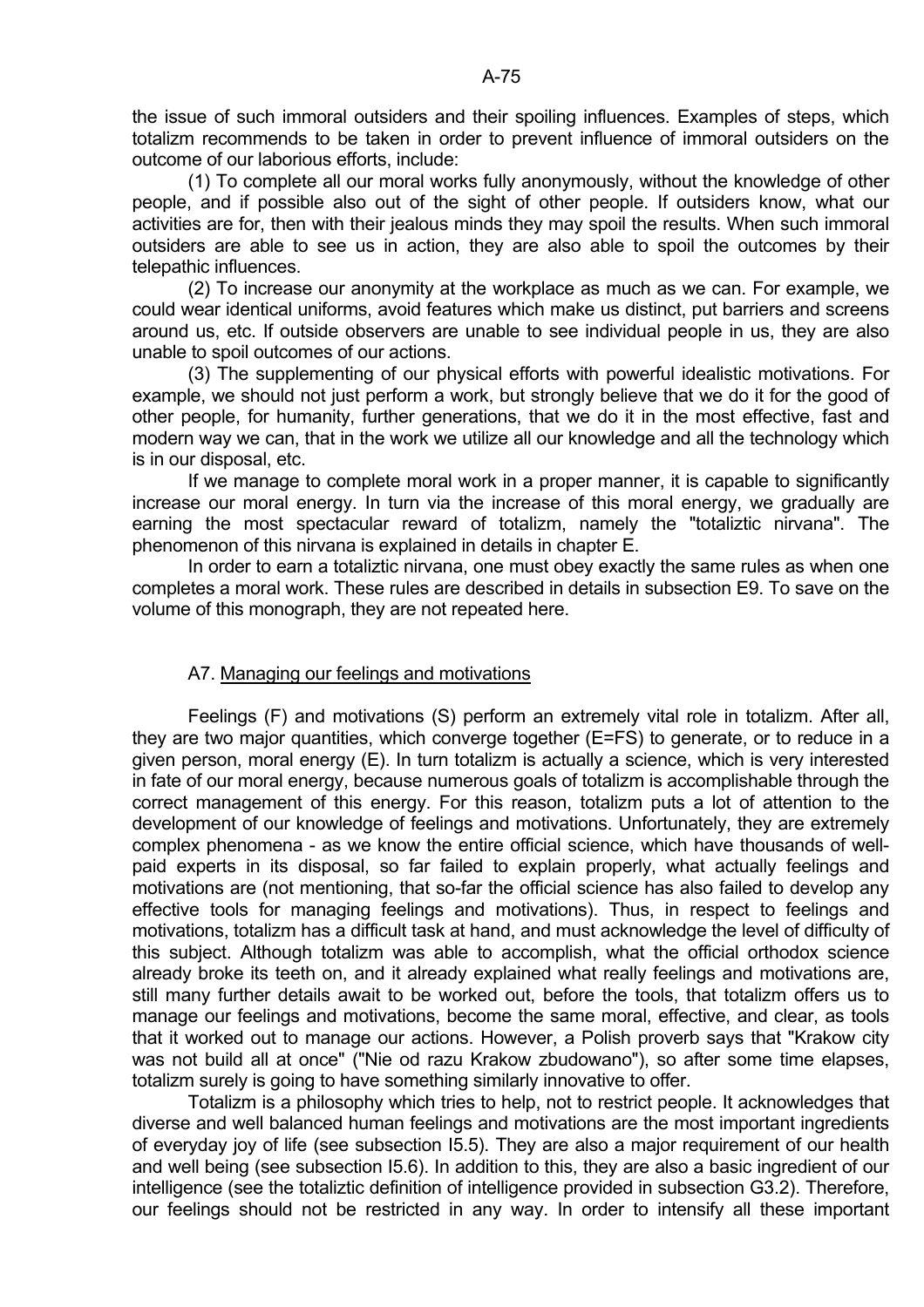the issue of such immoral outsiders and their spoiling influences. Examples of steps, which totalizm recommends to be taken in order to prevent influence of immoral outsiders on the outcome of our laborious efforts, include:

(1) To complete all our moral works fully anonymously, without the knowledge of other people, and if possible also out of the sight of other people. If outsiders know, what our activities are for, then with their jealous minds they may spoil the results. When such immoral outsiders are able to see us in action, they are also able to spoil the outcomes by their telepathic influences.

(2) To increase our anonymity at the workplace as much as we can. For example, we could wear identical uniforms, avoid features which make us distinct, put barriers and screens around us, etc. If outside observers are unable to see individual people in us, they are also unable to spoil outcomes of our actions.

(3) The supplementing of our physical efforts with powerful idealistic motivations. For example, we should not just perform a work, but strongly believe that we do it for the good of other people, for humanity, further generations, that we do it in the most effective, fast and modern way we can, that in the work we utilize all our knowledge and all the technology which is in our disposal, etc.

If we manage to complete moral work in a proper manner, it is capable to significantly increase our moral energy. In turn via the increase of this moral energy, we gradually are earning the most spectacular reward of totalizm, namely the "totaliztic nirvana". The phenomenon of this nirvana is explained in details in chapter E.

In order to earn a totaliztic nirvana, one must obey exactly the same rules as when one completes a moral work. These rules are described in details in subsection E9. To save on the volume of this monograph, they are not repeated here.

## A7. Managing our feelings and motivations

Feelings (F) and motivations (S) perform an extremely vital role in totalizm. After all, they are two major quantities, which converge together (E=FS) to generate, or to reduce in a given person, moral energy (E). In turn totalizm is actually a science, which is very interested in fate of our moral energy, because numerous goals of totalizm is accomplishable through the correct management of this energy. For this reason, totalizm puts a lot of attention to the development of our knowledge of feelings and motivations. Unfortunately, they are extremely complex phenomena - as we know the entire official science, which have thousands of well-paid experts in its disposal, so far failed to explain properly, what actually feelings and motivations are (not mentioning, that so-far the official science has also failed to develop any effective tools for managing feelings and motivations). Thus, in respect to feelings and motivations, totalizm has a difficult task at hand, and must acknowledge the level of difficulty of this subject. Although totalizm was able to accomplish, what the official orthodox science already broke its teeth on, and it already explained what really feelings and motivations are, still many further details await to be worked out, before the tools, that totalizm offers us to manage our feelings and motivations, become the same moral, effective, and clear, as tools that it worked out to manage our actions. However, a Polish proverb says that "Krakow city was not build all at once" ("Nie od razu Krakow zbudowano"), so after some time elapses, totalizm surely is going to have something similarly innovative to offer.

Totalizm is a philosophy which tries to help, not to restrict people. It acknowledges that diverse and well balanced human feelings and motivations are the most important ingredients of everyday joy of life (see subsection I5.5). They are also a major requirement of our health and well being (see subsection I5.6). In addition to this, they are also a basic ingredient of our intelligence (see the totaliztic definition of intelligence provided in subsection G3.2). Therefore, our feelings should not be restricted in any way. In order to intensify all these important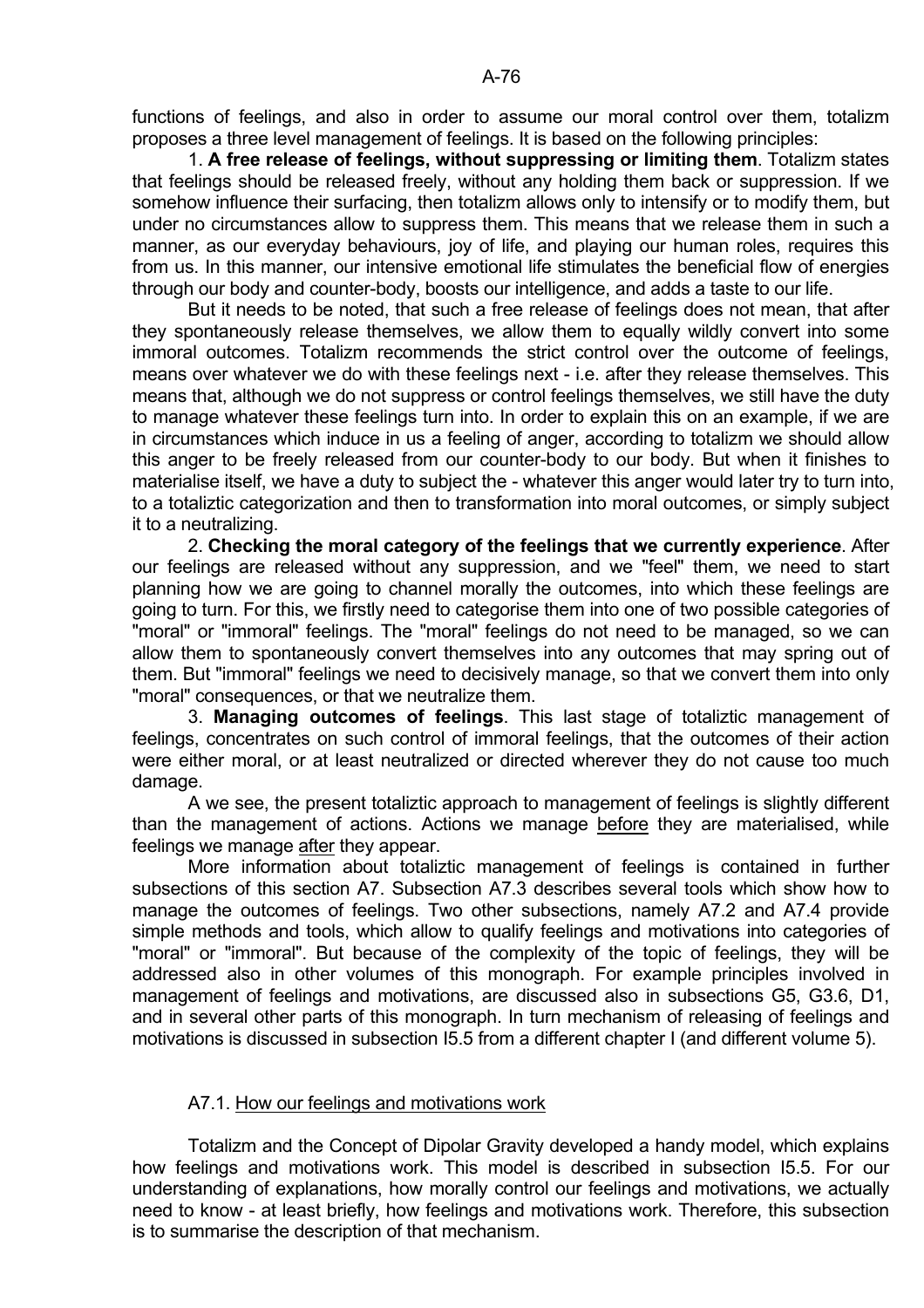functions of feelings, and also in order to assume our moral control over them, totalizm proposes a three level management of feelings. It is based on the following principles:

1. **A free release of feelings, without suppressing or limiting them**. Totalizm states that feelings should be released freely, without any holding them back or suppression. If we somehow influence their surfacing, then totalizm allows only to intensify or to modify them, but under no circumstances allow to suppress them. This means that we release them in such a manner, as our everyday behaviours, joy of life, and playing our human roles, requires this from us. In this manner, our intensive emotional life stimulates the beneficial flow of energies through our body and counter-body, boosts our intelligence, and adds a taste to our life.

But it needs to be noted, that such a free release of feelings does not mean, that after they spontaneously release themselves, we allow them to equally wildly convert into some immoral outcomes. Totalizm recommends the strict control over the outcome of feelings, means over whatever we do with these feelings next - i.e. after they release themselves. This means that, although we do not suppress or control feelings themselves, we still have the duty to manage whatever these feelings turn into. In order to explain this on an example, if we are in circumstances which induce in us a feeling of anger, according to totalizm we should allow this anger to be freely released from our counter-body to our body. But when it finishes to materialise itself, we have a duty to subject the - whatever this anger would later try to turn into, to a totaliztic categorization and then to transformation into moral outcomes, or simply subject it to a neutralizing.

2. **Checking the moral category of the feelings that we currently experience**. After our feelings are released without any suppression, and we "feel" them, we need to start planning how we are going to channel morally the outcomes, into which these feelings are going to turn. For this, we firstly need to categorise them into one of two possible categories of "moral" or "immoral" feelings. The "moral" feelings do not need to be managed, so we can allow them to spontaneously convert themselves into any outcomes that may spring out of them. But "immoral" feelings we need to decisively manage, so that we convert them into only "moral" consequences, or that we neutralize them.

3. **Managing outcomes of feelings**. This last stage of totaliztic management of feelings, concentrates on such control of immoral feelings, that the outcomes of their action were either moral, or at least neutralized or directed wherever they do not cause too much damage.

A we see, the present totaliztic approach to management of feelings is slightly different than the management of actions. Actions we manage <u>before</u> they are materialised, while feelings we manage <u>after</u> they appear.

More information about totaliztic management of feelings is contained in further subsections of this section A7. Subsection A7.3 describes several tools which show how to manage the outcomes of feelings. Two other subsections, namely A7.2 and A7.4 provide simple methods and tools, which allow to qualify feelings and motivations into categories of "moral" or "immoral". But because of the complexity of the topic of feelings, they will be addressed also in other volumes of this monograph. For example principles involved in management of feelings and motivations, are discussed also in subsections G5, G3.6, D1, and in several other parts of this monograph. In turn mechanism of releasing of feelings and motivations is discussed in subsection I5.5 from a different chapter I (and different volume 5).

## A7.1. <u>How our feelings and motivations work</u>

Totalizm and the Concept of Dipolar Gravity developed a handy model, which explains how feelings and motivations work. This model is described in subsection I5.5. For our understanding of explanations, how morally control our feelings and motivations, we actually need to know - at least briefly, how feelings and motivations work. Therefore, this subsection is to summarise the description of that mechanism.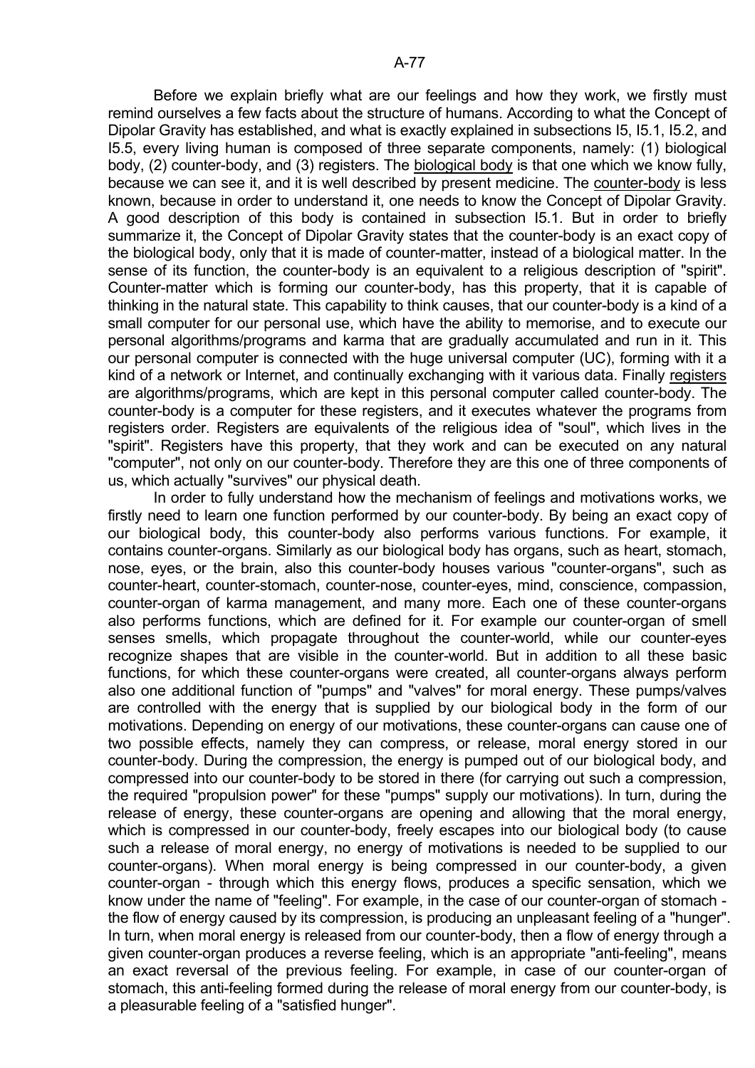Before we explain briefly what are our feelings and how they work, we firstly must remind ourselves a few facts about the structure of humans. According to what the Concept of Dipolar Gravity has established, and what is exactly explained in subsections I5, I5.1, I5.2, and I5.5, every living human is composed of three separate components, namely: (1) biological body, (2) counter-body, and (3) registers. The biological body is that one which we know fully, because we can see it, and it is well described by present medicine. The counter-body is less known, because in order to understand it, one needs to know the Concept of Dipolar Gravity. A good description of this body is contained in subsection I5.1. But in order to briefly summarize it, the Concept of Dipolar Gravity states that the counter-body is an exact copy of the biological body, only that it is made of counter-matter, instead of a biological matter. In the sense of its function, the counter-body is an equivalent to a religious description of "spirit". Counter-matter which is forming our counter-body, has this property, that it is capable of thinking in the natural state. This capability to think causes, that our counter-body is a kind of a small computer for our personal use, which have the ability to memorise, and to execute our personal algorithms/programs and karma that are gradually accumulated and run in it. This our personal computer is connected with the huge universal computer (UC), forming with it a kind of a network or Internet, and continually exchanging with it various data. Finally registers are algorithms/programs, which are kept in this personal computer called counter-body. The counter-body is a computer for these registers, and it executes whatever the programs from registers order. Registers are equivalents of the religious idea of "soul", which lives in the "spirit". Registers have this property, that they work and can be executed on any natural "computer", not only on our counter-body. Therefore they are this one of three components of us, which actually "survives" our physical death.

In order to fully understand how the mechanism of feelings and motivations works, we firstly need to learn one function performed by our counter-body. By being an exact copy of our biological body, this counter-body also performs various functions. For example, it contains counter-organs. Similarly as our biological body has organs, such as heart, stomach, nose, eyes, or the brain, also this counter-body houses various "counter-organs", such as counter-heart, counter-stomach, counter-nose, counter-eyes, mind, conscience, compassion, counter-organ of karma management, and many more. Each one of these counter-organs also performs functions, which are defined for it. For example our counter-organ of smell senses smells, which propagate throughout the counter-world, while our counter-eyes recognize shapes that are visible in the counter-world. But in addition to all these basic functions, for which these counter-organs were created, all counter-organs always perform also one additional function of "pumps" and "valves" for moral energy. These pumps/valves are controlled with the energy that is supplied by our biological body in the form of our motivations. Depending on energy of our motivations, these counter-organs can cause one of two possible effects, namely they can compress, or release, moral energy stored in our counter-body. During the compression, the energy is pumped out of our biological body, and compressed into our counter-body to be stored in there (for carrying out such a compression, the required "propulsion power" for these "pumps" supply our motivations). In turn, during the release of energy, these counter-organs are opening and allowing that the moral energy, which is compressed in our counter-body, freely escapes into our biological body (to cause such a release of moral energy, no energy of motivations is needed to be supplied to our counter-organs). When moral energy is being compressed in our counter-body, a given counter-organ - through which this energy flows, produces a specific sensation, which we know under the name of "feeling". For example, in the case of our counter-organ of stomach - the flow of energy caused by its compression, is producing an unpleasant feeling of a "hunger". In turn, when moral energy is released from our counter-body, then a flow of energy through a given counter-organ produces a reverse feeling, which is an appropriate "anti-feeling", means an exact reversal of the previous feeling. For example, in case of our counter-organ of stomach, this anti-feeling formed during the release of moral energy from our counter-body, is a pleasurable feeling of a "satisfied hunger".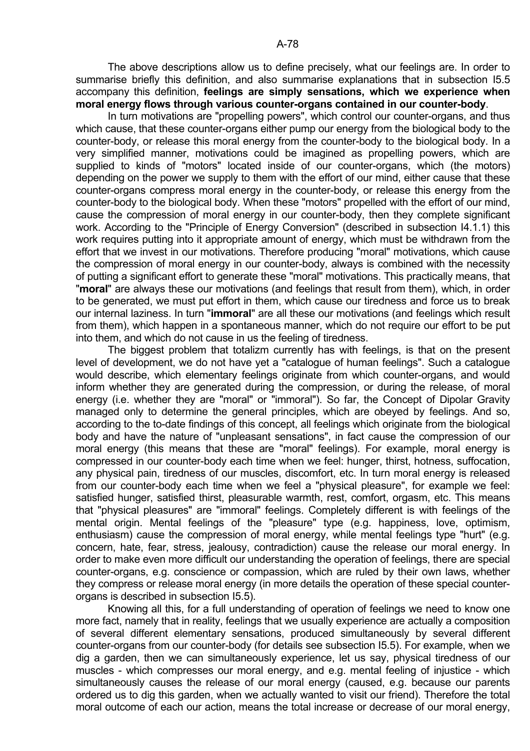The above descriptions allow us to define precisely, what our feelings are. In order to summarise briefly this definition, and also summarise explanations that in subsection I5.5 accompany this definition, **feelings are simply sensations, which we experience when moral energy flows through various counter-organs contained in our counter-body**.

In turn motivations are "propelling powers", which control our counter-organs, and thus which cause, that these counter-organs either pump our energy from the biological body to the counter-body, or release this moral energy from the counter-body to the biological body. In a very simplified manner, motivations could be imagined as propelling powers, which are supplied to kinds of "motors" located inside of our counter-organs, which (the motors) depending on the power we supply to them with the effort of our mind, either cause that these counter-organs compress moral energy in the counter-body, or release this energy from the counter-body to the biological body. When these "motors" propelled with the effort of our mind, cause the compression of moral energy in our counter-body, then they complete significant work. According to the "Principle of Energy Conversion" (described in subsection I4.1.1) this work requires putting into it appropriate amount of energy, which must be withdrawn from the effort that we invest in our motivations. Therefore producing "moral" motivations, which cause the compression of moral energy in our counter-body, always is combined with the necessity of putting a significant effort to generate these "moral" motivations. This practically means, that "**moral**" are always these our motivations (and feelings that result from them), which, in order to be generated, we must put effort in them, which cause our tiredness and force us to break our internal laziness. In turn "**immoral**" are all these our motivations (and feelings which result from them), which happen in a spontaneous manner, which do not require our effort to be put into them, and which do not cause in us the feeling of tiredness.

The biggest problem that totalizm currently has with feelings, is that on the present level of development, we do not have yet a "catalogue of human feelings". Such a catalogue would describe, which elementary feelings originate from which counter-organs, and would inform whether they are generated during the compression, or during the release, of moral energy (i.e. whether they are "moral" or "immoral"). So far, the Concept of Dipolar Gravity managed only to determine the general principles, which are obeyed by feelings. And so, according to the to-date findings of this concept, all feelings which originate from the biological body and have the nature of "unpleasant sensations", in fact cause the compression of our moral energy (this means that these are "moral" feelings). For example, moral energy is compressed in our counter-body each time when we feel: hunger, thirst, hotness, suffocation, any physical pain, tiredness of our muscles, discomfort, etc. In turn moral energy is released from our counter-body each time when we feel a "physical pleasure", for example we feel: satisfied hunger, satisfied thirst, pleasurable warmth, rest, comfort, orgasm, etc. This means that "physical pleasures" are "immoral" feelings. Completely different is with feelings of the mental origin. Mental feelings of the "pleasure" type (e.g. happiness, love, optimism, enthusiasm) cause the compression of moral energy, while mental feelings type "hurt" (e.g. concern, hate, fear, stress, jealousy, contradiction) cause the release our moral energy. In order to make even more difficult our understanding the operation of feelings, there are special counter-organs, e.g. conscience or compassion, which are ruled by their own laws, whether they compress or release moral energy (in more details the operation of these special counter-organs is described in subsection I5.5).

Knowing all this, for a full understanding of operation of feelings we need to know one more fact, namely that in reality, feelings that we usually experience are actually a composition of several different elementary sensations, produced simultaneously by several different counter-organs from our counter-body (for details see subsection I5.5). For example, when we dig a garden, then we can simultaneously experience, let us say, physical tiredness of our muscles - which compresses our moral energy, and e.g. mental feeling of injustice - which simultaneously causes the release of our moral energy (caused, e.g. because our parents ordered us to dig this garden, when we actually wanted to visit our friend). Therefore the total moral outcome of each our action, means the total increase or decrease of our moral energy,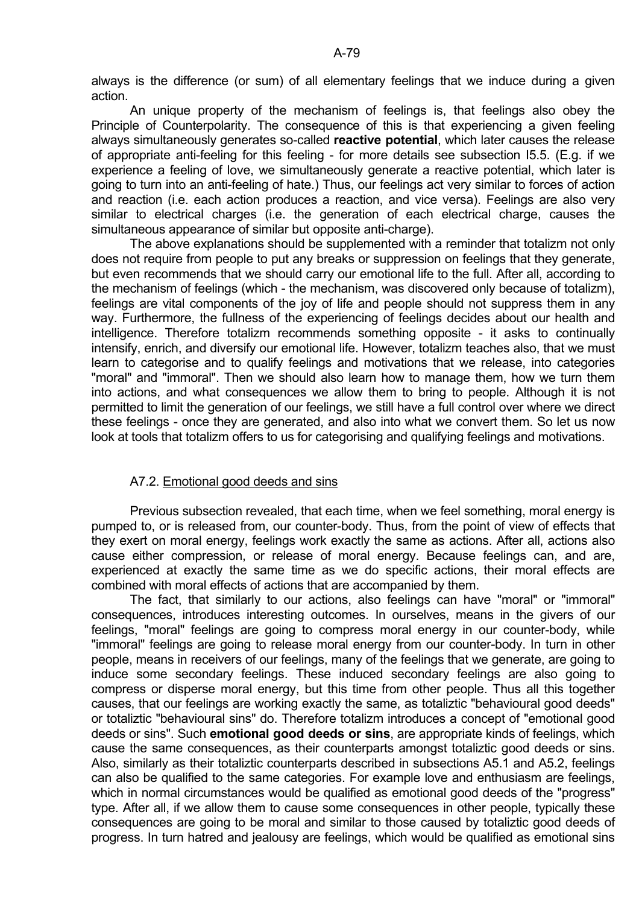always is the difference (or sum) of all elementary feelings that we induce during a given action.

An unique property of the mechanism of feelings is, that feelings also obey the Principle of Counterpolarity. The consequence of this is that experiencing a given feeling always simultaneously generates so-called **reactive potential**, which later causes the release of appropriate anti-feeling for this feeling - for more details see subsection I5.5. (E.g. if we experience a feeling of love, we simultaneously generate a reactive potential, which later is going to turn into an anti-feeling of hate.) Thus, our feelings act very similar to forces of action and reaction (i.e. each action produces a reaction, and vice versa). Feelings are also very similar to electrical charges (i.e. the generation of each electrical charge, causes the simultaneous appearance of similar but opposite anti-charge).

The above explanations should be supplemented with a reminder that totalizm not only does not require from people to put any breaks or suppression on feelings that they generate, but even recommends that we should carry our emotional life to the full. After all, according to the mechanism of feelings (which - the mechanism, was discovered only because of totalizm), feelings are vital components of the joy of life and people should not suppress them in any way. Furthermore, the fullness of the experiencing of feelings decides about our health and intelligence. Therefore totalizm recommends something opposite - it asks to continually intensify, enrich, and diversify our emotional life. However, totalizm teaches also, that we must learn to categorise and to qualify feelings and motivations that we release, into categories "moral" and "immoral". Then we should also learn how to manage them, how we turn them into actions, and what consequences we allow them to bring to people. Although it is not permitted to limit the generation of our feelings, we still have a full control over where we direct these feelings - once they are generated, and also into what we convert them. So let us now look at tools that totalizm offers to us for categorising and qualifying feelings and motivations.

### A7.2. Emotional good deeds and sins

Previous subsection revealed, that each time, when we feel something, moral energy is pumped to, or is released from, our counter-body. Thus, from the point of view of effects that they exert on moral energy, feelings work exactly the same as actions. After all, actions also cause either compression, or release of moral energy. Because feelings can, and are, experienced at exactly the same time as we do specific actions, their moral effects are combined with moral effects of actions that are accompanied by them.

The fact, that similarly to our actions, also feelings can have "moral" or "immoral" consequences, introduces interesting outcomes. In ourselves, means in the givers of our feelings, "moral" feelings are going to compress moral energy in our counter-body, while "immoral" feelings are going to release moral energy from our counter-body. In turn in other people, means in receivers of our feelings, many of the feelings that we generate, are going to induce some secondary feelings. These induced secondary feelings are also going to compress or disperse moral energy, but this time from other people. Thus all this together causes, that our feelings are working exactly the same, as totaliztic "behavioural good deeds" or totaliztic "behavioural sins" do. Therefore totalizm introduces a concept of "emotional good deeds or sins". Such **emotional good deeds or sins**, are appropriate kinds of feelings, which cause the same consequences, as their counterparts amongst totaliztic good deeds or sins. Also, similarly as their totaliztic counterparts described in subsections A5.1 and A5.2, feelings can also be qualified to the same categories. For example love and enthusiasm are feelings, which in normal circumstances would be qualified as emotional good deeds of the "progress" type. After all, if we allow them to cause some consequences in other people, typically these consequences are going to be moral and similar to those caused by totaliztic good deeds of progress. In turn hatred and jealousy are feelings, which would be qualified as emotional sins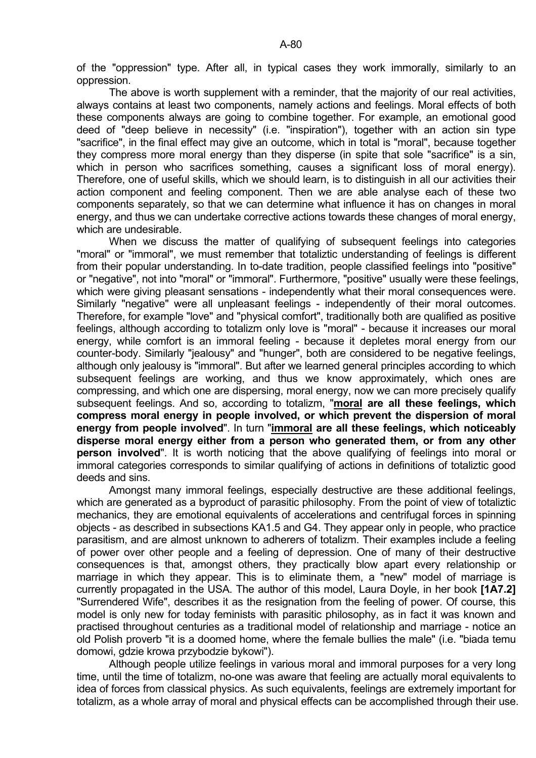of the "oppression" type. After all, in typical cases they work immorally, similarly to an oppression.

The above is worth supplement with a reminder, that the majority of our real activities, always contains at least two components, namely actions and feelings. Moral effects of both these components always are going to combine together. For example, an emotional good deed of "deep believe in necessity" (i.e. "inspiration"), together with an action sin type "sacrifice", in the final effect may give an outcome, which in total is "moral", because together they compress more moral energy than they disperse (in spite that sole "sacrifice" is a sin, which in person who sacrifices something, causes a significant loss of moral energy). Therefore, one of useful skills, which we should learn, is to distinguish in all our activities their action component and feeling component. Then we are able analyse each of these two components separately, so that we can determine what influence it has on changes in moral energy, and thus we can undertake corrective actions towards these changes of moral energy, which are undesirable.

When we discuss the matter of qualifying of subsequent feelings into categories "moral" or "immoral", we must remember that totaliztic understanding of feelings is different from their popular understanding. In to-date tradition, people classified feelings into "positive" or "negative", not into "moral" or "immoral". Furthermore, "positive" usually were these feelings, which were giving pleasant sensations - independently what their moral consequences were. Similarly "negative" were all unpleasant feelings - independently of their moral outcomes. Therefore, for example "love" and "physical comfort", traditionally both are qualified as positive feelings, although according to totalizm only love is "moral" - because it increases our moral energy, while comfort is an immoral feeling - because it depletes moral energy from our counter-body. Similarly "jealousy" and "hunger", both are considered to be negative feelings, although only jealousy is "immoral". But after we learned general principles according to which subsequent feelings are working, and thus we know approximately, which ones are compressing, and which one are dispersing, moral energy, now we can more precisely qualify subsequent feelings. And so, according to totalizm, "**<u>moral</u> are all these feelings, which compress moral energy in people involved, or which prevent the dispersion of moral energy from people involved**". In turn "**<u>immoral</u> are all these feelings, which noticeably disperse moral energy either from a person who generated them, or from any other person involved**". It is worth noticing that the above qualifying of feelings into moral or immoral categories corresponds to similar qualifying of actions in definitions of totaliztic good deeds and sins.

Amongst many immoral feelings, especially destructive are these additional feelings, which are generated as a byproduct of parasitic philosophy. From the point of view of totaliztic mechanics, they are emotional equivalents of accelerations and centrifugal forces in spinning objects - as described in subsections KA1.5 and G4. They appear only in people, who practice parasitism, and are almost unknown to adherers of totalizm. Their examples include a feeling of power over other people and a feeling of depression. One of many of their destructive consequences is that, amongst others, they practically blow apart every relationship or marriage in which they appear. This is to eliminate them, a "new" model of marriage is currently propagated in the USA. The author of this model, Laura Doyle, in her book **[1A7.2]** "Surrendered Wife", describes it as the resignation from the feeling of power. Of course, this model is only new for today feminists with parasitic philosophy, as in fact it was known and practised throughout centuries as a traditional model of relationship and marriage - notice an old Polish proverb "it is a doomed home, where the female bullies the male" (i.e. "biada temu domowi, gdzie krowa przybodzie bykowi").

Although people utilize feelings in various moral and immoral purposes for a very long time, until the time of totalizm, no-one was aware that feeling are actually moral equivalents to idea of forces from classical physics. As such equivalents, feelings are extremely important for totalizm, as a whole array of moral and physical effects can be accomplished through their use.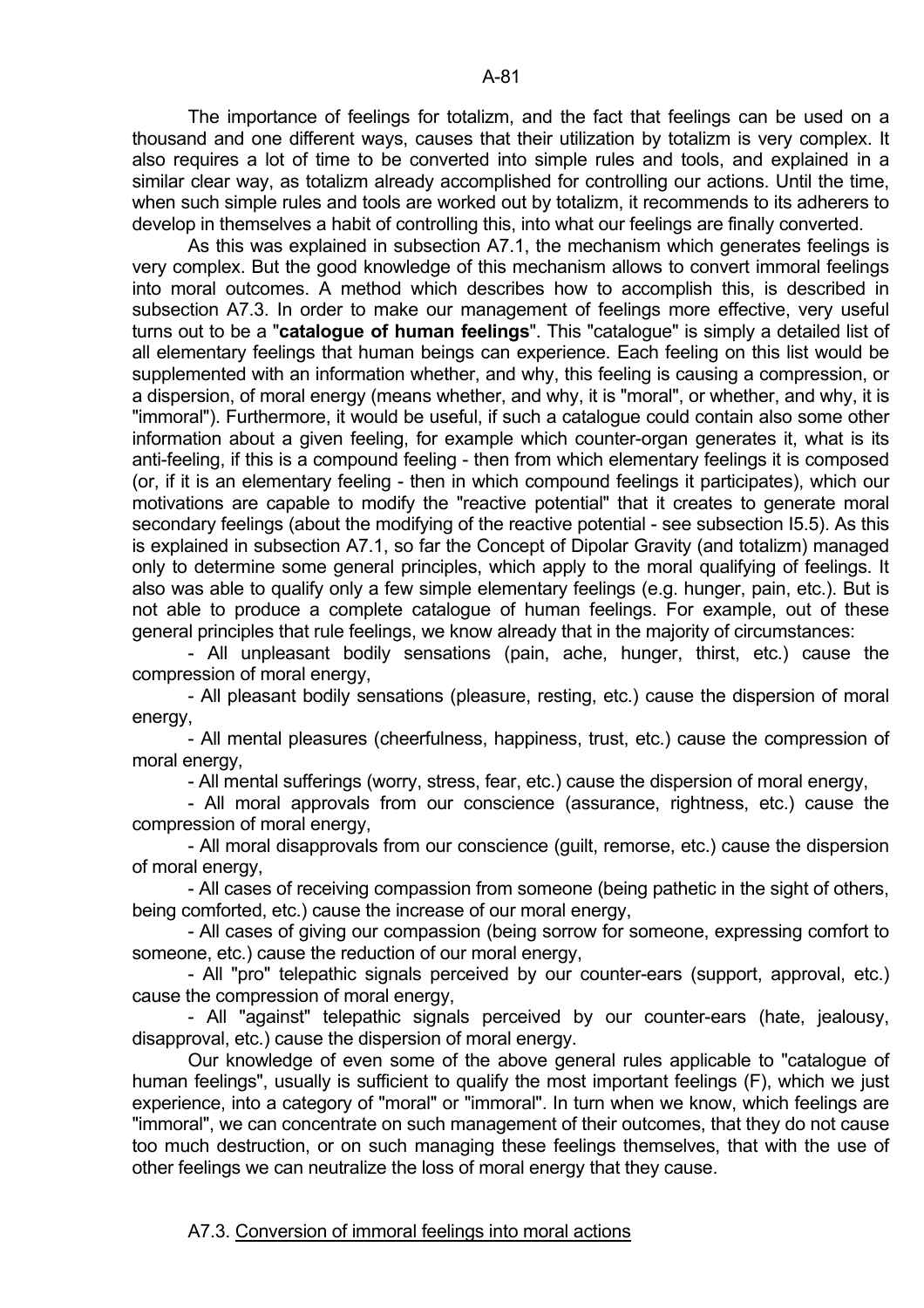The importance of feelings for totalizm, and the fact that feelings can be used on a thousand and one different ways, causes that their utilization by totalizm is very complex. It also requires a lot of time to be converted into simple rules and tools, and explained in a similar clear way, as totalizm already accomplished for controlling our actions. Until the time, when such simple rules and tools are worked out by totalizm, it recommends to its adherers to develop in themselves a habit of controlling this, into what our feelings are finally converted.

As this was explained in subsection A7.1, the mechanism which generates feelings is very complex. But the good knowledge of this mechanism allows to convert immoral feelings into moral outcomes. A method which describes how to accomplish this, is described in subsection A7.3. In order to make our management of feelings more effective, very useful turns out to be a "**catalogue of human feelings**". This "catalogue" is simply a detailed list of all elementary feelings that human beings can experience. Each feeling on this list would be supplemented with an information whether, and why, this feeling is causing a compression, or a dispersion, of moral energy (means whether, and why, it is "moral", or whether, and why, it is "immoral"). Furthermore, it would be useful, if such a catalogue could contain also some other information about a given feeling, for example which counter-organ generates it, what is its anti-feeling, if this is a compound feeling - then from which elementary feelings it is composed (or, if it is an elementary feeling - then in which compound feelings it participates), which our motivations are capable to modify the "reactive potential" that it creates to generate moral secondary feelings (about the modifying of the reactive potential - see subsection I5.5). As this is explained in subsection A7.1, so far the Concept of Dipolar Gravity (and totalizm) managed only to determine some general principles, which apply to the moral qualifying of feelings. It also was able to qualify only a few simple elementary feelings (e.g. hunger, pain, etc.). But is not able to produce a complete catalogue of human feelings. For example, out of these general principles that rule feelings, we know already that in the majority of circumstances:

- All unpleasant bodily sensations (pain, ache, hunger, thirst, etc.) cause the compression of moral energy,
- All pleasant bodily sensations (pleasure, resting, etc.) cause the dispersion of moral energy,
- All mental pleasures (cheerfulness, happiness, trust, etc.) cause the compression of moral energy,
- All mental sufferings (worry, stress, fear, etc.) cause the dispersion of moral energy,
- All moral approvals from our conscience (assurance, rightness, etc.) cause the compression of moral energy,
- All moral disapprovals from our conscience (guilt, remorse, etc.) cause the dispersion of moral energy,
- All cases of receiving compassion from someone (being pathetic in the sight of others, being comforted, etc.) cause the increase of our moral energy,
- All cases of giving our compassion (being sorrow for someone, expressing comfort to someone, etc.) cause the reduction of our moral energy,
- All "pro" telepathic signals perceived by our counter-ears (support, approval, etc.) cause the compression of moral energy,
- All "against" telepathic signals perceived by our counter-ears (hate, jealousy, disapproval, etc.) cause the dispersion of moral energy.

Our knowledge of even some of the above general rules applicable to "catalogue of human feelings", usually is sufficient to qualify the most important feelings (F), which we just experience, into a category of "moral" or "immoral". In turn when we know, which feelings are "immoral", we can concentrate on such management of their outcomes, that they do not cause too much destruction, or on such managing these feelings themselves, that with the use of other feelings we can neutralize the loss of moral energy that they cause.

## A7.3. Conversion of immoral feelings into moral actions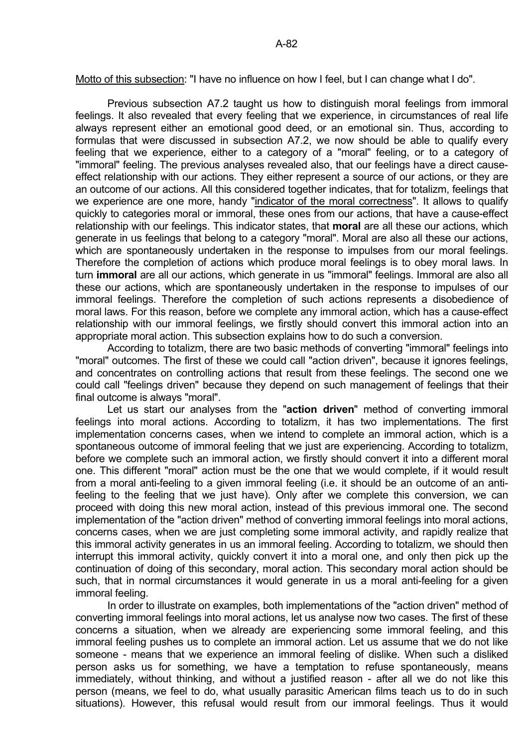<u>Motto of this subsection</u>: "I have no influence on how I feel, but I can change what I do".

Previous subsection A7.2 taught us how to distinguish moral feelings from immoral feelings. It also revealed that every feeling that we experience, in circumstances of real life always represent either an emotional good deed, or an emotional sin. Thus, according to formulas that were discussed in subsection A7.2, we now should be able to qualify every feeling that we experience, either to a category of a "moral" feeling, or to a category of "immoral" feeling. The previous analyses revealed also, that our feelings have a direct cause-effect relationship with our actions. They either represent a source of our actions, or they are an outcome of our actions. All this considered together indicates, that for totalizm, feelings that we experience are one more, handy "<u>indicator of the moral correctness</u>". It allows to qualify quickly to categories moral or immoral, these ones from our actions, that have a cause-effect relationship with our feelings. This indicator states, that **moral** are all these our actions, which generate in us feelings that belong to a category "moral". Moral are also all these our actions, which are spontaneously undertaken in the response to impulses from our moral feelings. Therefore the completion of actions which produce moral feelings is to obey moral laws. In turn **immoral** are all our actions, which generate in us "immoral" feelings. Immoral are also all these our actions, which are spontaneously undertaken in the response to impulses of our immoral feelings. Therefore the completion of such actions represents a disobedience of moral laws. For this reason, before we complete any immoral action, which has a cause-effect relationship with our immoral feelings, we firstly should convert this immoral action into an appropriate moral action. This subsection explains how to do such a conversion.

According to totalizm, there are two basic methods of converting "immoral" feelings into "moral" outcomes. The first of these we could call "action driven", because it ignores feelings, and concentrates on controlling actions that result from these feelings. The second one we could call "feelings driven" because they depend on such management of feelings that their final outcome is always "moral".

Let us start our analyses from the "**action driven**" method of converting immoral feelings into moral actions. According to totalizm, it has two implementations. The first implementation concerns cases, when we intend to complete an immoral action, which is a spontaneous outcome of immoral feeling that we just are experiencing. According to totalizm, before we complete such an immoral action, we firstly should convert it into a different moral one. This different "moral" action must be the one that we would complete, if it would result from a moral anti-feeling to a given immoral feeling (i.e. it should be an outcome of an anti-feeling to the feeling that we just have). Only after we complete this conversion, we can proceed with doing this new moral action, instead of this previous immoral one. The second implementation of the "action driven" method of converting immoral feelings into moral actions, concerns cases, when we are just completing some immoral activity, and rapidly realize that this immoral activity generates in us an immoral feeling. According to totalizm, we should then interrupt this immoral activity, quickly convert it into a moral one, and only then pick up the continuation of doing of this secondary, moral action. This secondary moral action should be such, that in normal circumstances it would generate in us a moral anti-feeling for a given immoral feeling.

In order to illustrate on examples, both implementations of the "action driven" method of converting immoral feelings into moral actions, let us analyse now two cases. The first of these concerns a situation, when we already are experiencing some immoral feeling, and this immoral feeling pushes us to complete an immoral action. Let us assume that we do not like someone - means that we experience an immoral feeling of dislike. When such a disliked person asks us for something, we have a temptation to refuse spontaneously, means immediately, without thinking, and without a justified reason - after all we do not like this person (means, we feel to do, what usually parasitic American films teach us to do in such situations). However, this refusal would result from our immoral feelings. Thus it would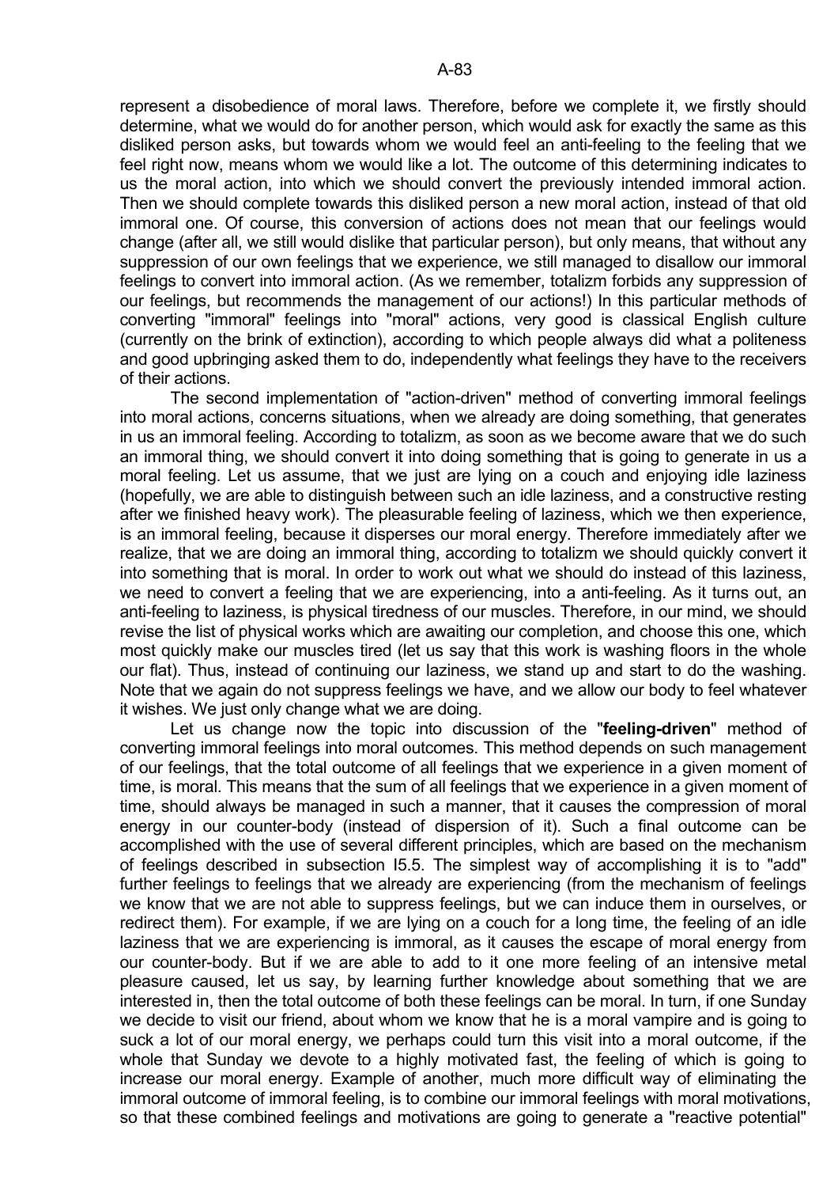represent a disobedience of moral laws. Therefore, before we complete it, we firstly should determine, what we would do for another person, which would ask for exactly the same as this disliked person asks, but towards whom we would feel an anti-feeling to the feeling that we feel right now, means whom we would like a lot. The outcome of this determining indicates to us the moral action, into which we should convert the previously intended immoral action. Then we should complete towards this disliked person a new moral action, instead of that old immoral one. Of course, this conversion of actions does not mean that our feelings would change (after all, we still would dislike that particular person), but only means, that without any suppression of our own feelings that we experience, we still managed to disallow our immoral feelings to convert into immoral action. (As we remember, totalizm forbids any suppression of our feelings, but recommends the management of our actions!) In this particular methods of converting "immoral" feelings into "moral" actions, very good is classical English culture (currently on the brink of extinction), according to which people always did what a politeness and good upbringing asked them to do, independently what feelings they have to the receivers of their actions.

The second implementation of "action-driven" method of converting immoral feelings into moral actions, concerns situations, when we already are doing something, that generates in us an immoral feeling. According to totalizm, as soon as we become aware that we do such an immoral thing, we should convert it into doing something that is going to generate in us a moral feeling. Let us assume, that we just are lying on a couch and enjoying idle laziness (hopefully, we are able to distinguish between such an idle laziness, and a constructive resting after we finished heavy work). The pleasurable feeling of laziness, which we then experience, is an immoral feeling, because it disperses our moral energy. Therefore immediately after we realize, that we are doing an immoral thing, according to totalizm we should quickly convert it into something that is moral. In order to work out what we should do instead of this laziness, we need to convert a feeling that we are experiencing, into a anti-feeling. As it turns out, an anti-feeling to laziness, is physical tiredness of our muscles. Therefore, in our mind, we should revise the list of physical works which are awaiting our completion, and choose this one, which most quickly make our muscles tired (let us say that this work is washing floors in the whole our flat). Thus, instead of continuing our laziness, we stand up and start to do the washing. Note that we again do not suppress feelings we have, and we allow our body to feel whatever it wishes. We just only change what we are doing.

Let us change now the topic into discussion of the "**feeling-driven**" method of converting immoral feelings into moral outcomes. This method depends on such management of our feelings, that the total outcome of all feelings that we experience in a given moment of time, is moral. This means that the sum of all feelings that we experience in a given moment of time, should always be managed in such a manner, that it causes the compression of moral energy in our counter-body (instead of dispersion of it). Such a final outcome can be accomplished with the use of several different principles, which are based on the mechanism of feelings described in subsection I5.5. The simplest way of accomplishing it is to "add" further feelings to feelings that we already are experiencing (from the mechanism of feelings we know that we are not able to suppress feelings, but we can induce them in ourselves, or redirect them). For example, if we are lying on a couch for a long time, the feeling of an idle laziness that we are experiencing is immoral, as it causes the escape of moral energy from our counter-body. But if we are able to add to it one more feeling of an intensive metal pleasure caused, let us say, by learning further knowledge about something that we are interested in, then the total outcome of both these feelings can be moral. In turn, if one Sunday we decide to visit our friend, about whom we know that he is a moral vampire and is going to suck a lot of our moral energy, we perhaps could turn this visit into a moral outcome, if the whole that Sunday we devote to a highly motivated fast, the feeling of which is going to increase our moral energy. Example of another, much more difficult way of eliminating the immoral outcome of immoral feeling, is to combine our immoral feelings with moral motivations, so that these combined feelings and motivations are going to generate a "reactive potential"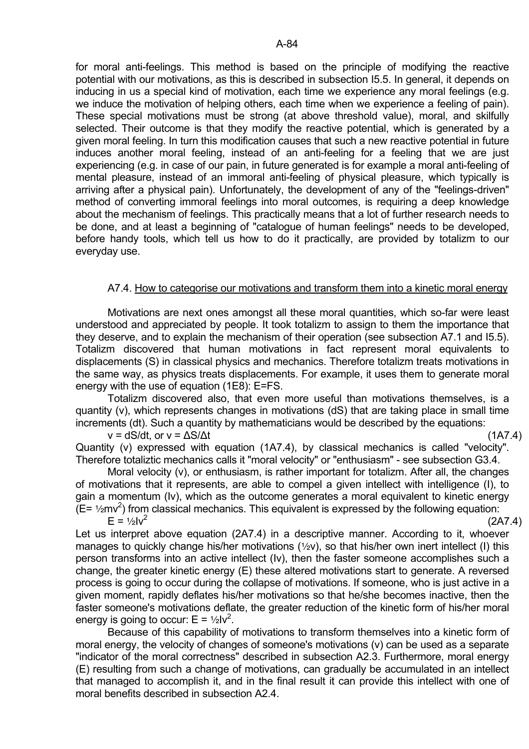for moral anti-feelings. This method is based on the principle of modifying the reactive potential with our motivations, as this is described in subsection I5.5. In general, it depends on inducing in us a special kind of motivation, each time we experience any moral feelings (e.g. we induce the motivation of helping others, each time when we experience a feeling of pain). These special motivations must be strong (at above threshold value), moral, and skilfully selected. Their outcome is that they modify the reactive potential, which is generated by a given moral feeling. In turn this modification causes that such a new reactive potential in future induces another moral feeling, instead of an anti-feeling for a feeling that we are just experiencing (e.g. in case of our pain, in future generated is for example a moral anti-feeling of mental pleasure, instead of an immoral anti-feeling of physical pleasure, which typically is arriving after a physical pain). Unfortunately, the development of any of the "feelings-driven" method of converting immoral feelings into moral outcomes, is requiring a deep knowledge about the mechanism of feelings. This practically means that a lot of further research needs to be done, and at least a beginning of "catalogue of human feelings" needs to be developed, before handy tools, which tell us how to do it practically, are provided by totalizm to our everyday use.

### A7.4. How to categorise our motivations and transform them into a kinetic moral energy

Motivations are next ones amongst all these moral quantities, which so-far were least understood and appreciated by people. It took totalizm to assign to them the importance that they deserve, and to explain the mechanism of their operation (see subsection A7.1 and I5.5). Totalizm discovered that human motivations in fact represent moral equivalents to displacements (S) in classical physics and mechanics. Therefore totalizm treats motivations in the same way, as physics treats displacements. For example, it uses them to generate moral energy with the use of equation (1E8): E=FS.

Totalizm discovered also, that even more useful than motivations themselves, is a quantity (v), which represents changes in motivations (dS) that are taking place in small time increments (dt). Such a quantity by mathematicians would be described by the equations:

$$v = dS/dt, \text{ or } v = \Delta S/\Delta t \qquad (1A7.4)$$

Quantity (v) expressed with equation (1A7.4), by classical mechanics is called "velocity". Therefore totaliztic mechanics calls it "moral velocity" or "enthusiasm" - see subsection G3.4.

Moral velocity (v), or enthusiasm, is rather important for totalizm. After all, the changes of motivations that it represents, are able to compel a given intellect with intelligence (I), to gain a momentum (Iv), which as the outcome generates a moral equivalent to kinetic energy ($E= ½mv^2$) from classical mechanics. This equivalent is expressed by the following equation:

$$E = ½Iv^2 \qquad (2A7.4)$$

Let us interpret above equation (2A7.4) in a descriptive manner. According to it, whoever manages to quickly change his/her motivations (½v), so that his/her own inert intellect (I) this person transforms into an active intellect (Iv), then the faster someone accomplishes such a change, the greater kinetic energy (E) these altered motivations start to generate. A reversed process is going to occur during the collapse of motivations. If someone, who is just active in a given moment, rapidly deflates his/her motivations so that he/she becomes inactive, then the faster someone's motivations deflate, the greater reduction of the kinetic form of his/her moral energy is going to occur: $E = ½Iv^2$.

Because of this capability of motivations to transform themselves into a kinetic form of moral energy, the velocity of changes of someone's motivations (v) can be used as a separate "indicator of the moral correctness" described in subsection A2.3. Furthermore, moral energy (E) resulting from such a change of motivations, can gradually be accumulated in an intellect that managed to accomplish it, and in the final result it can provide this intellect with one of moral benefits described in subsection A2.4.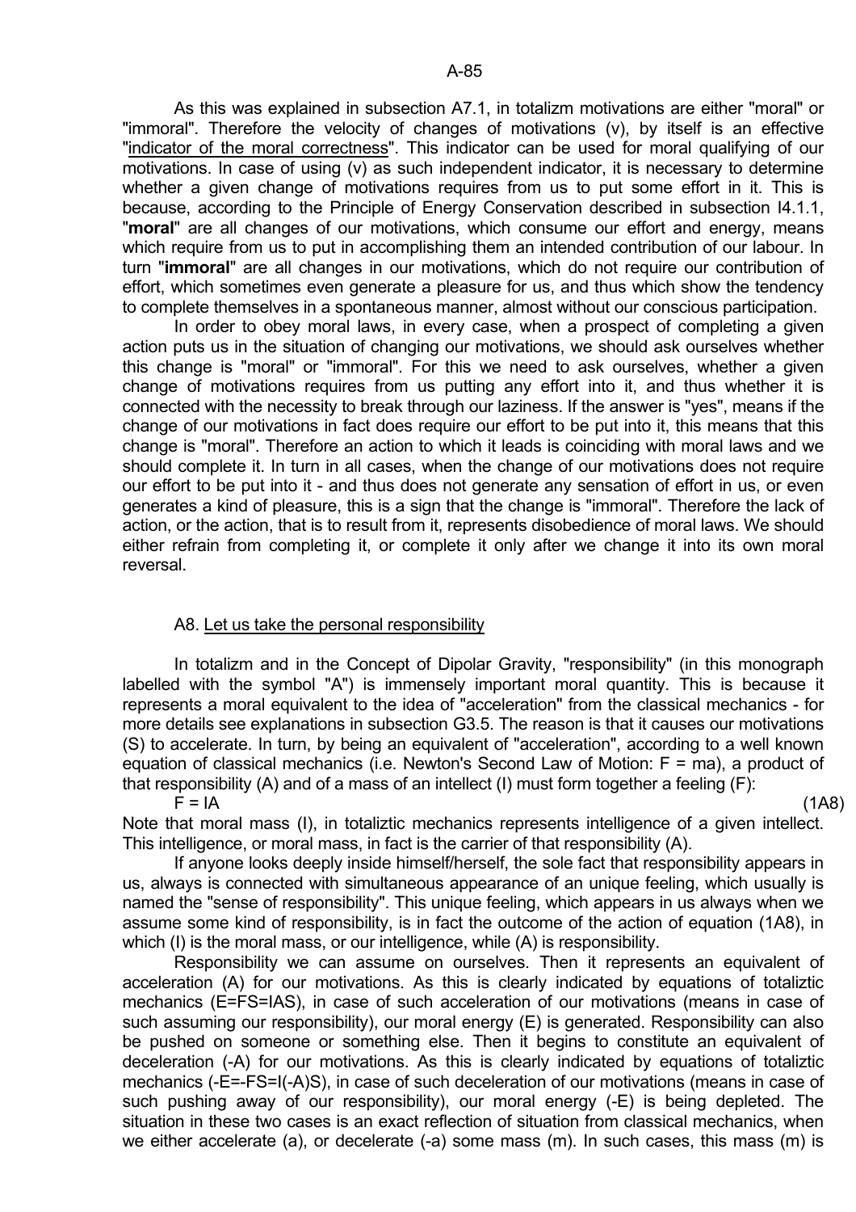As this was explained in subsection A7.1, in totalizm motivations are either "moral" or "immoral". Therefore the velocity of changes of motivations (v), by itself is an effective "indicator of the moral correctness". This indicator can be used for moral qualifying of our motivations. In case of using (v) as such independent indicator, it is necessary to determine whether a given change of motivations requires from us to put some effort in it. This is because, according to the Principle of Energy Conservation described in subsection I4.1.1, "**moral**" are all changes of our motivations, which consume our effort and energy, means which require from us to put in accomplishing them an intended contribution of our labour. In turn "**immoral**" are all changes in our motivations, which do not require our contribution of effort, which sometimes even generate a pleasure for us, and thus which show the tendency to complete themselves in a spontaneous manner, almost without our conscious participation.

In order to obey moral laws, in every case, when a prospect of completing a given action puts us in the situation of changing our motivations, we should ask ourselves whether this change is "moral" or "immoral". For this we need to ask ourselves, whether a given change of motivations requires from us putting any effort into it, and thus whether it is connected with the necessity to break through our laziness. If the answer is "yes", means if the change of our motivations in fact does require our effort to be put into it, this means that this change is "moral". Therefore an action to which it leads is coinciding with moral laws and we should complete it. In turn in all cases, when the change of our motivations does not require our effort to be put into it - and thus does not generate any sensation of effort in us, or even generates a kind of pleasure, this is a sign that the change is "immoral". Therefore the lack of action, or the action, that is to result from it, represents disobedience of moral laws. We should either refrain from completing it, or complete it only after we change it into its own moral reversal.

## A8. Let us take the personal responsibility

In totalizm and in the Concept of Dipolar Gravity, "responsibility" (in this monograph labelled with the symbol "A") is immensely important moral quantity. This is because it represents a moral equivalent to the idea of "acceleration" from the classical mechanics - for more details see explanations in subsection G3.5. The reason is that it causes our motivations (S) to accelerate. In turn, by being an equivalent of "acceleration", according to a well known equation of classical mechanics (i.e. Newton's Second Law of Motion: $F = ma$), a product of that responsibility (A) and of a mass of an intellect (I) must form together a feeling (F):

$$F = IA \qquad (1A8)$$

Note that moral mass (I), in totaliztic mechanics represents intelligence of a given intellect. This intelligence, or moral mass, in fact is the carrier of that responsibility (A).

If anyone looks deeply inside himself/herself, the sole fact that responsibility appears in us, always is connected with simultaneous appearance of an unique feeling, which usually is named the "sense of responsibility". This unique feeling, which appears in us always when we assume some kind of responsibility, is in fact the outcome of the action of equation (1A8), in which (I) is the moral mass, or our intelligence, while (A) is responsibility.

Responsibility we can assume on ourselves. Then it represents an equivalent of acceleration (A) for our motivations. As this is clearly indicated by equations of totaliztic mechanics ($E=FS=IAS$), in case of such acceleration of our motivations (means in case of such assuming our responsibility), our moral energy (E) is generated. Responsibility can also be pushed on someone or something else. Then it begins to constitute an equivalent of deceleration (-A) for our motivations. As this is clearly indicated by equations of totaliztic mechanics ($-E=-FS=I(-A)S$), in case of such deceleration of our motivations (means in case of such pushing away of our responsibility), our moral energy (-E) is being depleted. The situation in these two cases is an exact reflection of situation from classical mechanics, when we either accelerate (a), or decelerate (-a) some mass (m). In such cases, this mass (m) is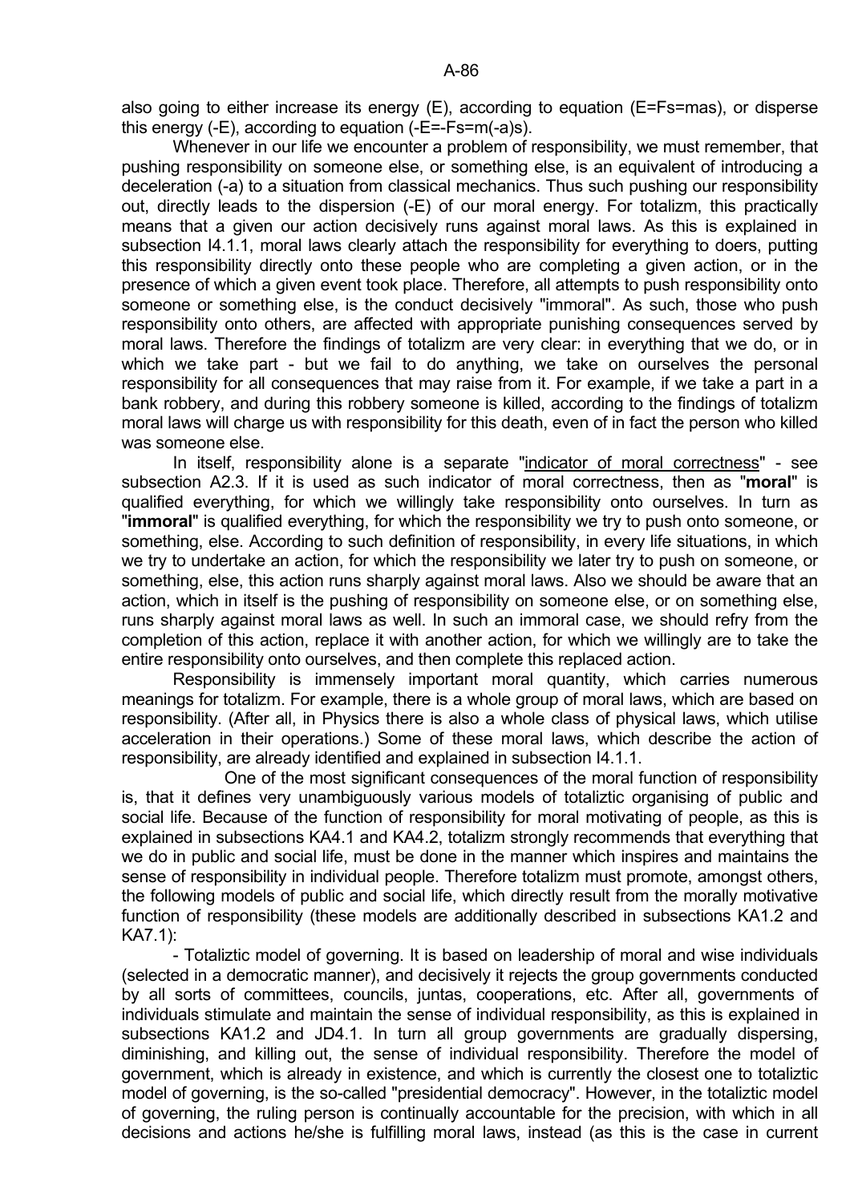also going to either increase its energy (E), according to equation (E=Fs=mas), or disperse this energy (-E), according to equation (-E=-Fs=m(-a)s).

Whenever in our life we encounter a problem of responsibility, we must remember, that pushing responsibility on someone else, or something else, is an equivalent of introducing a deceleration (-a) to a situation from classical mechanics. Thus such pushing our responsibility out, directly leads to the dispersion (-E) of our moral energy. For totalizm, this practically means that a given our action decisively runs against moral laws. As this is explained in subsection I4.1.1, moral laws clearly attach the responsibility for everything to doers, putting this responsibility directly onto these people who are completing a given action, or in the presence of which a given event took place. Therefore, all attempts to push responsibility onto someone or something else, is the conduct decisively "immoral". As such, those who push responsibility onto others, are affected with appropriate punishing consequences served by moral laws. Therefore the findings of totalizm are very clear: in everything that we do, or in which we take part - but we fail to do anything, we take on ourselves the personal responsibility for all consequences that may raise from it. For example, if we take a part in a bank robbery, and during this robbery someone is killed, according to the findings of totalizm moral laws will charge us with responsibility for this death, even of in fact the person who killed was someone else.

In itself, responsibility alone is a separate "indicator of moral correctness" - see subsection A2.3. If it is used as such indicator of moral correctness, then as "**moral**" is qualified everything, for which we willingly take responsibility onto ourselves. In turn as "**immoral**" is qualified everything, for which the responsibility we try to push onto someone, or something, else. According to such definition of responsibility, in every life situations, in which we try to undertake an action, for which the responsibility we later try to push on someone, or something, else, this action runs sharply against moral laws. Also we should be aware that an action, which in itself is the pushing of responsibility on someone else, or on something else, runs sharply against moral laws as well. In such an immoral case, we should refry from the completion of this action, replace it with another action, for which we willingly are to take the entire responsibility onto ourselves, and then complete this replaced action.

Responsibility is immensely important moral quantity, which carries numerous meanings for totalizm. For example, there is a whole group of moral laws, which are based on responsibility. (After all, in Physics there is also a whole class of physical laws, which utilise acceleration in their operations.) Some of these moral laws, which describe the action of responsibility, are already identified and explained in subsection I4.1.1.

One of the most significant consequences of the moral function of responsibility is, that it defines very unambiguously various models of totaliztic organising of public and social life. Because of the function of responsibility for moral motivating of people, as this is explained in subsections KA4.1 and KA4.2, totalizm strongly recommends that everything that we do in public and social life, must be done in the manner which inspires and maintains the sense of responsibility in individual people. Therefore totalizm must promote, amongst others, the following models of public and social life, which directly result from the morally motivative function of responsibility (these models are additionally described in subsections KA1.2 and KA7.1):

- Totaliztic model of governing. It is based on leadership of moral and wise individuals (selected in a democratic manner), and decisively it rejects the group governments conducted by all sorts of committees, councils, juntas, cooperations, etc. After all, governments of individuals stimulate and maintain the sense of individual responsibility, as this is explained in subsections KA1.2 and JD4.1. In turn all group governments are gradually dispersing, diminishing, and killing out, the sense of individual responsibility. Therefore the model of government, which is already in existence, and which is currently the closest one to totaliztic model of governing, is the so-called "presidential democracy". However, in the totaliztic model of governing, the ruling person is continually accountable for the precision, with which in all decisions and actions he/she is fulfilling moral laws, instead (as this is the case in current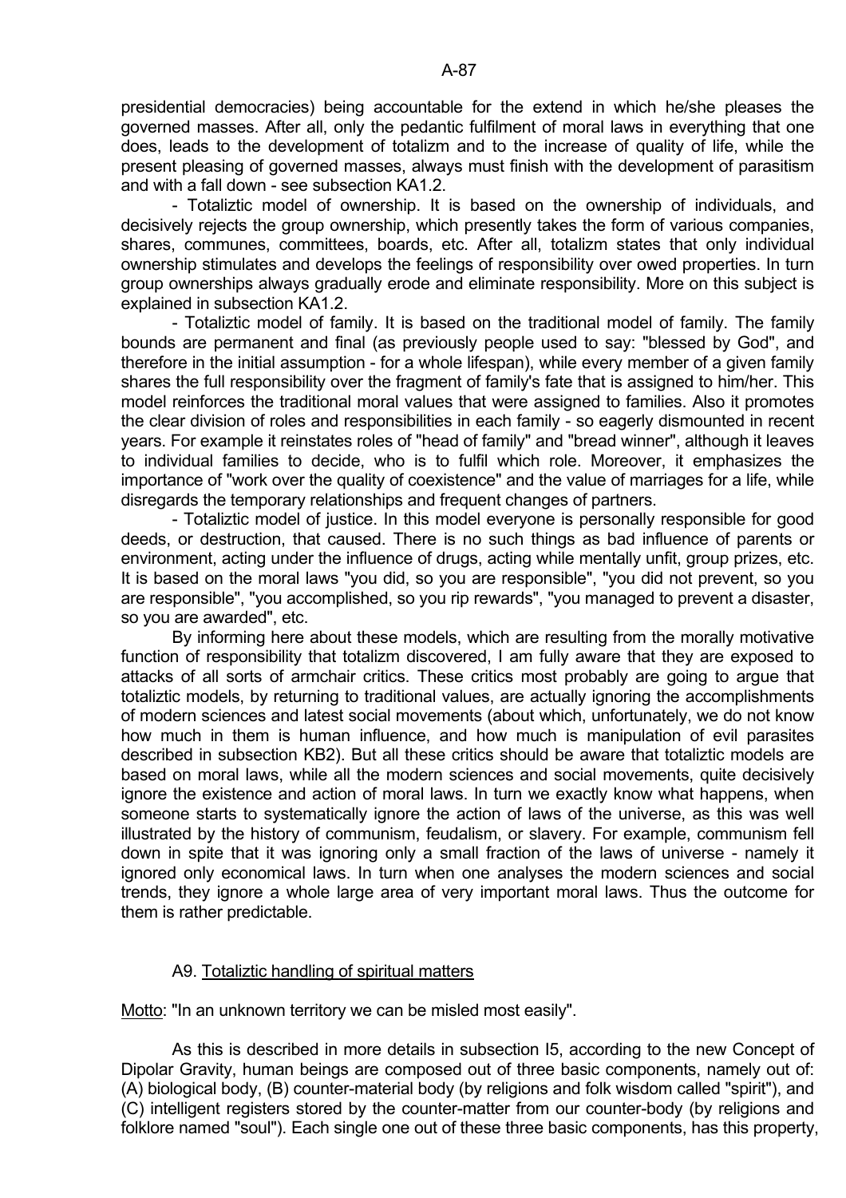presidential democracies) being accountable for the extend in which he/she pleases the governed masses. After all, only the pedantic fulfilment of moral laws in everything that one does, leads to the development of totalizm and to the increase of quality of life, while the present pleasing of governed masses, always must finish with the development of parasitism and with a fall down - see subsection KA1.2.

- Totaliztic model of ownership. It is based on the ownership of individuals, and decisively rejects the group ownership, which presently takes the form of various companies, shares, communes, committees, boards, etc. After all, totalizm states that only individual ownership stimulates and develops the feelings of responsibility over owed properties. In turn group ownerships always gradually erode and eliminate responsibility. More on this subject is explained in subsection KA1.2.

- Totaliztic model of family. It is based on the traditional model of family. The family bounds are permanent and final (as previously people used to say: "blessed by God", and therefore in the initial assumption - for a whole lifespan), while every member of a given family shares the full responsibility over the fragment of family's fate that is assigned to him/her. This model reinforces the traditional moral values that were assigned to families. Also it promotes the clear division of roles and responsibilities in each family - so eagerly dismounted in recent years. For example it reinstates roles of "head of family" and "bread winner", although it leaves to individual families to decide, who is to fulfil which role. Moreover, it emphasizes the importance of "work over the quality of coexistence" and the value of marriages for a life, while disregards the temporary relationships and frequent changes of partners.

- Totaliztic model of justice. In this model everyone is personally responsible for good deeds, or destruction, that caused. There is no such things as bad influence of parents or environment, acting under the influence of drugs, acting while mentally unfit, group prizes, etc. It is based on the moral laws "you did, so you are responsible", "you did not prevent, so you are responsible", "you accomplished, so you rip rewards", "you managed to prevent a disaster, so you are awarded", etc.

By informing here about these models, which are resulting from the morally motivative function of responsibility that totalizm discovered, I am fully aware that they are exposed to attacks of all sorts of armchair critics. These critics most probably are going to argue that totaliztic models, by returning to traditional values, are actually ignoring the accomplishments of modern sciences and latest social movements (about which, unfortunately, we do not know how much in them is human influence, and how much is manipulation of evil parasites described in subsection KB2). But all these critics should be aware that totaliztic models are based on moral laws, while all the modern sciences and social movements, quite decisively ignore the existence and action of moral laws. In turn we exactly know what happens, when someone starts to systematically ignore the action of laws of the universe, as this was well illustrated by the history of communism, feudalism, or slavery. For example, communism fell down in spite that it was ignoring only a small fraction of the laws of universe - namely it ignored only economical laws. In turn when one analyses the modern sciences and social trends, they ignore a whole large area of very important moral laws. Thus the outcome for them is rather predictable.

## A9. Totaliztic handling of spiritual matters

Motto: "In an unknown territory we can be misled most easily".

As this is described in more details in subsection I5, according to the new Concept of Dipolar Gravity, human beings are composed out of three basic components, namely out of: (A) biological body, (B) counter-material body (by religions and folk wisdom called "spirit"), and (C) intelligent registers stored by the counter-matter from our counter-body (by religions and folklore named "soul"). Each single one out of these three basic components, has this property,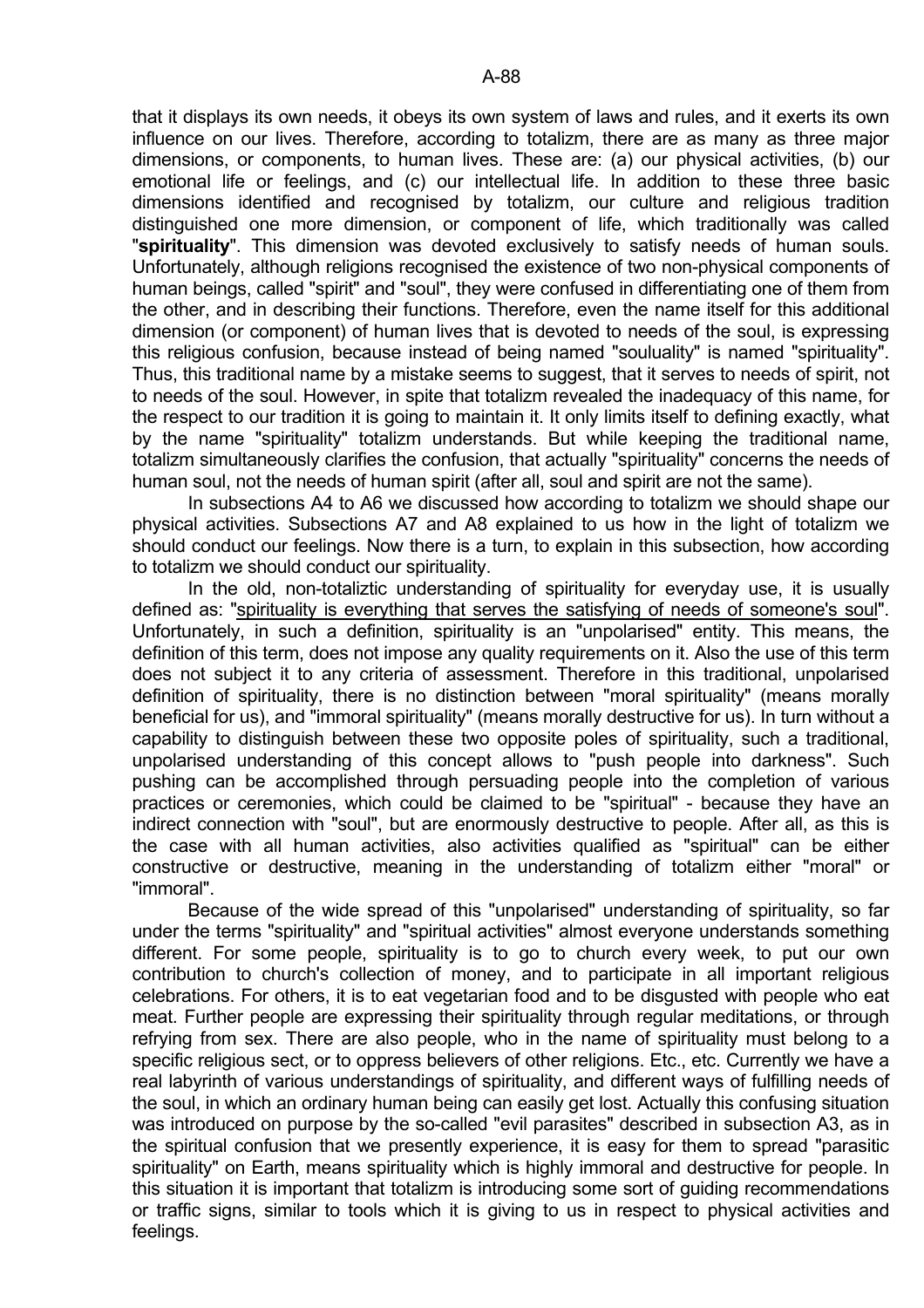that it displays its own needs, it obeys its own system of laws and rules, and it exerts its own influence on our lives. Therefore, according to totalizm, there are as many as three major dimensions, or components, to human lives. These are: (a) our physical activities, (b) our emotional life or feelings, and (c) our intellectual life. In addition to these three basic dimensions identified and recognised by totalizm, our culture and religious tradition distinguished one more dimension, or component of life, which traditionally was called "**spirituality**". This dimension was devoted exclusively to satisfy needs of human souls. Unfortunately, although religions recognised the existence of two non-physical components of human beings, called "spirit" and "soul", they were confused in differentiating one of them from the other, and in describing their functions. Therefore, even the name itself for this additional dimension (or component) of human lives that is devoted to needs of the soul, is expressing this religious confusion, because instead of being named "souluality" is named "spirituality". Thus, this traditional name by a mistake seems to suggest, that it serves to needs of spirit, not to needs of the soul. However, in spite that totalizm revealed the inadequacy of this name, for the respect to our tradition it is going to maintain it. It only limits itself to defining exactly, what by the name "spirituality" totalizm understands. But while keeping the traditional name, totalizm simultaneously clarifies the confusion, that actually "spirituality" concerns the needs of human soul, not the needs of human spirit (after all, soul and spirit are not the same).

In subsections A4 to A6 we discussed how according to totalizm we should shape our physical activities. Subsections A7 and A8 explained to us how in the light of totalizm we should conduct our feelings. Now there is a turn, to explain in this subsection, how according to totalizm we should conduct our spirituality.

In the old, non-totaliztic understanding of spirituality for everyday use, it is usually defined as: "spirituality is everything that serves the satisfying of needs of someone's soul". Unfortunately, in such a definition, spirituality is an "unpolarised" entity. This means, the definition of this term, does not impose any quality requirements on it. Also the use of this term does not subject it to any criteria of assessment. Therefore in this traditional, unpolarised definition of spirituality, there is no distinction between "moral spirituality" (means morally beneficial for us), and "immoral spirituality" (means morally destructive for us). In turn without a capability to distinguish between these two opposite poles of spirituality, such a traditional, unpolarised understanding of this concept allows to "push people into darkness". Such pushing can be accomplished through persuading people into the completion of various practices or ceremonies, which could be claimed to be "spiritual" - because they have an indirect connection with "soul", but are enormously destructive to people. After all, as this is the case with all human activities, also activities qualified as "spiritual" can be either constructive or destructive, meaning in the understanding of totalizm either "moral" or "immoral".

Because of the wide spread of this "unpolarised" understanding of spirituality, so far under the terms "spirituality" and "spiritual activities" almost everyone understands something different. For some people, spirituality is to go to church every week, to put our own contribution to church's collection of money, and to participate in all important religious celebrations. For others, it is to eat vegetarian food and to be disgusted with people who eat meat. Further people are expressing their spirituality through regular meditations, or through refrying from sex. There are also people, who in the name of spirituality must belong to a specific religious sect, or to oppress believers of other religions. Etc., etc. Currently we have a real labyrinth of various understandings of spirituality, and different ways of fulfilling needs of the soul, in which an ordinary human being can easily get lost. Actually this confusing situation was introduced on purpose by the so-called "evil parasites" described in subsection A3, as in the spiritual confusion that we presently experience, it is easy for them to spread "parasitic spirituality" on Earth, means spirituality which is highly immoral and destructive for people. In this situation it is important that totalizm is introducing some sort of guiding recommendations or traffic signs, similar to tools which it is giving to us in respect to physical activities and feelings.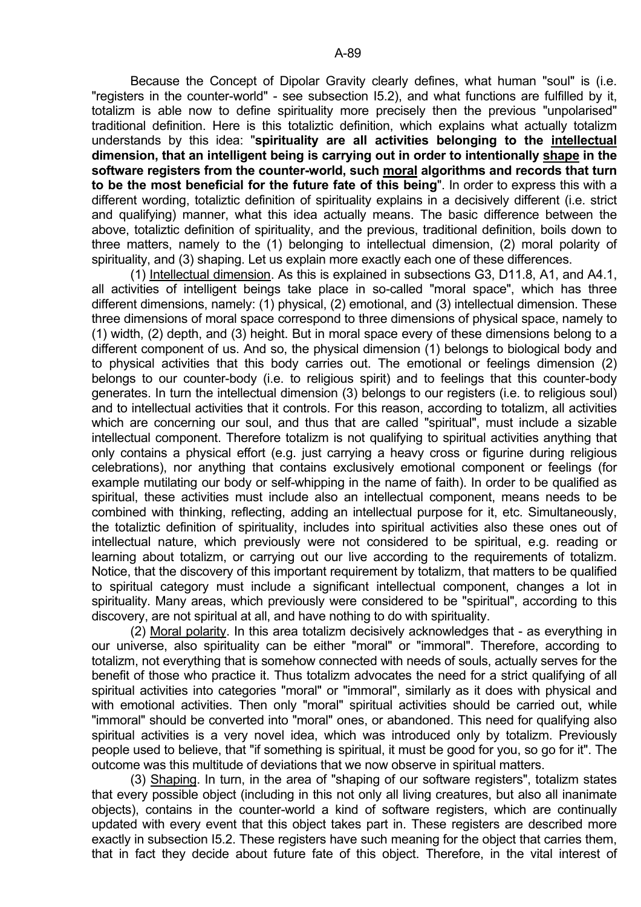Because the Concept of Dipolar Gravity clearly defines, what human "soul" is (i.e. "registers in the counter-world" - see subsection I5.2), and what functions are fulfilled by it, totalizm is able now to define spirituality more precisely then the previous "unpolarised" traditional definition. Here is this totaliztic definition, which explains what actually totalizm understands by this idea: "**spirituality are all activities belonging to the <u>intellectual</u> dimension, that an intelligent being is carrying out in order to intentionally <u>shape</u> in the software registers from the counter-world, such <u>moral</u> algorithms and records that turn to be the most beneficial for the future fate of this being**". In order to express this with a different wording, totaliztic definition of spirituality explains in a decisively different (i.e. strict and qualifying) manner, what this idea actually means. The basic difference between the above, totaliztic definition of spirituality, and the previous, traditional definition, boils down to three matters, namely to the (1) belonging to intellectual dimension, (2) moral polarity of spirituality, and (3) shaping. Let us explain more exactly each one of these differences.

(1) <u>Intellectual dimension</u>. As this is explained in subsections G3, D11.8, A1, and A4.1, all activities of intelligent beings take place in so-called "moral space", which has three different dimensions, namely: (1) physical, (2) emotional, and (3) intellectual dimension. These three dimensions of moral space correspond to three dimensions of physical space, namely to (1) width, (2) depth, and (3) height. But in moral space every of these dimensions belong to a different component of us. And so, the physical dimension (1) belongs to biological body and to physical activities that this body carries out. The emotional or feelings dimension (2) belongs to our counter-body (i.e. to religious spirit) and to feelings that this counter-body generates. In turn the intellectual dimension (3) belongs to our registers (i.e. to religious soul) and to intellectual activities that it controls. For this reason, according to totalizm, all activities which are concerning our soul, and thus that are called "spiritual", must include a sizable intellectual component. Therefore totalizm is not qualifying to spiritual activities anything that only contains a physical effort (e.g. just carrying a heavy cross or figurine during religious celebrations), nor anything that contains exclusively emotional component or feelings (for example mutilating our body or self-whipping in the name of faith). In order to be qualified as spiritual, these activities must include also an intellectual component, means needs to be combined with thinking, reflecting, adding an intellectual purpose for it, etc. Simultaneously, the totaliztic definition of spirituality, includes into spiritual activities also these ones out of intellectual nature, which previously were not considered to be spiritual, e.g. reading or learning about totalizm, or carrying out our live according to the requirements of totalizm. Notice, that the discovery of this important requirement by totalizm, that matters to be qualified to spiritual category must include a significant intellectual component, changes a lot in spirituality. Many areas, which previously were considered to be "spiritual", according to this discovery, are not spiritual at all, and have nothing to do with spirituality.

(2) <u>Moral polarity</u>. In this area totalizm decisively acknowledges that - as everything in our universe, also spirituality can be either "moral" or "immoral". Therefore, according to totalizm, not everything that is somehow connected with needs of souls, actually serves for the benefit of those who practice it. Thus totalizm advocates the need for a strict qualifying of all spiritual activities into categories "moral" or "immoral", similarly as it does with physical and with emotional activities. Then only "moral" spiritual activities should be carried out, while "immoral" should be converted into "moral" ones, or abandoned. This need for qualifying also spiritual activities is a very novel idea, which was introduced only by totalizm. Previously people used to believe, that "if something is spiritual, it must be good for you, so go for it". The outcome was this multitude of deviations that we now observe in spiritual matters.

(3) <u>Shaping</u>. In turn, in the area of "shaping of our software registers", totalizm states that every possible object (including in this not only all living creatures, but also all inanimate objects), contains in the counter-world a kind of software registers, which are continually updated with every event that this object takes part in. These registers are described more exactly in subsection I5.2. These registers have such meaning for the object that carries them, that in fact they decide about future fate of this object. Therefore, in the vital interest of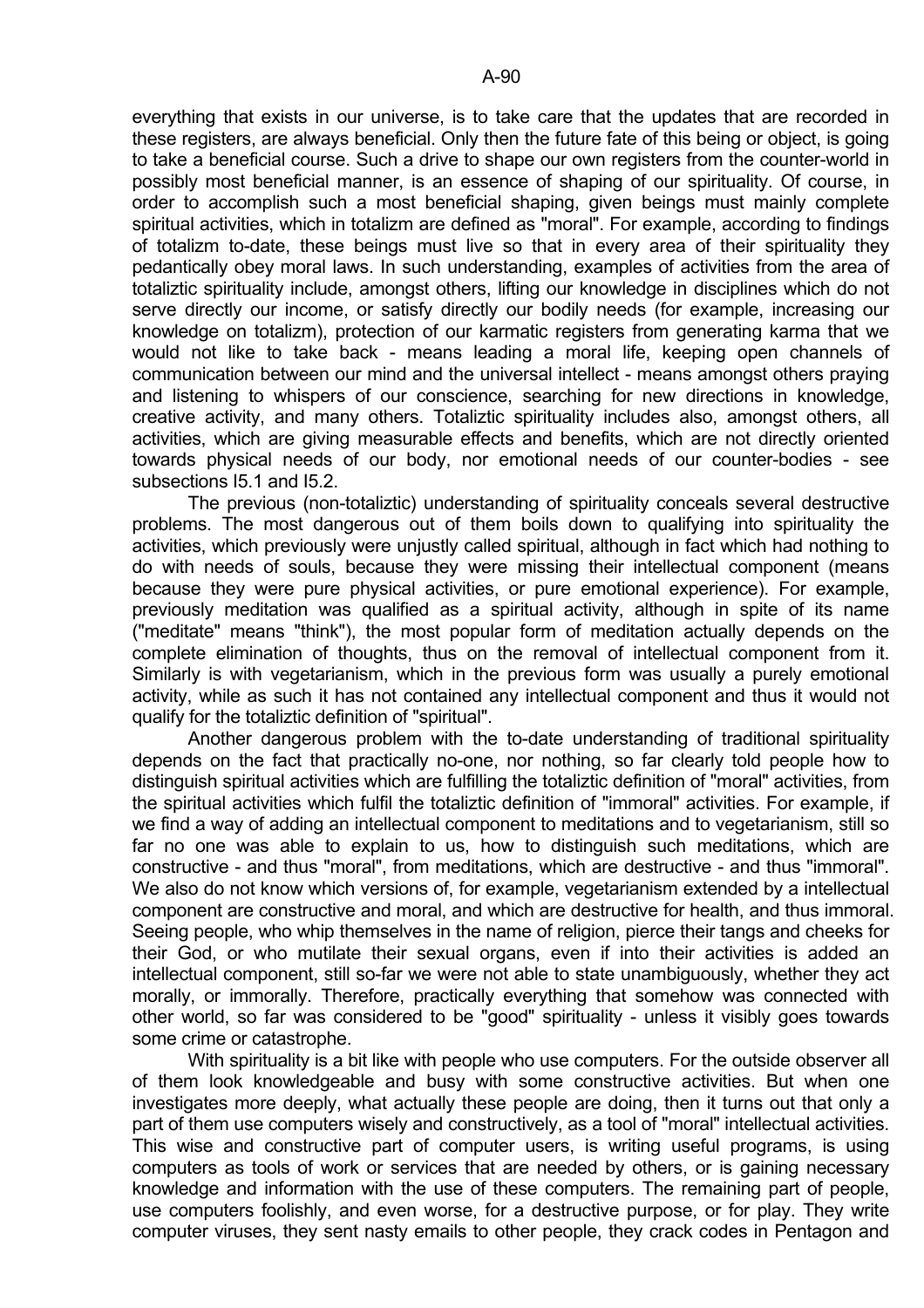everything that exists in our universe, is to take care that the updates that are recorded in these registers, are always beneficial. Only then the future fate of this being or object, is going to take a beneficial course. Such a drive to shape our own registers from the counter-world in possibly most beneficial manner, is an essence of shaping of our spirituality. Of course, in order to accomplish such a most beneficial shaping, given beings must mainly complete spiritual activities, which in totalizm are defined as "moral". For example, according to findings of totalizm to-date, these beings must live so that in every area of their spirituality they pedantically obey moral laws. In such understanding, examples of activities from the area of totaliztic spirituality include, amongst others, lifting our knowledge in disciplines which do not serve directly our income, or satisfy directly our bodily needs (for example, increasing our knowledge on totalizm), protection of our karmatic registers from generating karma that we would not like to take back - means leading a moral life, keeping open channels of communication between our mind and the universal intellect - means amongst others praying and listening to whispers of our conscience, searching for new directions in knowledge, creative activity, and many others. Totaliztic spirituality includes also, amongst others, all activities, which are giving measurable effects and benefits, which are not directly oriented towards physical needs of our body, nor emotional needs of our counter-bodies - see subsections I5.1 and I5.2.

The previous (non-totaliztic) understanding of spirituality conceals several destructive problems. The most dangerous out of them boils down to qualifying into spirituality the activities, which previously were unjustly called spiritual, although in fact which had nothing to do with needs of souls, because they were missing their intellectual component (means because they were pure physical activities, or pure emotional experience). For example, previously meditation was qualified as a spiritual activity, although in spite of its name ("meditate" means "think"), the most popular form of meditation actually depends on the complete elimination of thoughts, thus on the removal of intellectual component from it. Similarly is with vegetarianism, which in the previous form was usually a purely emotional activity, while as such it has not contained any intellectual component and thus it would not qualify for the totaliztic definition of "spiritual".

Another dangerous problem with the to-date understanding of traditional spirituality depends on the fact that practically no-one, nor nothing, so far clearly told people how to distinguish spiritual activities which are fulfilling the totaliztic definition of "moral" activities, from the spiritual activities which fulfil the totaliztic definition of "immoral" activities. For example, if we find a way of adding an intellectual component to meditations and to vegetarianism, still so far no one was able to explain to us, how to distinguish such meditations, which are constructive - and thus "moral", from meditations, which are destructive - and thus "immoral". We also do not know which versions of, for example, vegetarianism extended by a intellectual component are constructive and moral, and which are destructive for health, and thus immoral. Seeing people, who whip themselves in the name of religion, pierce their tangs and cheeks for their God, or who mutilate their sexual organs, even if into their activities is added an intellectual component, still so-far we were not able to state unambiguously, whether they act morally, or immorally. Therefore, practically everything that somehow was connected with other world, so far was considered to be "good" spirituality - unless it visibly goes towards some crime or catastrophe.

With spirituality is a bit like with people who use computers. For the outside observer all of them look knowledgeable and busy with some constructive activities. But when one investigates more deeply, what actually these people are doing, then it turns out that only a part of them use computers wisely and constructively, as a tool of "moral" intellectual activities. This wise and constructive part of computer users, is writing useful programs, is using computers as tools of work or services that are needed by others, or is gaining necessary knowledge and information with the use of these computers. The remaining part of people, use computers foolishly, and even worse, for a destructive purpose, or for play. They write computer viruses, they sent nasty emails to other people, they crack codes in Pentagon and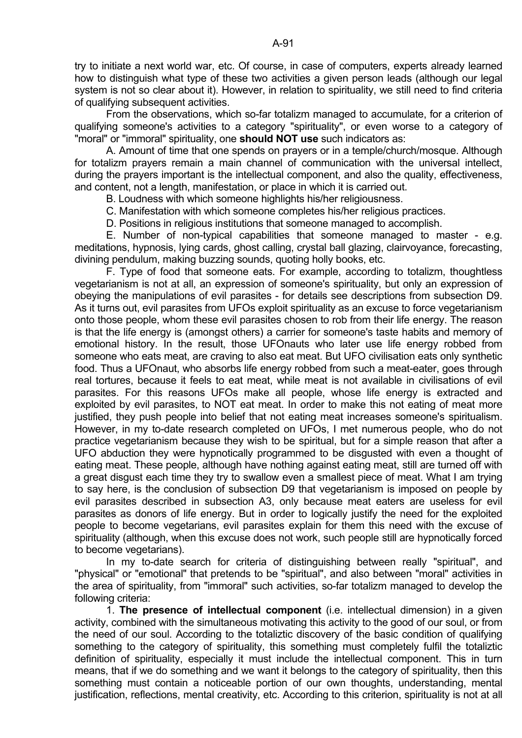try to initiate a next world war, etc. Of course, in case of computers, experts already learned how to distinguish what type of these two activities a given person leads (although our legal system is not so clear about it). However, in relation to spirituality, we still need to find criteria of qualifying subsequent activities.

From the observations, which so-far totalizm managed to accumulate, for a criterion of qualifying someone's activities to a category "spirituality", or even worse to a category of "moral" or "immoral" spirituality, one **should NOT use** such indicators as:

A. Amount of time that one spends on prayers or in a temple/church/mosque. Although for totalizm prayers remain a main channel of communication with the universal intellect, during the prayers important is the intellectual component, and also the quality, effectiveness, and content, not a length, manifestation, or place in which it is carried out.

B. Loudness with which someone highlights his/her religiousness.

C. Manifestation with which someone completes his/her religious practices.

D. Positions in religious institutions that someone managed to accomplish.

E. Number of non-typical capabilities that someone managed to master - e.g. meditations, hypnosis, lying cards, ghost calling, crystal ball glazing, clairvoyance, forecasting, divining pendulum, making buzzing sounds, quoting holly books, etc.

F. Type of food that someone eats. For example, according to totalizm, thoughtless vegetarianism is not at all, an expression of someone's spirituality, but only an expression of obeying the manipulations of evil parasites - for details see descriptions from subsection D9. As it turns out, evil parasites from UFOs exploit spirituality as an excuse to force vegetarianism onto those people, whom these evil parasites chosen to rob from their life energy. The reason is that the life energy is (amongst others) a carrier for someone's taste habits and memory of emotional history. In the result, those UFOnauts who later use life energy robbed from someone who eats meat, are craving to also eat meat. But UFO civilisation eats only synthetic food. Thus a UFOnaut, who absorbs life energy robbed from such a meat-eater, goes through real tortures, because it feels to eat meat, while meat is not available in civilisations of evil parasites. For this reasons UFOs make all people, whose life energy is extracted and exploited by evil parasites, to NOT eat meat. In order to make this not eating of meat more justified, they push people into belief that not eating meat increases someone's spiritualism. However, in my to-date research completed on UFOs, I met numerous people, who do not practice vegetarianism because they wish to be spiritual, but for a simple reason that after a UFO abduction they were hypnotically programmed to be disgusted with even a thought of eating meat. These people, although have nothing against eating meat, still are turned off with a great disgust each time they try to swallow even a smallest piece of meat. What I am trying to say here, is the conclusion of subsection D9 that vegetarianism is imposed on people by evil parasites described in subsection A3, only because meat eaters are useless for evil parasites as donors of life energy. But in order to logically justify the need for the exploited people to become vegetarians, evil parasites explain for them this need with the excuse of spirituality (although, when this excuse does not work, such people still are hypnotically forced to become vegetarians).

In my to-date search for criteria of distinguishing between really "spiritual", and "physical" or "emotional" that pretends to be "spiritual", and also between "moral" activities in the area of spirituality, from "immoral" such activities, so-far totalizm managed to develop the following criteria:

1. **The presence of intellectual component** (i.e. intellectual dimension) in a given activity, combined with the simultaneous motivating this activity to the good of our soul, or from the need of our soul. According to the totaliztic discovery of the basic condition of qualifying something to the category of spirituality, this something must completely fulfil the totaliztic definition of spirituality, especially it must include the intellectual component. This in turn means, that if we do something and we want it belongs to the category of spirituality, then this something must contain a noticeable portion of our own thoughts, understanding, mental justification, reflections, mental creativity, etc. According to this criterion, spirituality is not at all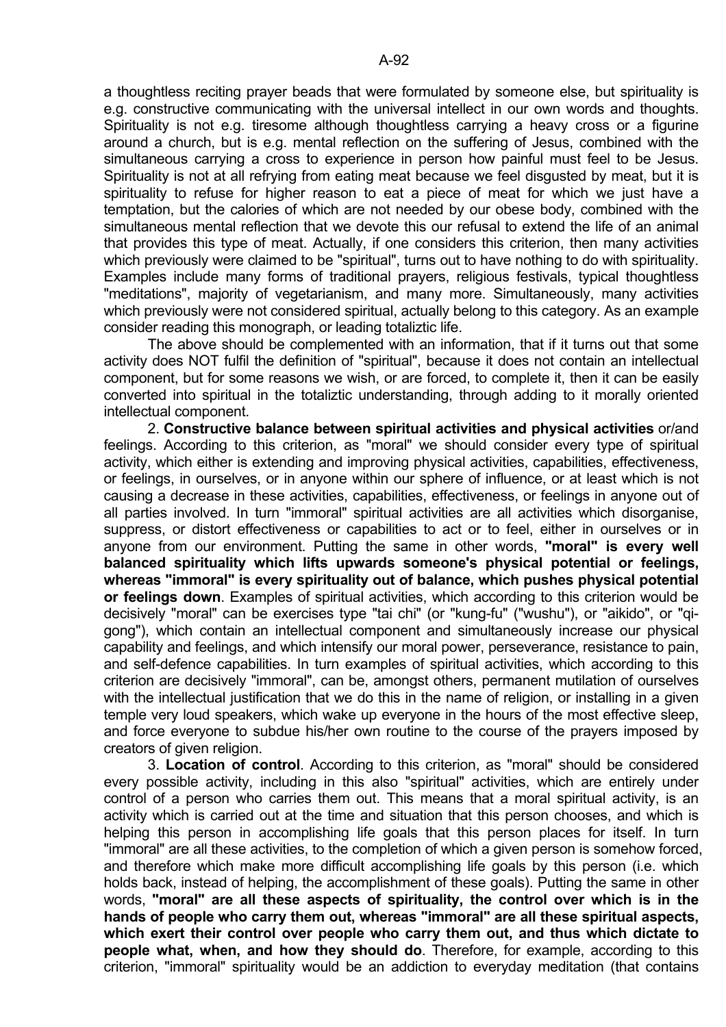a thoughtless reciting prayer beads that were formulated by someone else, but spirituality is e.g. constructive communicating with the universal intellect in our own words and thoughts. Spirituality is not e.g. tiresome although thoughtless carrying a heavy cross or a figurine around a church, but is e.g. mental reflection on the suffering of Jesus, combined with the simultaneous carrying a cross to experience in person how painful must feel to be Jesus. Spirituality is not at all refrying from eating meat because we feel disgusted by meat, but it is spirituality to refuse for higher reason to eat a piece of meat for which we just have a temptation, but the calories of which are not needed by our obese body, combined with the simultaneous mental reflection that we devote this our refusal to extend the life of an animal that provides this type of meat. Actually, if one considers this criterion, then many activities which previously were claimed to be "spiritual", turns out to have nothing to do with spirituality. Examples include many forms of traditional prayers, religious festivals, typical thoughtless "meditations", majority of vegetarianism, and many more. Simultaneously, many activities which previously were not considered spiritual, actually belong to this category. As an example consider reading this monograph, or leading totaliztic life.

The above should be complemented with an information, that if it turns out that some activity does NOT fulfil the definition of "spiritual", because it does not contain an intellectual component, but for some reasons we wish, or are forced, to complete it, then it can be easily converted into spiritual in the totaliztic understanding, through adding to it morally oriented intellectual component.

2. **Constructive balance between spiritual activities and physical activities** or/and feelings. According to this criterion, as "moral" we should consider every type of spiritual activity, which either is extending and improving physical activities, capabilities, effectiveness, or feelings, in ourselves, or in anyone within our sphere of influence, or at least which is not causing a decrease in these activities, capabilities, effectiveness, or feelings in anyone out of all parties involved. In turn "immoral" spiritual activities are all activities which disorganise, suppress, or distort effectiveness or capabilities to act or to feel, either in ourselves or in anyone from our environment. Putting the same in other words, **"moral" is every well balanced spirituality which lifts upwards someone's physical potential or feelings, whereas "immoral" is every spirituality out of balance, which pushes physical potential or feelings down**. Examples of spiritual activities, which according to this criterion would be decisively "moral" can be exercises type "tai chi" (or "kung-fu" ("wushu"), or "aikido", or "qi-gong"), which contain an intellectual component and simultaneously increase our physical capability and feelings, and which intensify our moral power, perseverance, resistance to pain, and self-defence capabilities. In turn examples of spiritual activities, which according to this criterion are decisively "immoral", can be, amongst others, permanent mutilation of ourselves with the intellectual justification that we do this in the name of religion, or installing in a given temple very loud speakers, which wake up everyone in the hours of the most effective sleep, and force everyone to subdue his/her own routine to the course of the prayers imposed by creators of given religion.

3. **Location of control**. According to this criterion, as "moral" should be considered every possible activity, including in this also "spiritual" activities, which are entirely under control of a person who carries them out. This means that a moral spiritual activity, is an activity which is carried out at the time and situation that this person chooses, and which is helping this person in accomplishing life goals that this person places for itself. In turn "immoral" are all these activities, to the completion of which a given person is somehow forced, and therefore which make more difficult accomplishing life goals by this person (i.e. which holds back, instead of helping, the accomplishment of these goals). Putting the same in other words, **"moral" are all these aspects of spirituality, the control over which is in the hands of people who carry them out, whereas "immoral" are all these spiritual aspects, which exert their control over people who carry them out, and thus which dictate to people what, when, and how they should do**. Therefore, for example, according to this criterion, "immoral" spirituality would be an addiction to everyday meditation (that contains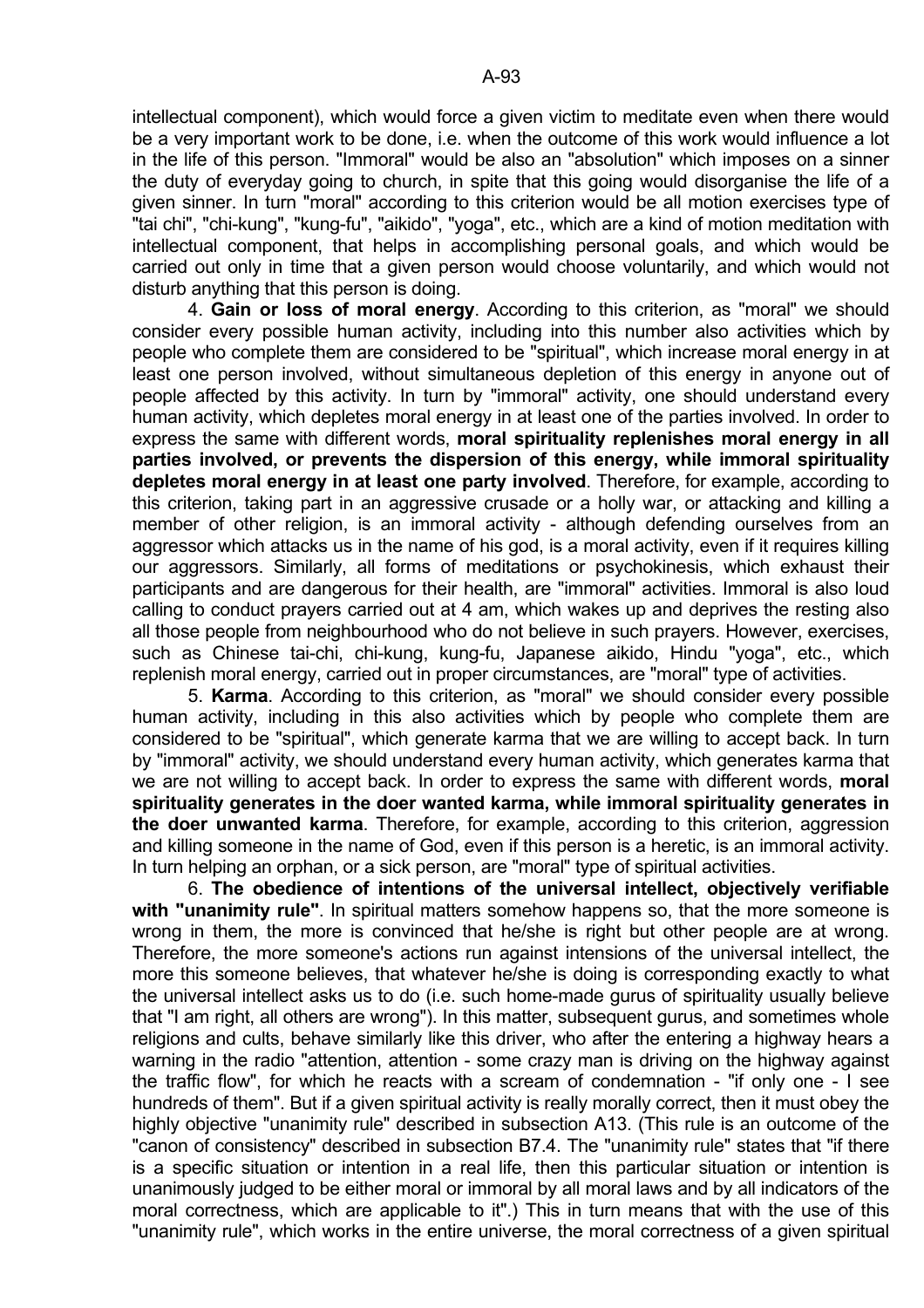intellectual component), which would force a given victim to meditate even when there would be a very important work to be done, i.e. when the outcome of this work would influence a lot in the life of this person. "Immoral" would be also an "absolution" which imposes on a sinner the duty of everyday going to church, in spite that this going would disorganise the life of a given sinner. In turn "moral" according to this criterion would be all motion exercises type of "tai chi", "chi-kung", "kung-fu", "aikido", "yoga", etc., which are a kind of motion meditation with intellectual component, that helps in accomplishing personal goals, and which would be carried out only in time that a given person would choose voluntarily, and which would not disturb anything that this person is doing.

4. **Gain or loss of moral energy**. According to this criterion, as "moral" we should consider every possible human activity, including into this number also activities which by people who complete them are considered to be "spiritual", which increase moral energy in at least one person involved, without simultaneous depletion of this energy in anyone out of people affected by this activity. In turn by "immoral" activity, one should understand every human activity, which depletes moral energy in at least one of the parties involved. In order to express the same with different words, **moral spirituality replenishes moral energy in all parties involved, or prevents the dispersion of this energy, while immoral spirituality depletes moral energy in at least one party involved**. Therefore, for example, according to this criterion, taking part in an aggressive crusade or a holly war, or attacking and killing a member of other religion, is an immoral activity - although defending ourselves from an aggressor which attacks us in the name of his god, is a moral activity, even if it requires killing our aggressors. Similarly, all forms of meditations or psychokinesis, which exhaust their participants and are dangerous for their health, are "immoral" activities. Immoral is also loud calling to conduct prayers carried out at 4 am, which wakes up and deprives the resting also all those people from neighbourhood who do not believe in such prayers. However, exercises, such as Chinese tai-chi, chi-kung, kung-fu, Japanese aikido, Hindu "yoga", etc., which replenish moral energy, carried out in proper circumstances, are "moral" type of activities.

5. **Karma**. According to this criterion, as "moral" we should consider every possible human activity, including in this also activities which by people who complete them are considered to be "spiritual", which generate karma that we are willing to accept back. In turn by "immoral" activity, we should understand every human activity, which generates karma that we are not willing to accept back. In order to express the same with different words, **moral spirituality generates in the doer wanted karma, while immoral spirituality generates in the doer unwanted karma**. Therefore, for example, according to this criterion, aggression and killing someone in the name of God, even if this person is a heretic, is an immoral activity. In turn helping an orphan, or a sick person, are "moral" type of spiritual activities.

6. **The obedience of intentions of the universal intellect, objectively verifiable with "unanimity rule"**. In spiritual matters somehow happens so, that the more someone is wrong in them, the more is convinced that he/she is right but other people are at wrong. Therefore, the more someone's actions run against intensions of the universal intellect, the more this someone believes, that whatever he/she is doing is corresponding exactly to what the universal intellect asks us to do (i.e. such home-made gurus of spirituality usually believe that "I am right, all others are wrong"). In this matter, subsequent gurus, and sometimes whole religions and cults, behave similarly like this driver, who after the entering a highway hears a warning in the radio "attention, attention - some crazy man is driving on the highway against the traffic flow", for which he reacts with a scream of condemnation - "if only one - I see hundreds of them". But if a given spiritual activity is really morally correct, then it must obey the highly objective "unanimity rule" described in subsection A13. (This rule is an outcome of the "canon of consistency" described in subsection B7.4. The "unanimity rule" states that "if there is a specific situation or intention in a real life, then this particular situation or intention is unanimously judged to be either moral or immoral by all moral laws and by all indicators of the moral correctness, which are applicable to it".) This in turn means that with the use of this "unanimity rule", which works in the entire universe, the moral correctness of a given spiritual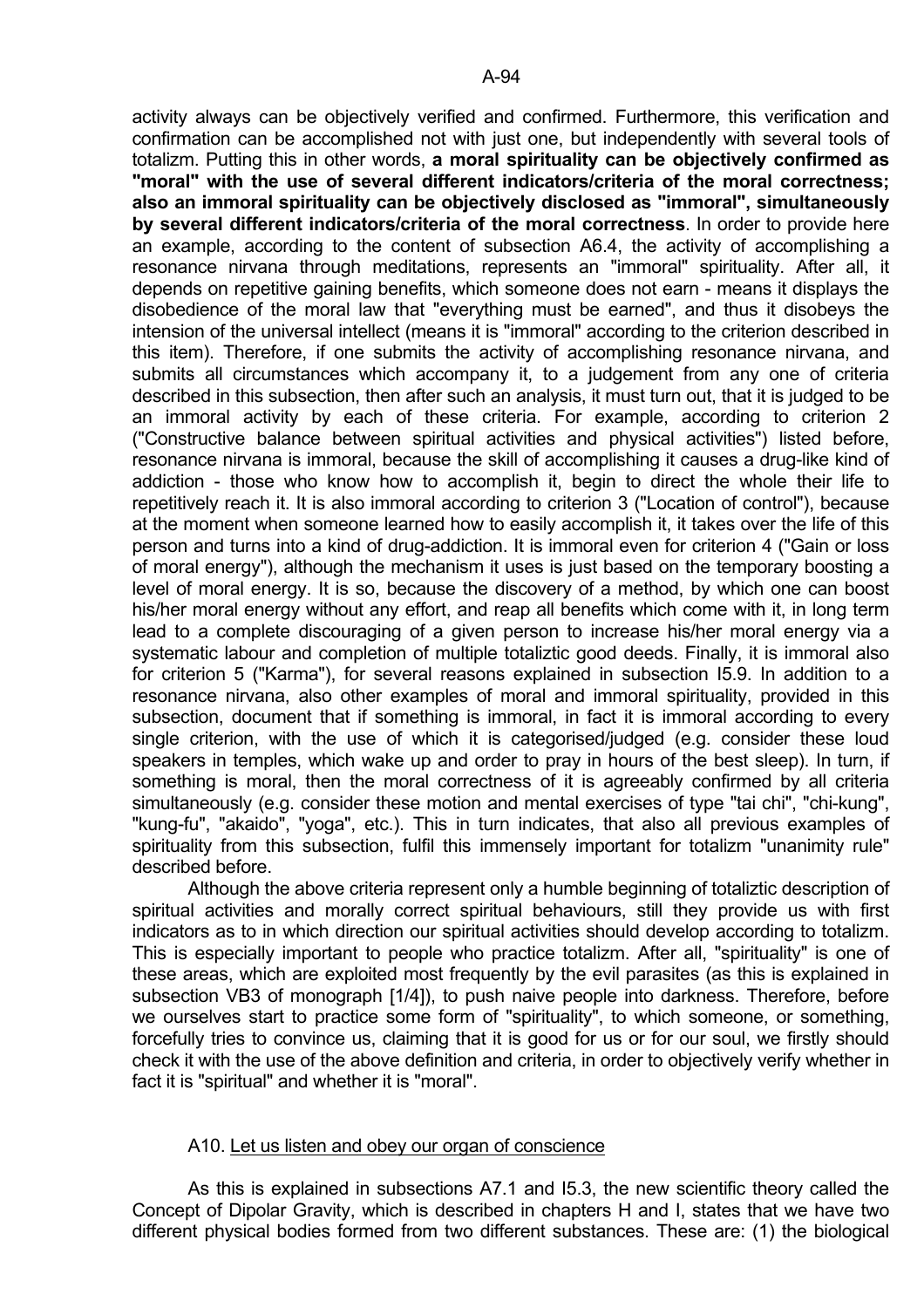activity always can be objectively verified and confirmed. Furthermore, this verification and confirmation can be accomplished not with just one, but independently with several tools of totalizm. Putting this in other words, **a moral spirituality can be objectively confirmed as "moral" with the use of several different indicators/criteria of the moral correctness; also an immoral spirituality can be objectively disclosed as "immoral", simultaneously by several different indicators/criteria of the moral correctness**. In order to provide here an example, according to the content of subsection A6.4, the activity of accomplishing a resonance nirvana through meditations, represents an "immoral" spirituality. After all, it depends on repetitive gaining benefits, which someone does not earn - means it displays the disobedience of the moral law that "everything must be earned", and thus it disobeys the intension of the universal intellect (means it is "immoral" according to the criterion described in this item). Therefore, if one submits the activity of accomplishing resonance nirvana, and submits all circumstances which accompany it, to a judgement from any one of criteria described in this subsection, then after such an analysis, it must turn out, that it is judged to be an immoral activity by each of these criteria. For example, according to criterion 2 ("Constructive balance between spiritual activities and physical activities") listed before, resonance nirvana is immoral, because the skill of accomplishing it causes a drug-like kind of addiction - those who know how to accomplish it, begin to direct the whole their life to repetitively reach it. It is also immoral according to criterion 3 ("Location of control"), because at the moment when someone learned how to easily accomplish it, it takes over the life of this person and turns into a kind of drug-addiction. It is immoral even for criterion 4 ("Gain or loss of moral energy"), although the mechanism it uses is just based on the temporary boosting a level of moral energy. It is so, because the discovery of a method, by which one can boost his/her moral energy without any effort, and reap all benefits which come with it, in long term lead to a complete discouraging of a given person to increase his/her moral energy via a systematic labour and completion of multiple totaliztic good deeds. Finally, it is immoral also for criterion 5 ("Karma"), for several reasons explained in subsection I5.9. In addition to a resonance nirvana, also other examples of moral and immoral spirituality, provided in this subsection, document that if something is immoral, in fact it is immoral according to every single criterion, with the use of which it is categorised/judged (e.g. consider these loud speakers in temples, which wake up and order to pray in hours of the best sleep). In turn, if something is moral, then the moral correctness of it is agreeably confirmed by all criteria simultaneously (e.g. consider these motion and mental exercises of type "tai chi", "chi-kung", "kung-fu", "akaido", "yoga", etc.). This in turn indicates, that also all previous examples of spirituality from this subsection, fulfil this immensely important for totalizm "unanimity rule" described before.

Although the above criteria represent only a humble beginning of totaliztic description of spiritual activities and morally correct spiritual behaviours, still they provide us with first indicators as to in which direction our spiritual activities should develop according to totalizm. This is especially important to people who practice totalizm. After all, "spirituality" is one of these areas, which are exploited most frequently by the evil parasites (as this is explained in subsection VB3 of monograph [1/4]), to push naive people into darkness. Therefore, before we ourselves start to practice some form of "spirituality", to which someone, or something, forcefully tries to convince us, claiming that it is good for us or for our soul, we firstly should check it with the use of the above definition and criteria, in order to objectively verify whether in fact it is "spiritual" and whether it is "moral".

## A10. Let us listen and obey our organ of conscience

As this is explained in subsections A7.1 and I5.3, the new scientific theory called the Concept of Dipolar Gravity, which is described in chapters H and I, states that we have two different physical bodies formed from two different substances. These are: (1) the biological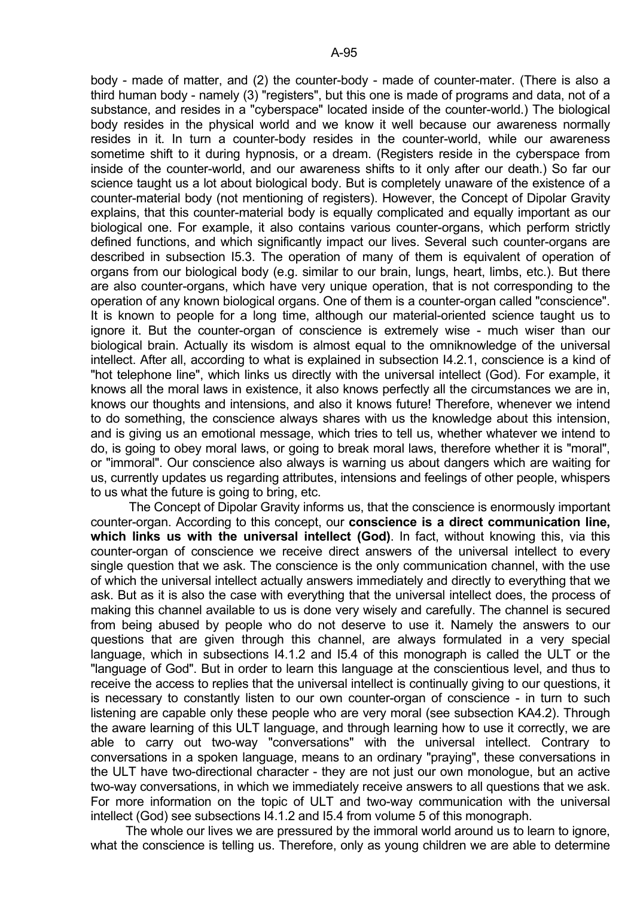body - made of matter, and (2) the counter-body - made of counter-mater. (There is also a third human body - namely (3) "registers", but this one is made of programs and data, not of a substance, and resides in a "cyberspace" located inside of the counter-world.) The biological body resides in the physical world and we know it well because our awareness normally resides in it. In turn a counter-body resides in the counter-world, while our awareness sometime shift to it during hypnosis, or a dream. (Registers reside in the cyberspace from inside of the counter-world, and our awareness shifts to it only after our death.) So far our science taught us a lot about biological body. But is completely unaware of the existence of a counter-material body (not mentioning of registers). However, the Concept of Dipolar Gravity explains, that this counter-material body is equally complicated and equally important as our biological one. For example, it also contains various counter-organs, which perform strictly defined functions, and which significantly impact our lives. Several such counter-organs are described in subsection I5.3. The operation of many of them is equivalent of operation of organs from our biological body (e.g. similar to our brain, lungs, heart, limbs, etc.). But there are also counter-organs, which have very unique operation, that is not corresponding to the operation of any known biological organs. One of them is a counter-organ called "conscience". It is known to people for a long time, although our material-oriented science taught us to ignore it. But the counter-organ of conscience is extremely wise - much wiser than our biological brain. Actually its wisdom is almost equal to the omniknowledge of the universal intellect. After all, according to what is explained in subsection I4.2.1, conscience is a kind of "hot telephone line", which links us directly with the universal intellect (God). For example, it knows all the moral laws in existence, it also knows perfectly all the circumstances we are in, knows our thoughts and intensions, and also it knows future! Therefore, whenever we intend to do something, the conscience always shares with us the knowledge about this intension, and is giving us an emotional message, which tries to tell us, whether whatever we intend to do, is going to obey moral laws, or going to break moral laws, therefore whether it is "moral", or "immoral". Our conscience also always is warning us about dangers which are waiting for us, currently updates us regarding attributes, intensions and feelings of other people, whispers to us what the future is going to bring, etc.

The Concept of Dipolar Gravity informs us, that the conscience is enormously important counter-organ. According to this concept, our **conscience is a direct communication line, which links us with the universal intellect (God)**. In fact, without knowing this, via this counter-organ of conscience we receive direct answers of the universal intellect to every single question that we ask. The conscience is the only communication channel, with the use of which the universal intellect actually answers immediately and directly to everything that we ask. But as it is also the case with everything that the universal intellect does, the process of making this channel available to us is done very wisely and carefully. The channel is secured from being abused by people who do not deserve to use it. Namely the answers to our questions that are given through this channel, are always formulated in a very special language, which in subsections I4.1.2 and I5.4 of this monograph is called the ULT or the "language of God". But in order to learn this language at the conscientious level, and thus to receive the access to replies that the universal intellect is continually giving to our questions, it is necessary to constantly listen to our own counter-organ of conscience - in turn to such listening are capable only these people who are very moral (see subsection KA4.2). Through the aware learning of this ULT language, and through learning how to use it correctly, we are able to carry out two-way "conversations" with the universal intellect. Contrary to conversations in a spoken language, means to an ordinary "praying", these conversations in the ULT have two-directional character - they are not just our own monologue, but an active two-way conversations, in which we immediately receive answers to all questions that we ask. For more information on the topic of ULT and two-way communication with the universal intellect (God) see subsections I4.1.2 and I5.4 from volume 5 of this monograph.

The whole our lives we are pressured by the immoral world around us to learn to ignore, what the conscience is telling us. Therefore, only as young children we are able to determine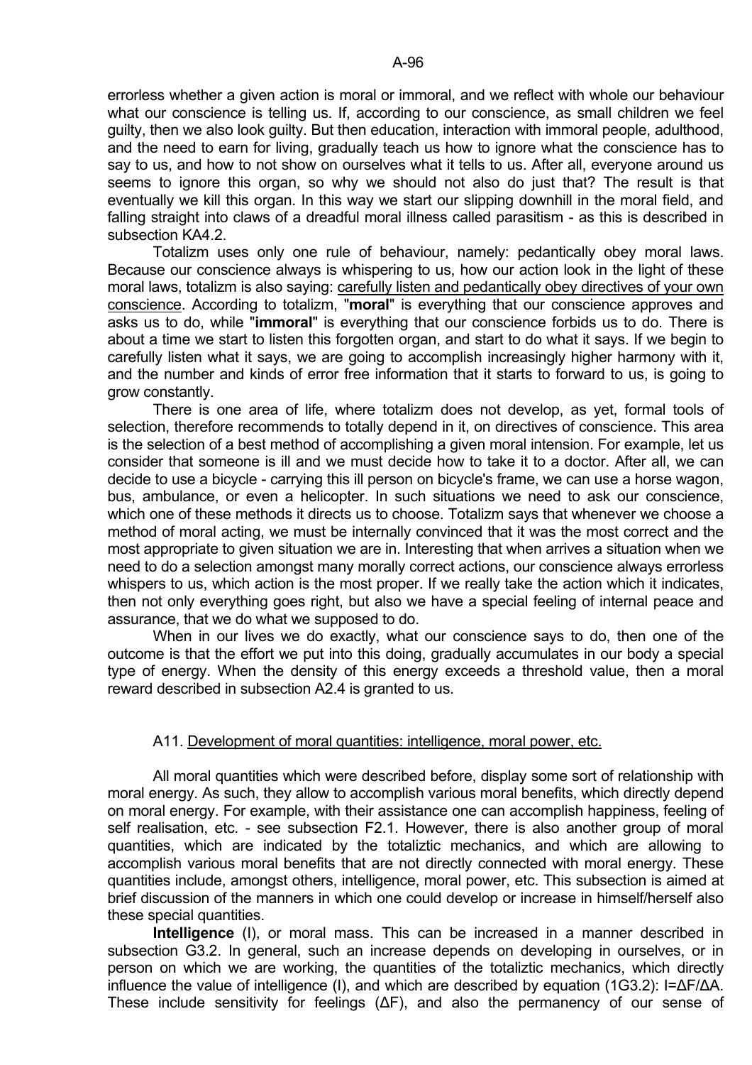errorless whether a given action is moral or immoral, and we reflect with whole our behaviour what our conscience is telling us. If, according to our conscience, as small children we feel guilty, then we also look guilty. But then education, interaction with immoral people, adulthood, and the need to earn for living, gradually teach us how to ignore what the conscience has to say to us, and how to not show on ourselves what it tells to us. After all, everyone around us seems to ignore this organ, so why we should not also do just that? The result is that eventually we kill this organ. In this way we start our slipping downhill in the moral field, and falling straight into claws of a dreadful moral illness called parasitism - as this is described in subsection KA4.2.

Totalizm uses only one rule of behaviour, namely: pedantically obey moral laws. Because our conscience always is whispering to us, how our action look in the light of these moral laws, totalizm is also saying: carefully listen and pedantically obey directives of your own conscience. According to totalizm, "**moral**" is everything that our conscience approves and asks us to do, while "**immoral**" is everything that our conscience forbids us to do. There is about a time we start to listen this forgotten organ, and start to do what it says. If we begin to carefully listen what it says, we are going to accomplish increasingly higher harmony with it, and the number and kinds of error free information that it starts to forward to us, is going to grow constantly.

There is one area of life, where totalizm does not develop, as yet, formal tools of selection, therefore recommends to totally depend in it, on directives of conscience. This area is the selection of a best method of accomplishing a given moral intension. For example, let us consider that someone is ill and we must decide how to take it to a doctor. After all, we can decide to use a bicycle - carrying this ill person on bicycle's frame, we can use a horse wagon, bus, ambulance, or even a helicopter. In such situations we need to ask our conscience, which one of these methods it directs us to choose. Totalizm says that whenever we choose a method of moral acting, we must be internally convinced that it was the most correct and the most appropriate to given situation we are in. Interesting that when arrives a situation when we need to do a selection amongst many morally correct actions, our conscience always errorless whispers to us, which action is the most proper. If we really take the action which it indicates, then not only everything goes right, but also we have a special feeling of internal peace and assurance, that we do what we supposed to do.

When in our lives we do exactly, what our conscience says to do, then one of the outcome is that the effort we put into this doing, gradually accumulates in our body a special type of energy. When the density of this energy exceeds a threshold value, then a moral reward described in subsection A2.4 is granted to us.

## A11. Development of moral quantities: intelligence, moral power, etc.

All moral quantities which were described before, display some sort of relationship with moral energy. As such, they allow to accomplish various moral benefits, which directly depend on moral energy. For example, with their assistance one can accomplish happiness, feeling of self realisation, etc. - see subsection F2.1. However, there is also another group of moral quantities, which are indicated by the totaliztic mechanics, and which are allowing to accomplish various moral benefits that are not directly connected with moral energy. These quantities include, amongst others, intelligence, moral power, etc. This subsection is aimed at brief discussion of the manners in which one could develop or increase in himself/herself also these special quantities.

**Intelligence** (I), or moral mass. This can be increased in a manner described in subsection G3.2. In general, such an increase depends on developing in ourselves, or in person on which we are working, the quantities of the totaliztic mechanics, which directly influence the value of intelligence (I), and which are described by equation (1G3.2): $I=\Delta F/\Delta A$. These include sensitivity for feelings ($\Delta F$), and also the permanency of our sense of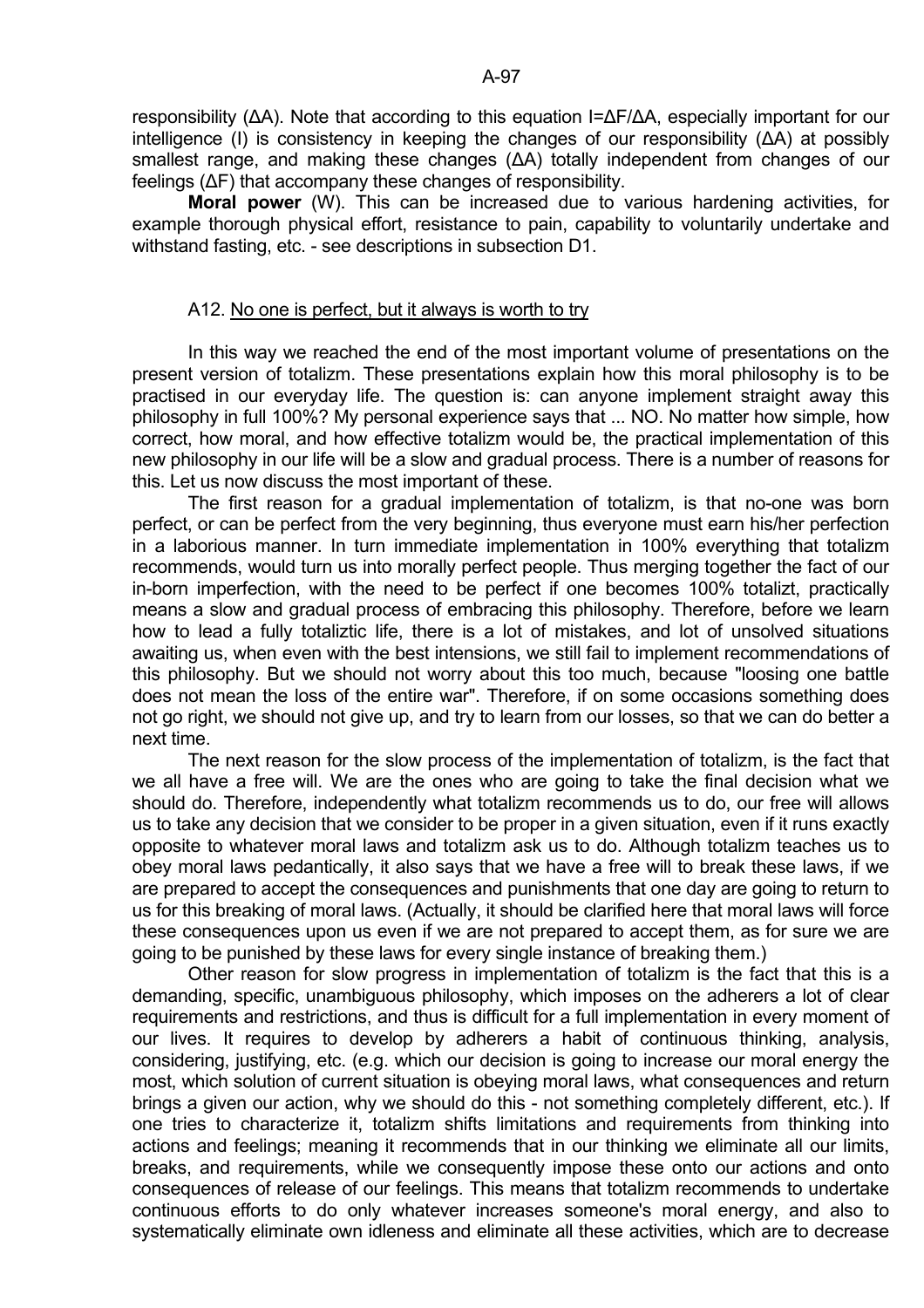responsibility ($\Delta A$). Note that according to this equation $I=\Delta F/\Delta A$, especially important for our intelligence ($I$) is consistency in keeping the changes of our responsibility ($\Delta A$) at possibly smallest range, and making these changes ($\Delta A$) totally independent from changes of our feelings ($\Delta F$) that accompany these changes of responsibility.

**Moral power** (W). This can be increased due to various hardening activities, for example thorough physical effort, resistance to pain, capability to voluntarily undertake and withstand fasting, etc. - see descriptions in subsection D1.

## A12. No one is perfect, but it always is worth to try

In this way we reached the end of the most important volume of presentations on the present version of totalizm. These presentations explain how this moral philosophy is to be practised in our everyday life. The question is: can anyone implement straight away this philosophy in full 100%? My personal experience says that ... NO. No matter how simple, how correct, how moral, and how effective totalizm would be, the practical implementation of this new philosophy in our life will be a slow and gradual process. There is a number of reasons for this. Let us now discuss the most important of these.

The first reason for a gradual implementation of totalizm, is that no-one was born perfect, or can be perfect from the very beginning, thus everyone must earn his/her perfection in a laborious manner. In turn immediate implementation in 100% everything that totalizm recommends, would turn us into morally perfect people. Thus merging together the fact of our in-born imperfection, with the need to be perfect if one becomes 100% totalizt, practically means a slow and gradual process of embracing this philosophy. Therefore, before we learn how to lead a fully totaliztic life, there is a lot of mistakes, and lot of unsolved situations awaiting us, when even with the best intensions, we still fail to implement recommendations of this philosophy. But we should not worry about this too much, because "loosing one battle does not mean the loss of the entire war". Therefore, if on some occasions something does not go right, we should not give up, and try to learn from our losses, so that we can do better a next time.

The next reason for the slow process of the implementation of totalizm, is the fact that we all have a free will. We are the ones who are going to take the final decision what we should do. Therefore, independently what totalizm recommends us to do, our free will allows us to take any decision that we consider to be proper in a given situation, even if it runs exactly opposite to whatever moral laws and totalizm ask us to do. Although totalizm teaches us to obey moral laws pedantically, it also says that we have a free will to break these laws, if we are prepared to accept the consequences and punishments that one day are going to return to us for this breaking of moral laws. (Actually, it should be clarified here that moral laws will force these consequences upon us even if we are not prepared to accept them, as for sure we are going to be punished by these laws for every single instance of breaking them.)

Other reason for slow progress in implementation of totalizm is the fact that this is a demanding, specific, unambiguous philosophy, which imposes on the adherers a lot of clear requirements and restrictions, and thus is difficult for a full implementation in every moment of our lives. It requires to develop by adherers a habit of continuous thinking, analysis, considering, justifying, etc. (e.g. which our decision is going to increase our moral energy the most, which solution of current situation is obeying moral laws, what consequences and return brings a given our action, why we should do this - not something completely different, etc.). If one tries to characterize it, totalizm shifts limitations and requirements from thinking into actions and feelings; meaning it recommends that in our thinking we eliminate all our limits, breaks, and requirements, while we consequently impose these onto our actions and onto consequences of release of our feelings. This means that totalizm recommends to undertake continuous efforts to do only whatever increases someone's moral energy, and also to systematically eliminate own idleness and eliminate all these activities, which are to decrease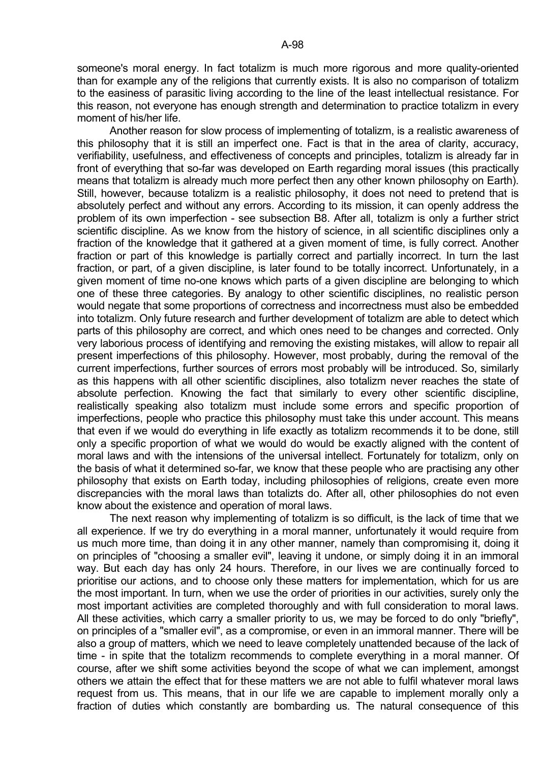someone's moral energy. In fact totalizm is much more rigorous and more quality-oriented than for example any of the religions that currently exists. It is also no comparison of totalizm to the easiness of parasitic living according to the line of the least intellectual resistance. For this reason, not everyone has enough strength and determination to practice totalizm in every moment of his/her life.

Another reason for slow process of implementing of totalizm, is a realistic awareness of this philosophy that it is still an imperfect one. Fact is that in the area of clarity, accuracy, verifiability, usefulness, and effectiveness of concepts and principles, totalizm is already far in front of everything that so-far was developed on Earth regarding moral issues (this practically means that totalizm is already much more perfect then any other known philosophy on Earth). Still, however, because totalizm is a realistic philosophy, it does not need to pretend that is absolutely perfect and without any errors. According to its mission, it can openly address the problem of its own imperfection - see subsection B8. After all, totalizm is only a further strict scientific discipline. As we know from the history of science, in all scientific disciplines only a fraction of the knowledge that it gathered at a given moment of time, is fully correct. Another fraction or part of this knowledge is partially correct and partially incorrect. In turn the last fraction, or part, of a given discipline, is later found to be totally incorrect. Unfortunately, in a given moment of time no-one knows which parts of a given discipline are belonging to which one of these three categories. By analogy to other scientific disciplines, no realistic person would negate that some proportions of correctness and incorrectness must also be embedded into totalizm. Only future research and further development of totalizm are able to detect which parts of this philosophy are correct, and which ones need to be changes and corrected. Only very laborious process of identifying and removing the existing mistakes, will allow to repair all present imperfections of this philosophy. However, most probably, during the removal of the current imperfections, further sources of errors most probably will be introduced. So, similarly as this happens with all other scientific disciplines, also totalizm never reaches the state of absolute perfection. Knowing the fact that similarly to every other scientific discipline, realistically speaking also totalizm must include some errors and specific proportion of imperfections, people who practice this philosophy must take this under account. This means that even if we would do everything in life exactly as totalizm recommends it to be done, still only a specific proportion of what we would do would be exactly aligned with the content of moral laws and with the intensions of the universal intellect. Fortunately for totalizm, only on the basis of what it determined so-far, we know that these people who are practising any other philosophy that exists on Earth today, including philosophies of religions, create even more discrepancies with the moral laws than totalizts do. After all, other philosophies do not even know about the existence and operation of moral laws.

The next reason why implementing of totalizm is so difficult, is the lack of time that we all experience. If we try do everything in a moral manner, unfortunately it would require from us much more time, than doing it in any other manner, namely than compromising it, doing it on principles of "choosing a smaller evil", leaving it undone, or simply doing it in an immoral way. But each day has only 24 hours. Therefore, in our lives we are continually forced to prioritise our actions, and to choose only these matters for implementation, which for us are the most important. In turn, when we use the order of priorities in our activities, surely only the most important activities are completed thoroughly and with full consideration to moral laws. All these activities, which carry a smaller priority to us, we may be forced to do only "briefly", on principles of a "smaller evil", as a compromise, or even in an immoral manner. There will be also a group of matters, which we need to leave completely unattended because of the lack of time - in spite that the totalizm recommends to complete everything in a moral manner. Of course, after we shift some activities beyond the scope of what we can implement, amongst others we attain the effect that for these matters we are not able to fulfil whatever moral laws request from us. This means, that in our life we are capable to implement morally only a fraction of duties which constantly are bombarding us. The natural consequence of this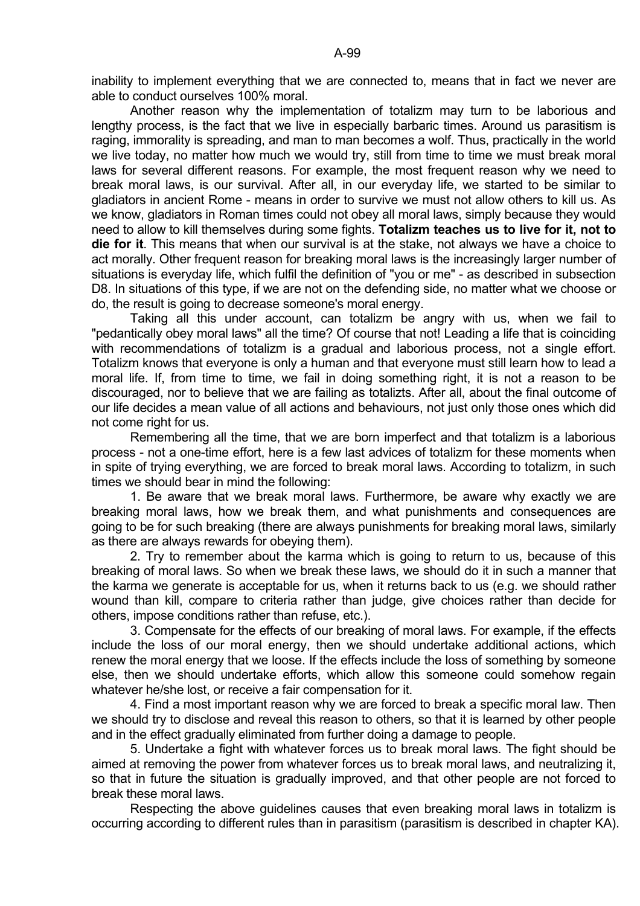inability to implement everything that we are connected to, means that in fact we never are able to conduct ourselves 100% moral.

Another reason why the implementation of totalizm may turn to be laborious and lengthy process, is the fact that we live in especially barbaric times. Around us parasitism is raging, immorality is spreading, and man to man becomes a wolf. Thus, practically in the world we live today, no matter how much we would try, still from time to time we must break moral laws for several different reasons. For example, the most frequent reason why we need to break moral laws, is our survival. After all, in our everyday life, we started to be similar to gladiators in ancient Rome - means in order to survive we must not allow others to kill us. As we know, gladiators in Roman times could not obey all moral laws, simply because they would need to allow to kill themselves during some fights. **Totalizm teaches us to live for it, not to die for it**. This means that when our survival is at the stake, not always we have a choice to act morally. Other frequent reason for breaking moral laws is the increasingly larger number of situations is everyday life, which fulfil the definition of "you or me" - as described in subsection D8. In situations of this type, if we are not on the defending side, no matter what we choose or do, the result is going to decrease someone's moral energy.

Taking all this under account, can totalizm be angry with us, when we fail to "pedantically obey moral laws" all the time? Of course that not! Leading a life that is coinciding with recommendations of totalizm is a gradual and laborious process, not a single effort. Totalizm knows that everyone is only a human and that everyone must still learn how to lead a moral life. If, from time to time, we fail in doing something right, it is not a reason to be discouraged, nor to believe that we are failing as totalizts. After all, about the final outcome of our life decides a mean value of all actions and behaviours, not just only those ones which did not come right for us.

Remembering all the time, that we are born imperfect and that totalizm is a laborious process - not a one-time effort, here is a few last advices of totalizm for these moments when in spite of trying everything, we are forced to break moral laws. According to totalizm, in such times we should bear in mind the following:

1. Be aware that we break moral laws. Furthermore, be aware why exactly we are breaking moral laws, how we break them, and what punishments and consequences are going to be for such breaking (there are always punishments for breaking moral laws, similarly as there are always rewards for obeying them).

2. Try to remember about the karma which is going to return to us, because of this breaking of moral laws. So when we break these laws, we should do it in such a manner that the karma we generate is acceptable for us, when it returns back to us (e.g. we should rather wound than kill, compare to criteria rather than judge, give choices rather than decide for others, impose conditions rather than refuse, etc.).

3. Compensate for the effects of our breaking of moral laws. For example, if the effects include the loss of our moral energy, then we should undertake additional actions, which renew the moral energy that we loose. If the effects include the loss of something by someone else, then we should undertake efforts, which allow this someone could somehow regain whatever he/she lost, or receive a fair compensation for it.

4. Find a most important reason why we are forced to break a specific moral law. Then we should try to disclose and reveal this reason to others, so that it is learned by other people and in the effect gradually eliminated from further doing a damage to people.

5. Undertake a fight with whatever forces us to break moral laws. The fight should be aimed at removing the power from whatever forces us to break moral laws, and neutralizing it, so that in future the situation is gradually improved, and that other people are not forced to break these moral laws.

Respecting the above guidelines causes that even breaking moral laws in totalizm is occurring according to different rules than in parasitism (parasitism is described in chapter KA).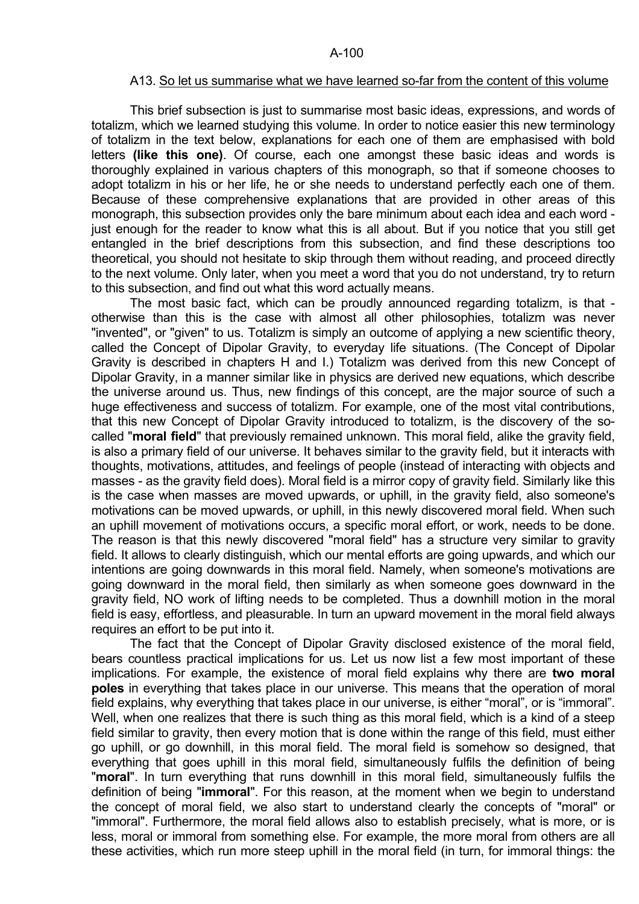## A13. So let us summarise what we have learned so-far from the content of this volume

This brief subsection is just to summarise most basic ideas, expressions, and words of totalizm, which we learned studying this volume. In order to notice easier this new terminology of totalizm in the text below, explanations for each one of them are emphasised with bold letters **(like this one)**. Of course, each one amongst these basic ideas and words is thoroughly explained in various chapters of this monograph, so that if someone chooses to adopt totalizm in his or her life, he or she needs to understand perfectly each one of them. Because of these comprehensive explanations that are provided in other areas of this monograph, this subsection provides only the bare minimum about each idea and each word - just enough for the reader to know what this is all about. But if you notice that you still get entangled in the brief descriptions from this subsection, and find these descriptions too theoretical, you should not hesitate to skip through them without reading, and proceed directly to the next volume. Only later, when you meet a word that you do not understand, try to return to this subsection, and find out what this word actually means.

The most basic fact, which can be proudly announced regarding totalizm, is that - otherwise than this is the case with almost all other philosophies, totalizm was never "invented", or "given" to us. Totalizm is simply an outcome of applying a new scientific theory, called the Concept of Dipolar Gravity, to everyday life situations. (The Concept of Dipolar Gravity is described in chapters H and I.) Totalizm was derived from this new Concept of Dipolar Gravity, in a manner similar like in physics are derived new equations, which describe the universe around us. Thus, new findings of this concept, are the major source of such a huge effectiveness and success of totalizm. For example, one of the most vital contributions, that this new Concept of Dipolar Gravity introduced to totalizm, is the discovery of the so-called "**moral field**" that previously remained unknown. This moral field, alike the gravity field, is also a primary field of our universe. It behaves similar to the gravity field, but it interacts with thoughts, motivations, attitudes, and feelings of people (instead of interacting with objects and masses - as the gravity field does). Moral field is a mirror copy of gravity field. Similarly like this is the case when masses are moved upwards, or uphill, in the gravity field, also someone's motivations can be moved upwards, or uphill, in this newly discovered moral field. When such an uphill movement of motivations occurs, a specific moral effort, or work, needs to be done. The reason is that this newly discovered "moral field" has a structure very similar to gravity field. It allows to clearly distinguish, which our mental efforts are going upwards, and which our intentions are going downwards in this moral field. Namely, when someone's motivations are going downward in the moral field, then similarly as when someone goes downward in the gravity field, NO work of lifting needs to be completed. Thus a downhill motion in the moral field is easy, effortless, and pleasurable. In turn an upward movement in the moral field always requires an effort to be put into it.

The fact that the Concept of Dipolar Gravity disclosed existence of the moral field, bears countless practical implications for us. Let us now list a few most important of these implications. For example, the existence of moral field explains why there are **two moral poles** in everything that takes place in our universe. This means that the operation of moral field explains, why everything that takes place in our universe, is either "moral", or is "immoral". Well, when one realizes that there is such thing as this moral field, which is a kind of a steep field similar to gravity, then every motion that is done within the range of this field, must either go uphill, or go downhill, in this moral field. The moral field is somehow so designed, that everything that goes uphill in this moral field, simultaneously fulfils the definition of being "**moral**". In turn everything that runs downhill in this moral field, simultaneously fulfils the definition of being "**immoral**". For this reason, at the moment when we begin to understand the concept of moral field, we also start to understand clearly the concepts of "moral" or "immoral". Furthermore, the moral field allows also to establish precisely, what is more, or is less, moral or immoral from something else. For example, the more moral from others are all these activities, which run more steep uphill in the moral field (in turn, for immoral things: the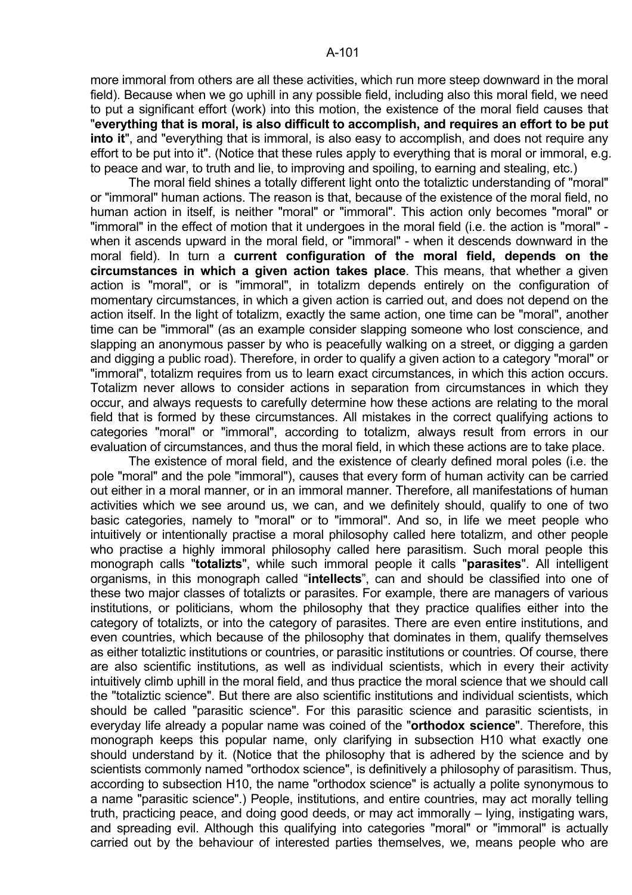more immoral from others are all these activities, which run more steep downward in the moral field). Because when we go uphill in any possible field, including also this moral field, we need to put a significant effort (work) into this motion, the existence of the moral field causes that "**everything that is moral, is also difficult to accomplish, and requires an effort to be put into it**", and "everything that is immoral, is also easy to accomplish, and does not require any effort to be put into it". (Notice that these rules apply to everything that is moral or immoral, e.g. to peace and war, to truth and lie, to improving and spoiling, to earning and stealing, etc.)

The moral field shines a totally different light onto the totaliztic understanding of "moral" or "immoral" human actions. The reason is that, because of the existence of the moral field, no human action in itself, is neither "moral" or "immoral". This action only becomes "moral" or "immoral" in the effect of motion that it undergoes in the moral field (i.e. the action is "moral" - when it ascends upward in the moral field, or "immoral" - when it descends downward in the moral field). In turn a **current configuration of the moral field, depends on the circumstances in which a given action takes place**. This means, that whether a given action is "moral", or is "immoral", in totalizm depends entirely on the configuration of momentary circumstances, in which a given action is carried out, and does not depend on the action itself. In the light of totalizm, exactly the same action, one time can be "moral", another time can be "immoral" (as an example consider slapping someone who lost conscience, and slapping an anonymous passer by who is peacefully walking on a street, or digging a garden and digging a public road). Therefore, in order to qualify a given action to a category "moral" or "immoral", totalizm requires from us to learn exact circumstances, in which this action occurs. Totalizm never allows to consider actions in separation from circumstances in which they occur, and always requests to carefully determine how these actions are relating to the moral field that is formed by these circumstances. All mistakes in the correct qualifying actions to categories "moral" or "immoral", according to totalizm, always result from errors in our evaluation of circumstances, and thus the moral field, in which these actions are to take place.

The existence of moral field, and the existence of clearly defined moral poles (i.e. the pole "moral" and the pole "immoral"), causes that every form of human activity can be carried out either in a moral manner, or in an immoral manner. Therefore, all manifestations of human activities which we see around us, we can, and we definitely should, qualify to one of two basic categories, namely to "moral" or to "immoral". And so, in life we meet people who intuitively or intentionally practise a moral philosophy called here totalizm, and other people who practise a highly immoral philosophy called here parasitism. Such moral people this monograph calls "**totalizts**", while such immoral people it calls "**parasites**". All intelligent organisms, in this monograph called "**intellects**", can and should be classified into one of these two major classes of totalizts or parasites. For example, there are managers of various institutions, or politicians, whom the philosophy that they practice qualifies either into the category of totalizts, or into the category of parasites. There are even entire institutions, and even countries, which because of the philosophy that dominates in them, qualify themselves as either totaliztic institutions or countries, or parasitic institutions or countries. Of course, there are also scientific institutions, as well as individual scientists, which in every their activity intuitively climb uphill in the moral field, and thus practice the moral science that we should call the "totaliztic science". But there are also scientific institutions and individual scientists, which should be called "parasitic science". For this parasitic science and parasitic scientists, in everyday life already a popular name was coined of the "**orthodox science**". Therefore, this monograph keeps this popular name, only clarifying in subsection H10 what exactly one should understand by it. (Notice that the philosophy that is adhered by the science and by scientists commonly named "orthodox science", is definitively a philosophy of parasitism. Thus, according to subsection H10, the name "orthodox science" is actually a polite synonymous to a name "parasitic science".) People, institutions, and entire countries, may act morally telling truth, practicing peace, and doing good deeds, or may act immorally – lying, instigating wars, and spreading evil. Although this qualifying into categories "moral" or "immoral" is actually carried out by the behaviour of interested parties themselves, we, means people who are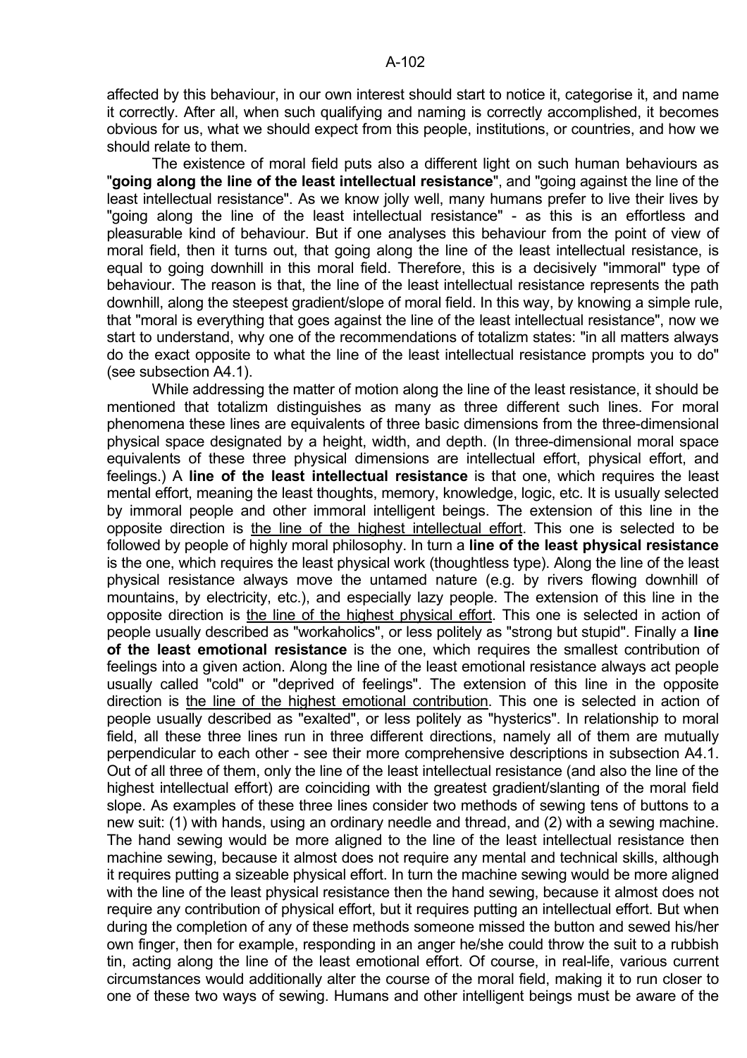affected by this behaviour, in our own interest should start to notice it, categorise it, and name it correctly. After all, when such qualifying and naming is correctly accomplished, it becomes obvious for us, what we should expect from this people, institutions, or countries, and how we should relate to them.

The existence of moral field puts also a different light on such human behaviours as "**going along the line of the least intellectual resistance**", and "going against the line of the least intellectual resistance". As we know jolly well, many humans prefer to live their lives by "going along the line of the least intellectual resistance" - as this is an effortless and pleasurable kind of behaviour. But if one analyses this behaviour from the point of view of moral field, then it turns out, that going along the line of the least intellectual resistance, is equal to going downhill in this moral field. Therefore, this is a decisively "immoral" type of behaviour. The reason is that, the line of the least intellectual resistance represents the path downhill, along the steepest gradient/slope of moral field. In this way, by knowing a simple rule, that "moral is everything that goes against the line of the least intellectual resistance", now we start to understand, why one of the recommendations of totalizm states: "in all matters always do the exact opposite to what the line of the least intellectual resistance prompts you to do" (see subsection A4.1).

While addressing the matter of motion along the line of the least resistance, it should be mentioned that totalizm distinguishes as many as three different such lines. For moral phenomena these lines are equivalents of three basic dimensions from the three-dimensional physical space designated by a height, width, and depth. (In three-dimensional moral space equivalents of these three physical dimensions are intellectual effort, physical effort, and feelings.) A **line of the least intellectual resistance** is that one, which requires the least mental effort, meaning the least thoughts, memory, knowledge, logic, etc. It is usually selected by immoral people and other immoral intelligent beings. The extension of this line in the opposite direction is <u>the line of the highest intellectual effort</u>. This one is selected to be followed by people of highly moral philosophy. In turn a **line of the least physical resistance** is the one, which requires the least physical work (thoughtless type). Along the line of the least physical resistance always move the untamed nature (e.g. by rivers flowing downhill of mountains, by electricity, etc.), and especially lazy people. The extension of this line in the opposite direction is <u>the line of the highest physical effort</u>. This one is selected in action of people usually described as "workaholics", or less politely as "strong but stupid". Finally a **line of the least emotional resistance** is the one, which requires the smallest contribution of feelings into a given action. Along the line of the least emotional resistance always act people usually called "cold" or "deprived of feelings". The extension of this line in the opposite direction is <u>the line of the highest emotional contribution</u>. This one is selected in action of people usually described as "exalted", or less politely as "hysterics". In relationship to moral field, all these three lines run in three different directions, namely all of them are mutually perpendicular to each other - see their more comprehensive descriptions in subsection A4.1. Out of all three of them, only the line of the least intellectual resistance (and also the line of the highest intellectual effort) are coinciding with the greatest gradient/slanting of the moral field slope. As examples of these three lines consider two methods of sewing tens of buttons to a new suit: (1) with hands, using an ordinary needle and thread, and (2) with a sewing machine. The hand sewing would be more aligned to the line of the least intellectual resistance then machine sewing, because it almost does not require any mental and technical skills, although it requires putting a sizeable physical effort. In turn the machine sewing would be more aligned with the line of the least physical resistance then the hand sewing, because it almost does not require any contribution of physical effort, but it requires putting an intellectual effort. But when during the completion of any of these methods someone missed the button and sewed his/her own finger, then for example, responding in an anger he/she could throw the suit to a rubbish tin, acting along the line of the least emotional effort. Of course, in real-life, various current circumstances would additionally alter the course of the moral field, making it to run closer to one of these two ways of sewing. Humans and other intelligent beings must be aware of the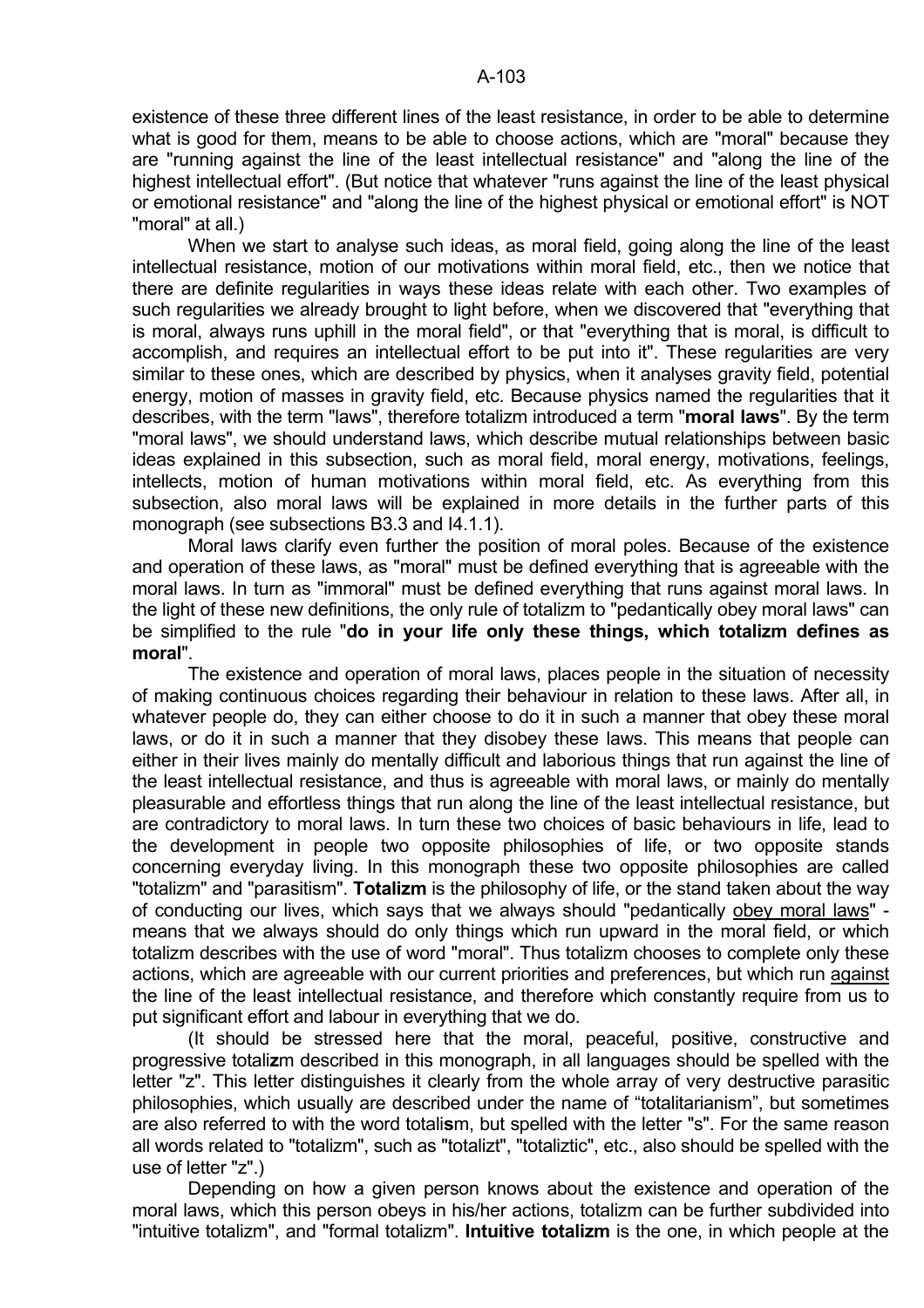existence of these three different lines of the least resistance, in order to be able to determine what is good for them, means to be able to choose actions, which are "moral" because they are "running against the line of the least intellectual resistance" and "along the line of the highest intellectual effort". (But notice that whatever "runs against the line of the least physical or emotional resistance" and "along the line of the highest physical or emotional effort" is NOT "moral" at all.)

When we start to analyse such ideas, as moral field, going along the line of the least intellectual resistance, motion of our motivations within moral field, etc., then we notice that there are definite regularities in ways these ideas relate with each other. Two examples of such regularities we already brought to light before, when we discovered that "everything that is moral, always runs uphill in the moral field", or that "everything that is moral, is difficult to accomplish, and requires an intellectual effort to be put into it". These regularities are very similar to these ones, which are described by physics, when it analyses gravity field, potential energy, motion of masses in gravity field, etc. Because physics named the regularities that it describes, with the term "laws", therefore totalizm introduced a term "**moral laws**". By the term "moral laws", we should understand laws, which describe mutual relationships between basic ideas explained in this subsection, such as moral field, moral energy, motivations, feelings, intellects, motion of human motivations within moral field, etc. As everything from this subsection, also moral laws will be explained in more details in the further parts of this monograph (see subsections B3.3 and I4.1.1).

Moral laws clarify even further the position of moral poles. Because of the existence and operation of these laws, as "moral" must be defined everything that is agreeable with the moral laws. In turn as "immoral" must be defined everything that runs against moral laws. In the light of these new definitions, the only rule of totalizm to "pedantically obey moral laws" can be simplified to the rule "**do in your life only these things, which totalizm defines as moral**".

The existence and operation of moral laws, places people in the situation of necessity of making continuous choices regarding their behaviour in relation to these laws. After all, in whatever people do, they can either choose to do it in such a manner that obey these moral laws, or do it in such a manner that they disobey these laws. This means that people can either in their lives mainly do mentally difficult and laborious things that run against the line of the least intellectual resistance, and thus is agreeable with moral laws, or mainly do mentally pleasurable and effortless things that run along the line of the least intellectual resistance, but are contradictory to moral laws. In turn these two choices of basic behaviours in life, lead to the development in people two opposite philosophies of life, or two opposite stands concerning everyday living. In this monograph these two opposite philosophies are called "totalizm" and "parasitism". **Totalizm** is the philosophy of life, or the stand taken about the way of conducting our lives, which says that we always should "pedantically obey moral laws" - means that we always should do only things which run upward in the moral field, or which totalizm describes with the use of word "moral". Thus totalizm chooses to complete only these actions, which are agreeable with our current priorities and preferences, but which run against the line of the least intellectual resistance, and therefore which constantly require from us to put significant effort and labour in everything that we do.

(It should be stressed here that the moral, peaceful, positive, constructive and progressive totali**z**m described in this monograph, in all languages should be spelled with the letter "z". This letter distinguishes it clearly from the whole array of very destructive parasitic philosophies, which usually are described under the name of "totalitarianism", but sometimes are also referred to with the word totali**s**m, but spelled with the letter "s". For the same reason all words related to "totalizm", such as "totalizt", "totaliztic", etc., also should be spelled with the use of letter "z".)

Depending on how a given person knows about the existence and operation of the moral laws, which this person obeys in his/her actions, totalizm can be further subdivided into "intuitive totalizm", and "formal totalizm". **Intuitive totalizm** is the one, in which people at the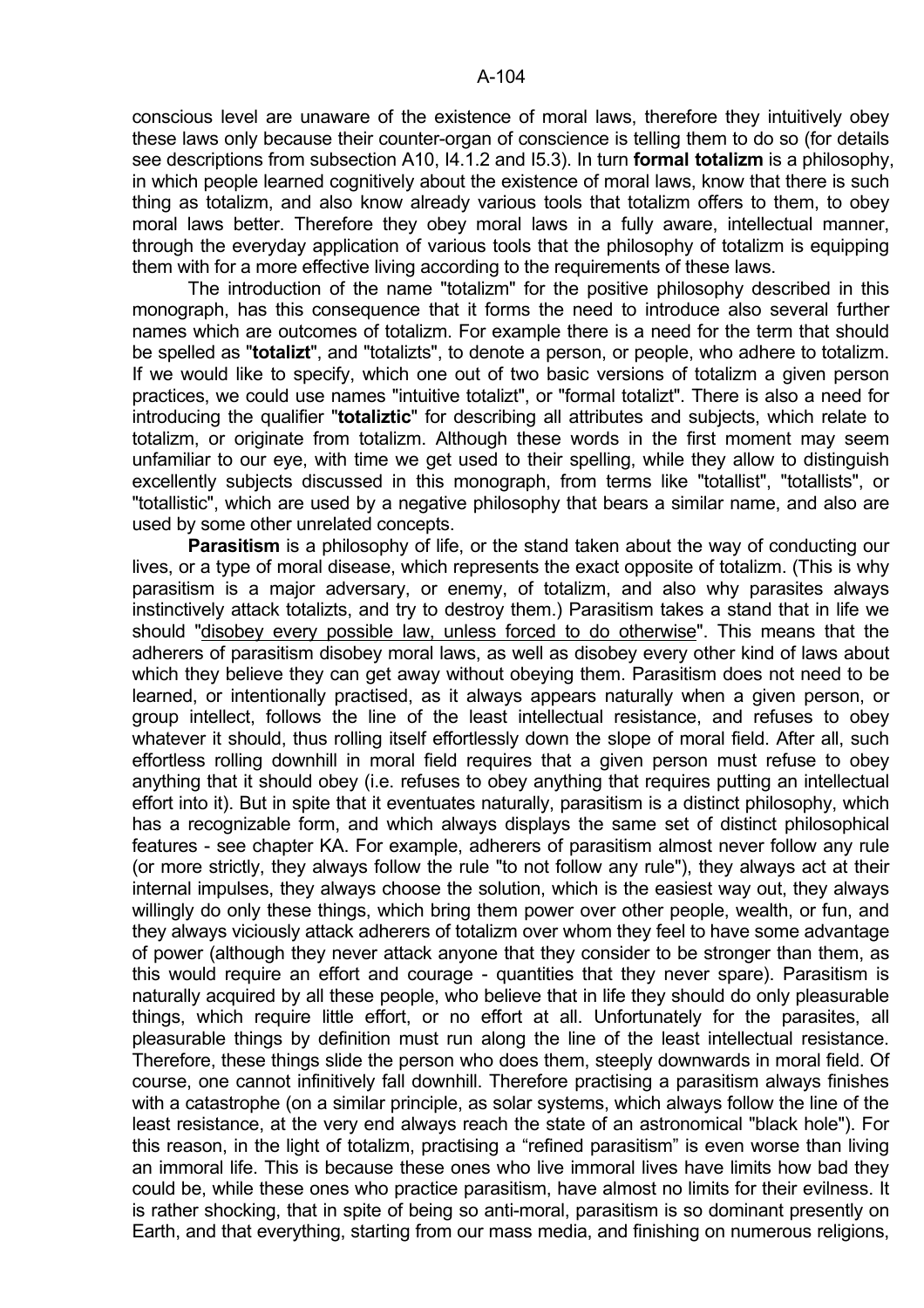conscious level are unaware of the existence of moral laws, therefore they intuitively obey these laws only because their counter-organ of conscience is telling them to do so (for details see descriptions from subsection A10, I4.1.2 and I5.3). In turn **formal totalizm** is a philosophy, in which people learned cognitively about the existence of moral laws, know that there is such thing as totalizm, and also know already various tools that totalizm offers to them, to obey moral laws better. Therefore they obey moral laws in a fully aware, intellectual manner, through the everyday application of various tools that the philosophy of totalizm is equipping them with for a more effective living according to the requirements of these laws.

The introduction of the name "totalizm" for the positive philosophy described in this monograph, has this consequence that it forms the need to introduce also several further names which are outcomes of totalizm. For example there is a need for the term that should be spelled as "**totalizt**", and "totalizts", to denote a person, or people, who adhere to totalizm. If we would like to specify, which one out of two basic versions of totalizm a given person practices, we could use names "intuitive totalizt", or "formal totalizt". There is also a need for introducing the qualifier "**totaliztic**" for describing all attributes and subjects, which relate to totalizm, or originate from totalizm. Although these words in the first moment may seem unfamiliar to our eye, with time we get used to their spelling, while they allow to distinguish excellently subjects discussed in this monograph, from terms like "totallist", "totallists", or "totallistic", which are used by a negative philosophy that bears a similar name, and also are used by some other unrelated concepts.

**Parasitism** is a philosophy of life, or the stand taken about the way of conducting our lives, or a type of moral disease, which represents the exact opposite of totalizm. (This is why parasitism is a major adversary, or enemy, of totalizm, and also why parasites always instinctively attack totalizts, and try to destroy them.) Parasitism takes a stand that in life we should "disobey every possible law, unless forced to do otherwise". This means that the adherers of parasitism disobey moral laws, as well as disobey every other kind of laws about which they believe they can get away without obeying them. Parasitism does not need to be learned, or intentionally practised, as it always appears naturally when a given person, or group intellect, follows the line of the least intellectual resistance, and refuses to obey whatever it should, thus rolling itself effortlessly down the slope of moral field. After all, such effortless rolling downhill in moral field requires that a given person must refuse to obey anything that it should obey (i.e. refuses to obey anything that requires putting an intellectual effort into it). But in spite that it eventuates naturally, parasitism is a distinct philosophy, which has a recognizable form, and which always displays the same set of distinct philosophical features - see chapter KA. For example, adherers of parasitism almost never follow any rule (or more strictly, they always follow the rule "to not follow any rule"), they always act at their internal impulses, they always choose the solution, which is the easiest way out, they always willingly do only these things, which bring them power over other people, wealth, or fun, and they always viciously attack adherers of totalizm over whom they feel to have some advantage of power (although they never attack anyone that they consider to be stronger than them, as this would require an effort and courage - quantities that they never spare). Parasitism is naturally acquired by all these people, who believe that in life they should do only pleasurable things, which require little effort, or no effort at all. Unfortunately for the parasites, all pleasurable things by definition must run along the line of the least intellectual resistance. Therefore, these things slide the person who does them, steeply downwards in moral field. Of course, one cannot infinitively fall downhill. Therefore practising a parasitism always finishes with a catastrophe (on a similar principle, as solar systems, which always follow the line of the least resistance, at the very end always reach the state of an astronomical "black hole"). For this reason, in the light of totalizm, practising a "refined parasitism" is even worse than living an immoral life. This is because these ones who live immoral lives have limits how bad they could be, while these ones who practice parasitism, have almost no limits for their evilness. It is rather shocking, that in spite of being so anti-moral, parasitism is so dominant presently on Earth, and that everything, starting from our mass media, and finishing on numerous religions,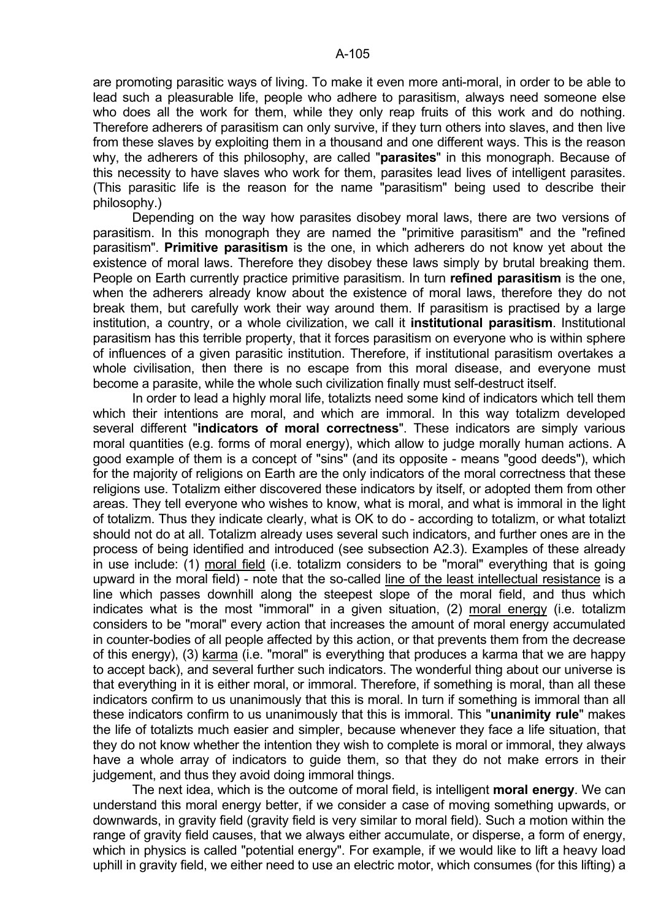are promoting parasitic ways of living. To make it even more anti-moral, in order to be able to lead such a pleasurable life, people who adhere to parasitism, always need someone else who does all the work for them, while they only reap fruits of this work and do nothing. Therefore adherers of parasitism can only survive, if they turn others into slaves, and then live from these slaves by exploiting them in a thousand and one different ways. This is the reason why, the adherers of this philosophy, are called "**parasites**" in this monograph. Because of this necessity to have slaves who work for them, parasites lead lives of intelligent parasites. (This parasitic life is the reason for the name "parasitism" being used to describe their philosophy.)

Depending on the way how parasites disobey moral laws, there are two versions of parasitism. In this monograph they are named the "primitive parasitism" and the "refined parasitism". **Primitive parasitism** is the one, in which adherers do not know yet about the existence of moral laws. Therefore they disobey these laws simply by brutal breaking them. People on Earth currently practice primitive parasitism. In turn **refined parasitism** is the one, when the adherers already know about the existence of moral laws, therefore they do not break them, but carefully work their way around them. If parasitism is practised by a large institution, a country, or a whole civilization, we call it **institutional parasitism**. Institutional parasitism has this terrible property, that it forces parasitism on everyone who is within sphere of influences of a given parasitic institution. Therefore, if institutional parasitism overtakes a whole civilisation, then there is no escape from this moral disease, and everyone must become a parasite, while the whole such civilization finally must self-destruct itself.

In order to lead a highly moral life, totalizts need some kind of indicators which tell them which their intentions are moral, and which are immoral. In this way totalizm developed several different "**indicators of moral correctness**". These indicators are simply various moral quantities (e.g. forms of moral energy), which allow to judge morally human actions. A good example of them is a concept of "sins" (and its opposite - means "good deeds"), which for the majority of religions on Earth are the only indicators of the moral correctness that these religions use. Totalizm either discovered these indicators by itself, or adopted them from other areas. They tell everyone who wishes to know, what is moral, and what is immoral in the light of totalizm. Thus they indicate clearly, what is OK to do - according to totalizm, or what totalizt should not do at all. Totalizm already uses several such indicators, and further ones are in the process of being identified and introduced (see subsection A2.3). Examples of these already in use include: (1) moral field (i.e. totalizm considers to be "moral" everything that is going upward in the moral field) - note that the so-called line of the least intellectual resistance is a line which passes downhill along the steepest slope of the moral field, and thus which indicates what is the most "immoral" in a given situation, (2) moral energy (i.e. totalizm considers to be "moral" every action that increases the amount of moral energy accumulated in counter-bodies of all people affected by this action, or that prevents them from the decrease of this energy), (3) karma (i.e. "moral" is everything that produces a karma that we are happy to accept back), and several further such indicators. The wonderful thing about our universe is that everything in it is either moral, or immoral. Therefore, if something is moral, than all these indicators confirm to us unanimously that this is moral. In turn if something is immoral than all these indicators confirm to us unanimously that this is immoral. This "**unanimity rule**" makes the life of totalizts much easier and simpler, because whenever they face a life situation, that they do not know whether the intention they wish to complete is moral or immoral, they always have a whole array of indicators to guide them, so that they do not make errors in their judgement, and thus they avoid doing immoral things.

The next idea, which is the outcome of moral field, is intelligent **moral energy**. We can understand this moral energy better, if we consider a case of moving something upwards, or downwards, in gravity field (gravity field is very similar to moral field). Such a motion within the range of gravity field causes, that we always either accumulate, or disperse, a form of energy, which in physics is called "potential energy". For example, if we would like to lift a heavy load uphill in gravity field, we either need to use an electric motor, which consumes (for this lifting) a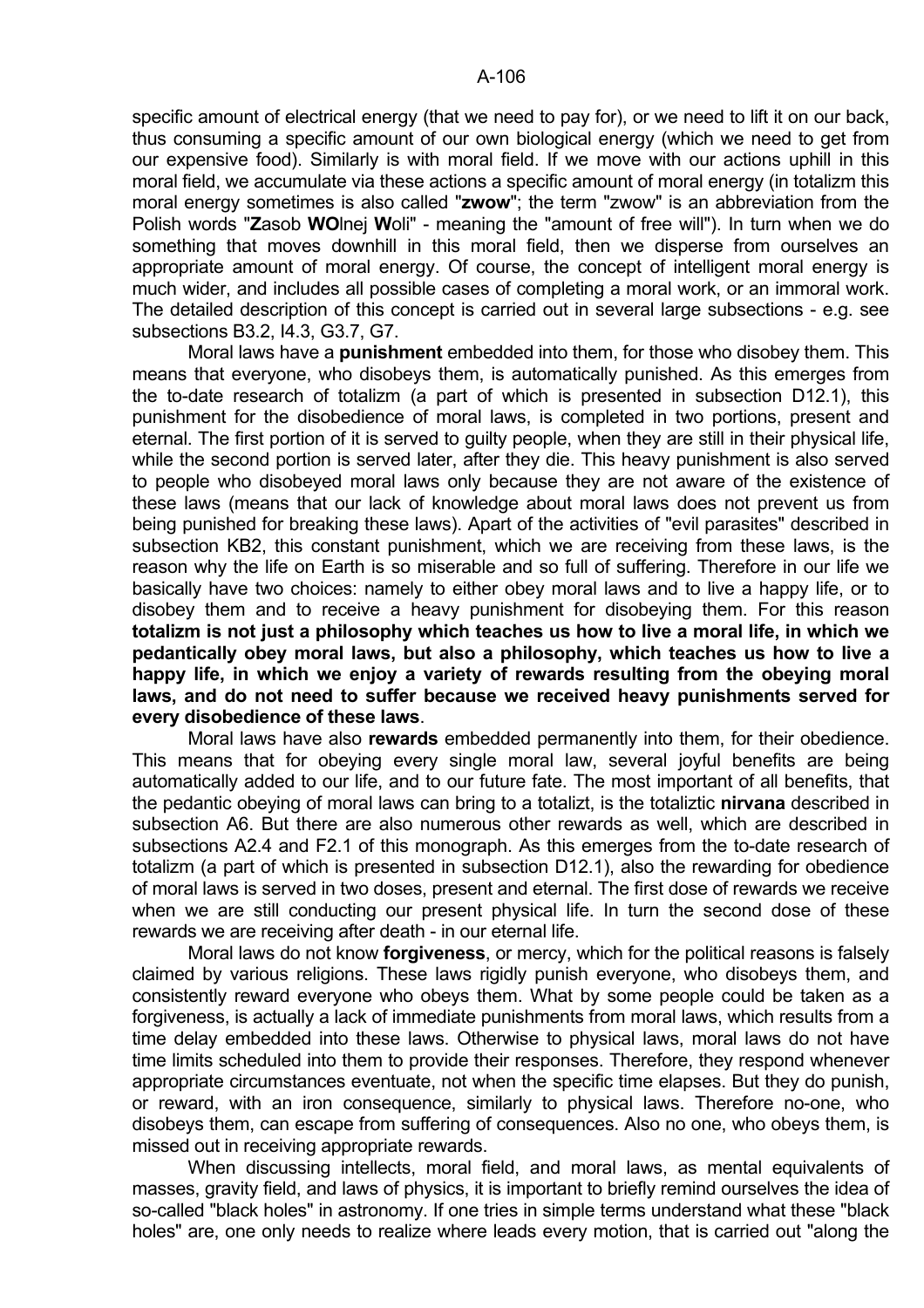specific amount of electrical energy (that we need to pay for), or we need to lift it on our back, thus consuming a specific amount of our own biological energy (which we need to get from our expensive food). Similarly is with moral field. If we move with our actions uphill in this moral field, we accumulate via these actions a specific amount of moral energy (in totalizm this moral energy sometimes is also called "**zwow**"; the term "zwow" is an abbreviation from the Polish words "**Z**asob **WO**lnej **W**oli" - meaning the "amount of free will"). In turn when we do something that moves downhill in this moral field, then we disperse from ourselves an appropriate amount of moral energy. Of course, the concept of intelligent moral energy is much wider, and includes all possible cases of completing a moral work, or an immoral work. The detailed description of this concept is carried out in several large subsections - e.g. see subsections B3.2, I4.3, G3.7, G7.

Moral laws have a **punishment** embedded into them, for those who disobey them. This means that everyone, who disobeys them, is automatically punished. As this emerges from the to-date research of totalizm (a part of which is presented in subsection D12.1), this punishment for the disobedience of moral laws, is completed in two portions, present and eternal. The first portion of it is served to guilty people, when they are still in their physical life, while the second portion is served later, after they die. This heavy punishment is also served to people who disobeyed moral laws only because they are not aware of the existence of these laws (means that our lack of knowledge about moral laws does not prevent us from being punished for breaking these laws). Apart of the activities of "evil parasites" described in subsection KB2, this constant punishment, which we are receiving from these laws, is the reason why the life on Earth is so miserable and so full of suffering. Therefore in our life we basically have two choices: namely to either obey moral laws and to live a happy life, or to disobey them and to receive a heavy punishment for disobeying them. For this reason **totalizm is not just a philosophy which teaches us how to live a moral life, in which we pedantically obey moral laws, but also a philosophy, which teaches us how to live a happy life, in which we enjoy a variety of rewards resulting from the obeying moral laws, and do not need to suffer because we received heavy punishments served for every disobedience of these laws**.

Moral laws have also **rewards** embedded permanently into them, for their obedience. This means that for obeying every single moral law, several joyful benefits are being automatically added to our life, and to our future fate. The most important of all benefits, that the pedantic obeying of moral laws can bring to a totalizt, is the totaliztic **nirvana** described in subsection A6. But there are also numerous other rewards as well, which are described in subsections A2.4 and F2.1 of this monograph. As this emerges from the to-date research of totalizm (a part of which is presented in subsection D12.1), also the rewarding for obedience of moral laws is served in two doses, present and eternal. The first dose of rewards we receive when we are still conducting our present physical life. In turn the second dose of these rewards we are receiving after death - in our eternal life.

Moral laws do not know **forgiveness**, or mercy, which for the political reasons is falsely claimed by various religions. These laws rigidly punish everyone, who disobeys them, and consistently reward everyone who obeys them. What by some people could be taken as a forgiveness, is actually a lack of immediate punishments from moral laws, which results from a time delay embedded into these laws. Otherwise to physical laws, moral laws do not have time limits scheduled into them to provide their responses. Therefore, they respond whenever appropriate circumstances eventuate, not when the specific time elapses. But they do punish, or reward, with an iron consequence, similarly to physical laws. Therefore no-one, who disobeys them, can escape from suffering of consequences. Also no one, who obeys them, is missed out in receiving appropriate rewards.

When discussing intellects, moral field, and moral laws, as mental equivalents of masses, gravity field, and laws of physics, it is important to briefly remind ourselves the idea of so-called "black holes" in astronomy. If one tries in simple terms understand what these "black holes" are, one only needs to realize where leads every motion, that is carried out "along the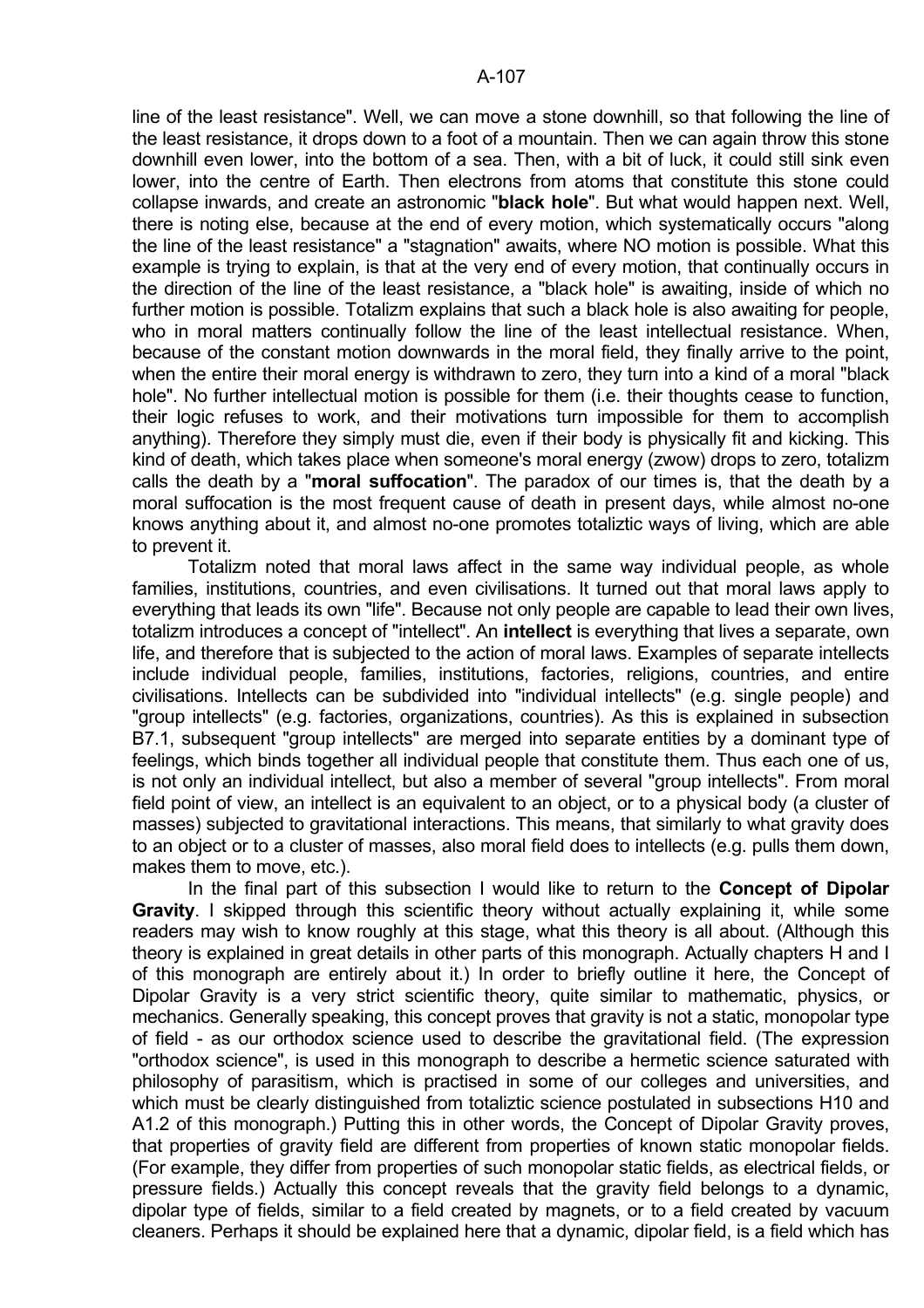line of the least resistance". Well, we can move a stone downhill, so that following the line of the least resistance, it drops down to a foot of a mountain. Then we can again throw this stone downhill even lower, into the bottom of a sea. Then, with a bit of luck, it could still sink even lower, into the centre of Earth. Then electrons from atoms that constitute this stone could collapse inwards, and create an astronomic "**black hole**". But what would happen next. Well, there is noting else, because at the end of every motion, which systematically occurs "along the line of the least resistance" a "stagnation" awaits, where NO motion is possible. What this example is trying to explain, is that at the very end of every motion, that continually occurs in the direction of the line of the least resistance, a "black hole" is awaiting, inside of which no further motion is possible. Totalizm explains that such a black hole is also awaiting for people, who in moral matters continually follow the line of the least intellectual resistance. When, because of the constant motion downwards in the moral field, they finally arrive to the point, when the entire their moral energy is withdrawn to zero, they turn into a kind of a moral "black hole". No further intellectual motion is possible for them (i.e. their thoughts cease to function, their logic refuses to work, and their motivations turn impossible for them to accomplish anything). Therefore they simply must die, even if their body is physically fit and kicking. This kind of death, which takes place when someone's moral energy (zwow) drops to zero, totalizm calls the death by a "**moral suffocation**". The paradox of our times is, that the death by a moral suffocation is the most frequent cause of death in present days, while almost no-one knows anything about it, and almost no-one promotes totaliztic ways of living, which are able to prevent it.

Totalizm noted that moral laws affect in the same way individual people, as whole families, institutions, countries, and even civilisations. It turned out that moral laws apply to everything that leads its own "life". Because not only people are capable to lead their own lives, totalizm introduces a concept of "intellect". An **intellect** is everything that lives a separate, own life, and therefore that is subjected to the action of moral laws. Examples of separate intellects include individual people, families, institutions, factories, religions, countries, and entire civilisations. Intellects can be subdivided into "individual intellects" (e.g. single people) and "group intellects" (e.g. factories, organizations, countries). As this is explained in subsection B7.1, subsequent "group intellects" are merged into separate entities by a dominant type of feelings, which binds together all individual people that constitute them. Thus each one of us, is not only an individual intellect, but also a member of several "group intellects". From moral field point of view, an intellect is an equivalent to an object, or to a physical body (a cluster of masses) subjected to gravitational interactions. This means, that similarly to what gravity does to an object or to a cluster of masses, also moral field does to intellects (e.g. pulls them down, makes them to move, etc.).

In the final part of this subsection I would like to return to the **Concept of Dipolar Gravity**. I skipped through this scientific theory without actually explaining it, while some readers may wish to know roughly at this stage, what this theory is all about. (Although this theory is explained in great details in other parts of this monograph. Actually chapters H and I of this monograph are entirely about it.) In order to briefly outline it here, the Concept of Dipolar Gravity is a very strict scientific theory, quite similar to mathematic, physics, or mechanics. Generally speaking, this concept proves that gravity is not a static, monopolar type of field - as our orthodox science used to describe the gravitational field. (The expression "orthodox science", is used in this monograph to describe a hermetic science saturated with philosophy of parasitism, which is practised in some of our colleges and universities, and which must be clearly distinguished from totaliztic science postulated in subsections H10 and A1.2 of this monograph.) Putting this in other words, the Concept of Dipolar Gravity proves, that properties of gravity field are different from properties of known static monopolar fields. (For example, they differ from properties of such monopolar static fields, as electrical fields, or pressure fields.) Actually this concept reveals that the gravity field belongs to a dynamic, dipolar type of fields, similar to a field created by magnets, or to a field created by vacuum cleaners. Perhaps it should be explained here that a dynamic, dipolar field, is a field which has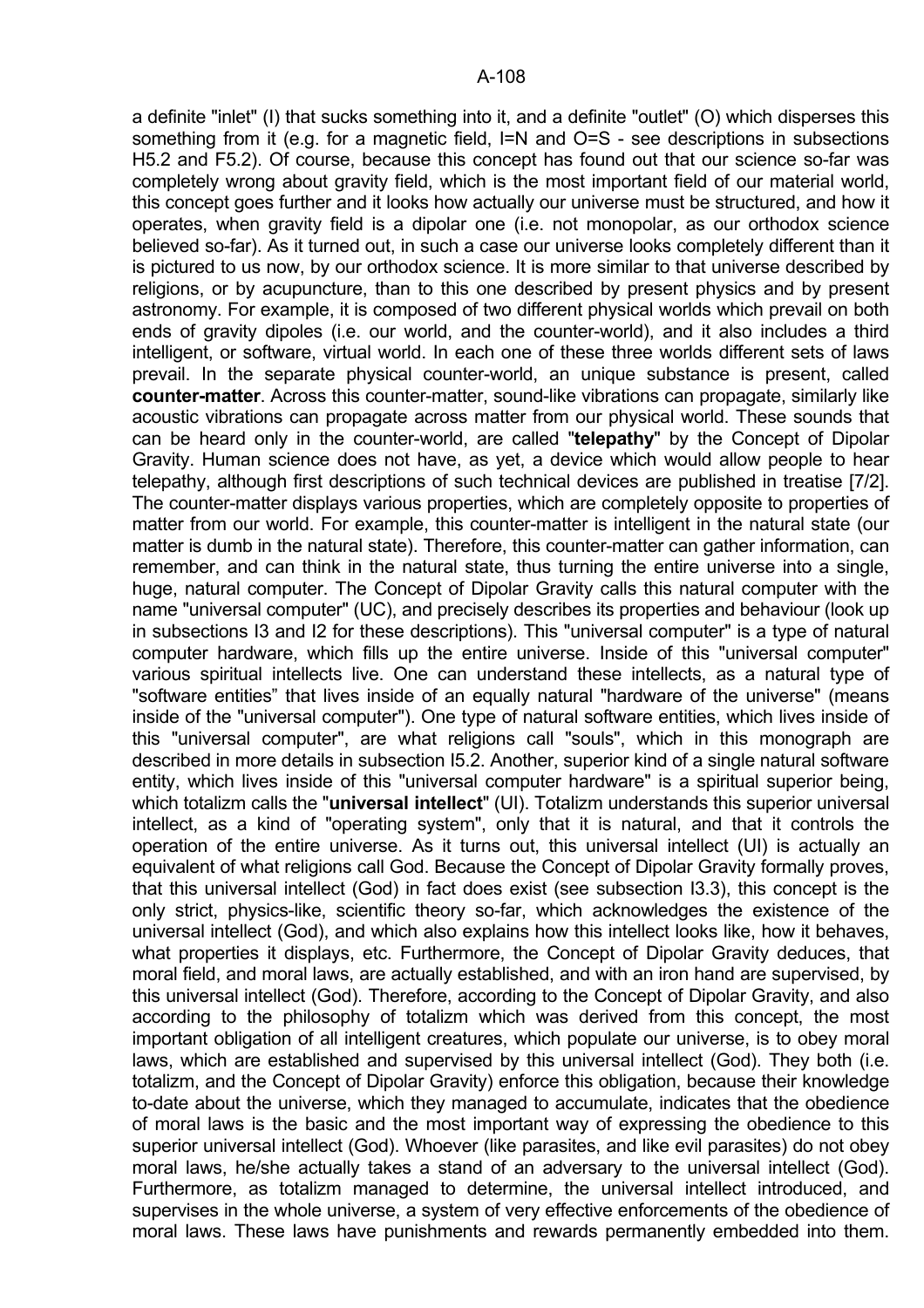a definite "inlet" (I) that sucks something into it, and a definite "outlet" (O) which disperses this something from it (e.g. for a magnetic field, I=N and O=S - see descriptions in subsections H5.2 and F5.2). Of course, because this concept has found out that our science so-far was completely wrong about gravity field, which is the most important field of our material world, this concept goes further and it looks how actually our universe must be structured, and how it operates, when gravity field is a dipolar one (i.e. not monopolar, as our orthodox science believed so-far). As it turned out, in such a case our universe looks completely different than it is pictured to us now, by our orthodox science. It is more similar to that universe described by religions, or by acupuncture, than to this one described by present physics and by present astronomy. For example, it is composed of two different physical worlds which prevail on both ends of gravity dipoles (i.e. our world, and the counter-world), and it also includes a third intelligent, or software, virtual world. In each one of these three worlds different sets of laws prevail. In the separate physical counter-world, an unique substance is present, called **counter-matter**. Across this counter-matter, sound-like vibrations can propagate, similarly like acoustic vibrations can propagate across matter from our physical world. These sounds that can be heard only in the counter-world, are called "**telepathy**" by the Concept of Dipolar Gravity. Human science does not have, as yet, a device which would allow people to hear telepathy, although first descriptions of such technical devices are published in treatise [7/2]. The counter-matter displays various properties, which are completely opposite to properties of matter from our world. For example, this counter-matter is intelligent in the natural state (our matter is dumb in the natural state). Therefore, this counter-matter can gather information, can remember, and can think in the natural state, thus turning the entire universe into a single, huge, natural computer. The Concept of Dipolar Gravity calls this natural computer with the name "universal computer" (UC), and precisely describes its properties and behaviour (look up in subsections I3 and I2 for these descriptions). This "universal computer" is a type of natural computer hardware, which fills up the entire universe. Inside of this "universal computer" various spiritual intellects live. One can understand these intellects, as a natural type of "software entities" that lives inside of an equally natural "hardware of the universe" (means inside of the "universal computer"). One type of natural software entities, which lives inside of this "universal computer", are what religions call "souls", which in this monograph are described in more details in subsection I5.2. Another, superior kind of a single natural software entity, which lives inside of this "universal computer hardware" is a spiritual superior being, which totalizm calls the "**universal intellect**" (UI). Totalizm understands this superior universal intellect, as a kind of "operating system", only that it is natural, and that it controls the operation of the entire universe. As it turns out, this universal intellect (UI) is actually an equivalent of what religions call God. Because the Concept of Dipolar Gravity formally proves, that this universal intellect (God) in fact does exist (see subsection I3.3), this concept is the only strict, physics-like, scientific theory so-far, which acknowledges the existence of the universal intellect (God), and which also explains how this intellect looks like, how it behaves, what properties it displays, etc. Furthermore, the Concept of Dipolar Gravity deduces, that moral field, and moral laws, are actually established, and with an iron hand are supervised, by this universal intellect (God). Therefore, according to the Concept of Dipolar Gravity, and also according to the philosophy of totalizm which was derived from this concept, the most important obligation of all intelligent creatures, which populate our universe, is to obey moral laws, which are established and supervised by this universal intellect (God). They both (i.e. totalizm, and the Concept of Dipolar Gravity) enforce this obligation, because their knowledge to-date about the universe, which they managed to accumulate, indicates that the obedience of moral laws is the basic and the most important way of expressing the obedience to this superior universal intellect (God). Whoever (like parasites, and like evil parasites) do not obey moral laws, he/she actually takes a stand of an adversary to the universal intellect (God). Furthermore, as totalizm managed to determine, the universal intellect introduced, and supervises in the whole universe, a system of very effective enforcements of the obedience of moral laws. These laws have punishments and rewards permanently embedded into them.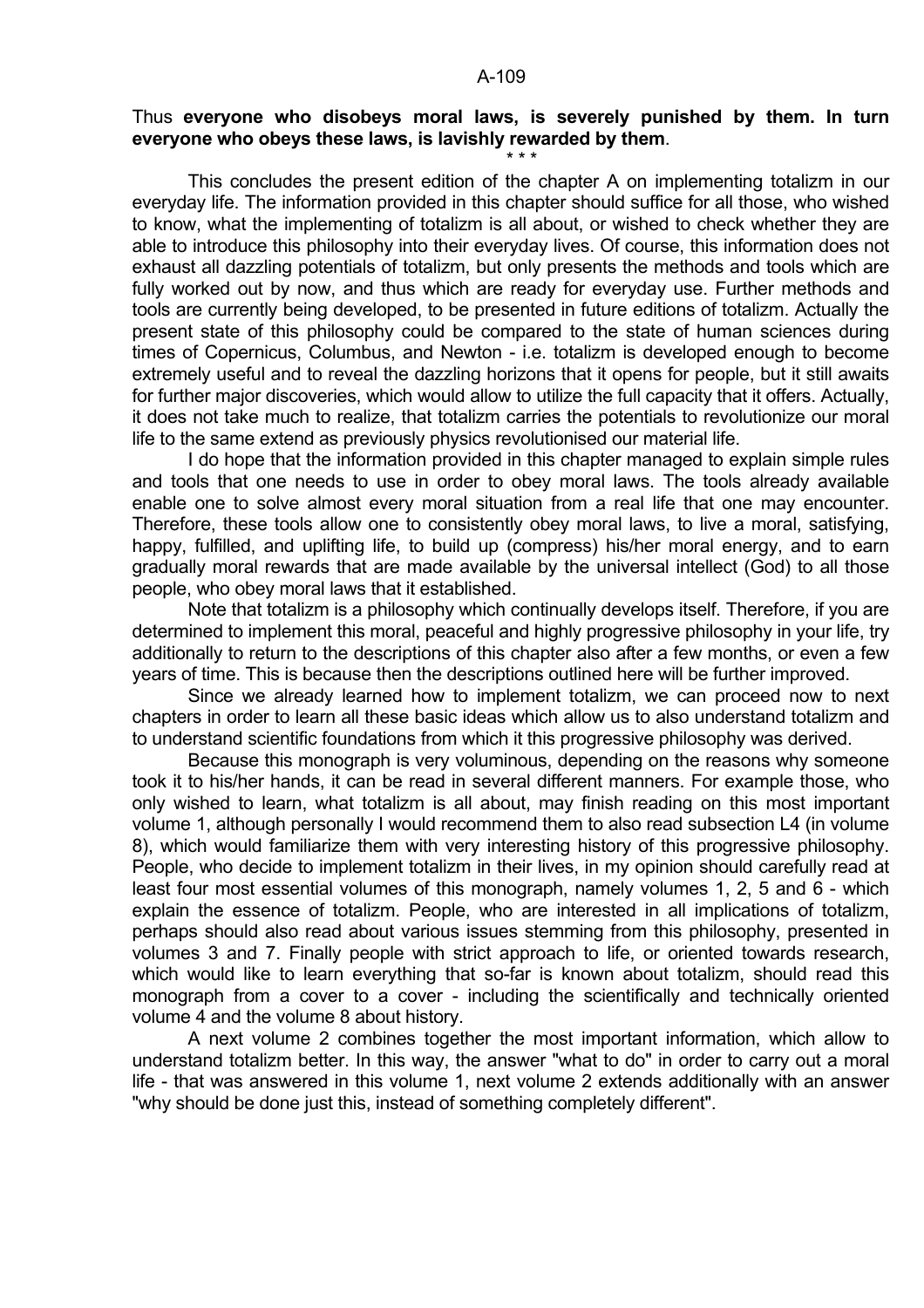Thus **everyone who disobeys moral laws, is severely punished by them. In turn everyone who obeys these laws, is lavishly rewarded by them**.

\* \* \*

This concludes the present edition of the chapter A on implementing totalizm in our everyday life. The information provided in this chapter should suffice for all those, who wished to know, what the implementing of totalizm is all about, or wished to check whether they are able to introduce this philosophy into their everyday lives. Of course, this information does not exhaust all dazzling potentials of totalizm, but only presents the methods and tools which are fully worked out by now, and thus which are ready for everyday use. Further methods and tools are currently being developed, to be presented in future editions of totalizm. Actually the present state of this philosophy could be compared to the state of human sciences during times of Copernicus, Columbus, and Newton - i.e. totalizm is developed enough to become extremely useful and to reveal the dazzling horizons that it opens for people, but it still awaits for further major discoveries, which would allow to utilize the full capacity that it offers. Actually, it does not take much to realize, that totalizm carries the potentials to revolutionize our moral life to the same extend as previously physics revolutionised our material life.

I do hope that the information provided in this chapter managed to explain simple rules and tools that one needs to use in order to obey moral laws. The tools already available enable one to solve almost every moral situation from a real life that one may encounter. Therefore, these tools allow one to consistently obey moral laws, to live a moral, satisfying, happy, fulfilled, and uplifting life, to build up (compress) his/her moral energy, and to earn gradually moral rewards that are made available by the universal intellect (God) to all those people, who obey moral laws that it established.

Note that totalizm is a philosophy which continually develops itself. Therefore, if you are determined to implement this moral, peaceful and highly progressive philosophy in your life, try additionally to return to the descriptions of this chapter also after a few months, or even a few years of time. This is because then the descriptions outlined here will be further improved.

Since we already learned how to implement totalizm, we can proceed now to next chapters in order to learn all these basic ideas which allow us to also understand totalizm and to understand scientific foundations from which it this progressive philosophy was derived.

Because this monograph is very voluminous, depending on the reasons why someone took it to his/her hands, it can be read in several different manners. For example those, who only wished to learn, what totalizm is all about, may finish reading on this most important volume 1, although personally I would recommend them to also read subsection L4 (in volume 8), which would familiarize them with very interesting history of this progressive philosophy. People, who decide to implement totalizm in their lives, in my opinion should carefully read at least four most essential volumes of this monograph, namely volumes 1, 2, 5 and 6 - which explain the essence of totalizm. People, who are interested in all implications of totalizm, perhaps should also read about various issues stemming from this philosophy, presented in volumes 3 and 7. Finally people with strict approach to life, or oriented towards research, which would like to learn everything that so-far is known about totalizm, should read this monograph from a cover to a cover - including the scientifically and technically oriented volume 4 and the volume 8 about history.

A next volume 2 combines together the most important information, which allow to understand totalizm better. In this way, the answer "what to do" in order to carry out a moral life - that was answered in this volume 1, next volume 2 extends additionally with an answer "why should be done just this, instead of something completely different".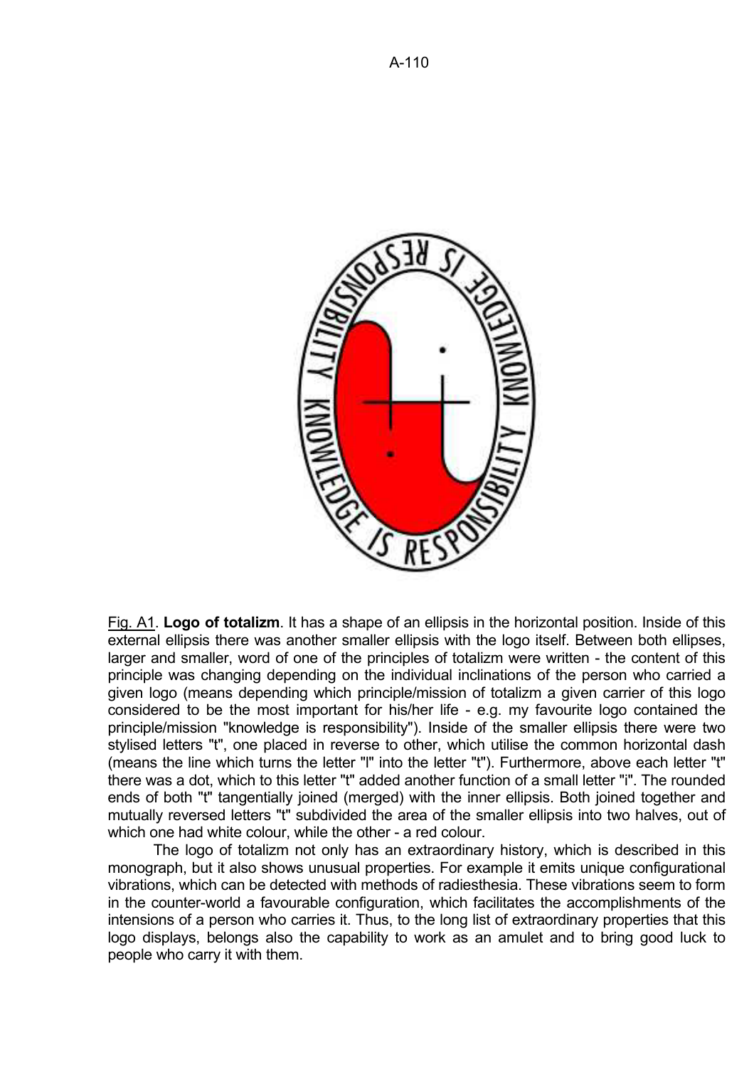Fig. A1. **Logo of totalizm**. It has a shape of an ellipsis in the horizontal position. Inside of this external ellipsis there was another smaller ellipsis with the logo itself. Between both ellipses, larger and smaller, word of one of the principles of totalizm were written - the content of this principle was changing depending on the individual inclinations of the person who carried a given logo (means depending which principle/mission of totalizm a given carrier of this logo considered to be the most important for his/her life - e.g. my favourite logo contained the principle/mission "knowledge is responsibility"). Inside of the smaller ellipsis there were two stylised letters "t", one placed in reverse to other, which utilise the common horizontal dash (means the line which turns the letter "l" into the letter "t"). Furthermore, above each letter "t" there was a dot, which to this letter "t" added another function of a small letter "i". The rounded ends of both "t" tangentially joined (merged) with the inner ellipsis. Both joined together and mutually reversed letters "t" subdivided the area of the smaller ellipsis into two halves, out of which one had white colour, while the other - a red colour.

The logo of totalizm not only has an extraordinary history, which is described in this monograph, but it also shows unusual properties. For example it emits unique configurational vibrations, which can be detected with methods of radiesthesia. These vibrations seem to form in the counter-world a favourable configuration, which facilitates the accomplishments of the intensions of a person who carries it. Thus, to the long list of extraordinary properties that this logo displays, belongs also the capability to work as an amulet and to bring good luck to people who carry it with them.